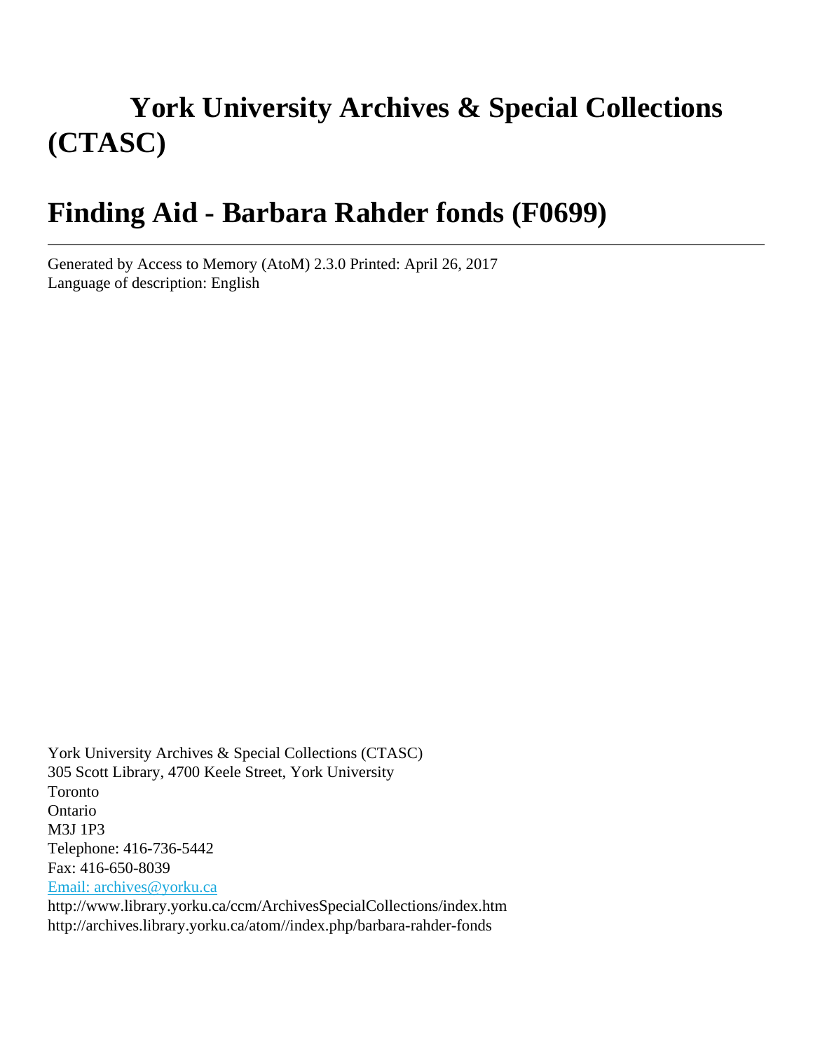# York University Archives & Special Collections (CTASC)

# Finding Aid - Barbara Rahder fonds (F0699)

---

Generated by Access to Memory (AtoM) 2.3.0 Printed: April 26, 2017
Language of description: English

York University Archives & Special Collections (CTASC)
305 Scott Library, 4700 Keele Street, York University
Toronto
Ontario
M3J 1P3
Telephone: 416-736-5442
Fax: 416-650-8039
Email: archives@yorku.ca
http://www.library.yorku.ca/ccm/ArchivesSpecialCollections/index.htm
http://archives.library.yorku.ca/atom//index.php/barbara-rahder-fonds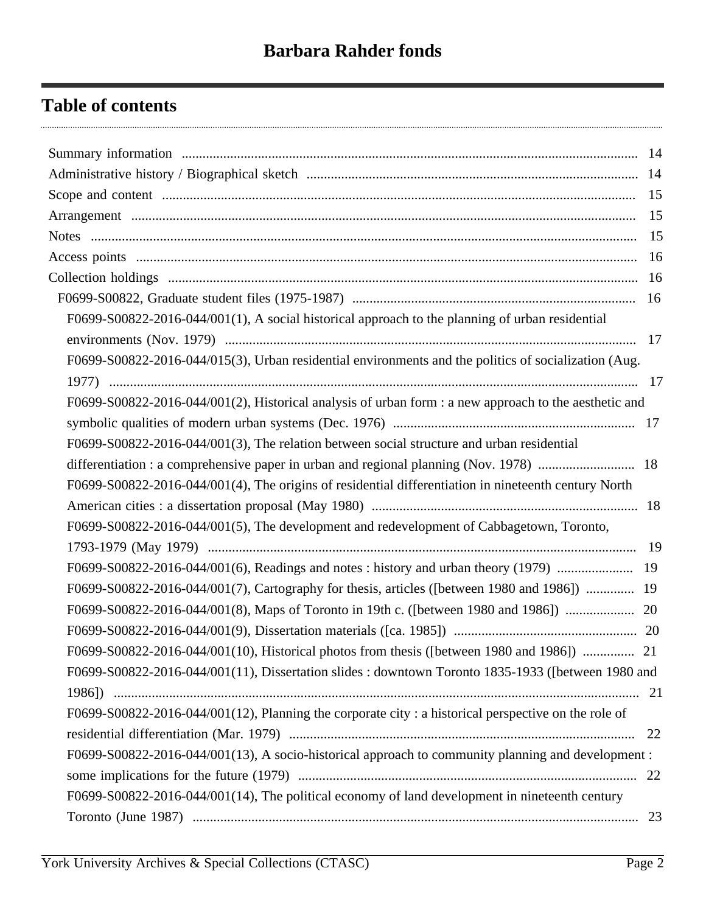# Barbara Rahder fonds

## Table of contents

- Summary information ... 14
- Administrative history / Biographical sketch ... 14
- Scope and content ... 15
- Arrangement ... 15
- Notes ... 15
- Access points ... 16
- Collection holdings ... 16
  - F0699-S00822, Graduate student files (1975-1987) ... 16
    - F0699-S00822-2016-044/001(1), A social historical approach to the planning of urban residential environments (Nov. 1979) ... 17
    - F0699-S00822-2016-044/015(3), Urban residential environments and the politics of socialization (Aug. 1977) ... 17
    - F0699-S00822-2016-044/001(2), Historical analysis of urban form : a new approach to the aesthetic and symbolic qualities of modern urban systems (Dec. 1976) ... 17
    - F0699-S00822-2016-044/001(3), The relation between social structure and urban residential differentiation : a comprehensive paper in urban and regional planning (Nov. 1978) ... 18
    - F0699-S00822-2016-044/001(4), The origins of residential differentiation in nineteenth century North American cities : a dissertation proposal (May 1980) ... 18
    - F0699-S00822-2016-044/001(5), The development and redevelopment of Cabbagetown, Toronto, 1793-1979 (May 1979) ... 19
    - F0699-S00822-2016-044/001(6), Readings and notes : history and urban theory (1979) ... 19
    - F0699-S00822-2016-044/001(7), Cartography for thesis, articles ([between 1980 and 1986]) ... 19
    - F0699-S00822-2016-044/001(8), Maps of Toronto in 19th c. ([between 1980 and 1986]) ... 20
    - F0699-S00822-2016-044/001(9), Dissertation materials ([ca. 1985]) ... 20
    - F0699-S00822-2016-044/001(10), Historical photos from thesis ([between 1980 and 1986]) ... 21
    - F0699-S00822-2016-044/001(11), Dissertation slides : downtown Toronto 1835-1933 ([between 1980 and 1986]) ... 21
    - F0699-S00822-2016-044/001(12), Planning the corporate city : a historical perspective on the role of residential differentiation (Mar. 1979) ... 22
    - F0699-S00822-2016-044/001(13), A socio-historical approach to community planning and development : some implications for the future (1979) ... 22
    - F0699-S00822-2016-044/001(14), The political economy of land development in nineteenth century Toronto (June 1987) ... 23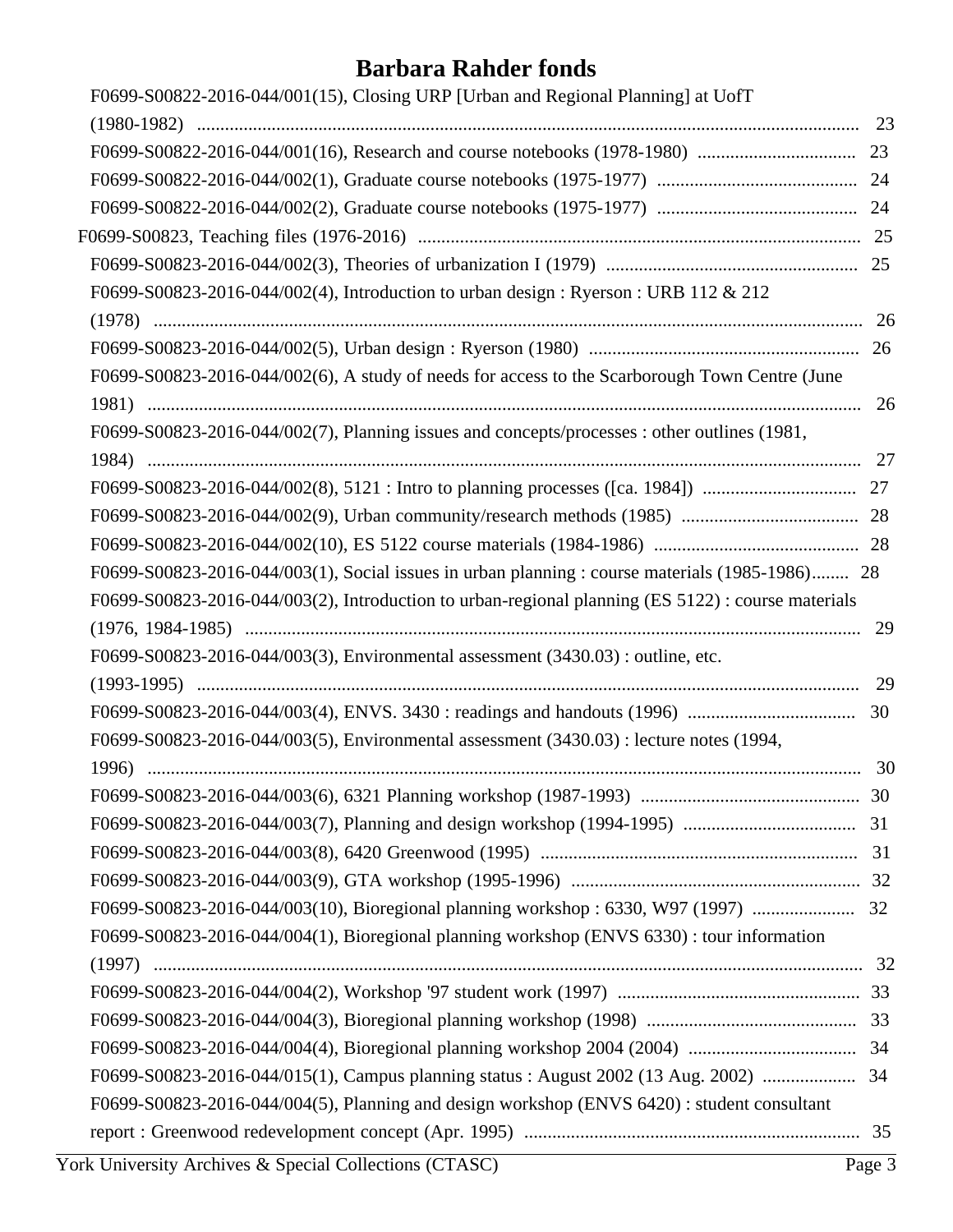# Barbara Rahder fonds

- F0699-S00822-2016-044/001(15), Closing URP [Urban and Regional Planning] at UofT (1980-1982) ........ 23
- F0699-S00822-2016-044/001(16), Research and course notebooks (1978-1980) ........ 23
- F0699-S00822-2016-044/002(1), Graduate course notebooks (1975-1977) ........ 24
- F0699-S00822-2016-044/002(2), Graduate course notebooks (1975-1977) ........ 24

F0699-S00823, Teaching files (1976-2016) ........ 25

- F0699-S00823-2016-044/002(3), Theories of urbanization I (1979) ........ 25
- F0699-S00823-2016-044/002(4), Introduction to urban design : Ryerson : URB 112 & 212 (1978) ........ 26
- F0699-S00823-2016-044/002(5), Urban design : Ryerson (1980) ........ 26
- F0699-S00823-2016-044/002(6), A study of needs for access to the Scarborough Town Centre (June 1981) ........ 26
- F0699-S00823-2016-044/002(7), Planning issues and concepts/processes : other outlines (1981, 1984) ........ 27
- F0699-S00823-2016-044/002(8), 5121 : Intro to planning processes ([ca. 1984]) ........ 27
- F0699-S00823-2016-044/002(9), Urban community/research methods (1985) ........ 28
- F0699-S00823-2016-044/002(10), ES 5122 course materials (1984-1986) ........ 28
- F0699-S00823-2016-044/003(1), Social issues in urban planning : course materials (1985-1986)........ 28
- F0699-S00823-2016-044/003(2), Introduction to urban-regional planning (ES 5122) : course materials (1976, 1984-1985) ........ 29
- F0699-S00823-2016-044/003(3), Environmental assessment (3430.03) : outline, etc. (1993-1995) ........ 29
- F0699-S00823-2016-044/003(4), ENVS. 3430 : readings and handouts (1996) ........ 30
- F0699-S00823-2016-044/003(5), Environmental assessment (3430.03) : lecture notes (1994, 1996) ........ 30
- F0699-S00823-2016-044/003(6), 6321 Planning workshop (1987-1993) ........ 30
- F0699-S00823-2016-044/003(7), Planning and design workshop (1994-1995) ........ 31
- F0699-S00823-2016-044/003(8), 6420 Greenwood (1995) ........ 31
- F0699-S00823-2016-044/003(9), GTA workshop (1995-1996) ........ 32
- F0699-S00823-2016-044/003(10), Bioregional planning workshop : 6330, W97 (1997) ........ 32
- F0699-S00823-2016-044/004(1), Bioregional planning workshop (ENVS 6330) : tour information (1997) ........ 32
- F0699-S00823-2016-044/004(2), Workshop '97 student work (1997) ........ 33
- F0699-S00823-2016-044/004(3), Bioregional planning workshop (1998) ........ 33
- F0699-S00823-2016-044/004(4), Bioregional planning workshop 2004 (2004) ........ 34
- F0699-S00823-2016-044/015(1), Campus planning status : August 2002 (13 Aug. 2002) ........ 34
- F0699-S00823-2016-044/004(5), Planning and design workshop (ENVS 6420) : student consultant report : Greenwood redevelopment concept (Apr. 1995) ........ 35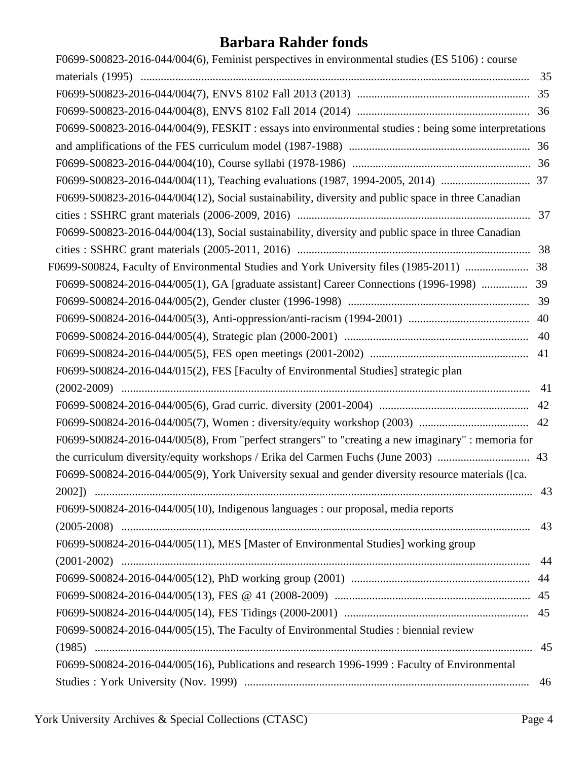# Barbara Rahder fonds

- F0699-S00823-2016-044/004(6), Feminist perspectives in environmental studies (ES 5106) : course materials (1995) ..... 35
- F0699-S00823-2016-044/004(7), ENVS 8102 Fall 2013 (2013) ..... 35
- F0699-S00823-2016-044/004(8), ENVS 8102 Fall 2014 (2014) ..... 36
- F0699-S00823-2016-044/004(9), FESKIT : essays into environmental studies : being some interpretations and amplifications of the FES curriculum model (1987-1988) ..... 36
- F0699-S00823-2016-044/004(10), Course syllabi (1978-1986) ..... 36
- F0699-S00823-2016-044/004(11), Teaching evaluations (1987, 1994-2005, 2014) ..... 37
- F0699-S00823-2016-044/004(12), Social sustainability, diversity and public space in three Canadian cities : SSHRC grant materials (2006-2009, 2016) ..... 37
- F0699-S00823-2016-044/004(13), Social sustainability, diversity and public space in three Canadian cities : SSHRC grant materials (2005-2011, 2016) ..... 38

F0699-S00824, Faculty of Environmental Studies and York University files (1985-2011) ..... 38

- F0699-S00824-2016-044/005(1), GA [graduate assistant] Career Connections (1996-1998) ..... 39
- F0699-S00824-2016-044/005(2), Gender cluster (1996-1998) ..... 39
- F0699-S00824-2016-044/005(3), Anti-oppression/anti-racism (1994-2001) ..... 40
- F0699-S00824-2016-044/005(4), Strategic plan (2000-2001) ..... 40
- F0699-S00824-2016-044/005(5), FES open meetings (2001-2002) ..... 41
- F0699-S00824-2016-044/015(2), FES [Faculty of Environmental Studies] strategic plan (2002-2009) ..... 41
- F0699-S00824-2016-044/005(6), Grad curric. diversity (2001-2004) ..... 42
- F0699-S00824-2016-044/005(7), Women : diversity/equity workshop (2003) ..... 42
- F0699-S00824-2016-044/005(8), From "perfect strangers" to "creating a new imaginary" : memoria for the curriculum diversity/equity workshops / Erika del Carmen Fuchs (June 2003) ..... 43
- F0699-S00824-2016-044/005(9), York University sexual and gender diversity resource materials ([ca. 2002]) ..... 43
- F0699-S00824-2016-044/005(10), Indigenous languages : our proposal, media reports (2005-2008) ..... 43
- F0699-S00824-2016-044/005(11), MES [Master of Environmental Studies] working group (2001-2002) ..... 44
- F0699-S00824-2016-044/005(12), PhD working group (2001) ..... 44
- F0699-S00824-2016-044/005(13), FES @ 41 (2008-2009) ..... 45
- F0699-S00824-2016-044/005(14), FES Tidings (2000-2001) ..... 45
- F0699-S00824-2016-044/005(15), The Faculty of Environmental Studies : biennial review (1985) ..... 45
- F0699-S00824-2016-044/005(16), Publications and research 1996-1999 : Faculty of Environmental Studies : York University (Nov. 1999) ..... 46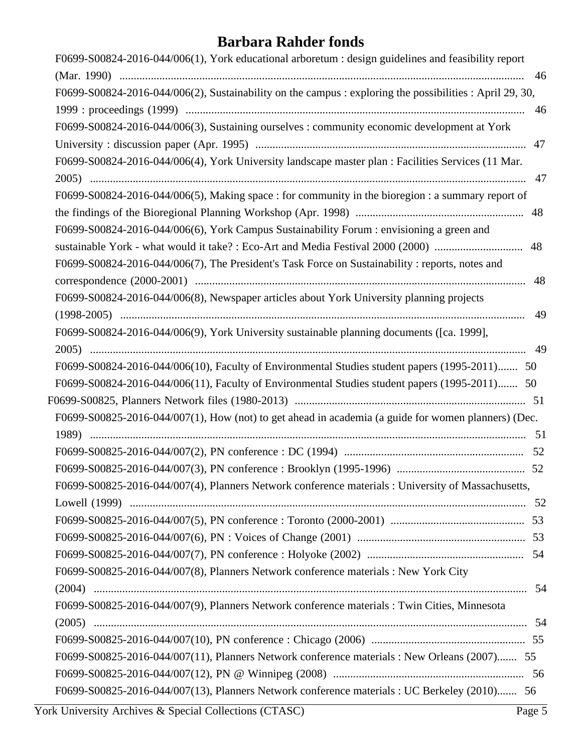# Barbara Rahder fonds

- F0699-S00824-2016-044/006(1), York educational arboretum : design guidelines and feasibility report (Mar. 1990) ........ 46
- F0699-S00824-2016-044/006(2), Sustainability on the campus : exploring the possibilities : April 29, 30, 1999 : proceedings (1999) ........ 46
- F0699-S00824-2016-044/006(3), Sustaining ourselves : community economic development at York University : discussion paper (Apr. 1995) ........ 47
- F0699-S00824-2016-044/006(4), York University landscape master plan : Facilities Services (11 Mar. 2005) ........ 47
- F0699-S00824-2016-044/006(5), Making space : for community in the bioregion : a summary report of the findings of the Bioregional Planning Workshop (Apr. 1998) ........ 48
- F0699-S00824-2016-044/006(6), York Campus Sustainability Forum : envisioning a green and sustainable York - what would it take? : Eco-Art and Media Festival 2000 (2000) ........ 48
- F0699-S00824-2016-044/006(7), The President's Task Force on Sustainability : reports, notes and correspondence (2000-2001) ........ 48
- F0699-S00824-2016-044/006(8), Newspaper articles about York University planning projects (1998-2005) ........ 49
- F0699-S00824-2016-044/006(9), York University sustainable planning documents ([ca. 1999], 2005) ........ 49
- F0699-S00824-2016-044/006(10), Faculty of Environmental Studies student papers (1995-2011)....... 50
- F0699-S00824-2016-044/006(11), Faculty of Environmental Studies student papers (1995-2011)....... 50

F0699-S00825, Planners Network files (1980-2013) ........ 51

- F0699-S00825-2016-044/007(1), How (not) to get ahead in academia (a guide for women planners) (Dec. 1989) ........ 51
- F0699-S00825-2016-044/007(2), PN conference : DC (1994) ........ 52
- F0699-S00825-2016-044/007(3), PN conference : Brooklyn (1995-1996) ........ 52
- F0699-S00825-2016-044/007(4), Planners Network conference materials : University of Massachusetts, Lowell (1999) ........ 52
- F0699-S00825-2016-044/007(5), PN conference : Toronto (2000-2001) ........ 53
- F0699-S00825-2016-044/007(6), PN : Voices of Change (2001) ........ 53
- F0699-S00825-2016-044/007(7), PN conference : Holyoke (2002) ........ 54
- F0699-S00825-2016-044/007(8), Planners Network conference materials : New York City (2004) ........ 54
- F0699-S00825-2016-044/007(9), Planners Network conference materials : Twin Cities, Minnesota (2005) ........ 54
- F0699-S00825-2016-044/007(10), PN conference : Chicago (2006) ........ 55
- F0699-S00825-2016-044/007(11), Planners Network conference materials : New Orleans (2007)....... 55
- F0699-S00825-2016-044/007(12), PN @ Winnipeg (2008) ........ 56
- F0699-S00825-2016-044/007(13), Planners Network conference materials : UC Berkeley (2010)....... 56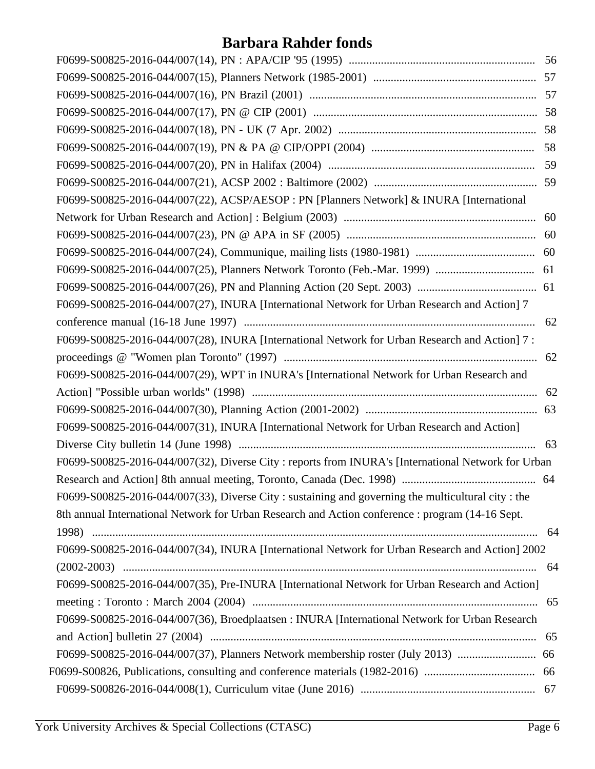# Barbara Rahder fonds

- F0699-S00825-2016-044/007(14), PN : APA/CIP '95 (1995) ................................................................ 56
- F0699-S00825-2016-044/007(15), Planners Network (1985-2001) ....................................................... 57
- F0699-S00825-2016-044/007(16), PN Brazil (2001) ............................................................................. 57
- F0699-S00825-2016-044/007(17), PN @ CIP (2001) ............................................................................ 58
- F0699-S00825-2016-044/007(18), PN - UK (7 Apr. 2002) .................................................................... 58
- F0699-S00825-2016-044/007(19), PN & PA @ CIP/OPPI (2004) ........................................................ 58
- F0699-S00825-2016-044/007(20), PN in Halifax (2004) ....................................................................... 59
- F0699-S00825-2016-044/007(21), ACSP 2002 : Baltimore (2002) ........................................................ 59
- F0699-S00825-2016-044/007(22), ACSP/AESOP : PN [Planners Network] & INURA [International Network for Urban Research and Action] : Belgium (2003) .................................................................. 60
- F0699-S00825-2016-044/007(23), PN @ APA in SF (2005) ................................................................. 60
- F0699-S00825-2016-044/007(24), Communique, mailing lists (1980-1981) ......................................... 60
- F0699-S00825-2016-044/007(25), Planners Network Toronto (Feb.-Mar. 1999) .................................. 61
- F0699-S00825-2016-044/007(26), PN and Planning Action (20 Sept. 2003) ......................................... 61
- F0699-S00825-2016-044/007(27), INURA [International Network for Urban Research and Action] 7 conference manual (16-18 June 1997) .................................................................................................... 62
- F0699-S00825-2016-044/007(28), INURA [International Network for Urban Research and Action] 7 : proceedings @ "Women plan Toronto" (1997) ....................................................................................... 62
- F0699-S00825-2016-044/007(29), WPT in INURA's [International Network for Urban Research and Action] "Possible urban worlds" (1998) .................................................................................................. 62
- F0699-S00825-2016-044/007(30), Planning Action (2001-2002) ........................................................... 63
- F0699-S00825-2016-044/007(31), INURA [International Network for Urban Research and Action] Diverse City bulletin 14 (June 1998) ...................................................................................................... 63
- F0699-S00825-2016-044/007(32), Diverse City : reports from INURA's [International Network for Urban Research and Action] 8th annual meeting, Toronto, Canada (Dec. 1998) ............................................. 64
- F0699-S00825-2016-044/007(33), Diverse City : sustaining and governing the multicultural city : the 8th annual International Network for Urban Research and Action conference : program (14-16 Sept. 1998) ....................................................................................................................................................... 64
- F0699-S00825-2016-044/007(34), INURA [International Network for Urban Research and Action] 2002 (2002-2003) ............................................................................................................................................ 64
- F0699-S00825-2016-044/007(35), Pre-INURA [International Network for Urban Research and Action] meeting : Toronto : March 2004 (2004) .................................................................................................. 65
- F0699-S00825-2016-044/007(36), Broedplaatsen : INURA [International Network for Urban Research and Action] bulletin 27 (2004) ................................................................................................................ 65
- F0699-S00825-2016-044/007(37), Planners Network membership roster (July 2013) ........................... 66

F0699-S00826, Publications, consulting and conference materials (1982-2016) ...................................... 66

- F0699-S00826-2016-044/008(1), Curriculum vitae (June 2016) ............................................................ 67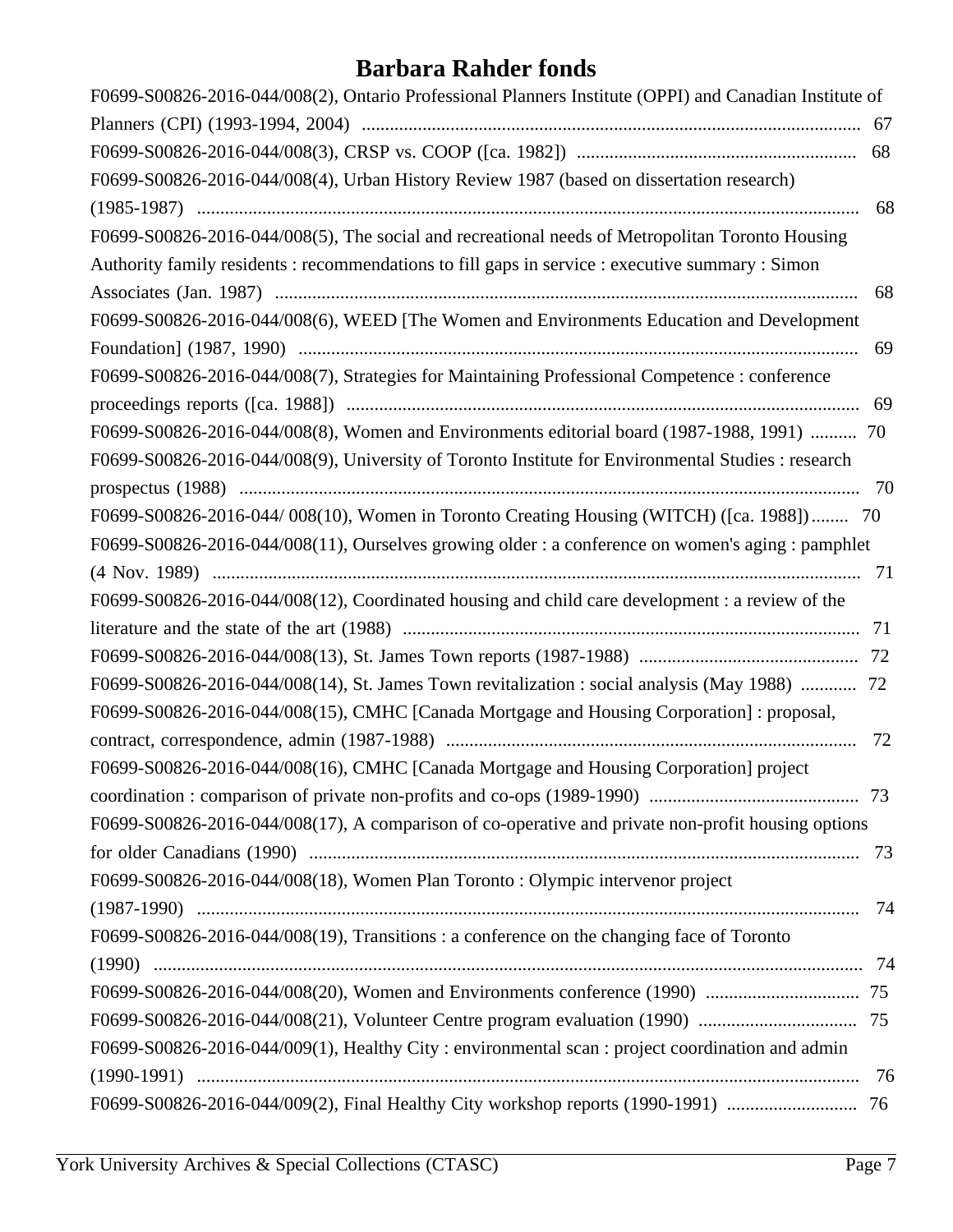F0699-S00826-2016-044/008(2), Ontario Professional Planners Institute (OPPI) and Canadian Institute of Planners (CPI) (1993-1994, 2004) ........ 67

F0699-S00826-2016-044/008(3), CRSP vs. COOP ([ca. 1982]) ........ 68

F0699-S00826-2016-044/008(4), Urban History Review 1987 (based on dissertation research) (1985-1987) ........ 68

F0699-S00826-2016-044/008(5), The social and recreational needs of Metropolitan Toronto Housing Authority family residents : recommendations to fill gaps in service : executive summary : Simon Associates (Jan. 1987) ........ 68

F0699-S00826-2016-044/008(6), WEED [The Women and Environments Education and Development Foundation] (1987, 1990) ........ 69

F0699-S00826-2016-044/008(7), Strategies for Maintaining Professional Competence : conference proceedings reports ([ca. 1988]) ........ 69

F0699-S00826-2016-044/008(8), Women and Environments editorial board (1987-1988, 1991) ........ 70

F0699-S00826-2016-044/008(9), University of Toronto Institute for Environmental Studies : research prospectus (1988) ........ 70

F0699-S00826-2016-044/ 008(10), Women in Toronto Creating Housing (WITCH) ([ca. 1988]) ........ 70

F0699-S00826-2016-044/008(11), Ourselves growing older : a conference on women's aging : pamphlet (4 Nov. 1989) ........ 71

F0699-S00826-2016-044/008(12), Coordinated housing and child care development : a review of the literature and the state of the art (1988) ........ 71

F0699-S00826-2016-044/008(13), St. James Town reports (1987-1988) ........ 72

F0699-S00826-2016-044/008(14), St. James Town revitalization : social analysis (May 1988) ........ 72

F0699-S00826-2016-044/008(15), CMHC [Canada Mortgage and Housing Corporation] : proposal, contract, correspondence, admin (1987-1988) ........ 72

F0699-S00826-2016-044/008(16), CMHC [Canada Mortgage and Housing Corporation] project coordination : comparison of private non-profits and co-ops (1989-1990) ........ 73

F0699-S00826-2016-044/008(17), A comparison of co-operative and private non-profit housing options for older Canadians (1990) ........ 73

F0699-S00826-2016-044/008(18), Women Plan Toronto : Olympic intervenor project (1987-1990) ........ 74

F0699-S00826-2016-044/008(19), Transitions : a conference on the changing face of Toronto (1990) ........ 74

F0699-S00826-2016-044/008(20), Women and Environments conference (1990) ........ 75

F0699-S00826-2016-044/008(21), Volunteer Centre program evaluation (1990) ........ 75

F0699-S00826-2016-044/009(1), Healthy City : environmental scan : project coordination and admin (1990-1991) ........ 76

F0699-S00826-2016-044/009(2), Final Healthy City workshop reports (1990-1991) ........ 76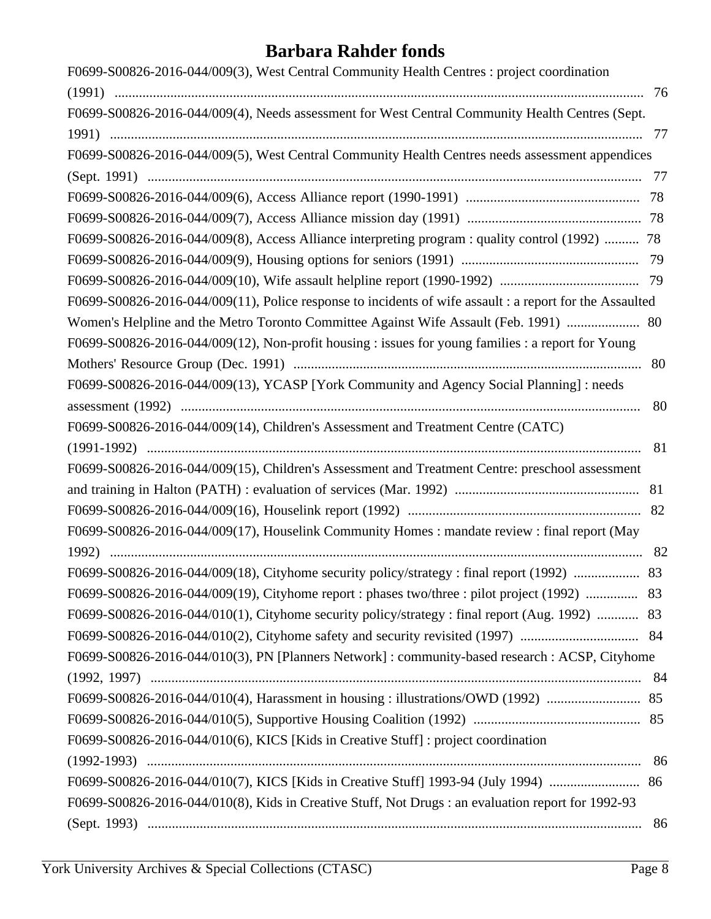# Barbara Rahder fonds

F0699-S00826-2016-044/009(3), West Central Community Health Centres : project coordination (1991) ........................................................................................................................................ 76

F0699-S00826-2016-044/009(4), Needs assessment for West Central Community Health Centres (Sept. 1991) ........................................................................................................................................ 77

F0699-S00826-2016-044/009(5), West Central Community Health Centres needs assessment appendices (Sept. 1991) ........................................................................................................................................ 77

F0699-S00826-2016-044/009(6), Access Alliance report (1990-1991) .................................................. 78

F0699-S00826-2016-044/009(7), Access Alliance mission day (1991) .................................................. 78

F0699-S00826-2016-044/009(8), Access Alliance interpreting program : quality control (1992) .......... 78

F0699-S00826-2016-044/009(9), Housing options for seniors (1991) .................................................. 79

F0699-S00826-2016-044/009(10), Wife assault helpline report (1990-1992) ........................................ 79

F0699-S00826-2016-044/009(11), Police response to incidents of wife assault : a report for the Assaulted Women's Helpline and the Metro Toronto Committee Against Wife Assault (Feb. 1991) ..................... 80

F0699-S00826-2016-044/009(12), Non-profit housing : issues for young families : a report for Young Mothers' Resource Group (Dec. 1991) .................................................................................................... 80

F0699-S00826-2016-044/009(13), YCASP [York Community and Agency Social Planning] : needs assessment (1992) .................................................................................................................................... 80

F0699-S00826-2016-044/009(14), Children's Assessment and Treatment Centre (CATC) (1991-1992) ............................................................................................................................................. 81

F0699-S00826-2016-044/009(15), Children's Assessment and Treatment Centre: preschool assessment and training in Halton (PATH) : evaluation of services (Mar. 1992) .................................................... 81

F0699-S00826-2016-044/009(16), Houselink report (1992) ................................................................... 82

F0699-S00826-2016-044/009(17), Houselink Community Homes : mandate review : final report (May 1992) ........................................................................................................................................ 82

F0699-S00826-2016-044/009(18), Cityhome security policy/strategy : final report (1992) ................... 83

F0699-S00826-2016-044/009(19), Cityhome report : phases two/three : pilot project (1992) ............... 83

F0699-S00826-2016-044/010(1), Cityhome security policy/strategy : final report (Aug. 1992) ............ 83

F0699-S00826-2016-044/010(2), Cityhome safety and security revisited (1997) .................................. 84

F0699-S00826-2016-044/010(3), PN [Planners Network] : community-based research : ACSP, Cityhome (1992, 1997) ............................................................................................................................................ 84

F0699-S00826-2016-044/010(4), Harassment in housing : illustrations/OWD (1992) ........................... 85

F0699-S00826-2016-044/010(5), Supportive Housing Coalition (1992) ................................................ 85

F0699-S00826-2016-044/010(6), KICS [Kids in Creative Stuff] : project coordination (1992-1993) ............................................................................................................................................. 86

F0699-S00826-2016-044/010(7), KICS [Kids in Creative Stuff] 1993-94 (July 1994) .......................... 86

F0699-S00826-2016-044/010(8), Kids in Creative Stuff, Not Drugs : an evaluation report for 1992-93 (Sept. 1993) ............................................................................................................................................. 86

York University Archives & Special Collections (CTASC)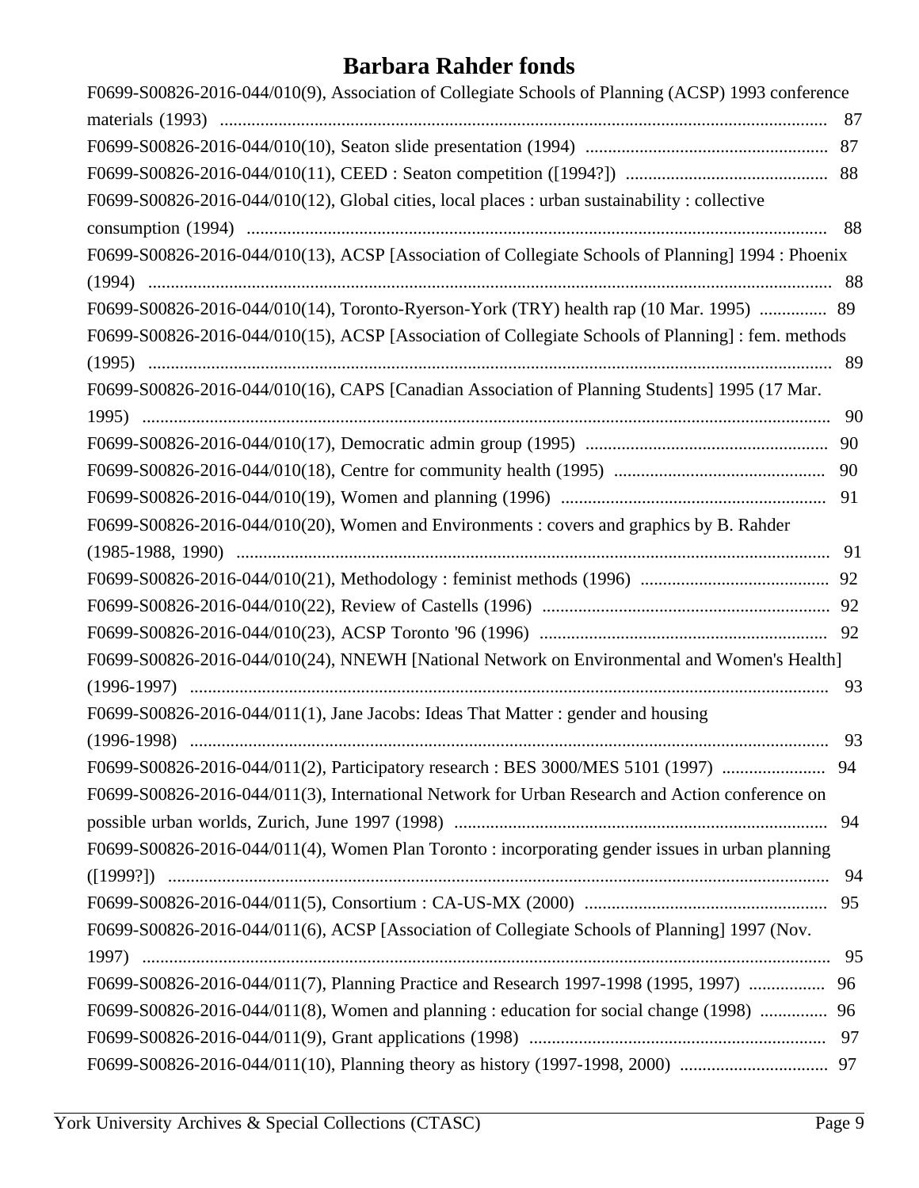F0699-S00826-2016-044/010(9), Association of Collegiate Schools of Planning (ACSP) 1993 conference materials (1993) ....... 87

F0699-S00826-2016-044/010(10), Seaton slide presentation (1994) ....... 87

F0699-S00826-2016-044/010(11), CEED : Seaton competition ([1994?]) ....... 88

F0699-S00826-2016-044/010(12), Global cities, local places : urban sustainability : collective consumption (1994) ....... 88

F0699-S00826-2016-044/010(13), ACSP [Association of Collegiate Schools of Planning] 1994 : Phoenix (1994) ....... 88

F0699-S00826-2016-044/010(14), Toronto-Ryerson-York (TRY) health rap (10 Mar. 1995) ....... 89

F0699-S00826-2016-044/010(15), ACSP [Association of Collegiate Schools of Planning] : fem. methods (1995) ....... 89

F0699-S00826-2016-044/010(16), CAPS [Canadian Association of Planning Students] 1995 (17 Mar. 1995) ....... 90

F0699-S00826-2016-044/010(17), Democratic admin group (1995) ....... 90

F0699-S00826-2016-044/010(18), Centre for community health (1995) ....... 90

F0699-S00826-2016-044/010(19), Women and planning (1996) ....... 91

F0699-S00826-2016-044/010(20), Women and Environments : covers and graphics by B. Rahder (1985-1988, 1990) ....... 91

F0699-S00826-2016-044/010(21), Methodology : feminist methods (1996) ....... 92

F0699-S00826-2016-044/010(22), Review of Castells (1996) ....... 92

F0699-S00826-2016-044/010(23), ACSP Toronto '96 (1996) ....... 92

F0699-S00826-2016-044/010(24), NNEWH [National Network on Environmental and Women's Health] (1996-1997) ....... 93

F0699-S00826-2016-044/011(1), Jane Jacobs: Ideas That Matter : gender and housing (1996-1998) ....... 93

F0699-S00826-2016-044/011(2), Participatory research : BES 3000/MES 5101 (1997) ....... 94

F0699-S00826-2016-044/011(3), International Network for Urban Research and Action conference on possible urban worlds, Zurich, June 1997 (1998) ....... 94

F0699-S00826-2016-044/011(4), Women Plan Toronto : incorporating gender issues in urban planning ([1999?]) ....... 94

F0699-S00826-2016-044/011(5), Consortium : CA-US-MX (2000) ....... 95

F0699-S00826-2016-044/011(6), ACSP [Association of Collegiate Schools of Planning] 1997 (Nov. 1997) ....... 95

F0699-S00826-2016-044/011(7), Planning Practice and Research 1997-1998 (1995, 1997) ....... 96

F0699-S00826-2016-044/011(8), Women and planning : education for social change (1998) ....... 96

F0699-S00826-2016-044/011(9), Grant applications (1998) ....... 97

F0699-S00826-2016-044/011(10), Planning theory as history (1997-1998, 2000) ....... 97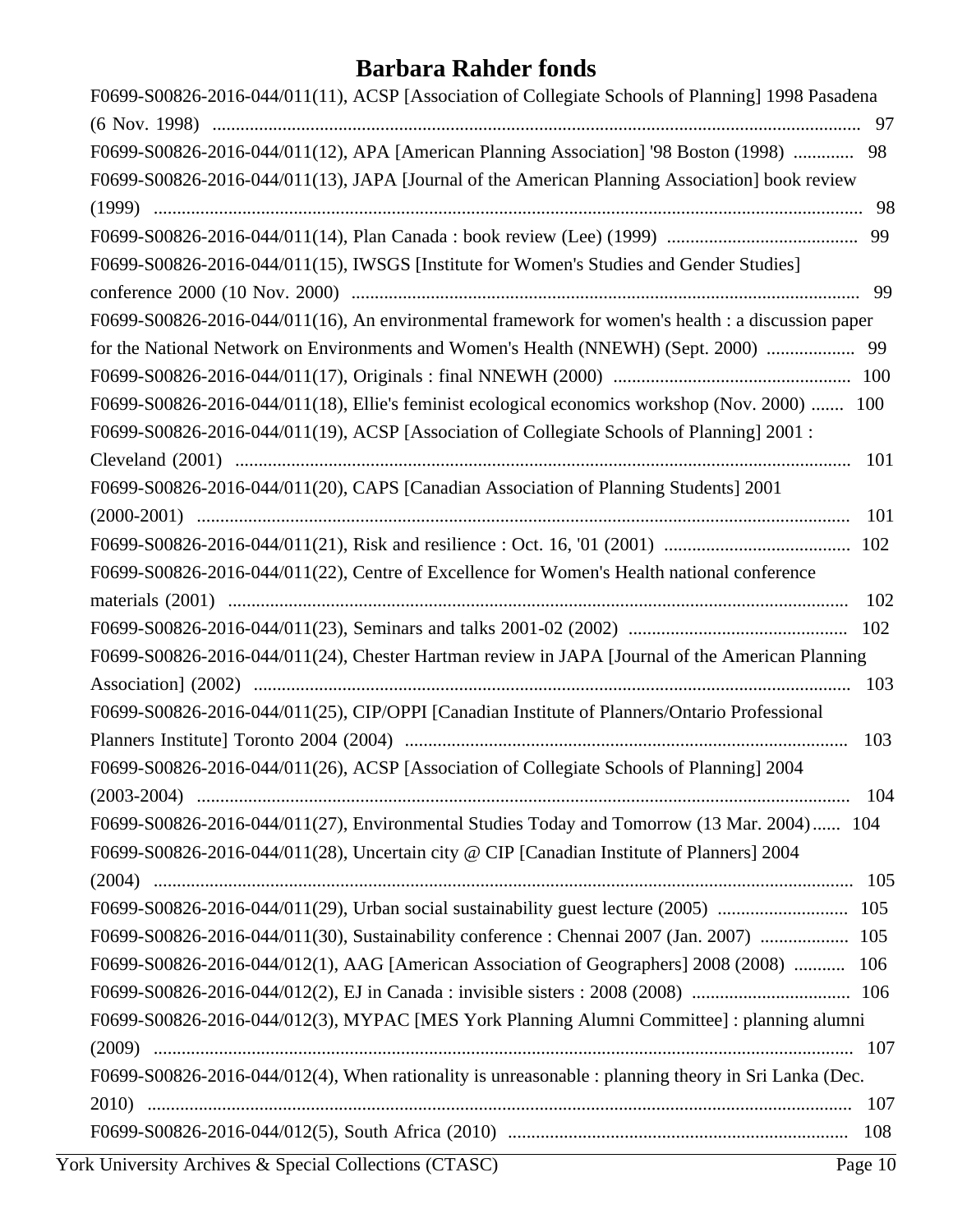# Barbara Rahder fonds

F0699-S00826-2016-044/011(11), ACSP [Association of Collegiate Schools of Planning] 1998 Pasadena (6 Nov. 1998) .......... 97

F0699-S00826-2016-044/011(12), APA [American Planning Association] '98 Boston (1998) .......... 98

F0699-S00826-2016-044/011(13), JAPA [Journal of the American Planning Association] book review (1999) .......... 98

F0699-S00826-2016-044/011(14), Plan Canada : book review (Lee) (1999) .......... 99

F0699-S00826-2016-044/011(15), IWSGS [Institute for Women's Studies and Gender Studies] conference 2000 (10 Nov. 2000) .......... 99

F0699-S00826-2016-044/011(16), An environmental framework for women's health : a discussion paper for the National Network on Environments and Women's Health (NNEWH) (Sept. 2000) .......... 99

F0699-S00826-2016-044/011(17), Originals : final NNEWH (2000) .......... 100

F0699-S00826-2016-044/011(18), Ellie's feminist ecological economics workshop (Nov. 2000) .......... 100

F0699-S00826-2016-044/011(19), ACSP [Association of Collegiate Schools of Planning] 2001 : Cleveland (2001) .......... 101

F0699-S00826-2016-044/011(20), CAPS [Canadian Association of Planning Students] 2001 (2000-2001) .......... 101

F0699-S00826-2016-044/011(21), Risk and resilience : Oct. 16, '01 (2001) .......... 102

F0699-S00826-2016-044/011(22), Centre of Excellence for Women's Health national conference materials (2001) .......... 102

F0699-S00826-2016-044/011(23), Seminars and talks 2001-02 (2002) .......... 102

F0699-S00826-2016-044/011(24), Chester Hartman review in JAPA [Journal of the American Planning Association] (2002) .......... 103

F0699-S00826-2016-044/011(25), CIP/OPPI [Canadian Institute of Planners/Ontario Professional Planners Institute] Toronto 2004 (2004) .......... 103

F0699-S00826-2016-044/011(26), ACSP [Association of Collegiate Schools of Planning] 2004 (2003-2004) .......... 104

F0699-S00826-2016-044/011(27), Environmental Studies Today and Tomorrow (13 Mar. 2004) .......... 104

F0699-S00826-2016-044/011(28), Uncertain city @ CIP [Canadian Institute of Planners] 2004 (2004) .......... 105

F0699-S00826-2016-044/011(29), Urban social sustainability guest lecture (2005) .......... 105

F0699-S00826-2016-044/011(30), Sustainability conference : Chennai 2007 (Jan. 2007) .......... 105

F0699-S00826-2016-044/012(1), AAG [American Association of Geographers] 2008 (2008) .......... 106

F0699-S00826-2016-044/012(2), EJ in Canada : invisible sisters : 2008 (2008) .......... 106

F0699-S00826-2016-044/012(3), MYPAC [MES York Planning Alumni Committee] : planning alumni (2009) .......... 107

F0699-S00826-2016-044/012(4), When rationality is unreasonable : planning theory in Sri Lanka (Dec. 2010) .......... 107

F0699-S00826-2016-044/012(5), South Africa (2010) .......... 108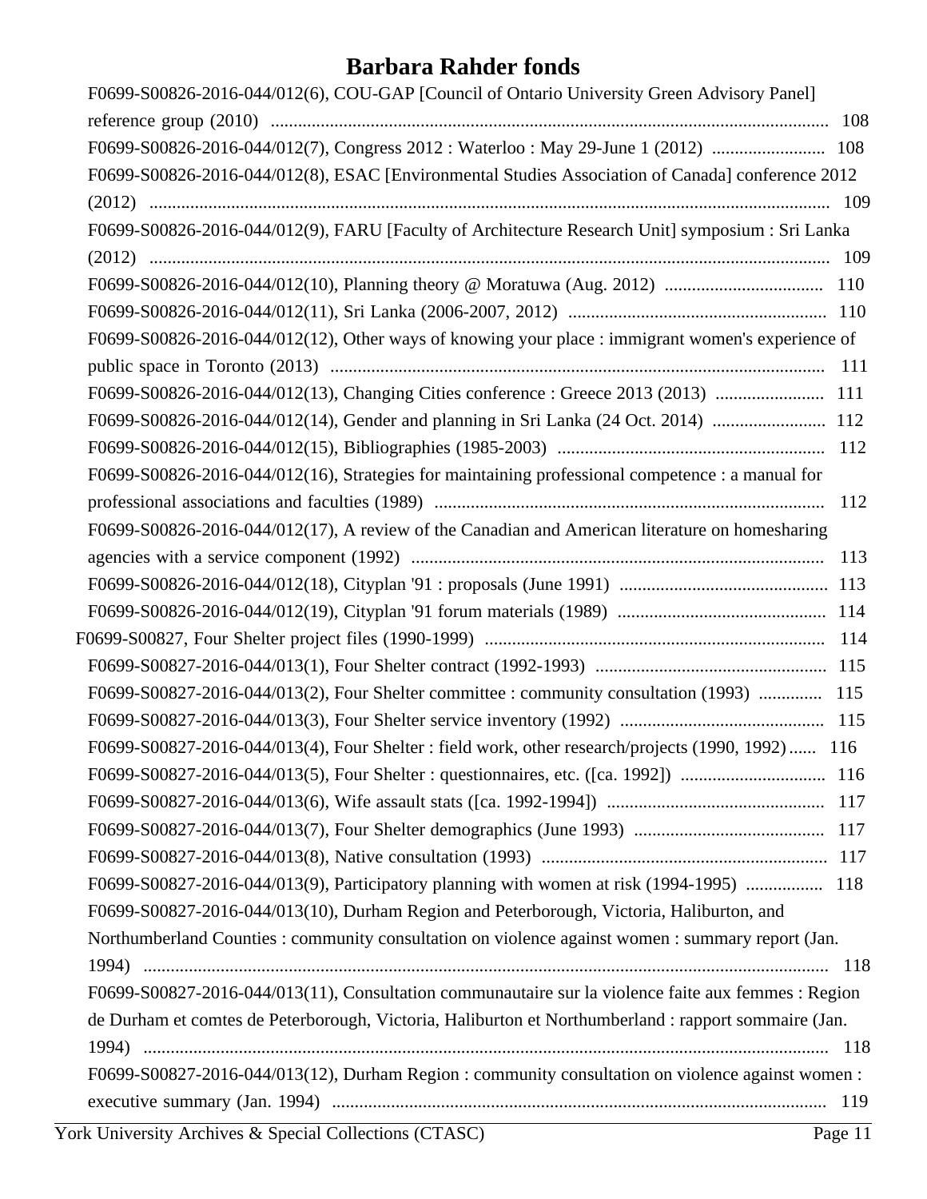# Barbara Rahder fonds

- F0699-S00826-2016-044/012(6), COU-GAP [Council of Ontario University Green Advisory Panel] reference group (2010) .......... 108
- F0699-S00826-2016-044/012(7), Congress 2012 : Waterloo : May 29-June 1 (2012) .......... 108
- F0699-S00826-2016-044/012(8), ESAC [Environmental Studies Association of Canada] conference 2012 (2012) .......... 109
- F0699-S00826-2016-044/012(9), FARU [Faculty of Architecture Research Unit] symposium : Sri Lanka (2012) .......... 109
- F0699-S00826-2016-044/012(10), Planning theory @ Moratuwa (Aug. 2012) .......... 110
- F0699-S00826-2016-044/012(11), Sri Lanka (2006-2007, 2012) .......... 110
- F0699-S00826-2016-044/012(12), Other ways of knowing your place : immigrant women's experience of public space in Toronto (2013) .......... 111
- F0699-S00826-2016-044/012(13), Changing Cities conference : Greece 2013 (2013) .......... 111
- F0699-S00826-2016-044/012(14), Gender and planning in Sri Lanka (24 Oct. 2014) .......... 112
- F0699-S00826-2016-044/012(15), Bibliographies (1985-2003) .......... 112
- F0699-S00826-2016-044/012(16), Strategies for maintaining professional competence : a manual for professional associations and faculties (1989) .......... 112
- F0699-S00826-2016-044/012(17), A review of the Canadian and American literature on homesharing agencies with a service component (1992) .......... 113
- F0699-S00826-2016-044/012(18), Cityplan '91 : proposals (June 1991) .......... 113
- F0699-S00826-2016-044/012(19), Cityplan '91 forum materials (1989) .......... 114

F0699-S00827, Four Shelter project files (1990-1999) .......... 114

- F0699-S00827-2016-044/013(1), Four Shelter contract (1992-1993) .......... 115
- F0699-S00827-2016-044/013(2), Four Shelter committee : community consultation (1993) .......... 115
- F0699-S00827-2016-044/013(3), Four Shelter service inventory (1992) .......... 115
- F0699-S00827-2016-044/013(4), Four Shelter : field work, other research/projects (1990, 1992) .......... 116
- F0699-S00827-2016-044/013(5), Four Shelter : questionnaires, etc. ([ca. 1992]) .......... 116
- F0699-S00827-2016-044/013(6), Wife assault stats ([ca. 1992-1994]) .......... 117
- F0699-S00827-2016-044/013(7), Four Shelter demographics (June 1993) .......... 117
- F0699-S00827-2016-044/013(8), Native consultation (1993) .......... 117
- F0699-S00827-2016-044/013(9), Participatory planning with women at risk (1994-1995) .......... 118
- F0699-S00827-2016-044/013(10), Durham Region and Peterborough, Victoria, Haliburton, and Northumberland Counties : community consultation on violence against women : summary report (Jan. 1994) .......... 118
- F0699-S00827-2016-044/013(11), Consultation communautaire sur la violence faite aux femmes : Region de Durham et comtes de Peterborough, Victoria, Haliburton et Northumberland : rapport sommaire (Jan. 1994) .......... 118
- F0699-S00827-2016-044/013(12), Durham Region : community consultation on violence against women : executive summary (Jan. 1994) .......... 119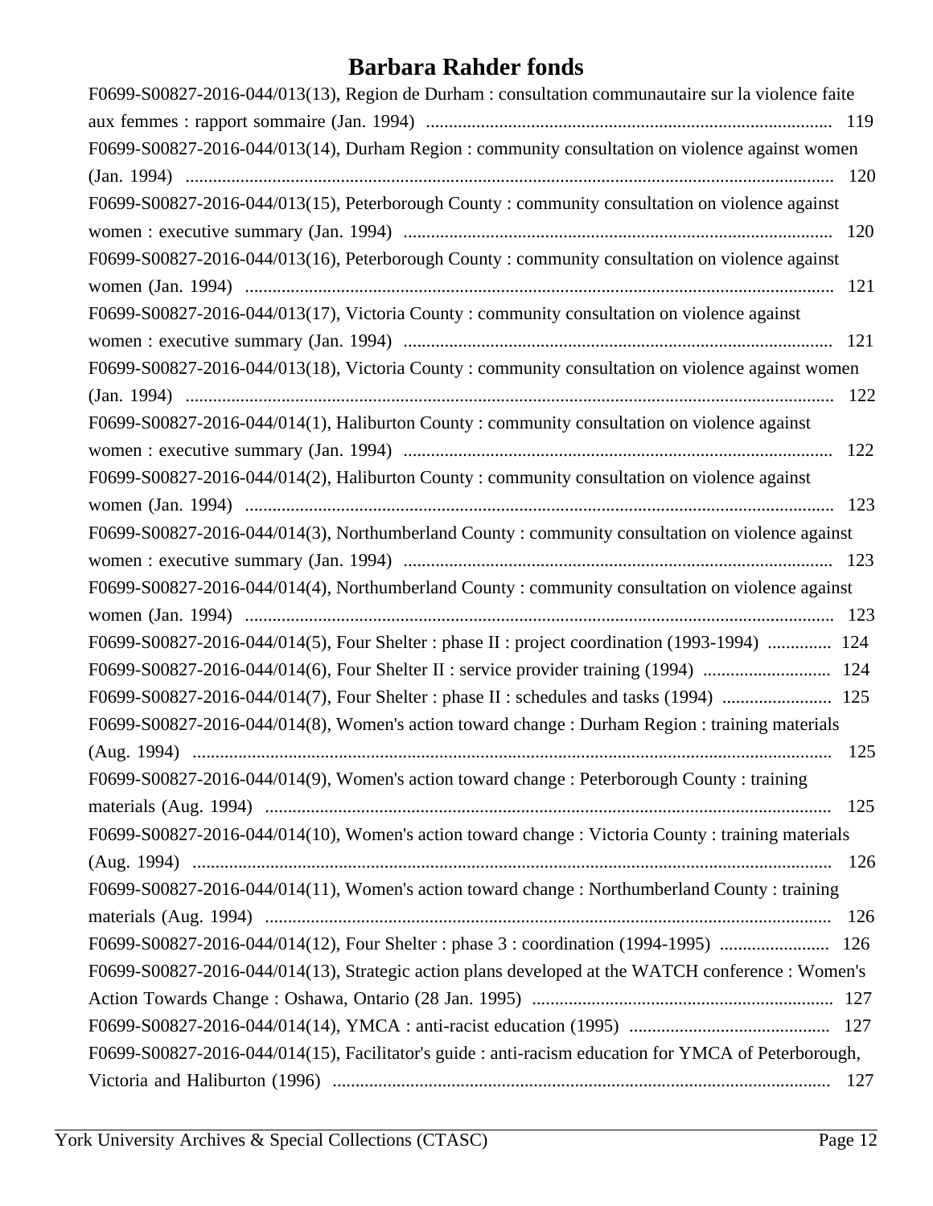# Barbara Rahder fonds

F0699-S00827-2016-044/013(13), Region de Durham : consultation communautaire sur la violence faite aux femmes : rapport sommaire (Jan. 1994) ........................................................................................ 119

F0699-S00827-2016-044/013(14), Durham Region : community consultation on violence against women (Jan. 1994) ............................................................................................................................. 120

F0699-S00827-2016-044/013(15), Peterborough County : community consultation on violence against women : executive summary (Jan. 1994) ............................................................................................. 120

F0699-S00827-2016-044/013(16), Peterborough County : community consultation on violence against women (Jan. 1994) ................................................................................................................................ 121

F0699-S00827-2016-044/013(17), Victoria County : community consultation on violence against women : executive summary (Jan. 1994) ............................................................................................. 121

F0699-S00827-2016-044/013(18), Victoria County : community consultation on violence against women (Jan. 1994) ............................................................................................................................. 122

F0699-S00827-2016-044/014(1), Haliburton County : community consultation on violence against women : executive summary (Jan. 1994) ............................................................................................. 122

F0699-S00827-2016-044/014(2), Haliburton County : community consultation on violence against women (Jan. 1994) ................................................................................................................................ 123

F0699-S00827-2016-044/014(3), Northumberland County : community consultation on violence against women : executive summary (Jan. 1994) ............................................................................................. 123

F0699-S00827-2016-044/014(4), Northumberland County : community consultation on violence against women (Jan. 1994) ................................................................................................................................ 123

F0699-S00827-2016-044/014(5), Four Shelter : phase II : project coordination (1993-1994) .............. 124

F0699-S00827-2016-044/014(6), Four Shelter II : service provider training (1994) ............................ 124

F0699-S00827-2016-044/014(7), Four Shelter : phase II : schedules and tasks (1994) ........................ 125

F0699-S00827-2016-044/014(8), Women's action toward change : Durham Region : training materials (Aug. 1994) .......................................................................................................................................... 125

F0699-S00827-2016-044/014(9), Women's action toward change : Peterborough County : training materials (Aug. 1994) ........................................................................................................................... 125

F0699-S00827-2016-044/014(10), Women's action toward change : Victoria County : training materials (Aug. 1994) .......................................................................................................................................... 126

F0699-S00827-2016-044/014(11), Women's action toward change : Northumberland County : training materials (Aug. 1994) ........................................................................................................................... 126

F0699-S00827-2016-044/014(12), Four Shelter : phase 3 : coordination (1994-1995) ........................ 126

F0699-S00827-2016-044/014(13), Strategic action plans developed at the WATCH conference : Women's Action Towards Change : Oshawa, Ontario (28 Jan. 1995) ................................................................. 127

F0699-S00827-2016-044/014(14), YMCA : anti-racist education (1995) ........................................... 127

F0699-S00827-2016-044/014(15), Facilitator's guide : anti-racism education for YMCA of Peterborough, Victoria and Haliburton (1996) ............................................................................................................ 127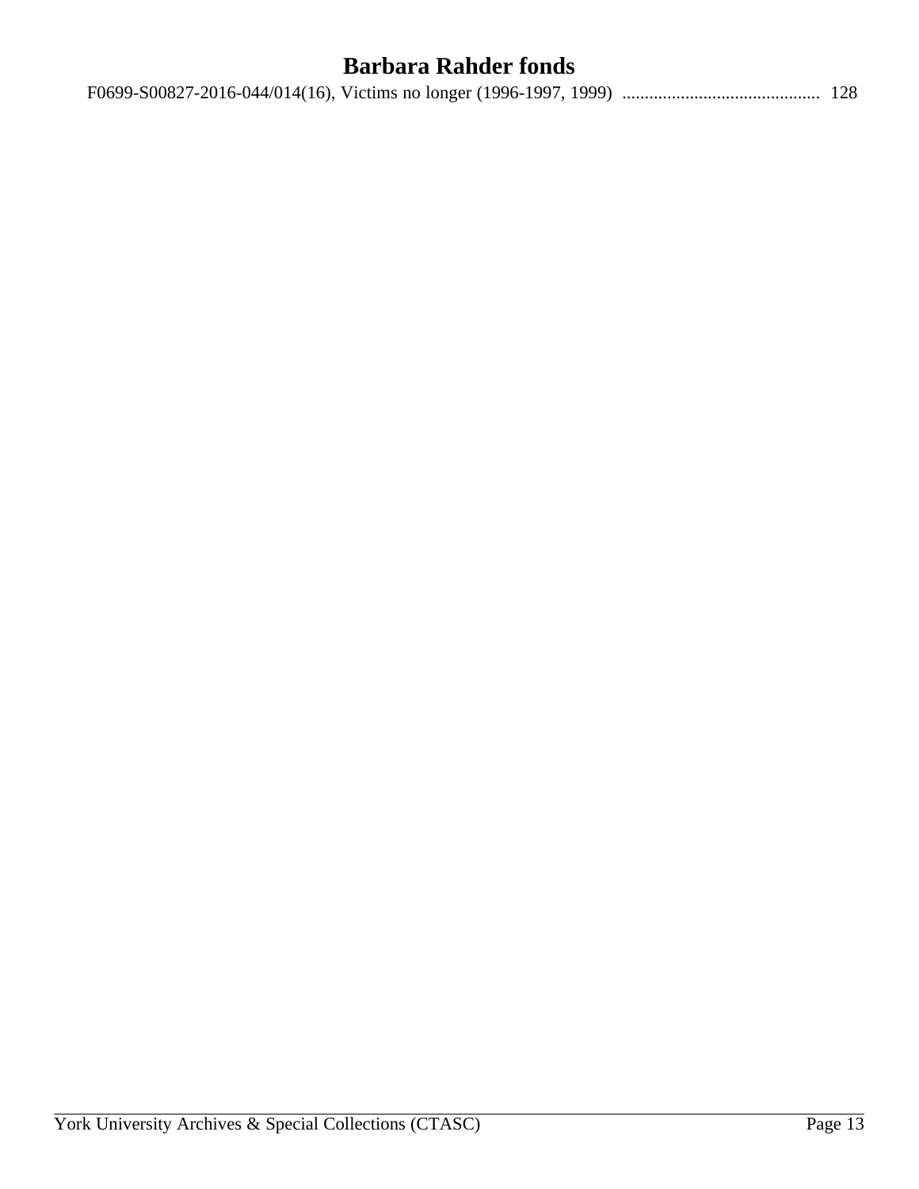# Barbara Rahder fonds

F0699-S00827-2016-044/014(16), Victims no longer (1996-1997, 1999) ........................................... 128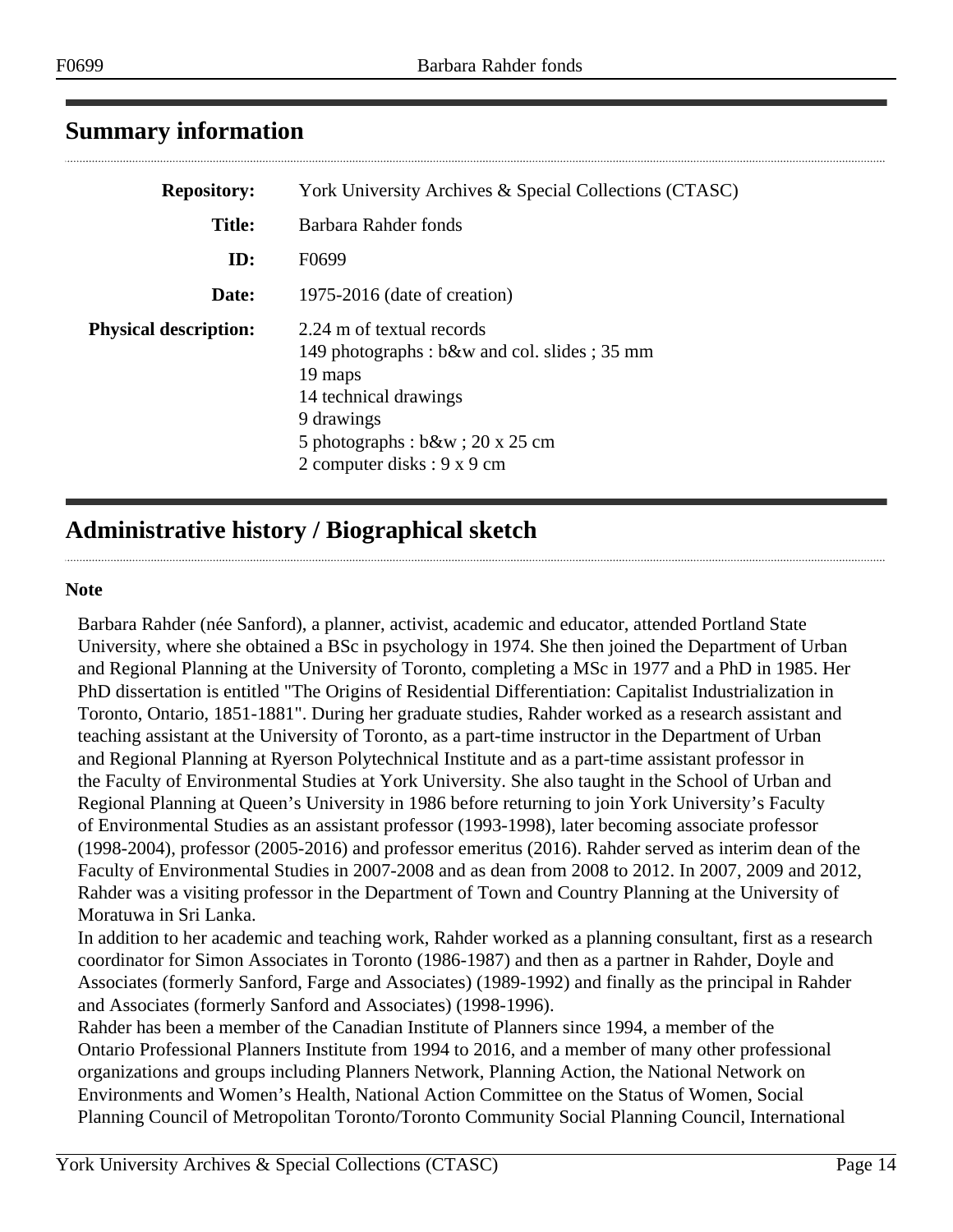## Summary information

**Repository:** York University Archives & Special Collections (CTASC)

**Title:** Barbara Rahder fonds

**ID:** F0699

**Date:** 1975-2016 (date of creation)

**Physical description:** 2.24 m of textual records
149 photographs : b&w and col. slides ; 35 mm
19 maps
14 technical drawings
9 drawings
5 photographs : b&w ; 20 x 25 cm
2 computer disks : 9 x 9 cm

## Administrative history / Biographical sketch

**Note**

Barbara Rahder (née Sanford), a planner, activist, academic and educator, attended Portland State University, where she obtained a BSc in psychology in 1974. She then joined the Department of Urban and Regional Planning at the University of Toronto, completing a MSc in 1977 and a PhD in 1985. Her PhD dissertation is entitled "The Origins of Residential Differentiation: Capitalist Industrialization in Toronto, Ontario, 1851-1881". During her graduate studies, Rahder worked as a research assistant and teaching assistant at the University of Toronto, as a part-time instructor in the Department of Urban and Regional Planning at Ryerson Polytechnical Institute and as a part-time assistant professor in the Faculty of Environmental Studies at York University. She also taught in the School of Urban and Regional Planning at Queen's University in 1986 before returning to join York University's Faculty of Environmental Studies as an assistant professor (1993-1998), later becoming associate professor (1998-2004), professor (2005-2016) and professor emeritus (2016). Rahder served as interim dean of the Faculty of Environmental Studies in 2007-2008 and as dean from 2008 to 2012. In 2007, 2009 and 2012, Rahder was a visiting professor in the Department of Town and Country Planning at the University of Moratuwa in Sri Lanka.
In addition to her academic and teaching work, Rahder worked as a planning consultant, first as a research coordinator for Simon Associates in Toronto (1986-1987) and then as a partner in Rahder, Doyle and Associates (formerly Sanford, Farge and Associates) (1989-1992) and finally as the principal in Rahder and Associates (formerly Sanford and Associates) (1998-1996).
Rahder has been a member of the Canadian Institute of Planners since 1994, a member of the Ontario Professional Planners Institute from 1994 to 2016, and a member of many other professional organizations and groups including Planners Network, Planning Action, the National Network on Environments and Women's Health, National Action Committee on the Status of Women, Social Planning Council of Metropolitan Toronto/Toronto Community Social Planning Council, International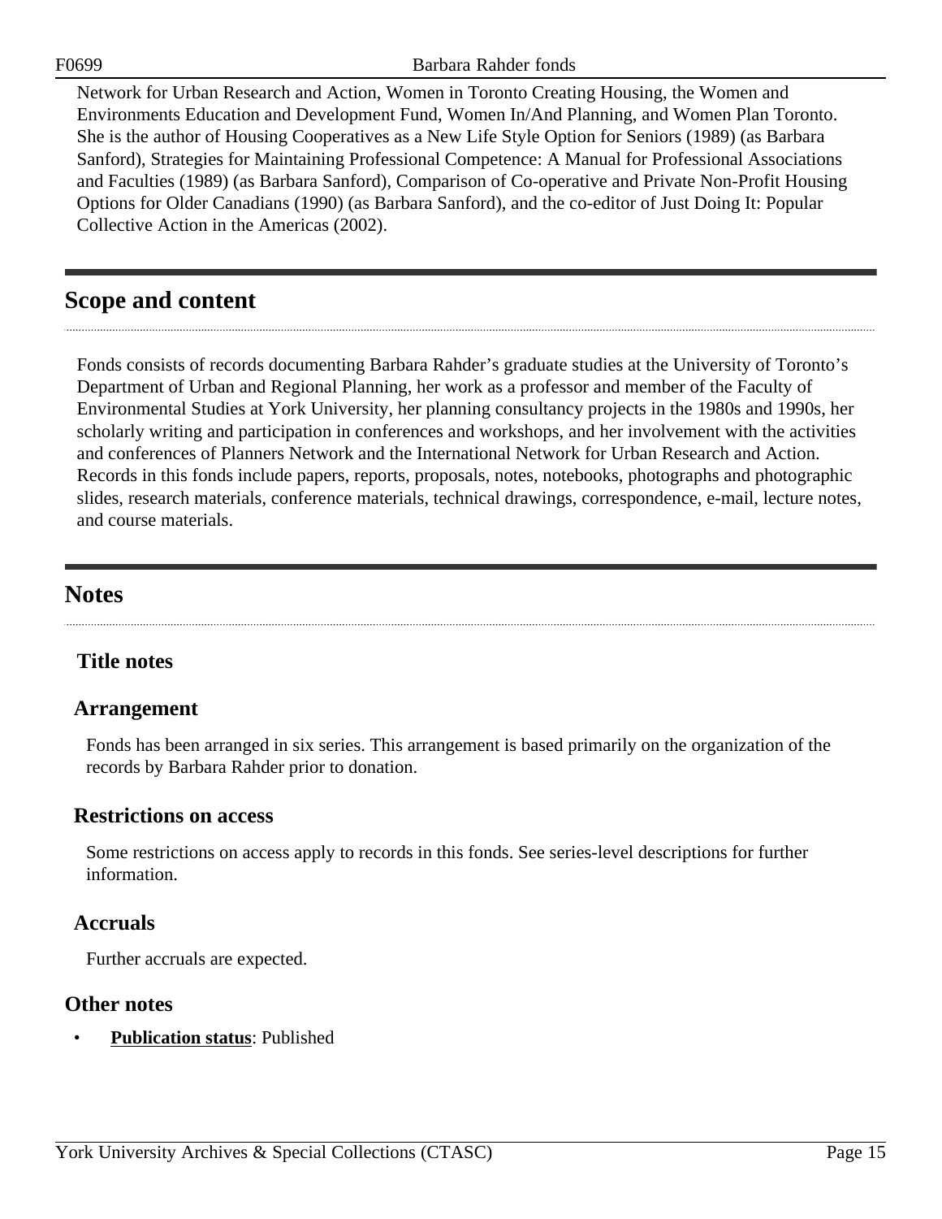Network for Urban Research and Action, Women in Toronto Creating Housing, the Women and Environments Education and Development Fund, Women In/And Planning, and Women Plan Toronto. She is the author of Housing Cooperatives as a New Life Style Option for Seniors (1989) (as Barbara Sanford), Strategies for Maintaining Professional Competence: A Manual for Professional Associations and Faculties (1989) (as Barbara Sanford), Comparison of Co-operative and Private Non-Profit Housing Options for Older Canadians (1990) (as Barbara Sanford), and the co-editor of Just Doing It: Popular Collective Action in the Americas (2002).

## Scope and content

Fonds consists of records documenting Barbara Rahder's graduate studies at the University of Toronto's Department of Urban and Regional Planning, her work as a professor and member of the Faculty of Environmental Studies at York University, her planning consultancy projects in the 1980s and 1990s, her scholarly writing and participation in conferences and workshops, and her involvement with the activities and conferences of Planners Network and the International Network for Urban Research and Action. Records in this fonds include papers, reports, proposals, notes, notebooks, photographs and photographic slides, research materials, conference materials, technical drawings, correspondence, e-mail, lecture notes, and course materials.

## Notes

### Title notes

### Arrangement

Fonds has been arranged in six series. This arrangement is based primarily on the organization of the records by Barbara Rahder prior to donation.

### Restrictions on access

Some restrictions on access apply to records in this fonds. See series-level descriptions for further information.

### Accruals

Further accruals are expected.

### Other notes

- **Publication status**: Published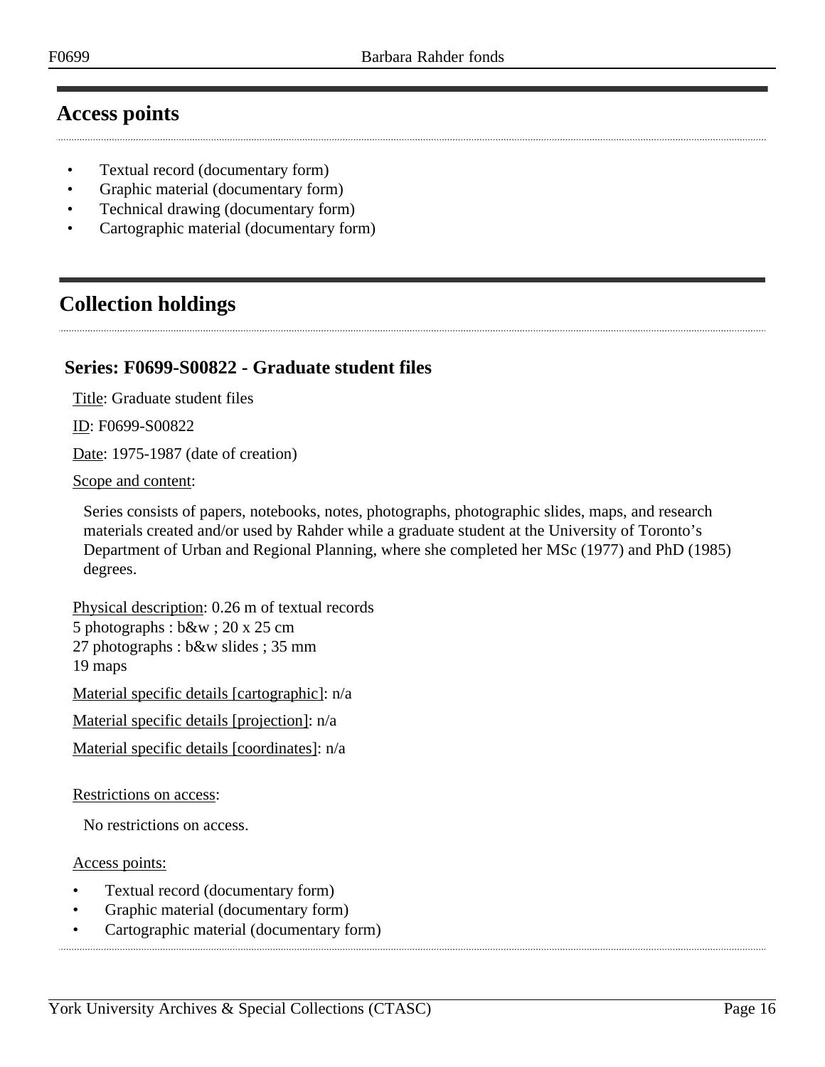## Access points

- Textual record (documentary form)
- Graphic material (documentary form)
- Technical drawing (documentary form)
- Cartographic material (documentary form)

## Collection holdings

### Series: F0699-S00822 - Graduate student files

Title: Graduate student files

ID: F0699-S00822

Date: 1975-1987 (date of creation)

Scope and content:

Series consists of papers, notebooks, notes, photographs, photographic slides, maps, and research materials created and/or used by Rahder while a graduate student at the University of Toronto's Department of Urban and Regional Planning, where she completed her MSc (1977) and PhD (1985) degrees.

Physical description: 0.26 m of textual records
5 photographs : b&w ; 20 x 25 cm
27 photographs : b&w slides ; 35 mm
19 maps

Material specific details [cartographic]: n/a

Material specific details [projection]: n/a

Material specific details [coordinates]: n/a

Restrictions on access:

No restrictions on access.

Access points:

- Textual record (documentary form)
- Graphic material (documentary form)
- Cartographic material (documentary form)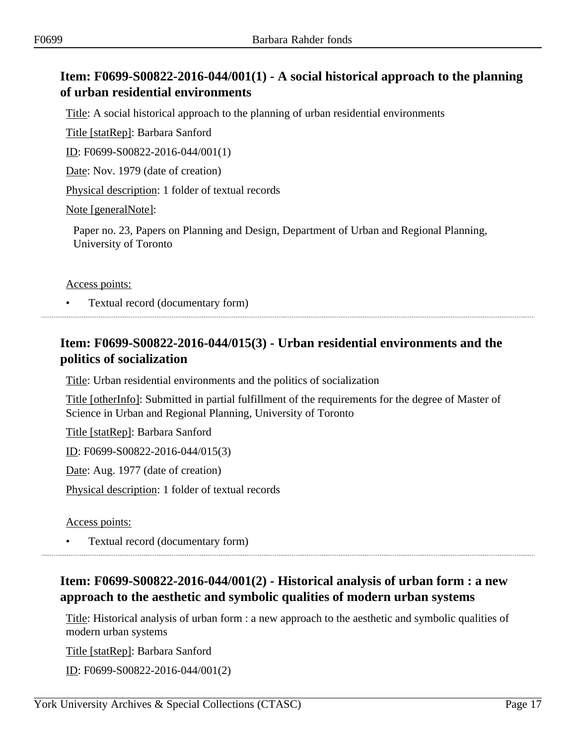## Item: F0699-S00822-2016-044/001(1) - A social historical approach to the planning of urban residential environments

Title: A social historical approach to the planning of urban residential environments

Title [statRep]: Barbara Sanford

ID: F0699-S00822-2016-044/001(1)

Date: Nov. 1979 (date of creation)

Physical description: 1 folder of textual records

Note [generalNote]:

Paper no. 23, Papers on Planning and Design, Department of Urban and Regional Planning, University of Toronto

Access points:

- Textual record (documentary form)

---

## Item: F0699-S00822-2016-044/015(3) - Urban residential environments and the politics of socialization

Title: Urban residential environments and the politics of socialization

Title [otherInfo]: Submitted in partial fulfillment of the requirements for the degree of Master of Science in Urban and Regional Planning, University of Toronto

Title [statRep]: Barbara Sanford

ID: F0699-S00822-2016-044/015(3)

Date: Aug. 1977 (date of creation)

Physical description: 1 folder of textual records

Access points:

- Textual record (documentary form)

---

## Item: F0699-S00822-2016-044/001(2) - Historical analysis of urban form : a new approach to the aesthetic and symbolic qualities of modern urban systems

Title: Historical analysis of urban form : a new approach to the aesthetic and symbolic qualities of modern urban systems

Title [statRep]: Barbara Sanford

ID: F0699-S00822-2016-044/001(2)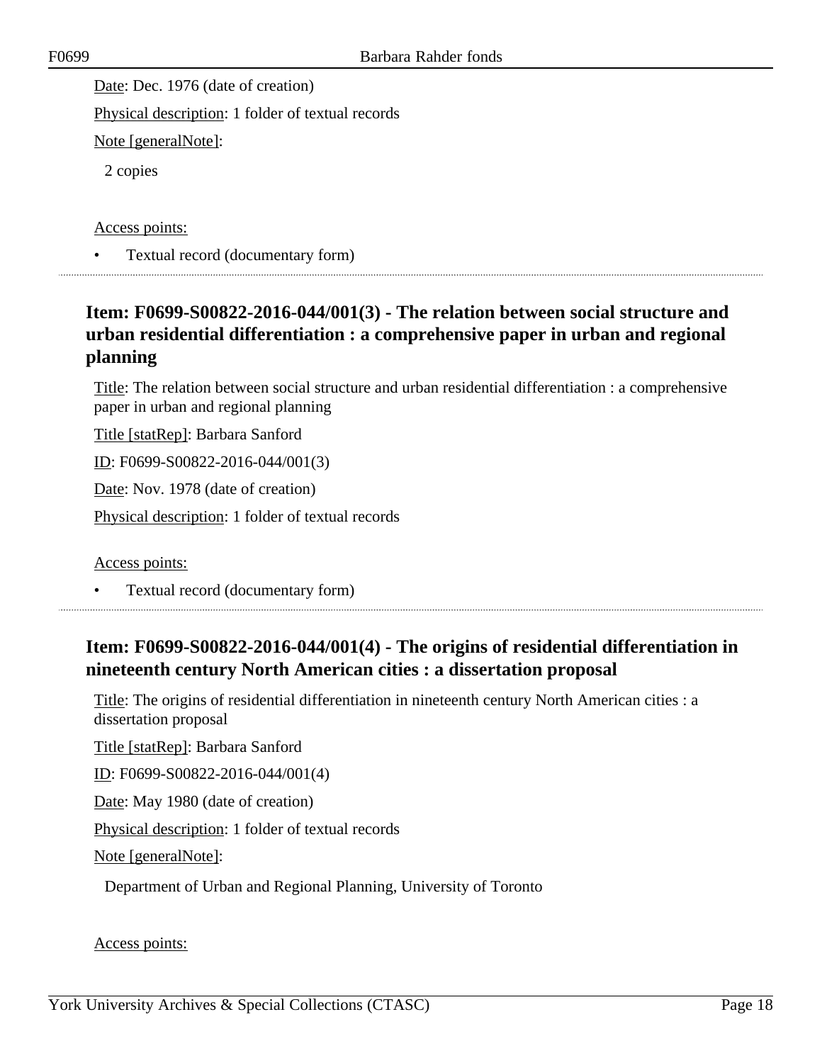Date: Dec. 1976 (date of creation)

Physical description: 1 folder of textual records

Note [generalNote]:

2 copies

Access points:

- Textual record (documentary form)

## Item: F0699-S00822-2016-044/001(3) - The relation between social structure and urban residential differentiation : a comprehensive paper in urban and regional planning

Title: The relation between social structure and urban residential differentiation : a comprehensive paper in urban and regional planning

Title [statRep]: Barbara Sanford

ID: F0699-S00822-2016-044/001(3)

Date: Nov. 1978 (date of creation)

Physical description: 1 folder of textual records

Access points:

- Textual record (documentary form)

## Item: F0699-S00822-2016-044/001(4) - The origins of residential differentiation in nineteenth century North American cities : a dissertation proposal

Title: The origins of residential differentiation in nineteenth century North American cities : a dissertation proposal

Title [statRep]: Barbara Sanford

ID: F0699-S00822-2016-044/001(4)

Date: May 1980 (date of creation)

Physical description: 1 folder of textual records

Note [generalNote]:

Department of Urban and Regional Planning, University of Toronto

Access points: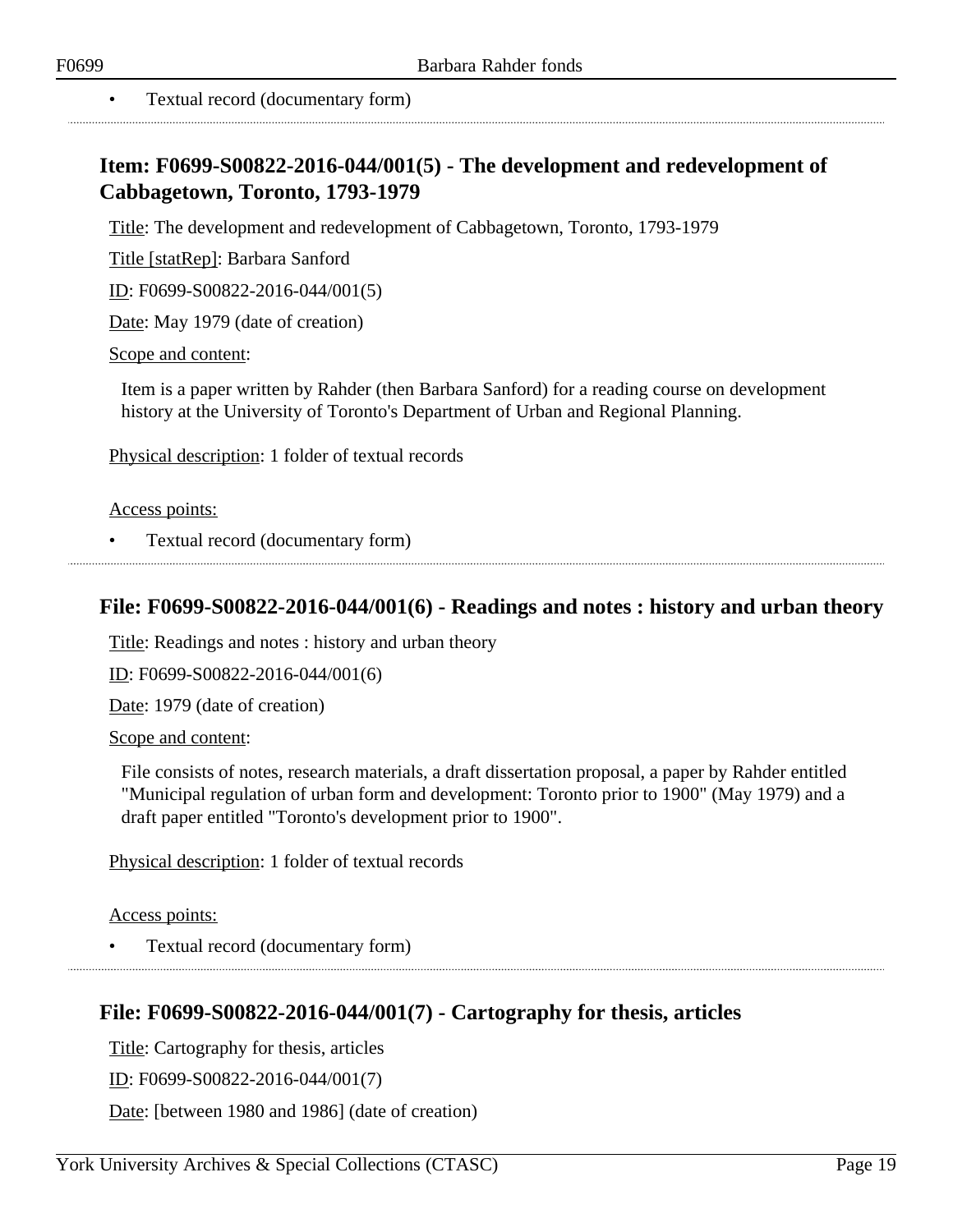- Textual record (documentary form)

## Item: F0699-S00822-2016-044/001(5) - The development and redevelopment of Cabbagetown, Toronto, 1793-1979

Title: The development and redevelopment of Cabbagetown, Toronto, 1793-1979

Title [statRep]: Barbara Sanford

ID: F0699-S00822-2016-044/001(5)

Date: May 1979 (date of creation)

Scope and content:

Item is a paper written by Rahder (then Barbara Sanford) for a reading course on development history at the University of Toronto's Department of Urban and Regional Planning.

Physical description: 1 folder of textual records

Access points:

- Textual record (documentary form)

## File: F0699-S00822-2016-044/001(6) - Readings and notes : history and urban theory

Title: Readings and notes : history and urban theory

ID: F0699-S00822-2016-044/001(6)

Date: 1979 (date of creation)

Scope and content:

File consists of notes, research materials, a draft dissertation proposal, a paper by Rahder entitled "Municipal regulation of urban form and development: Toronto prior to 1900" (May 1979) and a draft paper entitled "Toronto's development prior to 1900".

Physical description: 1 folder of textual records

Access points:

- Textual record (documentary form)

## File: F0699-S00822-2016-044/001(7) - Cartography for thesis, articles

Title: Cartography for thesis, articles

ID: F0699-S00822-2016-044/001(7)

Date: [between 1980 and 1986] (date of creation)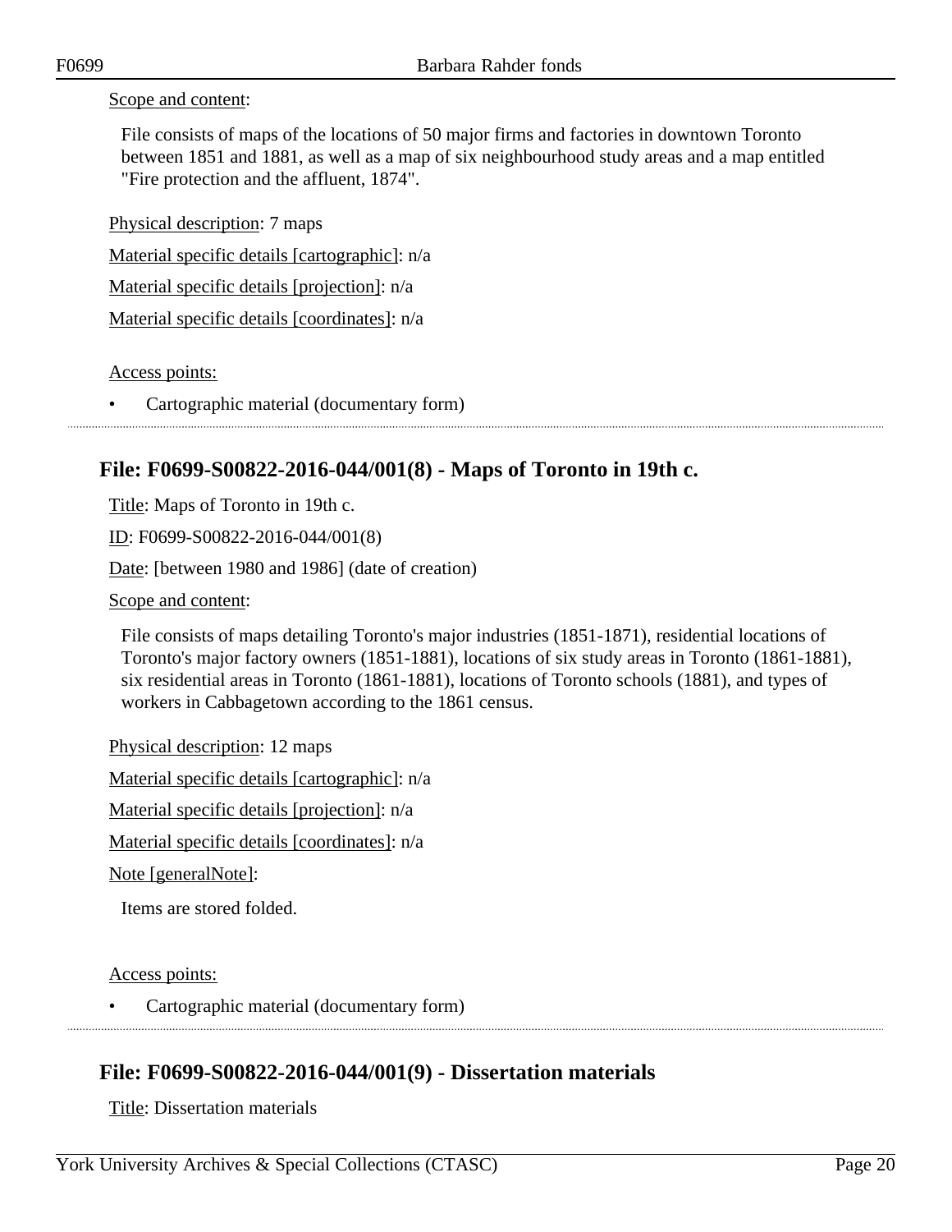Scope and content:

File consists of maps of the locations of 50 major firms and factories in downtown Toronto between 1851 and 1881, as well as a map of six neighbourhood study areas and a map entitled "Fire protection and the affluent, 1874".

Physical description: 7 maps

Material specific details [cartographic]: n/a

Material specific details [projection]: n/a

Material specific details [coordinates]: n/a

Access points:

- Cartographic material (documentary form)

## File: F0699-S00822-2016-044/001(8) - Maps of Toronto in 19th c.

Title: Maps of Toronto in 19th c.

ID: F0699-S00822-2016-044/001(8)

Date: [between 1980 and 1986] (date of creation)

Scope and content:

File consists of maps detailing Toronto's major industries (1851-1871), residential locations of Toronto's major factory owners (1851-1881), locations of six study areas in Toronto (1861-1881), six residential areas in Toronto (1861-1881), locations of Toronto schools (1881), and types of workers in Cabbagetown according to the 1861 census.

Physical description: 12 maps

Material specific details [cartographic]: n/a

Material specific details [projection]: n/a

Material specific details [coordinates]: n/a

Note [generalNote]:

Items are stored folded.

Access points:

- Cartographic material (documentary form)

## File: F0699-S00822-2016-044/001(9) - Dissertation materials

Title: Dissertation materials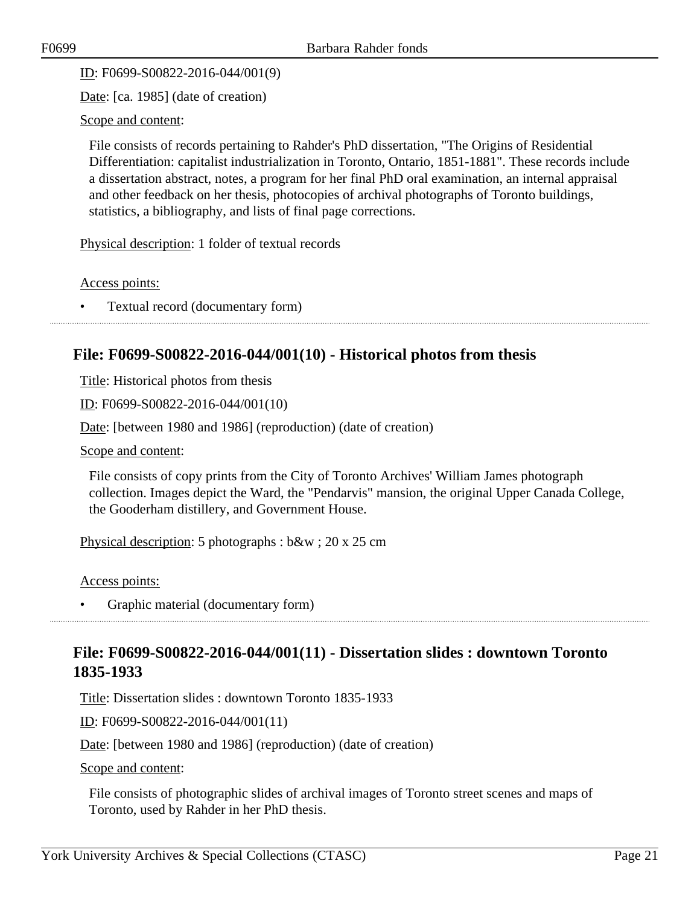ID: F0699-S00822-2016-044/001(9)

Date: [ca. 1985] (date of creation)

Scope and content:

File consists of records pertaining to Rahder's PhD dissertation, "The Origins of Residential Differentiation: capitalist industrialization in Toronto, Ontario, 1851-1881". These records include a dissertation abstract, notes, a program for her final PhD oral examination, an internal appraisal and other feedback on her thesis, photocopies of archival photographs of Toronto buildings, statistics, a bibliography, and lists of final page corrections.

Physical description: 1 folder of textual records

Access points:

- Textual record (documentary form)

## File: F0699-S00822-2016-044/001(10) - Historical photos from thesis

Title: Historical photos from thesis

ID: F0699-S00822-2016-044/001(10)

Date: [between 1980 and 1986] (reproduction) (date of creation)

Scope and content:

File consists of copy prints from the City of Toronto Archives' William James photograph collection. Images depict the Ward, the "Pendarvis" mansion, the original Upper Canada College, the Gooderham distillery, and Government House.

Physical description: 5 photographs : b&w ; 20 x 25 cm

Access points:

- Graphic material (documentary form)

## File: F0699-S00822-2016-044/001(11) - Dissertation slides : downtown Toronto 1835-1933

Title: Dissertation slides : downtown Toronto 1835-1933

ID: F0699-S00822-2016-044/001(11)

Date: [between 1980 and 1986] (reproduction) (date of creation)

Scope and content:

File consists of photographic slides of archival images of Toronto street scenes and maps of Toronto, used by Rahder in her PhD thesis.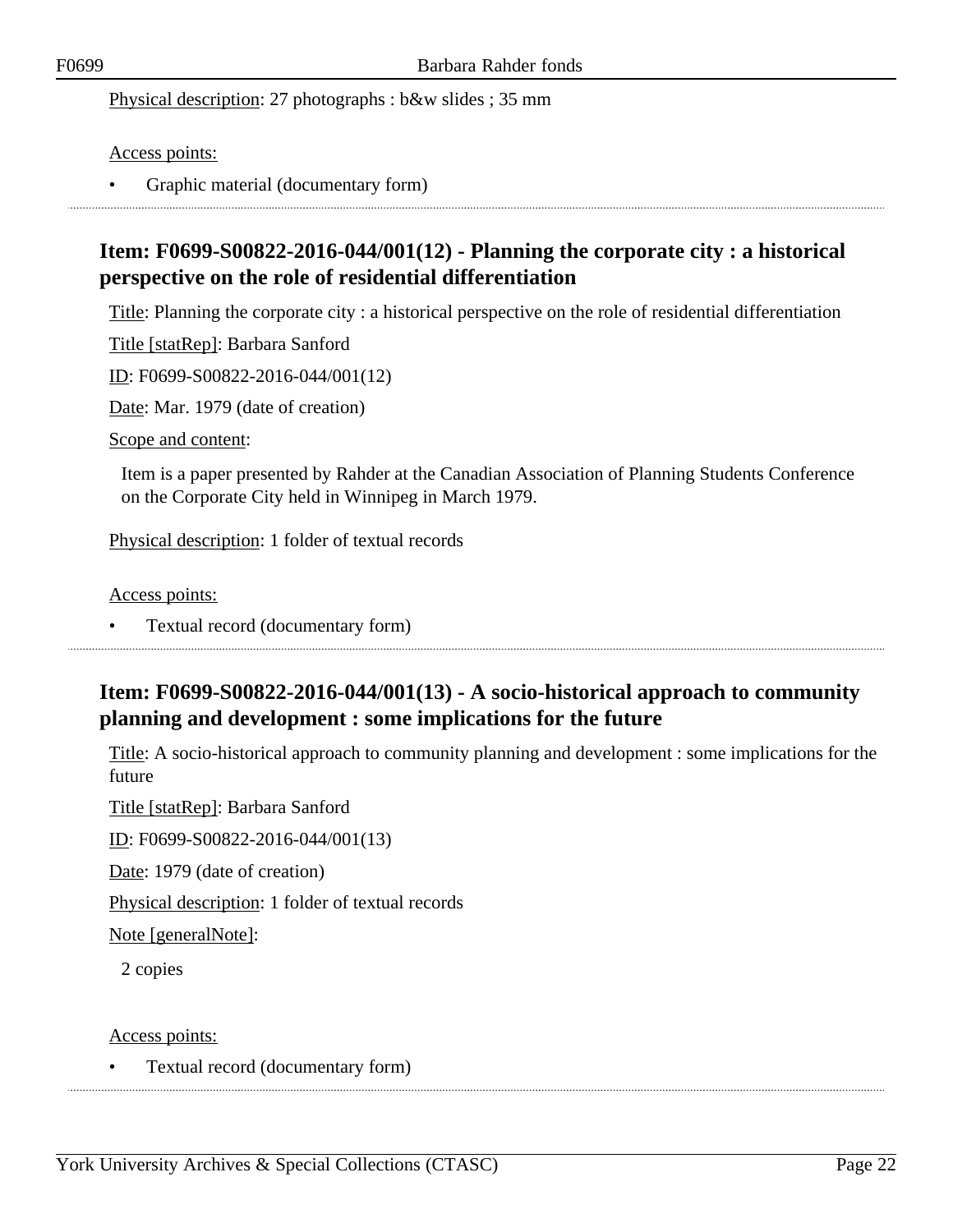Physical description: 27 photographs : b&w slides ; 35 mm

Access points:

- Graphic material (documentary form)

## Item: F0699-S00822-2016-044/001(12) - Planning the corporate city : a historical perspective on the role of residential differentiation

Title: Planning the corporate city : a historical perspective on the role of residential differentiation

Title [statRep]: Barbara Sanford

ID: F0699-S00822-2016-044/001(12)

Date: Mar. 1979 (date of creation)

Scope and content:

Item is a paper presented by Rahder at the Canadian Association of Planning Students Conference on the Corporate City held in Winnipeg in March 1979.

Physical description: 1 folder of textual records

Access points:

- Textual record (documentary form)

## Item: F0699-S00822-2016-044/001(13) - A socio-historical approach to community planning and development : some implications for the future

Title: A socio-historical approach to community planning and development : some implications for the future

Title [statRep]: Barbara Sanford

ID: F0699-S00822-2016-044/001(13)

Date: 1979 (date of creation)

Physical description: 1 folder of textual records

Note [generalNote]:

2 copies

Access points:

- Textual record (documentary form)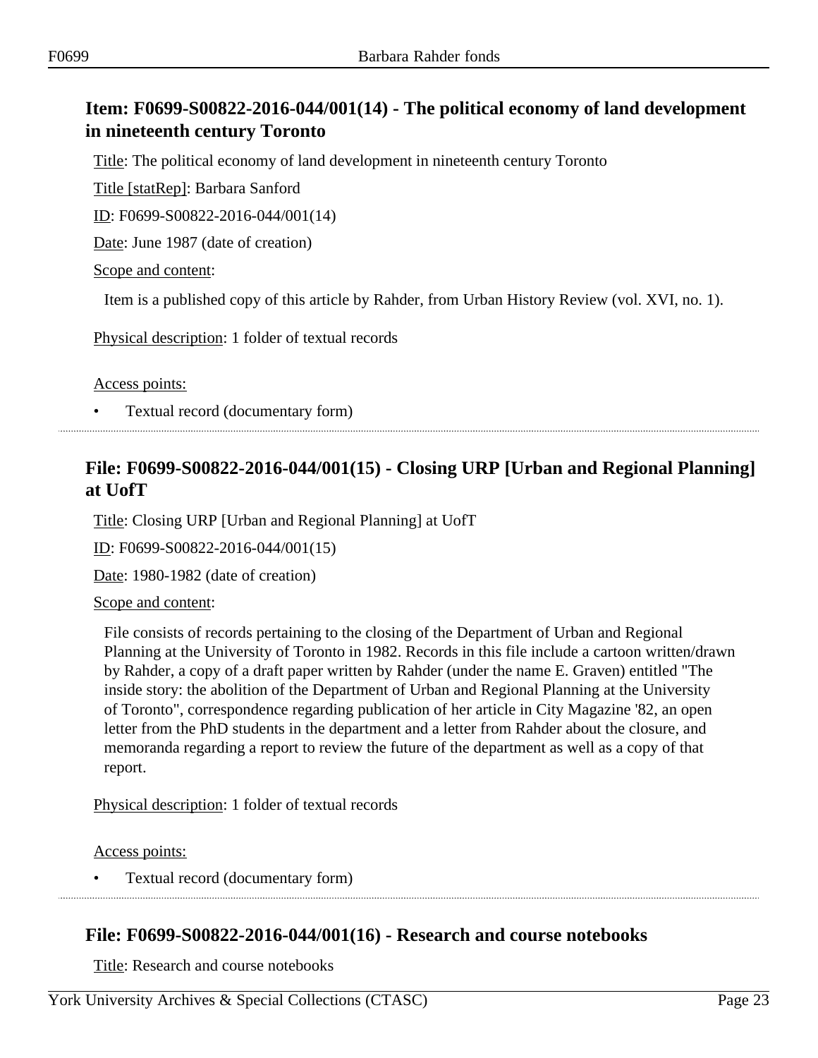## Item: F0699-S00822-2016-044/001(14) - The political economy of land development in nineteenth century Toronto

Title: The political economy of land development in nineteenth century Toronto

Title [statRep]: Barbara Sanford

ID: F0699-S00822-2016-044/001(14)

Date: June 1987 (date of creation)

Scope and content:

Item is a published copy of this article by Rahder, from Urban History Review (vol. XVI, no. 1).

Physical description: 1 folder of textual records

Access points:

- Textual record (documentary form)

## File: F0699-S00822-2016-044/001(15) - Closing URP [Urban and Regional Planning] at UofT

Title: Closing URP [Urban and Regional Planning] at UofT

ID: F0699-S00822-2016-044/001(15)

Date: 1980-1982 (date of creation)

Scope and content:

File consists of records pertaining to the closing of the Department of Urban and Regional Planning at the University of Toronto in 1982. Records in this file include a cartoon written/drawn by Rahder, a copy of a draft paper written by Rahder (under the name E. Graven) entitled "The inside story: the abolition of the Department of Urban and Regional Planning at the University of Toronto", correspondence regarding publication of her article in City Magazine '82, an open letter from the PhD students in the department and a letter from Rahder about the closure, and memoranda regarding a report to review the future of the department as well as a copy of that report.

Physical description: 1 folder of textual records

Access points:

- Textual record (documentary form)

## File: F0699-S00822-2016-044/001(16) - Research and course notebooks

Title: Research and course notebooks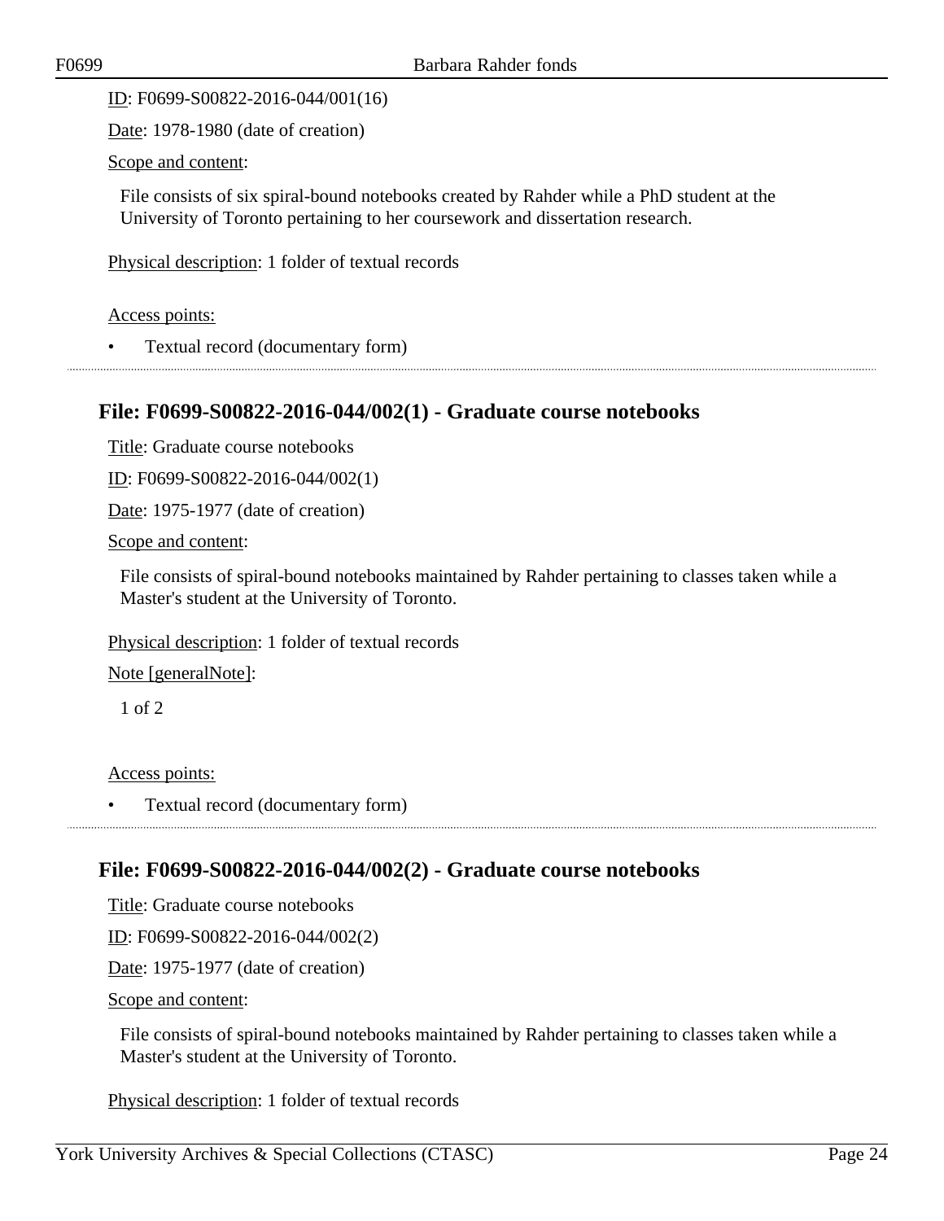ID: F0699-S00822-2016-044/001(16)

Date: 1978-1980 (date of creation)

Scope and content:

File consists of six spiral-bound notebooks created by Rahder while a PhD student at the University of Toronto pertaining to her coursework and dissertation research.

Physical description: 1 folder of textual records

Access points:

- Textual record (documentary form)

---

## File: F0699-S00822-2016-044/002(1) - Graduate course notebooks

Title: Graduate course notebooks

ID: F0699-S00822-2016-044/002(1)

Date: 1975-1977 (date of creation)

Scope and content:

File consists of spiral-bound notebooks maintained by Rahder pertaining to classes taken while a Master's student at the University of Toronto.

Physical description: 1 folder of textual records

Note [generalNote]:

1 of 2

Access points:

- Textual record (documentary form)

---

## File: F0699-S00822-2016-044/002(2) - Graduate course notebooks

Title: Graduate course notebooks

ID: F0699-S00822-2016-044/002(2)

Date: 1975-1977 (date of creation)

Scope and content:

File consists of spiral-bound notebooks maintained by Rahder pertaining to classes taken while a Master's student at the University of Toronto.

Physical description: 1 folder of textual records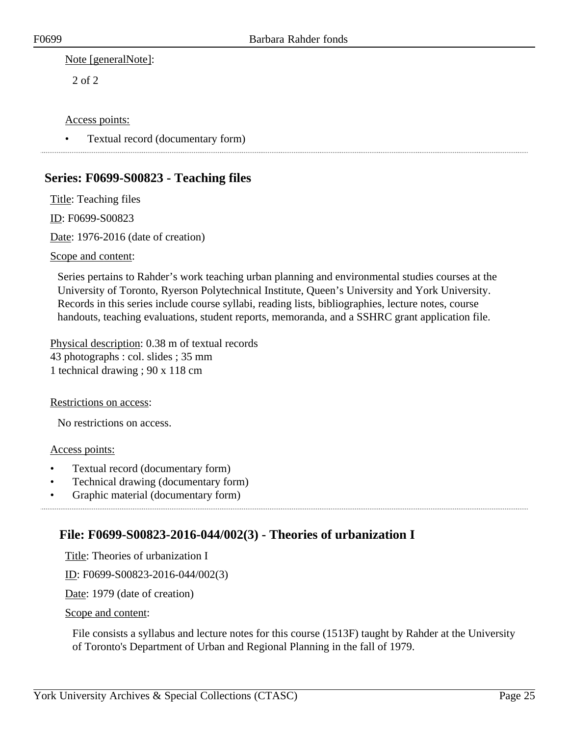Note [generalNote]:

2 of 2

Access points:

- Textual record (documentary form)

## Series: F0699-S00823 - Teaching files

Title: Teaching files

ID: F0699-S00823

Date: 1976-2016 (date of creation)

Scope and content:

Series pertains to Rahder's work teaching urban planning and environmental studies courses at the University of Toronto, Ryerson Polytechnical Institute, Queen's University and York University. Records in this series include course syllabi, reading lists, bibliographies, lecture notes, course handouts, teaching evaluations, student reports, memoranda, and a SSHRC grant application file.

Physical description: 0.38 m of textual records
43 photographs : col. slides ; 35 mm
1 technical drawing ; 90 x 118 cm

Restrictions on access:

No restrictions on access.

Access points:

- Textual record (documentary form)
- Technical drawing (documentary form)
- Graphic material (documentary form)

### File: F0699-S00823-2016-044/002(3) - Theories of urbanization I

Title: Theories of urbanization I

ID: F0699-S00823-2016-044/002(3)

Date: 1979 (date of creation)

Scope and content:

File consists a syllabus and lecture notes for this course (1513F) taught by Rahder at the University of Toronto's Department of Urban and Regional Planning in the fall of 1979.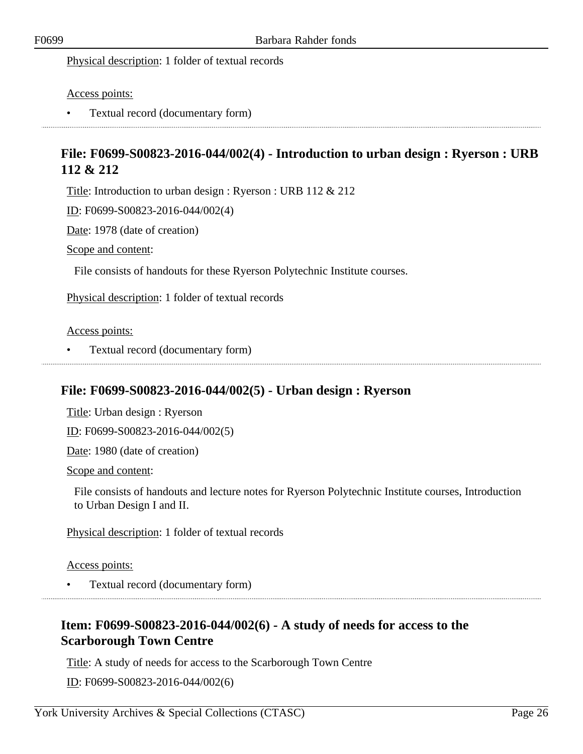Physical description: 1 folder of textual records

Access points:

- Textual record (documentary form)

## File: F0699-S00823-2016-044/002(4) - Introduction to urban design : Ryerson : URB 112 & 212

Title: Introduction to urban design : Ryerson : URB 112 & 212

ID: F0699-S00823-2016-044/002(4)

Date: 1978 (date of creation)

Scope and content:

File consists of handouts for these Ryerson Polytechnic Institute courses.

Physical description: 1 folder of textual records

Access points:

- Textual record (documentary form)

## File: F0699-S00823-2016-044/002(5) - Urban design : Ryerson

Title: Urban design : Ryerson

ID: F0699-S00823-2016-044/002(5)

Date: 1980 (date of creation)

Scope and content:

File consists of handouts and lecture notes for Ryerson Polytechnic Institute courses, Introduction to Urban Design I and II.

Physical description: 1 folder of textual records

Access points:

- Textual record (documentary form)

## Item: F0699-S00823-2016-044/002(6) - A study of needs for access to the Scarborough Town Centre

Title: A study of needs for access to the Scarborough Town Centre

ID: F0699-S00823-2016-044/002(6)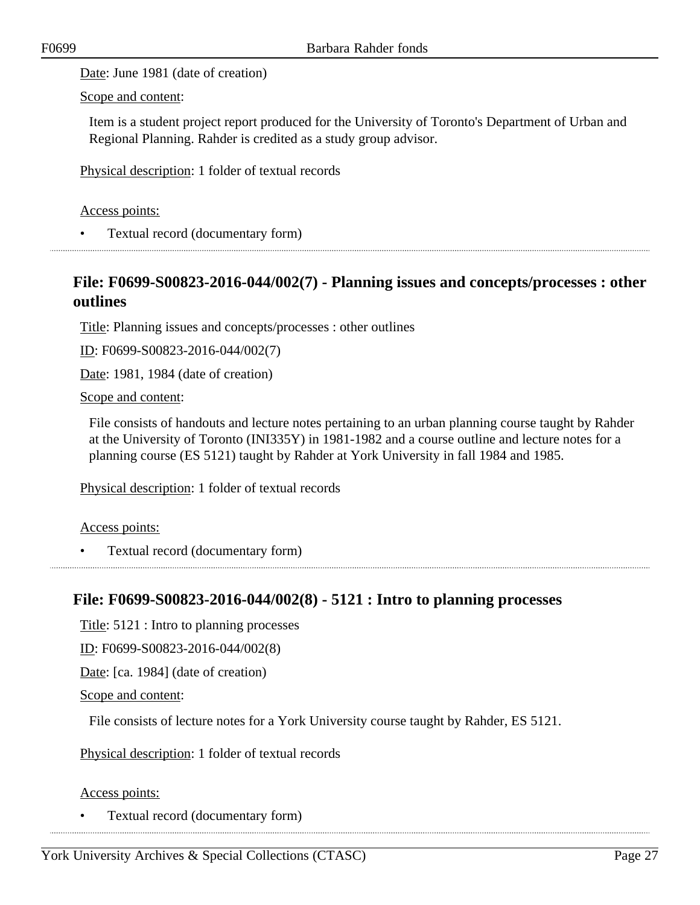Date: June 1981 (date of creation)

Scope and content:

Item is a student project report produced for the University of Toronto's Department of Urban and Regional Planning. Rahder is credited as a study group advisor.

Physical description: 1 folder of textual records

Access points:

- Textual record (documentary form)

## File: F0699-S00823-2016-044/002(7) - Planning issues and concepts/processes : other outlines

Title: Planning issues and concepts/processes : other outlines

ID: F0699-S00823-2016-044/002(7)

Date: 1981, 1984 (date of creation)

Scope and content:

File consists of handouts and lecture notes pertaining to an urban planning course taught by Rahder at the University of Toronto (INI335Y) in 1981-1982 and a course outline and lecture notes for a planning course (ES 5121) taught by Rahder at York University in fall 1984 and 1985.

Physical description: 1 folder of textual records

Access points:

- Textual record (documentary form)

## File: F0699-S00823-2016-044/002(8) - 5121 : Intro to planning processes

Title: 5121 : Intro to planning processes

ID: F0699-S00823-2016-044/002(8)

Date: [ca. 1984] (date of creation)

Scope and content:

File consists of lecture notes for a York University course taught by Rahder, ES 5121.

Physical description: 1 folder of textual records

Access points:

- Textual record (documentary form)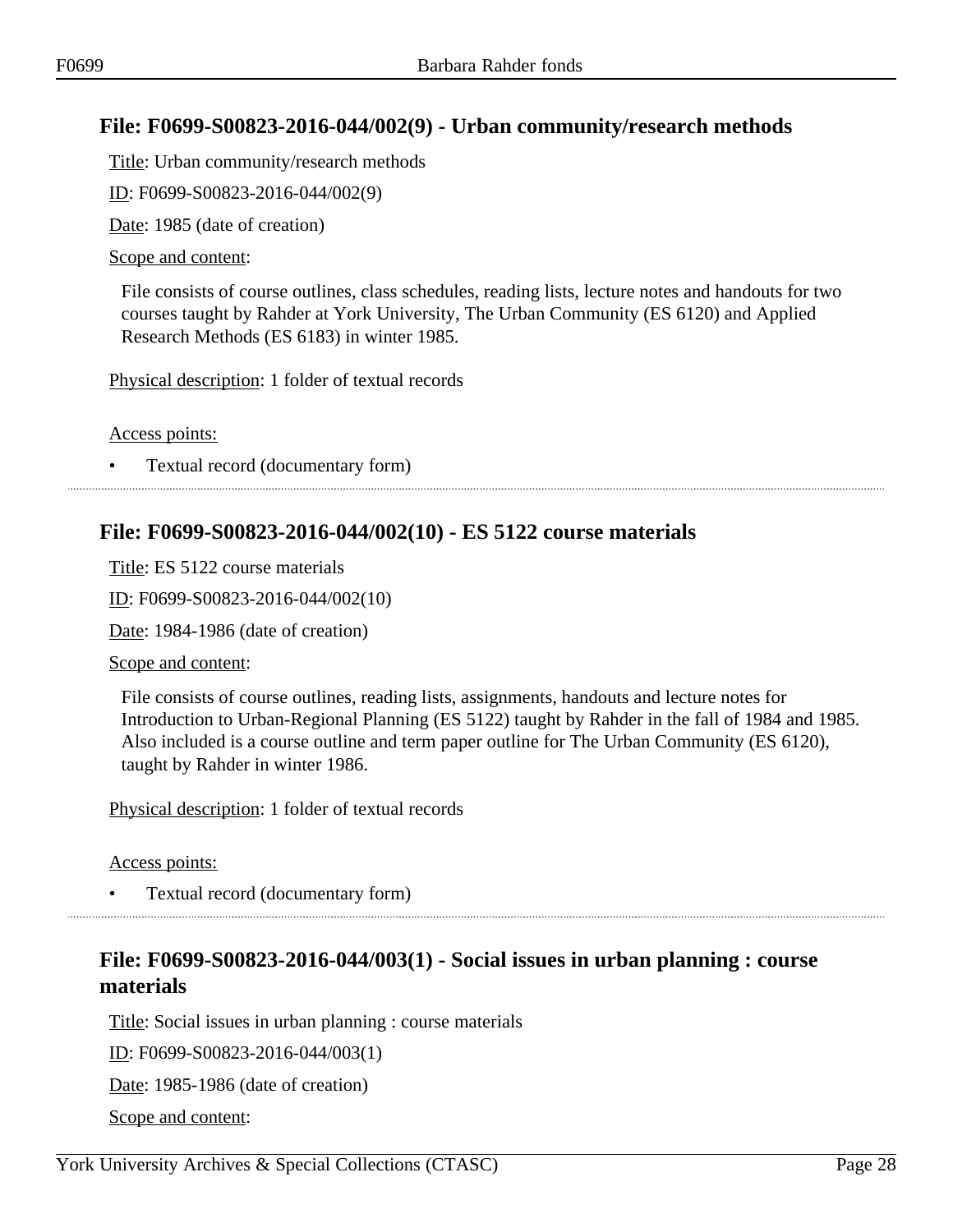## File: F0699-S00823-2016-044/002(9) - Urban community/research methods

Title: Urban community/research methods

ID: F0699-S00823-2016-044/002(9)

Date: 1985 (date of creation)

Scope and content:

File consists of course outlines, class schedules, reading lists, lecture notes and handouts for two courses taught by Rahder at York University, The Urban Community (ES 6120) and Applied Research Methods (ES 6183) in winter 1985.

Physical description: 1 folder of textual records

Access points:

- Textual record (documentary form)

---

## File: F0699-S00823-2016-044/002(10) - ES 5122 course materials

Title: ES 5122 course materials

ID: F0699-S00823-2016-044/002(10)

Date: 1984-1986 (date of creation)

Scope and content:

File consists of course outlines, reading lists, assignments, handouts and lecture notes for Introduction to Urban-Regional Planning (ES 5122) taught by Rahder in the fall of 1984 and 1985. Also included is a course outline and term paper outline for The Urban Community (ES 6120), taught by Rahder in winter 1986.

Physical description: 1 folder of textual records

Access points:

- Textual record (documentary form)

---

## File: F0699-S00823-2016-044/003(1) - Social issues in urban planning : course materials

Title: Social issues in urban planning : course materials

ID: F0699-S00823-2016-044/003(1)

Date: 1985-1986 (date of creation)

Scope and content: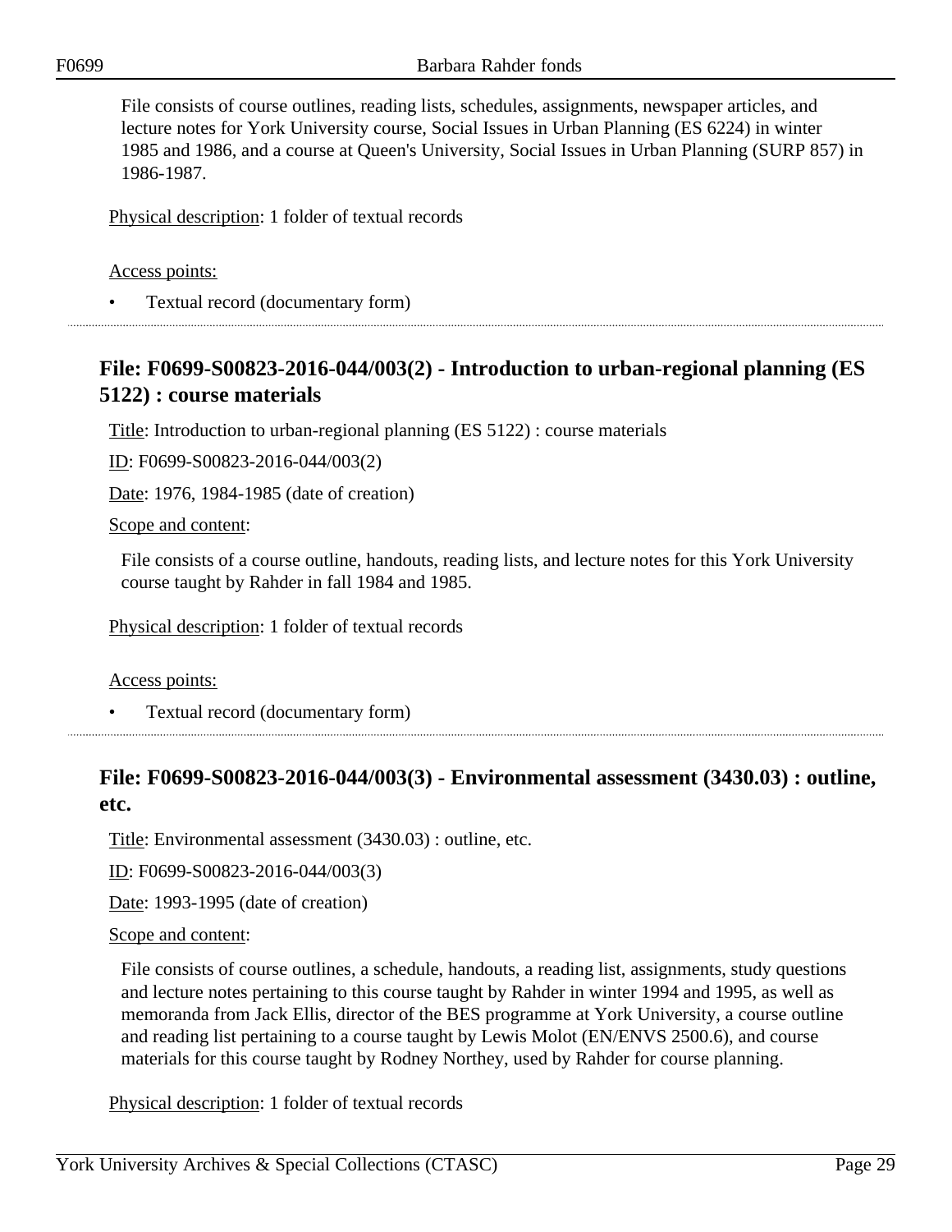File consists of course outlines, reading lists, schedules, assignments, newspaper articles, and lecture notes for York University course, Social Issues in Urban Planning (ES 6224) in winter 1985 and 1986, and a course at Queen's University, Social Issues in Urban Planning (SURP 857) in 1986-1987.

Physical description: 1 folder of textual records

Access points:

- Textual record (documentary form)

## File: F0699-S00823-2016-044/003(2) - Introduction to urban-regional planning (ES 5122) : course materials

Title: Introduction to urban-regional planning (ES 5122) : course materials

ID: F0699-S00823-2016-044/003(2)

Date: 1976, 1984-1985 (date of creation)

Scope and content:

File consists of a course outline, handouts, reading lists, and lecture notes for this York University course taught by Rahder in fall 1984 and 1985.

Physical description: 1 folder of textual records

Access points:

- Textual record (documentary form)

## File: F0699-S00823-2016-044/003(3) - Environmental assessment (3430.03) : outline, etc.

Title: Environmental assessment (3430.03) : outline, etc.

ID: F0699-S00823-2016-044/003(3)

Date: 1993-1995 (date of creation)

Scope and content:

File consists of course outlines, a schedule, handouts, a reading list, assignments, study questions and lecture notes pertaining to this course taught by Rahder in winter 1994 and 1995, as well as memoranda from Jack Ellis, director of the BES programme at York University, a course outline and reading list pertaining to a course taught by Lewis Molot (EN/ENVS 2500.6), and course materials for this course taught by Rodney Northey, used by Rahder for course planning.

Physical description: 1 folder of textual records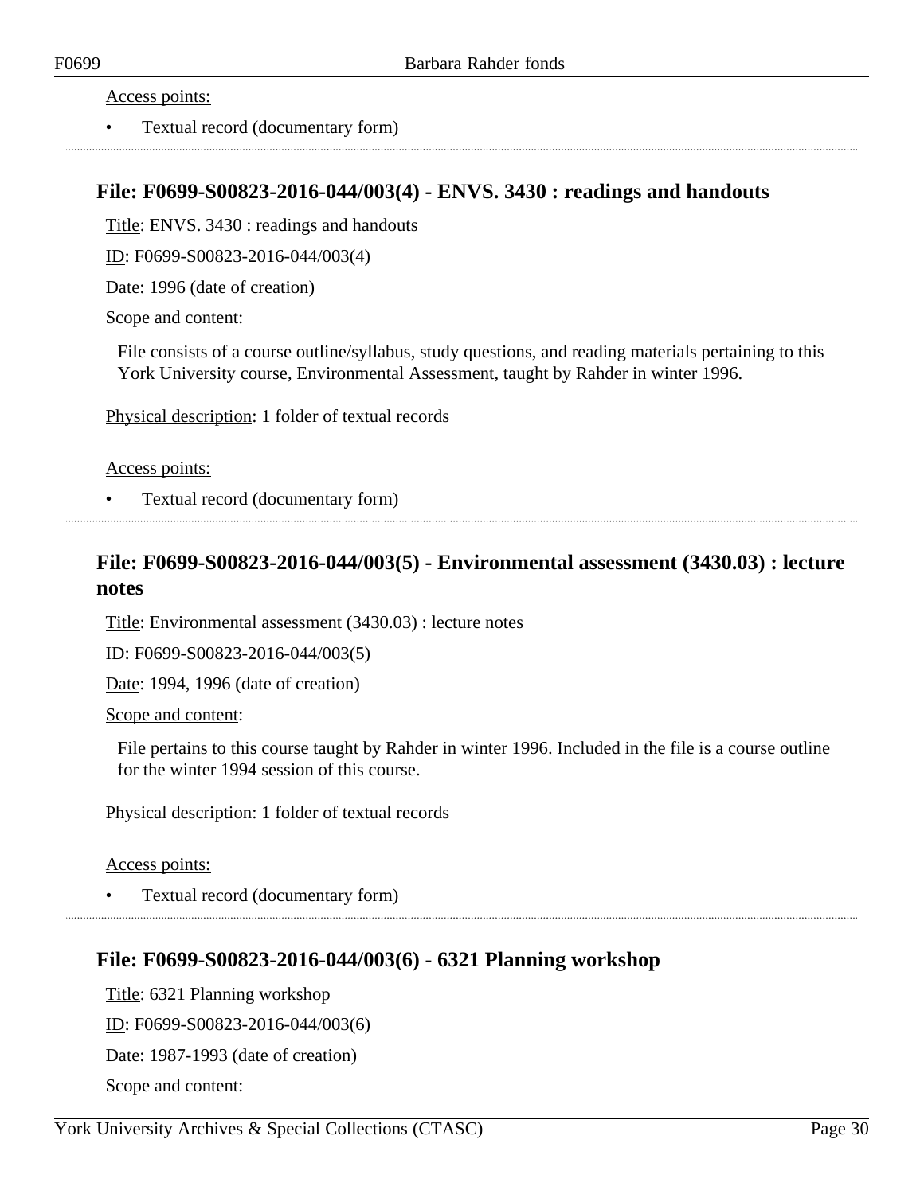Access points:

- Textual record (documentary form)

## File: F0699-S00823-2016-044/003(4) - ENVS. 3430 : readings and handouts

Title: ENVS. 3430 : readings and handouts

ID: F0699-S00823-2016-044/003(4)

Date: 1996 (date of creation)

Scope and content:

File consists of a course outline/syllabus, study questions, and reading materials pertaining to this York University course, Environmental Assessment, taught by Rahder in winter 1996.

Physical description: 1 folder of textual records

Access points:

- Textual record (documentary form)

## File: F0699-S00823-2016-044/003(5) - Environmental assessment (3430.03) : lecture notes

Title: Environmental assessment (3430.03) : lecture notes

ID: F0699-S00823-2016-044/003(5)

Date: 1994, 1996 (date of creation)

Scope and content:

File pertains to this course taught by Rahder in winter 1996. Included in the file is a course outline for the winter 1994 session of this course.

Physical description: 1 folder of textual records

Access points:

- Textual record (documentary form)

## File: F0699-S00823-2016-044/003(6) - 6321 Planning workshop

Title: 6321 Planning workshop

ID: F0699-S00823-2016-044/003(6)

Date: 1987-1993 (date of creation)

Scope and content: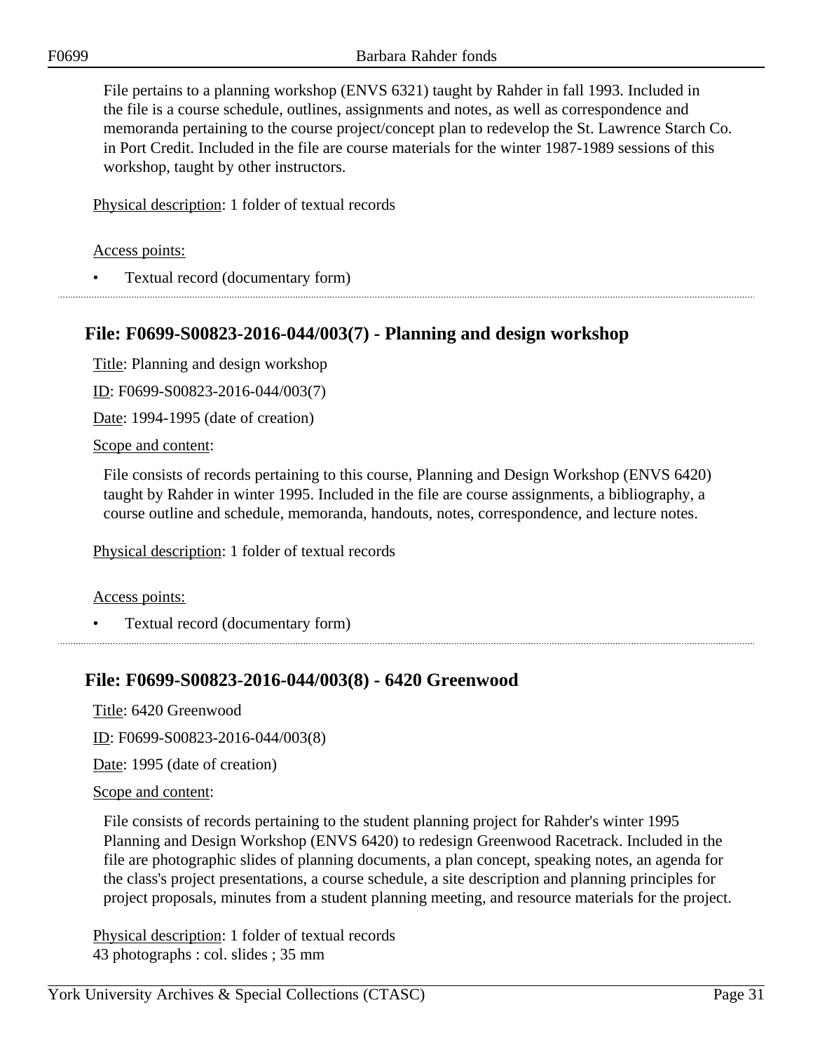File pertains to a planning workshop (ENVS 6321) taught by Rahder in fall 1993. Included in the file is a course schedule, outlines, assignments and notes, as well as correspondence and memoranda pertaining to the course project/concept plan to redevelop the St. Lawrence Starch Co. in Port Credit. Included in the file are course materials for the winter 1987-1989 sessions of this workshop, taught by other instructors.

Physical description: 1 folder of textual records

Access points:

- Textual record (documentary form)

## File: F0699-S00823-2016-044/003(7) - Planning and design workshop

Title: Planning and design workshop

ID: F0699-S00823-2016-044/003(7)

Date: 1994-1995 (date of creation)

Scope and content:

File consists of records pertaining to this course, Planning and Design Workshop (ENVS 6420) taught by Rahder in winter 1995. Included in the file are course assignments, a bibliography, a course outline and schedule, memoranda, handouts, notes, correspondence, and lecture notes.

Physical description: 1 folder of textual records

Access points:

- Textual record (documentary form)

## File: F0699-S00823-2016-044/003(8) - 6420 Greenwood

Title: 6420 Greenwood

ID: F0699-S00823-2016-044/003(8)

Date: 1995 (date of creation)

Scope and content:

File consists of records pertaining to the student planning project for Rahder's winter 1995 Planning and Design Workshop (ENVS 6420) to redesign Greenwood Racetrack. Included in the file are photographic slides of planning documents, a plan concept, speaking notes, an agenda for the class's project presentations, a course schedule, a site description and planning principles for project proposals, minutes from a student planning meeting, and resource materials for the project.

Physical description: 1 folder of textual records
43 photographs : col. slides ; 35 mm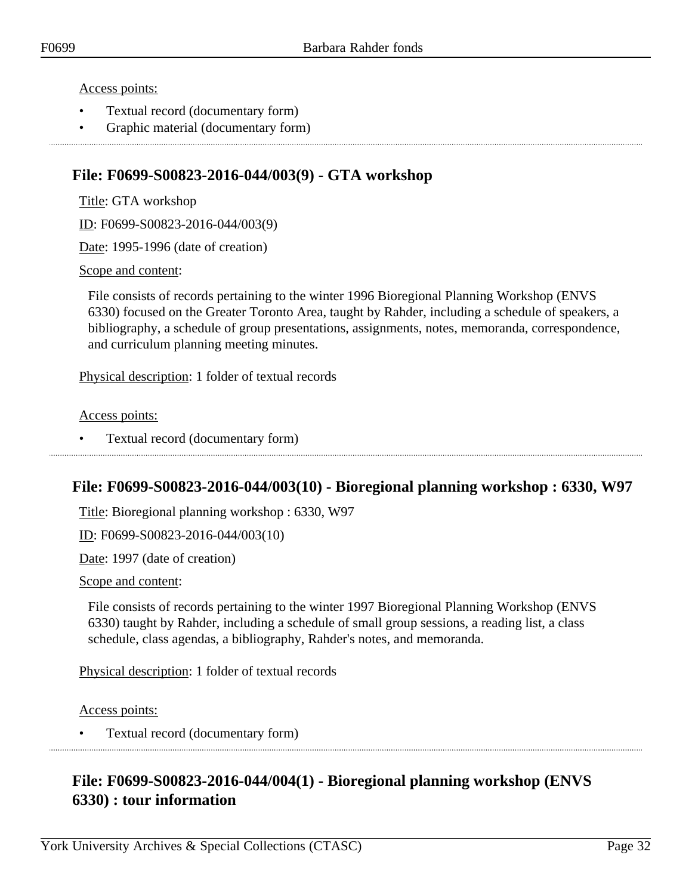Access points:

- Textual record (documentary form)
- Graphic material (documentary form)

## File: F0699-S00823-2016-044/003(9) - GTA workshop

Title: GTA workshop

ID: F0699-S00823-2016-044/003(9)

Date: 1995-1996 (date of creation)

Scope and content:

File consists of records pertaining to the winter 1996 Bioregional Planning Workshop (ENVS 6330) focused on the Greater Toronto Area, taught by Rahder, including a schedule of speakers, a bibliography, a schedule of group presentations, assignments, notes, memoranda, correspondence, and curriculum planning meeting minutes.

Physical description: 1 folder of textual records

Access points:

- Textual record (documentary form)

## File: F0699-S00823-2016-044/003(10) - Bioregional planning workshop : 6330, W97

Title: Bioregional planning workshop : 6330, W97

ID: F0699-S00823-2016-044/003(10)

Date: 1997 (date of creation)

Scope and content:

File consists of records pertaining to the winter 1997 Bioregional Planning Workshop (ENVS 6330) taught by Rahder, including a schedule of small group sessions, a reading list, a class schedule, class agendas, a bibliography, Rahder's notes, and memoranda.

Physical description: 1 folder of textual records

Access points:

- Textual record (documentary form)

## File: F0699-S00823-2016-044/004(1) - Bioregional planning workshop (ENVS 6330) : tour information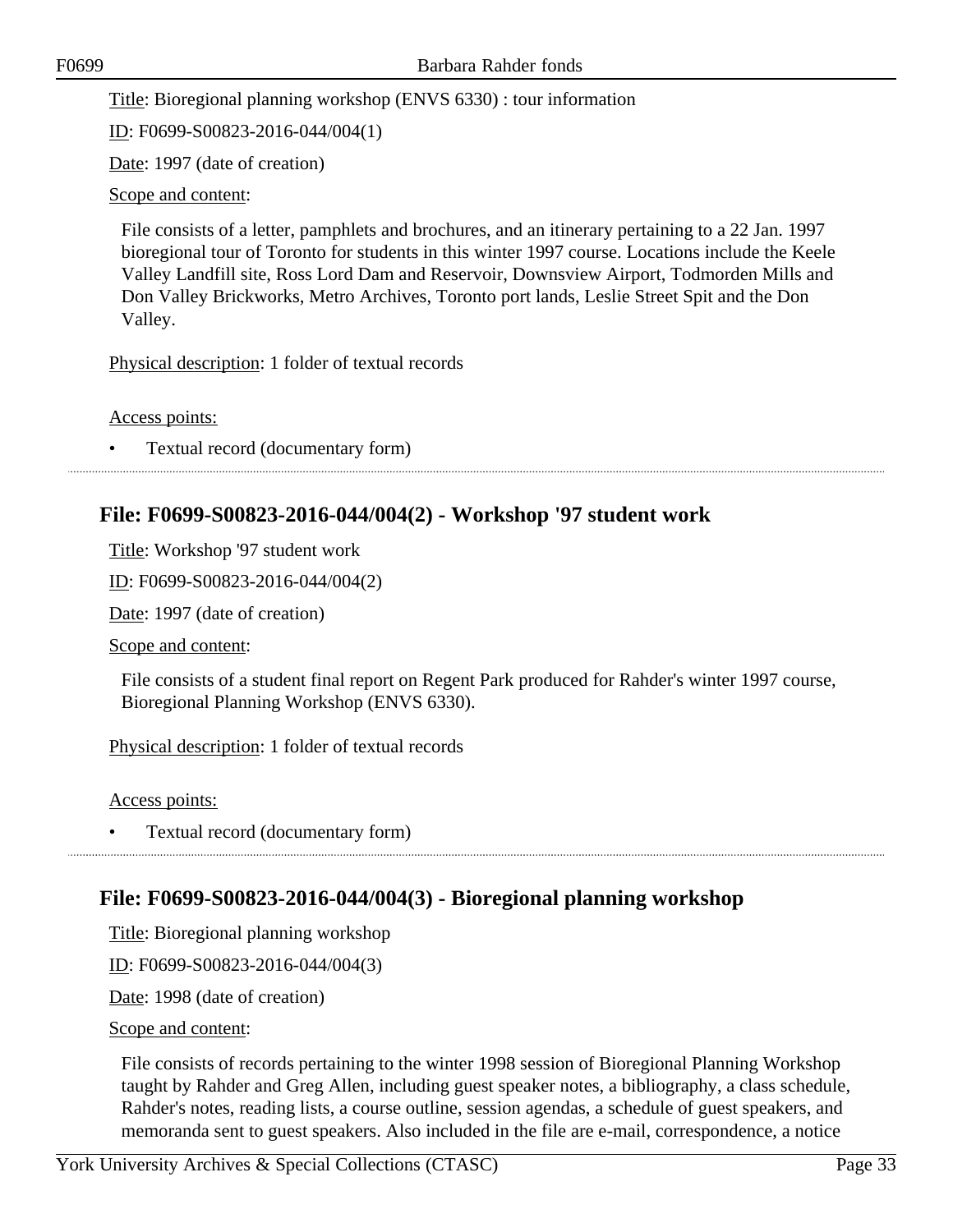Title: Bioregional planning workshop (ENVS 6330) : tour information

ID: F0699-S00823-2016-044/004(1)

Date: 1997 (date of creation)

Scope and content:

File consists of a letter, pamphlets and brochures, and an itinerary pertaining to a 22 Jan. 1997 bioregional tour of Toronto for students in this winter 1997 course. Locations include the Keele Valley Landfill site, Ross Lord Dam and Reservoir, Downsview Airport, Todmorden Mills and Don Valley Brickworks, Metro Archives, Toronto port lands, Leslie Street Spit and the Don Valley.

Physical description: 1 folder of textual records

Access points:

- Textual record (documentary form)

## File: F0699-S00823-2016-044/004(2) - Workshop '97 student work

Title: Workshop '97 student work

ID: F0699-S00823-2016-044/004(2)

Date: 1997 (date of creation)

Scope and content:

File consists of a student final report on Regent Park produced for Rahder's winter 1997 course, Bioregional Planning Workshop (ENVS 6330).

Physical description: 1 folder of textual records

Access points:

- Textual record (documentary form)

## File: F0699-S00823-2016-044/004(3) - Bioregional planning workshop

Title: Bioregional planning workshop

ID: F0699-S00823-2016-044/004(3)

Date: 1998 (date of creation)

Scope and content:

File consists of records pertaining to the winter 1998 session of Bioregional Planning Workshop taught by Rahder and Greg Allen, including guest speaker notes, a bibliography, a class schedule, Rahder's notes, reading lists, a course outline, session agendas, a schedule of guest speakers, and memoranda sent to guest speakers. Also included in the file are e-mail, correspondence, a notice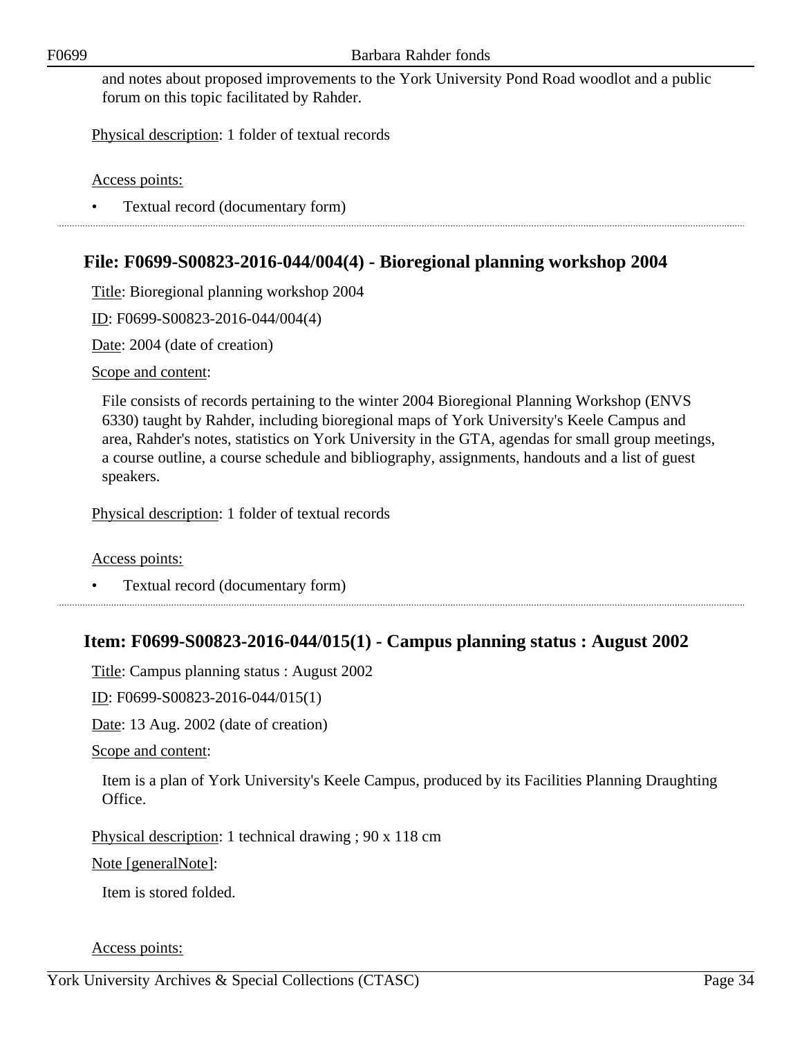and notes about proposed improvements to the York University Pond Road woodlot and a public forum on this topic facilitated by Rahder.

Physical description: 1 folder of textual records

Access points:

- Textual record (documentary form)

---

## File: F0699-S00823-2016-044/004(4) - Bioregional planning workshop 2004

Title: Bioregional planning workshop 2004

ID: F0699-S00823-2016-044/004(4)

Date: 2004 (date of creation)

Scope and content:

File consists of records pertaining to the winter 2004 Bioregional Planning Workshop (ENVS 6330) taught by Rahder, including bioregional maps of York University's Keele Campus and area, Rahder's notes, statistics on York University in the GTA, agendas for small group meetings, a course outline, a course schedule and bibliography, assignments, handouts and a list of guest speakers.

Physical description: 1 folder of textual records

Access points:

- Textual record (documentary form)

---

## Item: F0699-S00823-2016-044/015(1) - Campus planning status : August 2002

Title: Campus planning status : August 2002

ID: F0699-S00823-2016-044/015(1)

Date: 13 Aug. 2002 (date of creation)

Scope and content:

Item is a plan of York University's Keele Campus, produced by its Facilities Planning Draughting Office.

Physical description: 1 technical drawing ; 90 x 118 cm

Note [generalNote]:

Item is stored folded.

Access points: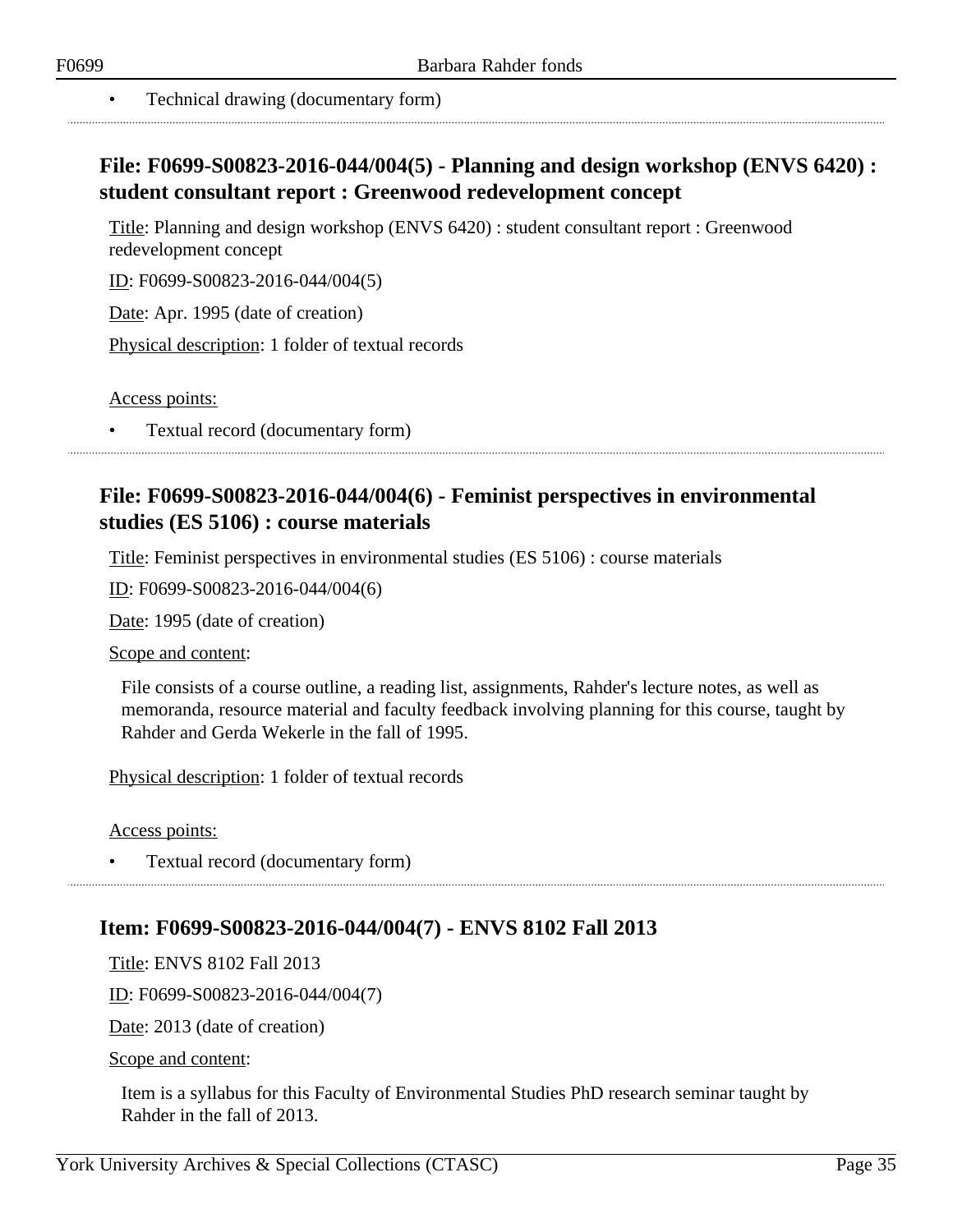- Technical drawing (documentary form)

## File: F0699-S00823-2016-044/004(5) - Planning and design workshop (ENVS 6420) : student consultant report : Greenwood redevelopment concept

Title: Planning and design workshop (ENVS 6420) : student consultant report : Greenwood redevelopment concept

ID: F0699-S00823-2016-044/004(5)

Date: Apr. 1995 (date of creation)

Physical description: 1 folder of textual records

Access points:

- Textual record (documentary form)

## File: F0699-S00823-2016-044/004(6) - Feminist perspectives in environmental studies (ES 5106) : course materials

Title: Feminist perspectives in environmental studies (ES 5106) : course materials

ID: F0699-S00823-2016-044/004(6)

Date: 1995 (date of creation)

Scope and content:

File consists of a course outline, a reading list, assignments, Rahder's lecture notes, as well as memoranda, resource material and faculty feedback involving planning for this course, taught by Rahder and Gerda Wekerle in the fall of 1995.

Physical description: 1 folder of textual records

Access points:

- Textual record (documentary form)

## Item: F0699-S00823-2016-044/004(7) - ENVS 8102 Fall 2013

Title: ENVS 8102 Fall 2013

ID: F0699-S00823-2016-044/004(7)

Date: 2013 (date of creation)

Scope and content:

Item is a syllabus for this Faculty of Environmental Studies PhD research seminar taught by Rahder in the fall of 2013.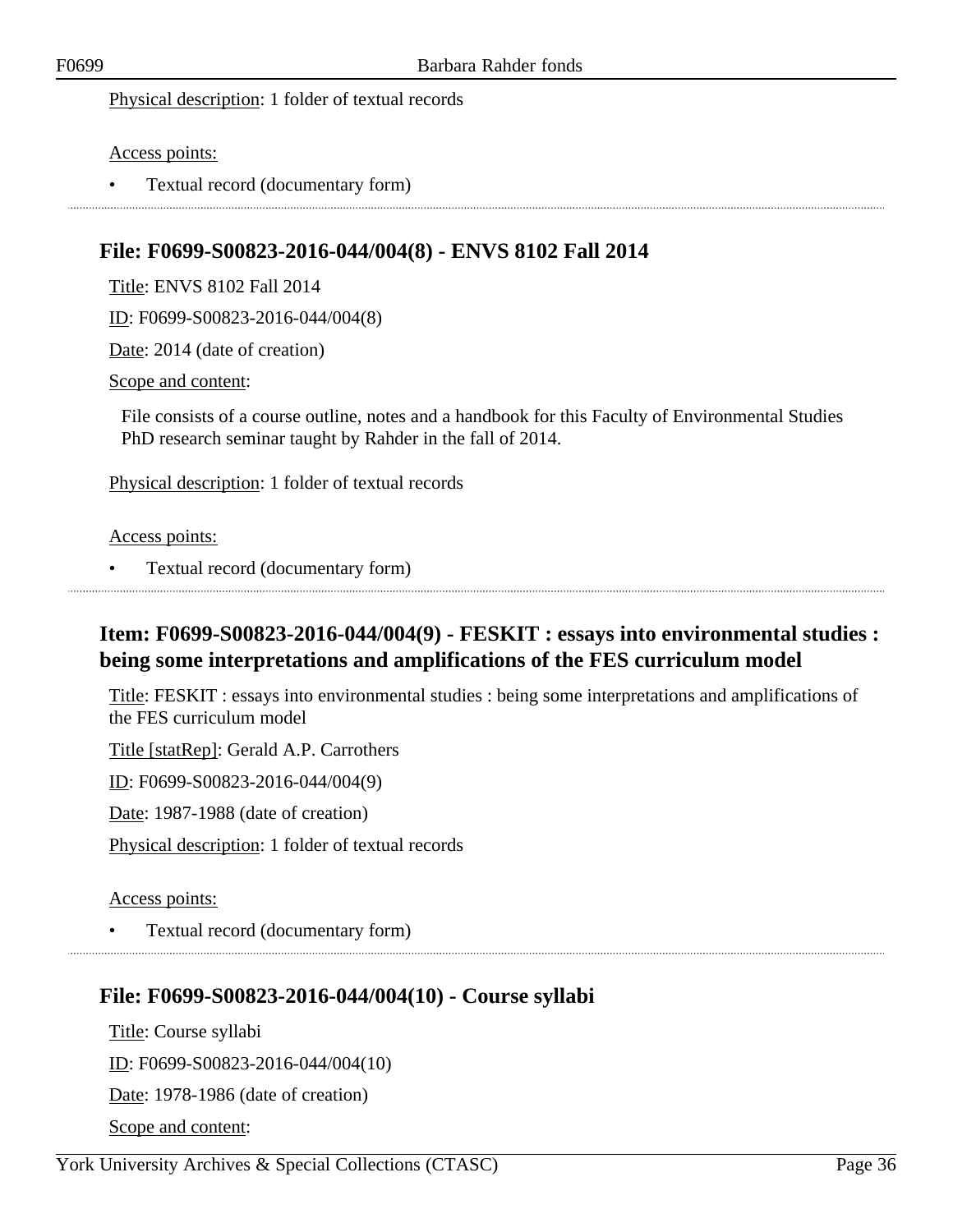Physical description: 1 folder of textual records

Access points:

- Textual record (documentary form)

---

### File: F0699-S00823-2016-044/004(8) - ENVS 8102 Fall 2014

Title: ENVS 8102 Fall 2014

ID: F0699-S00823-2016-044/004(8)

Date: 2014 (date of creation)

Scope and content:

File consists of a course outline, notes and a handbook for this Faculty of Environmental Studies PhD research seminar taught by Rahder in the fall of 2014.

Physical description: 1 folder of textual records

Access points:

- Textual record (documentary form)

---

### Item: F0699-S00823-2016-044/004(9) - FESKIT : essays into environmental studies : being some interpretations and amplifications of the FES curriculum model

Title: FESKIT : essays into environmental studies : being some interpretations and amplifications of the FES curriculum model

Title [statRep]: Gerald A.P. Carrothers

ID: F0699-S00823-2016-044/004(9)

Date: 1987-1988 (date of creation)

Physical description: 1 folder of textual records

Access points:

- Textual record (documentary form)

---

### File: F0699-S00823-2016-044/004(10) - Course syllabi

Title: Course syllabi

ID: F0699-S00823-2016-044/004(10)

Date: 1978-1986 (date of creation)

Scope and content: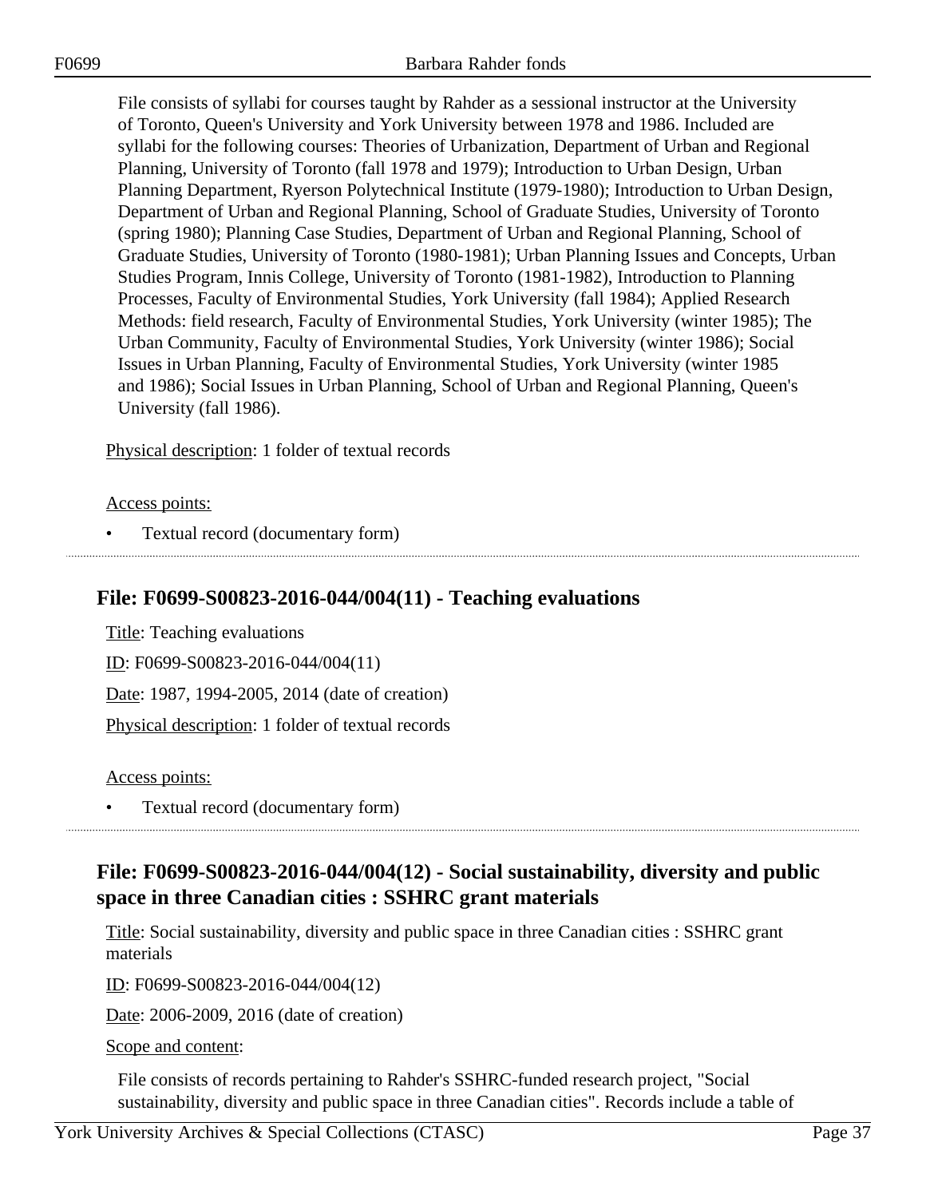File consists of syllabi for courses taught by Rahder as a sessional instructor at the University of Toronto, Queen's University and York University between 1978 and 1986. Included are syllabi for the following courses: Theories of Urbanization, Department of Urban and Regional Planning, University of Toronto (fall 1978 and 1979); Introduction to Urban Design, Urban Planning Department, Ryerson Polytechnical Institute (1979-1980); Introduction to Urban Design, Department of Urban and Regional Planning, School of Graduate Studies, University of Toronto (spring 1980); Planning Case Studies, Department of Urban and Regional Planning, School of Graduate Studies, University of Toronto (1980-1981); Urban Planning Issues and Concepts, Urban Studies Program, Innis College, University of Toronto (1981-1982), Introduction to Planning Processes, Faculty of Environmental Studies, York University (fall 1984); Applied Research Methods: field research, Faculty of Environmental Studies, York University (winter 1985); The Urban Community, Faculty of Environmental Studies, York University (winter 1986); Social Issues in Urban Planning, Faculty of Environmental Studies, York University (winter 1985 and 1986); Social Issues in Urban Planning, School of Urban and Regional Planning, Queen's University (fall 1986).

Physical description: 1 folder of textual records

Access points:

- Textual record (documentary form)

## File: F0699-S00823-2016-044/004(11) - Teaching evaluations

Title: Teaching evaluations

ID: F0699-S00823-2016-044/004(11)

Date: 1987, 1994-2005, 2014 (date of creation)

Physical description: 1 folder of textual records

Access points:

- Textual record (documentary form)

## File: F0699-S00823-2016-044/004(12) - Social sustainability, diversity and public space in three Canadian cities : SSHRC grant materials

Title: Social sustainability, diversity and public space in three Canadian cities : SSHRC grant materials

ID: F0699-S00823-2016-044/004(12)

Date: 2006-2009, 2016 (date of creation)

Scope and content:

File consists of records pertaining to Rahder's SSHRC-funded research project, "Social sustainability, diversity and public space in three Canadian cities". Records include a table of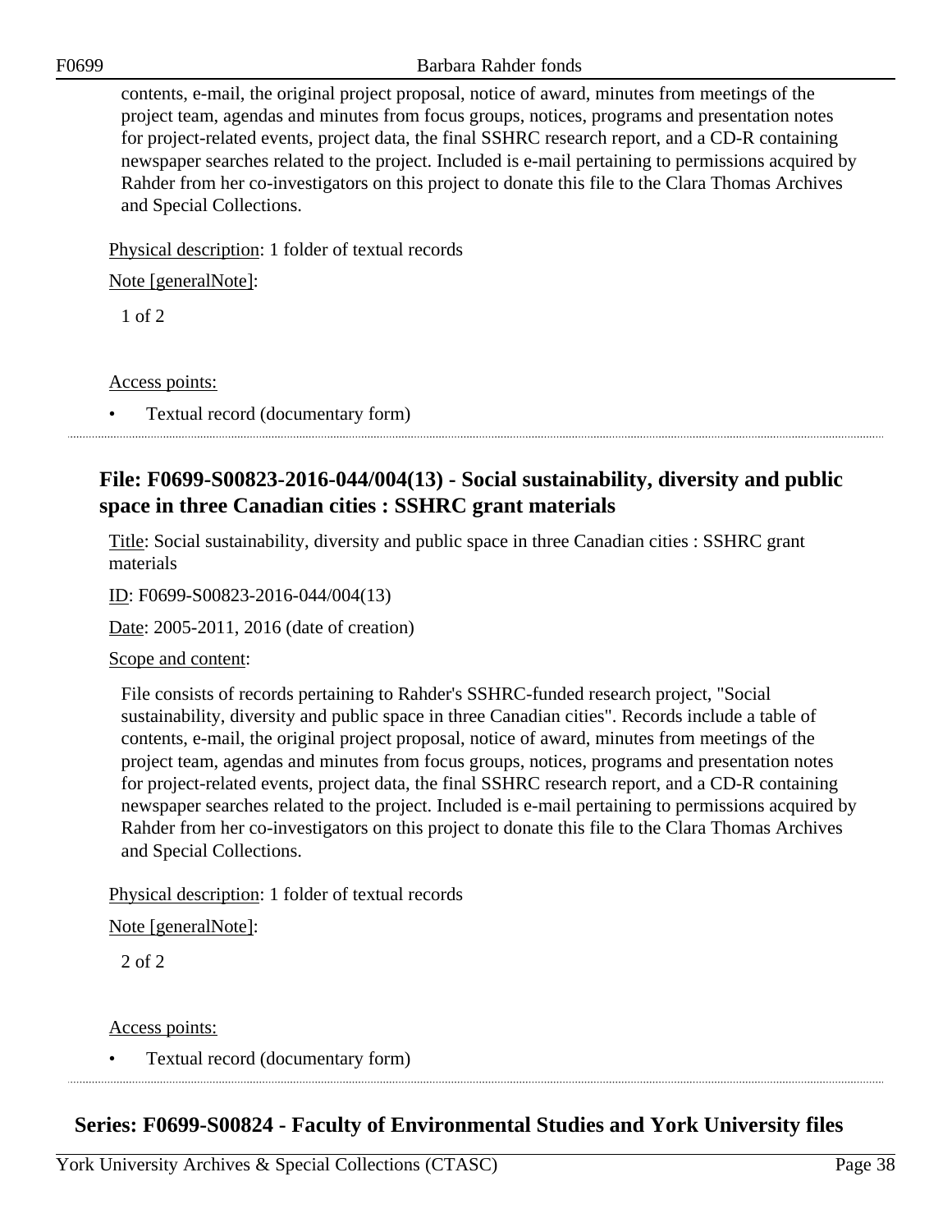contents, e-mail, the original project proposal, notice of award, minutes from meetings of the project team, agendas and minutes from focus groups, notices, programs and presentation notes for project-related events, project data, the final SSHRC research report, and a CD-R containing newspaper searches related to the project. Included is e-mail pertaining to permissions acquired by Rahder from her co-investigators on this project to donate this file to the Clara Thomas Archives and Special Collections.

Physical description: 1 folder of textual records

Note [generalNote]:

1 of 2

Access points:

- Textual record (documentary form)

### File: F0699-S00823-2016-044/004(13) - Social sustainability, diversity and public space in three Canadian cities : SSHRC grant materials

Title: Social sustainability, diversity and public space in three Canadian cities : SSHRC grant materials

ID: F0699-S00823-2016-044/004(13)

Date: 2005-2011, 2016 (date of creation)

Scope and content:

File consists of records pertaining to Rahder's SSHRC-funded research project, "Social sustainability, diversity and public space in three Canadian cities". Records include a table of contents, e-mail, the original project proposal, notice of award, minutes from meetings of the project team, agendas and minutes from focus groups, notices, programs and presentation notes for project-related events, project data, the final SSHRC research report, and a CD-R containing newspaper searches related to the project. Included is e-mail pertaining to permissions acquired by Rahder from her co-investigators on this project to donate this file to the Clara Thomas Archives and Special Collections.

Physical description: 1 folder of textual records

Note [generalNote]:

2 of 2

Access points:

- Textual record (documentary form)

## Series: F0699-S00824 - Faculty of Environmental Studies and York University files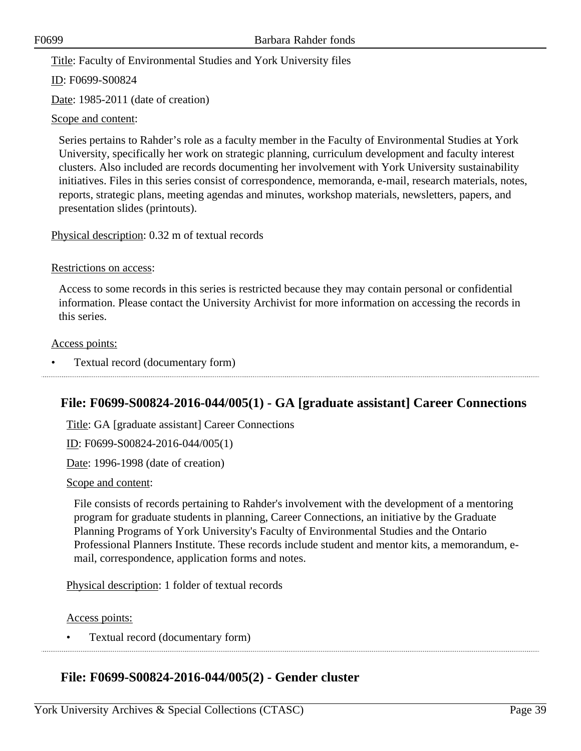Title: Faculty of Environmental Studies and York University files

ID: F0699-S00824

Date: 1985-2011 (date of creation)

Scope and content:

Series pertains to Rahder's role as a faculty member in the Faculty of Environmental Studies at York University, specifically her work on strategic planning, curriculum development and faculty interest clusters. Also included are records documenting her involvement with York University sustainability initiatives. Files in this series consist of correspondence, memoranda, e-mail, research materials, notes, reports, strategic plans, meeting agendas and minutes, workshop materials, newsletters, papers, and presentation slides (printouts).

Physical description: 0.32 m of textual records

Restrictions on access:

Access to some records in this series is restricted because they may contain personal or confidential information. Please contact the University Archivist for more information on accessing the records in this series.

Access points:

- Textual record (documentary form)

## File: F0699-S00824-2016-044/005(1) - GA [graduate assistant] Career Connections

Title: GA [graduate assistant] Career Connections

ID: F0699-S00824-2016-044/005(1)

Date: 1996-1998 (date of creation)

Scope and content:

File consists of records pertaining to Rahder's involvement with the development of a mentoring program for graduate students in planning, Career Connections, an initiative by the Graduate Planning Programs of York University's Faculty of Environmental Studies and the Ontario Professional Planners Institute. These records include student and mentor kits, a memorandum, e-mail, correspondence, application forms and notes.

Physical description: 1 folder of textual records

Access points:

- Textual record (documentary form)

## File: F0699-S00824-2016-044/005(2) - Gender cluster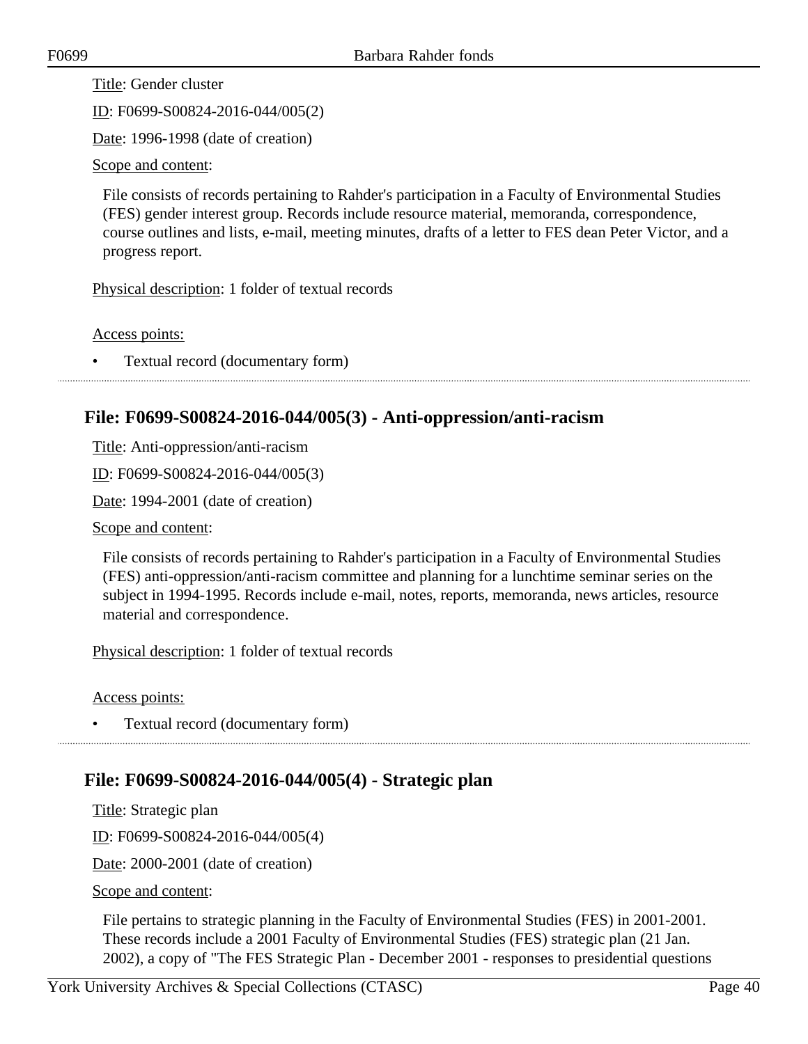Title: Gender cluster

ID: F0699-S00824-2016-044/005(2)

Date: 1996-1998 (date of creation)

Scope and content:

File consists of records pertaining to Rahder's participation in a Faculty of Environmental Studies (FES) gender interest group. Records include resource material, memoranda, correspondence, course outlines and lists, e-mail, meeting minutes, drafts of a letter to FES dean Peter Victor, and a progress report.

Physical description: 1 folder of textual records

Access points:

- Textual record (documentary form)

## File: F0699-S00824-2016-044/005(3) - Anti-oppression/anti-racism

Title: Anti-oppression/anti-racism

ID: F0699-S00824-2016-044/005(3)

Date: 1994-2001 (date of creation)

Scope and content:

File consists of records pertaining to Rahder's participation in a Faculty of Environmental Studies (FES) anti-oppression/anti-racism committee and planning for a lunchtime seminar series on the subject in 1994-1995. Records include e-mail, notes, reports, memoranda, news articles, resource material and correspondence.

Physical description: 1 folder of textual records

Access points:

- Textual record (documentary form)

## File: F0699-S00824-2016-044/005(4) - Strategic plan

Title: Strategic plan

ID: F0699-S00824-2016-044/005(4)

Date: 2000-2001 (date of creation)

Scope and content:

File pertains to strategic planning in the Faculty of Environmental Studies (FES) in 2001-2001. These records include a 2001 Faculty of Environmental Studies (FES) strategic plan (21 Jan. 2002), a copy of "The FES Strategic Plan - December 2001 - responses to presidential questions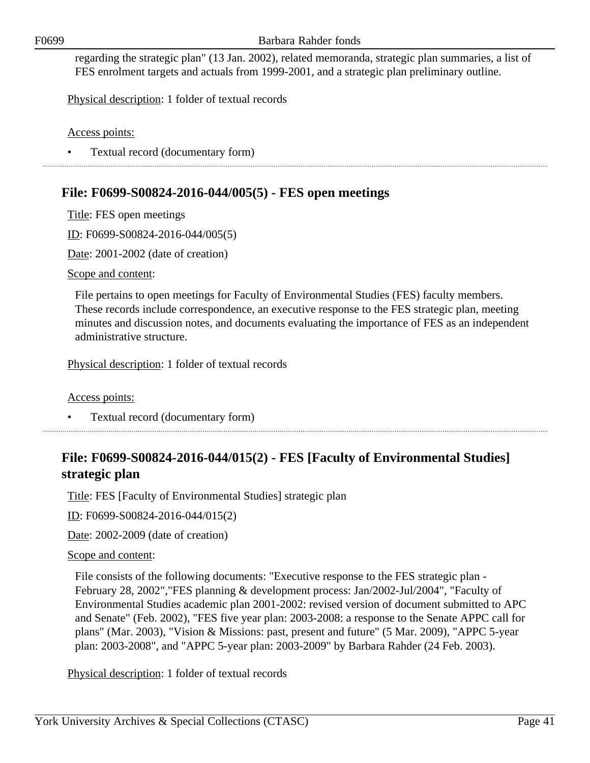regarding the strategic plan" (13 Jan. 2002), related memoranda, strategic plan summaries, a list of FES enrolment targets and actuals from 1999-2001, and a strategic plan preliminary outline.

Physical description: 1 folder of textual records

Access points:

- Textual record (documentary form)

## File: F0699-S00824-2016-044/005(5) - FES open meetings

Title: FES open meetings

ID: F0699-S00824-2016-044/005(5)

Date: 2001-2002 (date of creation)

Scope and content:

File pertains to open meetings for Faculty of Environmental Studies (FES) faculty members. These records include correspondence, an executive response to the FES strategic plan, meeting minutes and discussion notes, and documents evaluating the importance of FES as an independent administrative structure.

Physical description: 1 folder of textual records

Access points:

- Textual record (documentary form)

## File: F0699-S00824-2016-044/015(2) - FES [Faculty of Environmental Studies] strategic plan

Title: FES [Faculty of Environmental Studies] strategic plan

ID: F0699-S00824-2016-044/015(2)

Date: 2002-2009 (date of creation)

Scope and content:

File consists of the following documents: "Executive response to the FES strategic plan - February 28, 2002","FES planning & development process: Jan/2002-Jul/2004", "Faculty of Environmental Studies academic plan 2001-2002: revised version of document submitted to APC and Senate" (Feb. 2002), "FES five year plan: 2003-2008: a response to the Senate APPC call for plans" (Mar. 2003), "Vision & Missions: past, present and future" (5 Mar. 2009), "APPC 5-year plan: 2003-2008", and "APPC 5-year plan: 2003-2009" by Barbara Rahder (24 Feb. 2003).

Physical description: 1 folder of textual records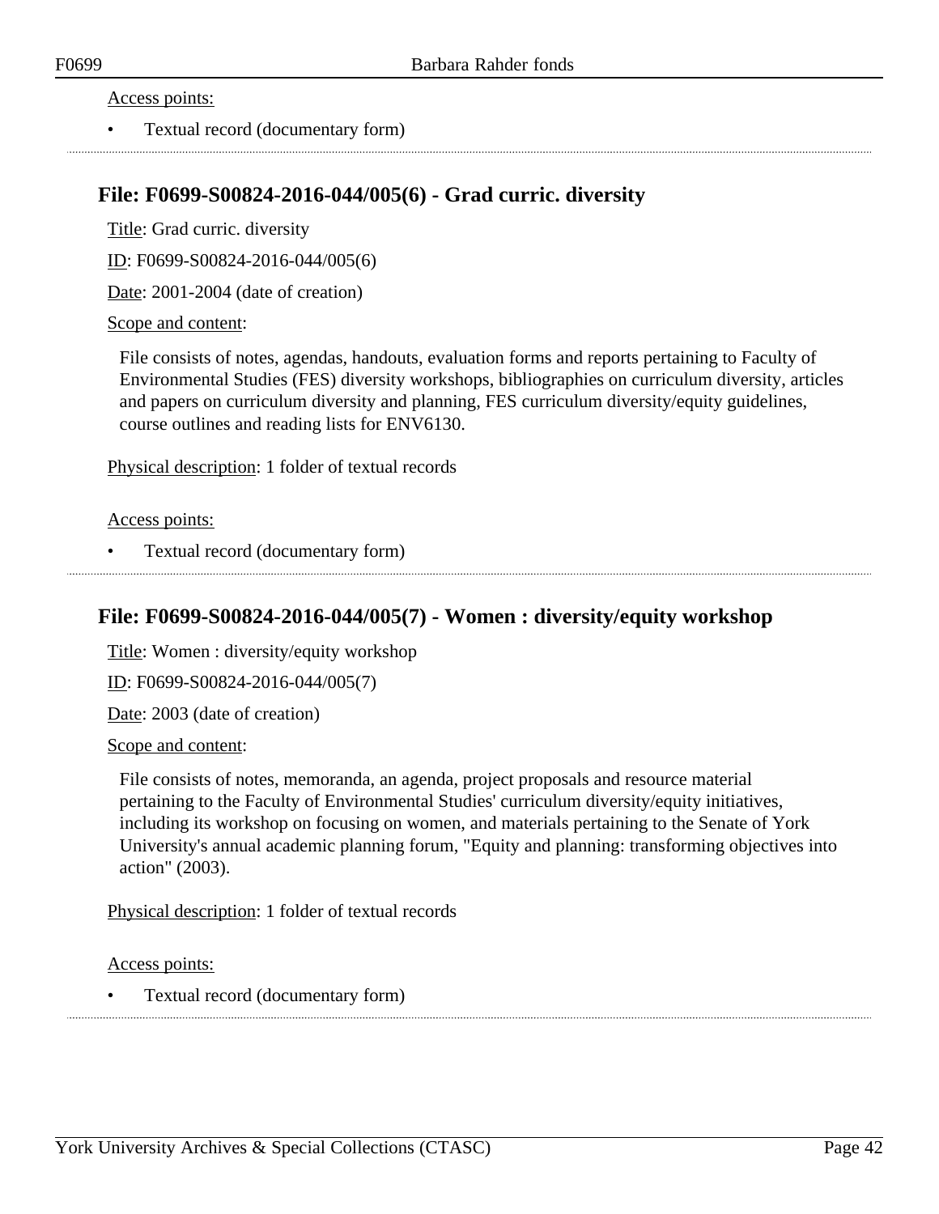Access points:

- Textual record (documentary form)

## File: F0699-S00824-2016-044/005(6) - Grad curric. diversity

Title: Grad curric. diversity

ID: F0699-S00824-2016-044/005(6)

Date: 2001-2004 (date of creation)

Scope and content:

File consists of notes, agendas, handouts, evaluation forms and reports pertaining to Faculty of Environmental Studies (FES) diversity workshops, bibliographies on curriculum diversity, articles and papers on curriculum diversity and planning, FES curriculum diversity/equity guidelines, course outlines and reading lists for ENV6130.

Physical description: 1 folder of textual records

Access points:

- Textual record (documentary form)

## File: F0699-S00824-2016-044/005(7) - Women : diversity/equity workshop

Title: Women : diversity/equity workshop

ID: F0699-S00824-2016-044/005(7)

Date: 2003 (date of creation)

Scope and content:

File consists of notes, memoranda, an agenda, project proposals and resource material pertaining to the Faculty of Environmental Studies' curriculum diversity/equity initiatives, including its workshop on focusing on women, and materials pertaining to the Senate of York University's annual academic planning forum, "Equity and planning: transforming objectives into action" (2003).

Physical description: 1 folder of textual records

Access points:

- Textual record (documentary form)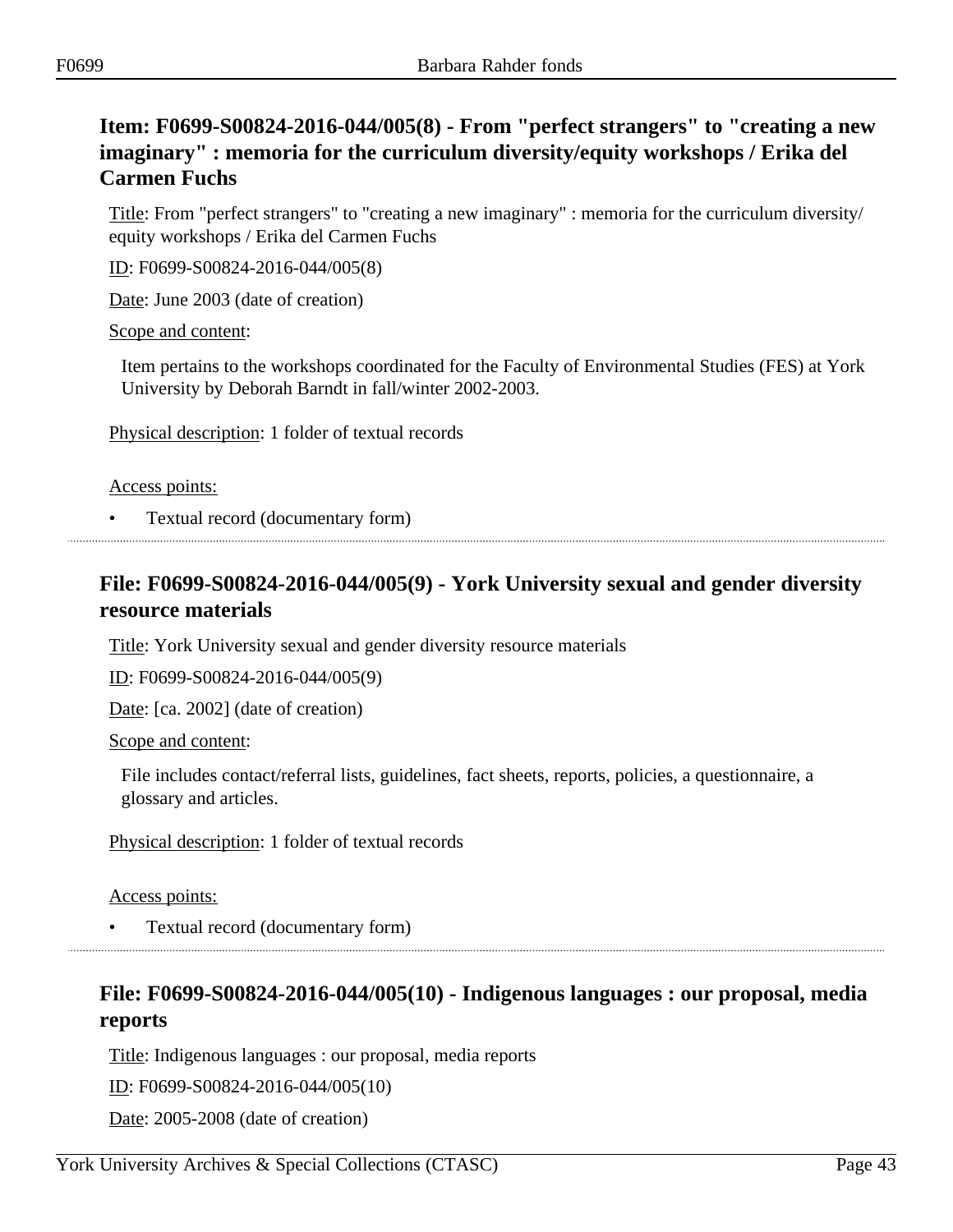## Item: F0699-S00824-2016-044/005(8) - From "perfect strangers" to "creating a new imaginary" : memoria for the curriculum diversity/equity workshops / Erika del Carmen Fuchs

Title: From "perfect strangers" to "creating a new imaginary" : memoria for the curriculum diversity/ equity workshops / Erika del Carmen Fuchs

ID: F0699-S00824-2016-044/005(8)

Date: June 2003 (date of creation)

Scope and content:

Item pertains to the workshops coordinated for the Faculty of Environmental Studies (FES) at York University by Deborah Barndt in fall/winter 2002-2003.

Physical description: 1 folder of textual records

Access points:

- Textual record (documentary form)

---

## File: F0699-S00824-2016-044/005(9) - York University sexual and gender diversity resource materials

Title: York University sexual and gender diversity resource materials

ID: F0699-S00824-2016-044/005(9)

Date: [ca. 2002] (date of creation)

Scope and content:

File includes contact/referral lists, guidelines, fact sheets, reports, policies, a questionnaire, a glossary and articles.

Physical description: 1 folder of textual records

Access points:

- Textual record (documentary form)

---

## File: F0699-S00824-2016-044/005(10) - Indigenous languages : our proposal, media reports

Title: Indigenous languages : our proposal, media reports

ID: F0699-S00824-2016-044/005(10)

Date: 2005-2008 (date of creation)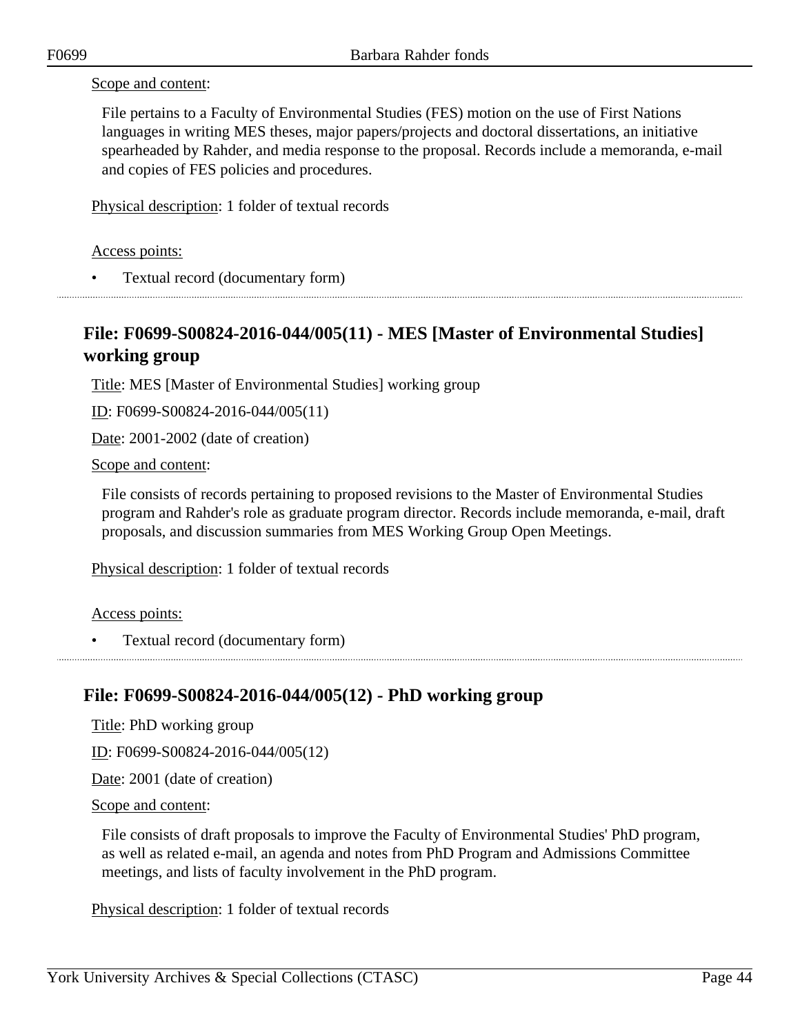Scope and content:

File pertains to a Faculty of Environmental Studies (FES) motion on the use of First Nations languages in writing MES theses, major papers/projects and doctoral dissertations, an initiative spearheaded by Rahder, and media response to the proposal. Records include a memoranda, e-mail and copies of FES policies and procedures.

Physical description: 1 folder of textual records

Access points:

- Textual record (documentary form)

## File: F0699-S00824-2016-044/005(11) - MES [Master of Environmental Studies] working group

Title: MES [Master of Environmental Studies] working group

ID: F0699-S00824-2016-044/005(11)

Date: 2001-2002 (date of creation)

Scope and content:

File consists of records pertaining to proposed revisions to the Master of Environmental Studies program and Rahder's role as graduate program director. Records include memoranda, e-mail, draft proposals, and discussion summaries from MES Working Group Open Meetings.

Physical description: 1 folder of textual records

Access points:

- Textual record (documentary form)

## File: F0699-S00824-2016-044/005(12) - PhD working group

Title: PhD working group

ID: F0699-S00824-2016-044/005(12)

Date: 2001 (date of creation)

Scope and content:

File consists of draft proposals to improve the Faculty of Environmental Studies' PhD program, as well as related e-mail, an agenda and notes from PhD Program and Admissions Committee meetings, and lists of faculty involvement in the PhD program.

Physical description: 1 folder of textual records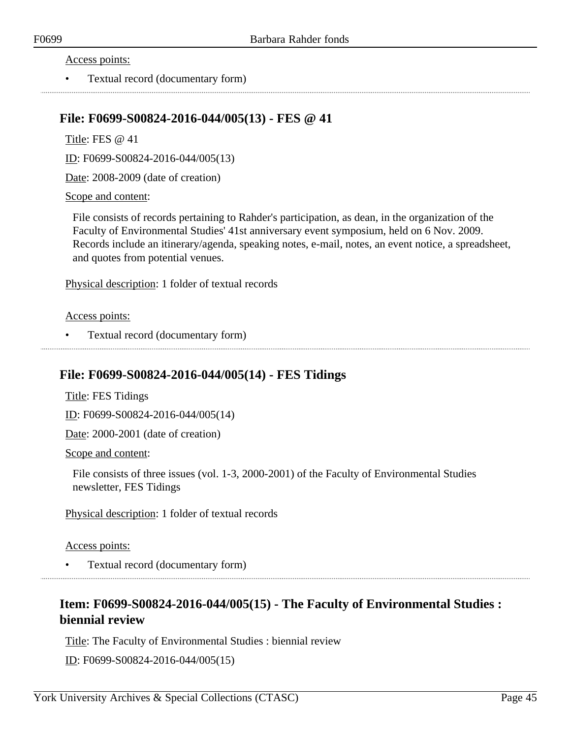Access points:

- Textual record (documentary form)

---

## File: F0699-S00824-2016-044/005(13) - FES @ 41

Title: FES @ 41

ID: F0699-S00824-2016-044/005(13)

Date: 2008-2009 (date of creation)

Scope and content:

File consists of records pertaining to Rahder's participation, as dean, in the organization of the Faculty of Environmental Studies' 41st anniversary event symposium, held on 6 Nov. 2009. Records include an itinerary/agenda, speaking notes, e-mail, notes, an event notice, a spreadsheet, and quotes from potential venues.

Physical description: 1 folder of textual records

Access points:

- Textual record (documentary form)

---

## File: F0699-S00824-2016-044/005(14) - FES Tidings

Title: FES Tidings

ID: F0699-S00824-2016-044/005(14)

Date: 2000-2001 (date of creation)

Scope and content:

File consists of three issues (vol. 1-3, 2000-2001) of the Faculty of Environmental Studies newsletter, FES Tidings

Physical description: 1 folder of textual records

Access points:

- Textual record (documentary form)

---

## Item: F0699-S00824-2016-044/005(15) - The Faculty of Environmental Studies : biennial review

Title: The Faculty of Environmental Studies : biennial review

ID: F0699-S00824-2016-044/005(15)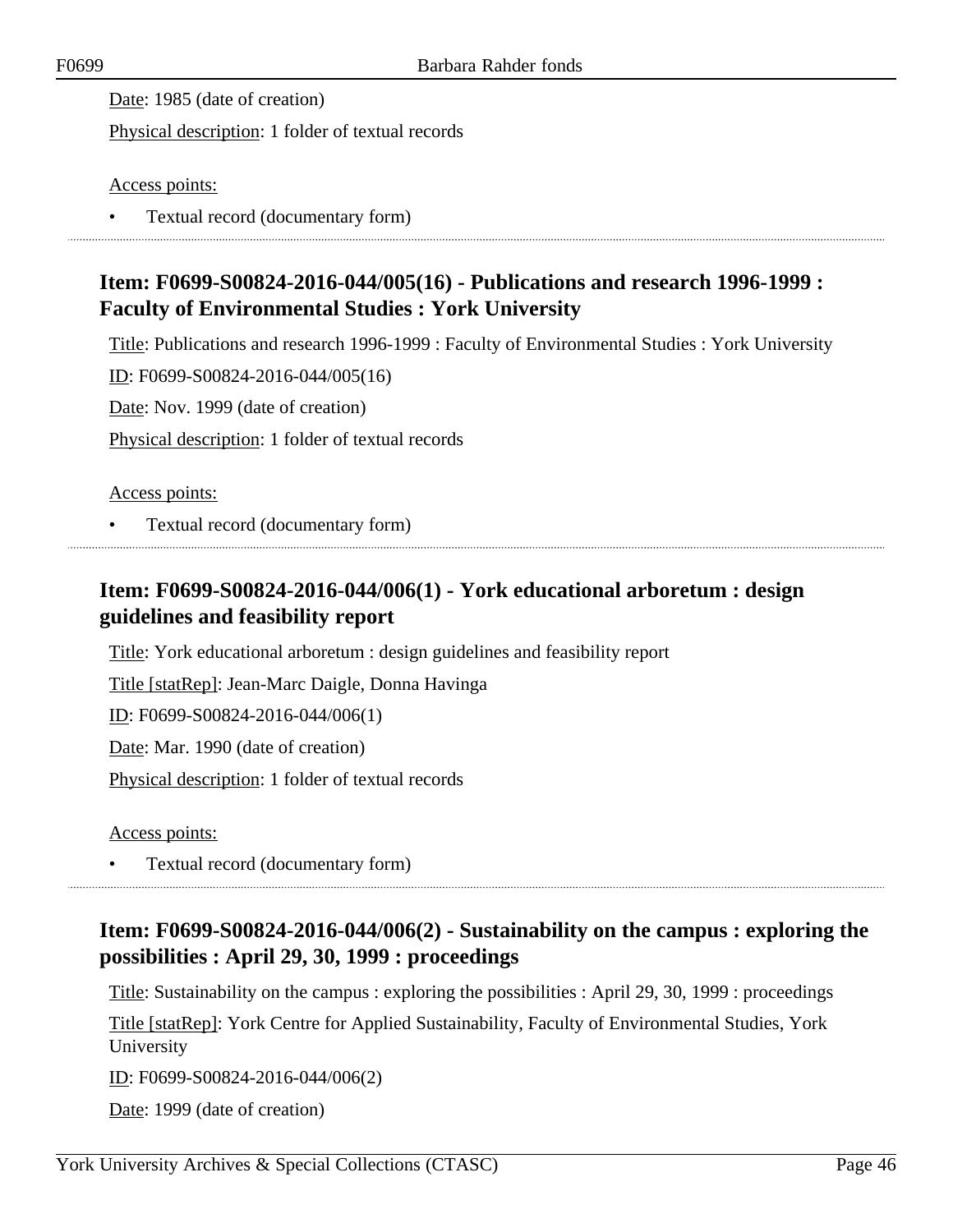Date: 1985 (date of creation)

Physical description: 1 folder of textual records

Access points:

- Textual record (documentary form)

## Item: F0699-S00824-2016-044/005(16) - Publications and research 1996-1999 : Faculty of Environmental Studies : York University

Title: Publications and research 1996-1999 : Faculty of Environmental Studies : York University

ID: F0699-S00824-2016-044/005(16)

Date: Nov. 1999 (date of creation)

Physical description: 1 folder of textual records

Access points:

- Textual record (documentary form)

## Item: F0699-S00824-2016-044/006(1) - York educational arboretum : design guidelines and feasibility report

Title: York educational arboretum : design guidelines and feasibility report

Title [statRep]: Jean-Marc Daigle, Donna Havinga

ID: F0699-S00824-2016-044/006(1)

Date: Mar. 1990 (date of creation)

Physical description: 1 folder of textual records

Access points:

- Textual record (documentary form)

## Item: F0699-S00824-2016-044/006(2) - Sustainability on the campus : exploring the possibilities : April 29, 30, 1999 : proceedings

Title: Sustainability on the campus : exploring the possibilities : April 29, 30, 1999 : proceedings

Title [statRep]: York Centre for Applied Sustainability, Faculty of Environmental Studies, York University

ID: F0699-S00824-2016-044/006(2)

Date: 1999 (date of creation)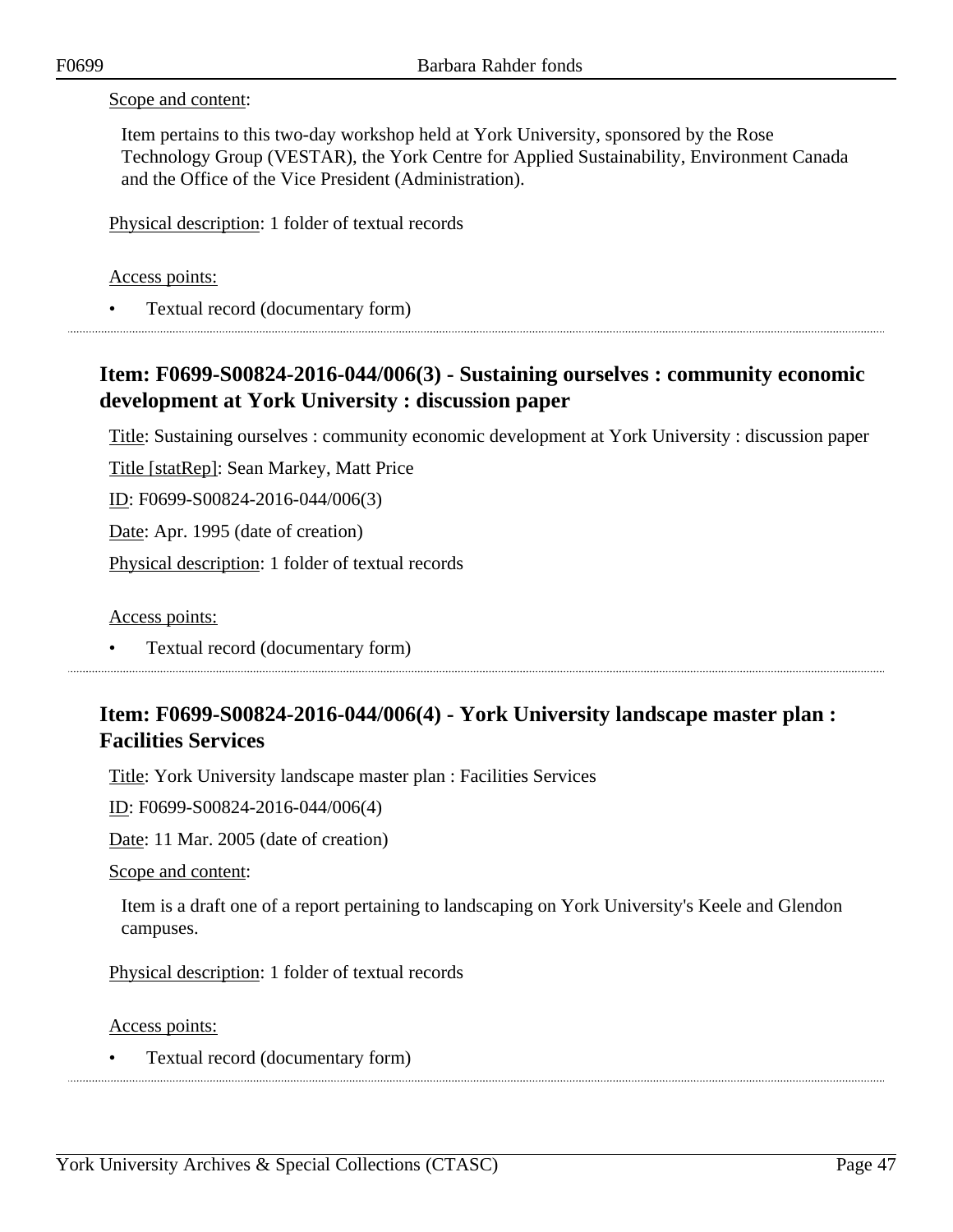Scope and content:

Item pertains to this two-day workshop held at York University, sponsored by the Rose Technology Group (VESTAR), the York Centre for Applied Sustainability, Environment Canada and the Office of the Vice President (Administration).

Physical description: 1 folder of textual records

Access points:

- Textual record (documentary form)

## Item: F0699-S00824-2016-044/006(3) - Sustaining ourselves : community economic development at York University : discussion paper

Title: Sustaining ourselves : community economic development at York University : discussion paper

Title [statRep]: Sean Markey, Matt Price

ID: F0699-S00824-2016-044/006(3)

Date: Apr. 1995 (date of creation)

Physical description: 1 folder of textual records

Access points:

- Textual record (documentary form)

## Item: F0699-S00824-2016-044/006(4) - York University landscape master plan : Facilities Services

Title: York University landscape master plan : Facilities Services

ID: F0699-S00824-2016-044/006(4)

Date: 11 Mar. 2005 (date of creation)

Scope and content:

Item is a draft one of a report pertaining to landscaping on York University's Keele and Glendon campuses.

Physical description: 1 folder of textual records

Access points:

- Textual record (documentary form)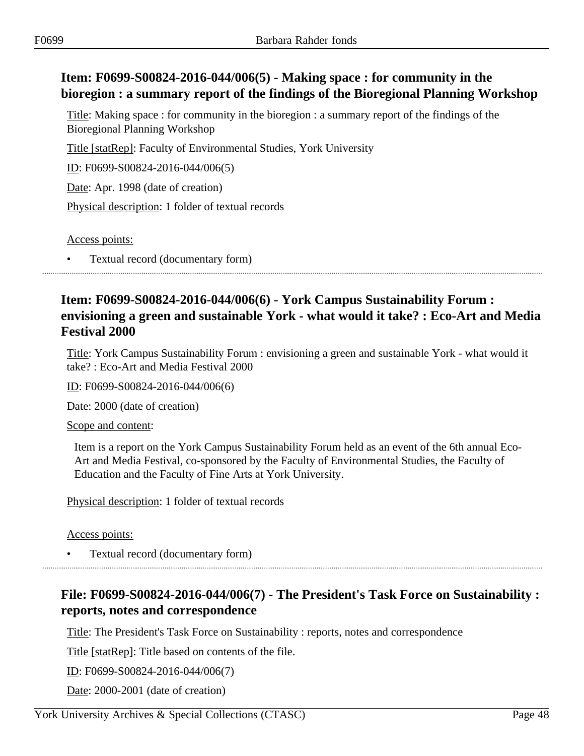## Item: F0699-S00824-2016-044/006(5) - Making space : for community in the bioregion : a summary report of the findings of the Bioregional Planning Workshop

Title: Making space : for community in the bioregion : a summary report of the findings of the Bioregional Planning Workshop

Title [statRep]: Faculty of Environmental Studies, York University

ID: F0699-S00824-2016-044/006(5)

Date: Apr. 1998 (date of creation)

Physical description: 1 folder of textual records

Access points:

- Textual record (documentary form)

---

## Item: F0699-S00824-2016-044/006(6) - York Campus Sustainability Forum : envisioning a green and sustainable York - what would it take? : Eco-Art and Media Festival 2000

Title: York Campus Sustainability Forum : envisioning a green and sustainable York - what would it take? : Eco-Art and Media Festival 2000

ID: F0699-S00824-2016-044/006(6)

Date: 2000 (date of creation)

Scope and content:

Item is a report on the York Campus Sustainability Forum held as an event of the 6th annual Eco-Art and Media Festival, co-sponsored by the Faculty of Environmental Studies, the Faculty of Education and the Faculty of Fine Arts at York University.

Physical description: 1 folder of textual records

Access points:

- Textual record (documentary form)

---

## File: F0699-S00824-2016-044/006(7) - The President's Task Force on Sustainability : reports, notes and correspondence

Title: The President's Task Force on Sustainability : reports, notes and correspondence

Title [statRep]: Title based on contents of the file.

ID: F0699-S00824-2016-044/006(7)

Date: 2000-2001 (date of creation)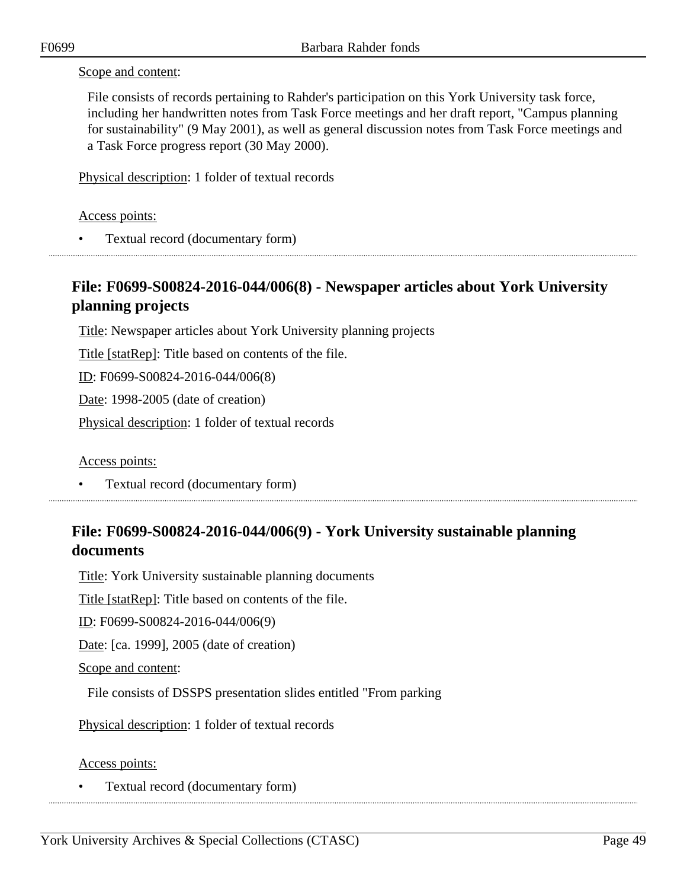Scope and content:

File consists of records pertaining to Rahder's participation on this York University task force, including her handwritten notes from Task Force meetings and her draft report, "Campus planning for sustainability" (9 May 2001), as well as general discussion notes from Task Force meetings and a Task Force progress report (30 May 2000).

Physical description: 1 folder of textual records

Access points:

- Textual record (documentary form)

## File: F0699-S00824-2016-044/006(8) - Newspaper articles about York University planning projects

Title: Newspaper articles about York University planning projects

Title [statRep]: Title based on contents of the file.

ID: F0699-S00824-2016-044/006(8)

Date: 1998-2005 (date of creation)

Physical description: 1 folder of textual records

Access points:

- Textual record (documentary form)

## File: F0699-S00824-2016-044/006(9) - York University sustainable planning documents

Title: York University sustainable planning documents

Title [statRep]: Title based on contents of the file.

ID: F0699-S00824-2016-044/006(9)

Date: [ca. 1999], 2005 (date of creation)

Scope and content:

File consists of DSSPS presentation slides entitled "From parking

Physical description: 1 folder of textual records

Access points:

- Textual record (documentary form)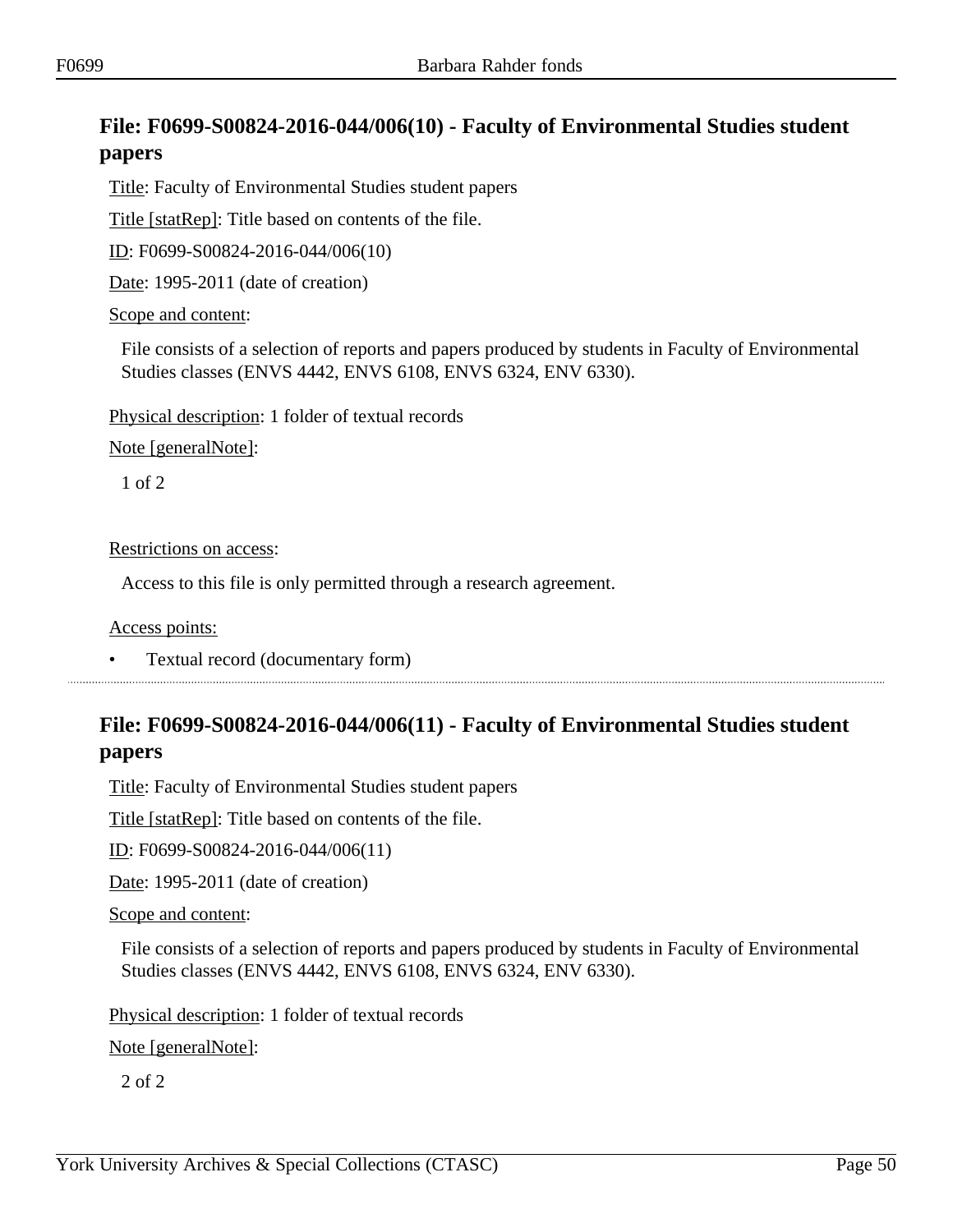## File: F0699-S00824-2016-044/006(10) - Faculty of Environmental Studies student papers

Title: Faculty of Environmental Studies student papers

Title [statRep]: Title based on contents of the file.

ID: F0699-S00824-2016-044/006(10)

Date: 1995-2011 (date of creation)

Scope and content:

File consists of a selection of reports and papers produced by students in Faculty of Environmental Studies classes (ENVS 4442, ENVS 6108, ENVS 6324, ENV 6330).

Physical description: 1 folder of textual records

Note [generalNote]:

1 of 2

Restrictions on access:

Access to this file is only permitted through a research agreement.

Access points:

- Textual record (documentary form)

---

## File: F0699-S00824-2016-044/006(11) - Faculty of Environmental Studies student papers

Title: Faculty of Environmental Studies student papers

Title [statRep]: Title based on contents of the file.

ID: F0699-S00824-2016-044/006(11)

Date: 1995-2011 (date of creation)

Scope and content:

File consists of a selection of reports and papers produced by students in Faculty of Environmental Studies classes (ENVS 4442, ENVS 6108, ENVS 6324, ENV 6330).

Physical description: 1 folder of textual records

Note [generalNote]:

2 of 2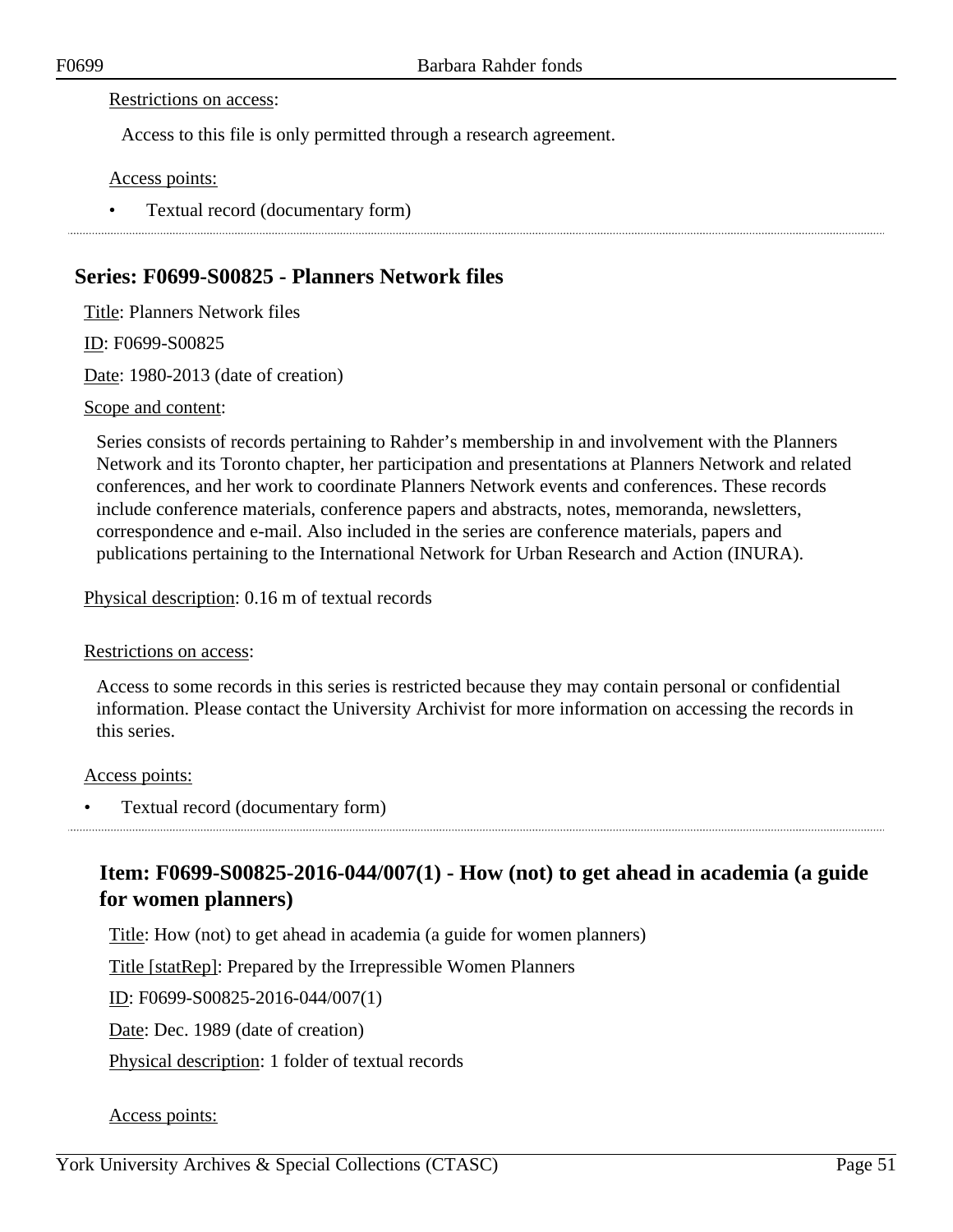Restrictions on access:

Access to this file is only permitted through a research agreement.

Access points:

- Textual record (documentary form)

## Series: F0699-S00825 - Planners Network files

Title: Planners Network files

ID: F0699-S00825

Date: 1980-2013 (date of creation)

Scope and content:

Series consists of records pertaining to Rahder's membership in and involvement with the Planners Network and its Toronto chapter, her participation and presentations at Planners Network and related conferences, and her work to coordinate Planners Network events and conferences. These records include conference materials, conference papers and abstracts, notes, memoranda, newsletters, correspondence and e-mail. Also included in the series are conference materials, papers and publications pertaining to the International Network for Urban Research and Action (INURA).

Physical description: 0.16 m of textual records

Restrictions on access:

Access to some records in this series is restricted because they may contain personal or confidential information. Please contact the University Archivist for more information on accessing the records in this series.

Access points:

- Textual record (documentary form)

### Item: F0699-S00825-2016-044/007(1) - How (not) to get ahead in academia (a guide for women planners)

Title: How (not) to get ahead in academia (a guide for women planners)

Title [statRep]: Prepared by the Irrepressible Women Planners

ID: F0699-S00825-2016-044/007(1)

Date: Dec. 1989 (date of creation)

Physical description: 1 folder of textual records

Access points: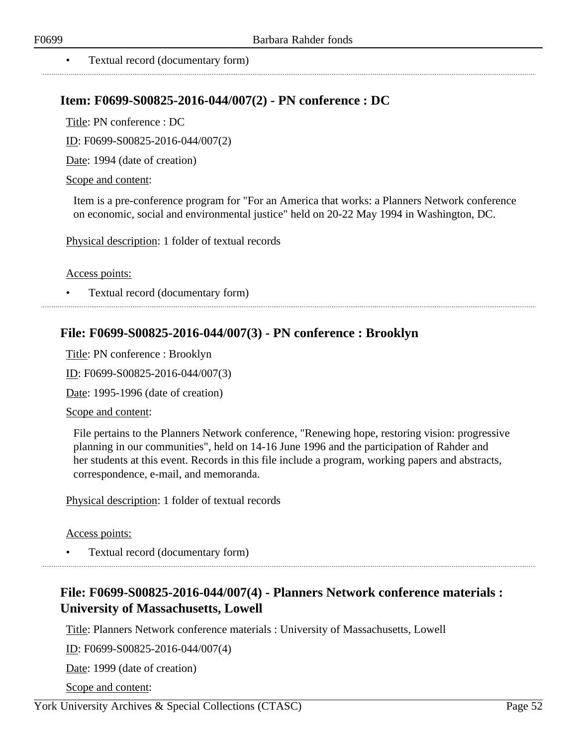- Textual record (documentary form)

## Item: F0699-S00825-2016-044/007(2) - PN conference : DC

Title: PN conference : DC

ID: F0699-S00825-2016-044/007(2)

Date: 1994 (date of creation)

Scope and content:

Item is a pre-conference program for "For an America that works: a Planners Network conference on economic, social and environmental justice" held on 20-22 May 1994 in Washington, DC.

Physical description: 1 folder of textual records

Access points:

- Textual record (documentary form)

## File: F0699-S00825-2016-044/007(3) - PN conference : Brooklyn

Title: PN conference : Brooklyn

ID: F0699-S00825-2016-044/007(3)

Date: 1995-1996 (date of creation)

Scope and content:

File pertains to the Planners Network conference, "Renewing hope, restoring vision: progressive planning in our communities", held on 14-16 June 1996 and the participation of Rahder and her students at this event. Records in this file include a program, working papers and abstracts, correspondence, e-mail, and memoranda.

Physical description: 1 folder of textual records

Access points:

- Textual record (documentary form)

## File: F0699-S00825-2016-044/007(4) - Planners Network conference materials : University of Massachusetts, Lowell

Title: Planners Network conference materials : University of Massachusetts, Lowell

ID: F0699-S00825-2016-044/007(4)

Date: 1999 (date of creation)

Scope and content: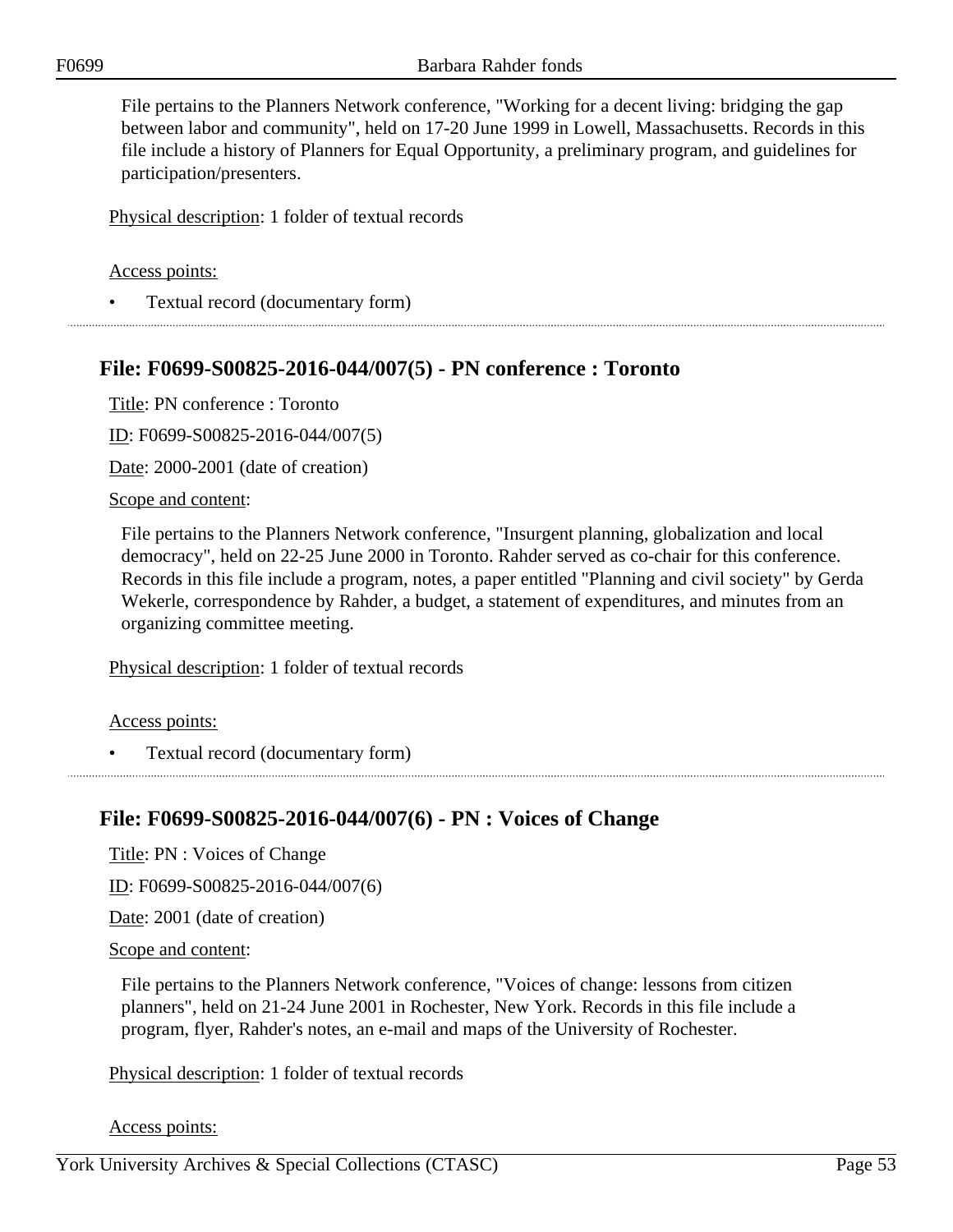File pertains to the Planners Network conference, "Working for a decent living: bridging the gap between labor and community", held on 17-20 June 1999 in Lowell, Massachusetts. Records in this file include a history of Planners for Equal Opportunity, a preliminary program, and guidelines for participation/presenters.

Physical description: 1 folder of textual records

Access points:

- Textual record (documentary form)

---

## File: F0699-S00825-2016-044/007(5) - PN conference : Toronto

Title: PN conference : Toronto

ID: F0699-S00825-2016-044/007(5)

Date: 2000-2001 (date of creation)

Scope and content:

File pertains to the Planners Network conference, "Insurgent planning, globalization and local democracy", held on 22-25 June 2000 in Toronto. Rahder served as co-chair for this conference. Records in this file include a program, notes, a paper entitled "Planning and civil society" by Gerda Wekerle, correspondence by Rahder, a budget, a statement of expenditures, and minutes from an organizing committee meeting.

Physical description: 1 folder of textual records

Access points:

- Textual record (documentary form)

---

## File: F0699-S00825-2016-044/007(6) - PN : Voices of Change

Title: PN : Voices of Change

ID: F0699-S00825-2016-044/007(6)

Date: 2001 (date of creation)

Scope and content:

File pertains to the Planners Network conference, "Voices of change: lessons from citizen planners", held on 21-24 June 2001 in Rochester, New York. Records in this file include a program, flyer, Rahder's notes, an e-mail and maps of the University of Rochester.

Physical description: 1 folder of textual records

Access points: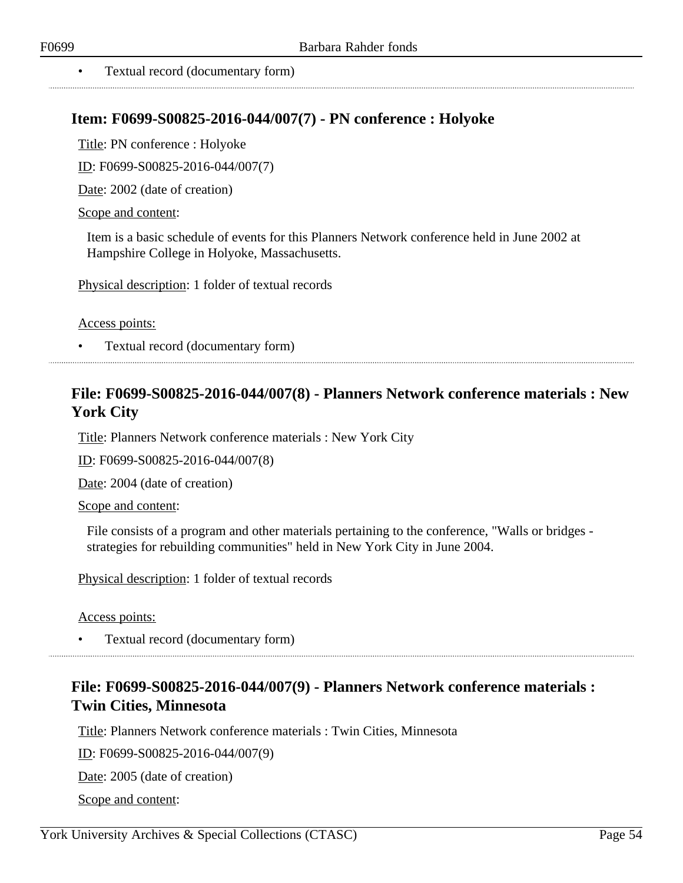- Textual record (documentary form)

## Item: F0699-S00825-2016-044/007(7) - PN conference : Holyoke

Title: PN conference : Holyoke

ID: F0699-S00825-2016-044/007(7)

Date: 2002 (date of creation)

Scope and content:

Item is a basic schedule of events for this Planners Network conference held in June 2002 at Hampshire College in Holyoke, Massachusetts.

Physical description: 1 folder of textual records

Access points:

- Textual record (documentary form)

## File: F0699-S00825-2016-044/007(8) - Planners Network conference materials : New York City

Title: Planners Network conference materials : New York City

ID: F0699-S00825-2016-044/007(8)

Date: 2004 (date of creation)

Scope and content:

File consists of a program and other materials pertaining to the conference, "Walls or bridges - strategies for rebuilding communities" held in New York City in June 2004.

Physical description: 1 folder of textual records

Access points:

- Textual record (documentary form)

## File: F0699-S00825-2016-044/007(9) - Planners Network conference materials : Twin Cities, Minnesota

Title: Planners Network conference materials : Twin Cities, Minnesota

ID: F0699-S00825-2016-044/007(9)

Date: 2005 (date of creation)

Scope and content: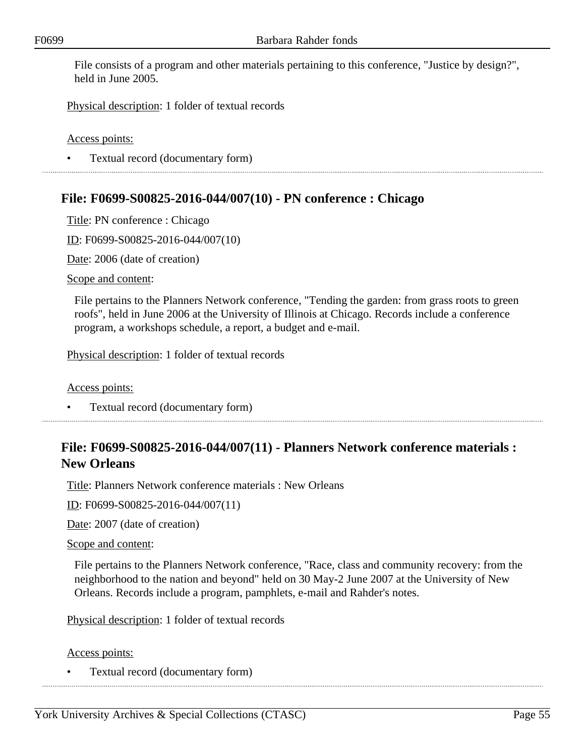File consists of a program and other materials pertaining to this conference, "Justice by design?", held in June 2005.

Physical description: 1 folder of textual records

Access points:

- Textual record (documentary form)

## File: F0699-S00825-2016-044/007(10) - PN conference : Chicago

Title: PN conference : Chicago

ID: F0699-S00825-2016-044/007(10)

Date: 2006 (date of creation)

Scope and content:

File pertains to the Planners Network conference, "Tending the garden: from grass roots to green roofs", held in June 2006 at the University of Illinois at Chicago. Records include a conference program, a workshops schedule, a report, a budget and e-mail.

Physical description: 1 folder of textual records

Access points:

- Textual record (documentary form)

## File: F0699-S00825-2016-044/007(11) - Planners Network conference materials : New Orleans

Title: Planners Network conference materials : New Orleans

ID: F0699-S00825-2016-044/007(11)

Date: 2007 (date of creation)

Scope and content:

File pertains to the Planners Network conference, "Race, class and community recovery: from the neighborhood to the nation and beyond" held on 30 May-2 June 2007 at the University of New Orleans. Records include a program, pamphlets, e-mail and Rahder's notes.

Physical description: 1 folder of textual records

Access points:

- Textual record (documentary form)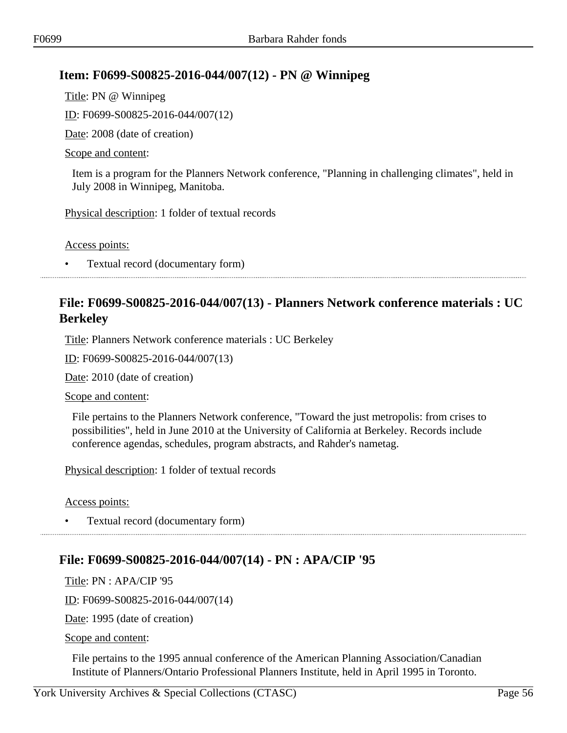### Item: F0699-S00825-2016-044/007(12) - PN @ Winnipeg

Title: PN @ Winnipeg

ID: F0699-S00825-2016-044/007(12)

Date: 2008 (date of creation)

Scope and content:

Item is a program for the Planners Network conference, "Planning in challenging climates", held in July 2008 in Winnipeg, Manitoba.

Physical description: 1 folder of textual records

Access points:

- Textual record (documentary form)

### File: F0699-S00825-2016-044/007(13) - Planners Network conference materials : UC Berkeley

Title: Planners Network conference materials : UC Berkeley

ID: F0699-S00825-2016-044/007(13)

Date: 2010 (date of creation)

Scope and content:

File pertains to the Planners Network conference, "Toward the just metropolis: from crises to possibilities", held in June 2010 at the University of California at Berkeley. Records include conference agendas, schedules, program abstracts, and Rahder's nametag.

Physical description: 1 folder of textual records

Access points:

- Textual record (documentary form)

### File: F0699-S00825-2016-044/007(14) - PN : APA/CIP '95

Title: PN : APA/CIP '95

ID: F0699-S00825-2016-044/007(14)

Date: 1995 (date of creation)

Scope and content:

File pertains to the 1995 annual conference of the American Planning Association/Canadian Institute of Planners/Ontario Professional Planners Institute, held in April 1995 in Toronto.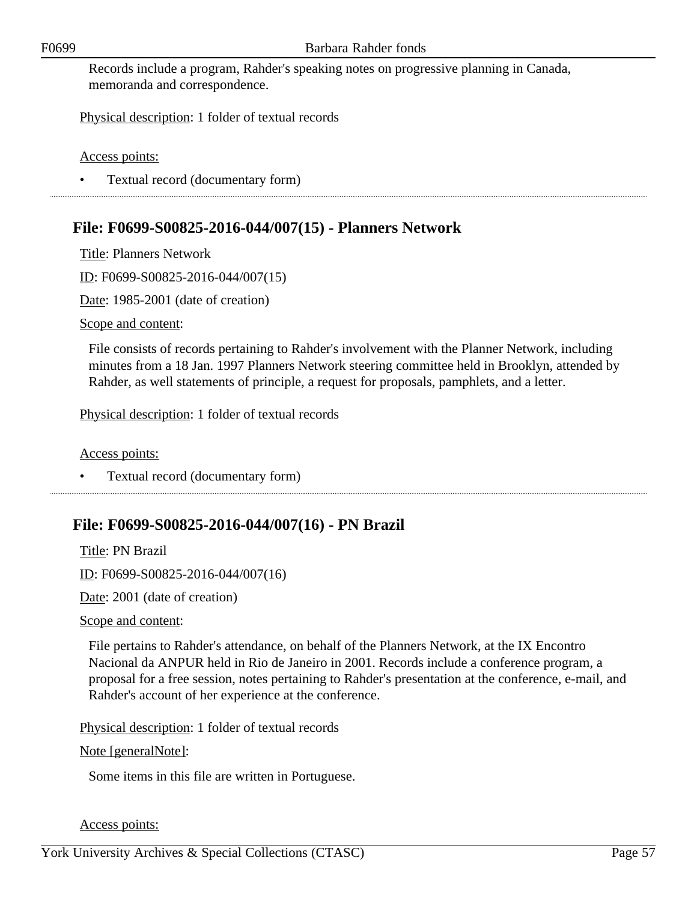Records include a program, Rahder's speaking notes on progressive planning in Canada, memoranda and correspondence.

Physical description: 1 folder of textual records

Access points:

- Textual record (documentary form)

## File: F0699-S00825-2016-044/007(15) - Planners Network

Title: Planners Network

ID: F0699-S00825-2016-044/007(15)

Date: 1985-2001 (date of creation)

Scope and content:

File consists of records pertaining to Rahder's involvement with the Planner Network, including minutes from a 18 Jan. 1997 Planners Network steering committee held in Brooklyn, attended by Rahder, as well statements of principle, a request for proposals, pamphlets, and a letter.

Physical description: 1 folder of textual records

Access points:

- Textual record (documentary form)

## File: F0699-S00825-2016-044/007(16) - PN Brazil

Title: PN Brazil

ID: F0699-S00825-2016-044/007(16)

Date: 2001 (date of creation)

Scope and content:

File pertains to Rahder's attendance, on behalf of the Planners Network, at the IX Encontro Nacional da ANPUR held in Rio de Janeiro in 2001. Records include a conference program, a proposal for a free session, notes pertaining to Rahder's presentation at the conference, e-mail, and Rahder's account of her experience at the conference.

Physical description: 1 folder of textual records

Note [generalNote]:

Some items in this file are written in Portuguese.

Access points: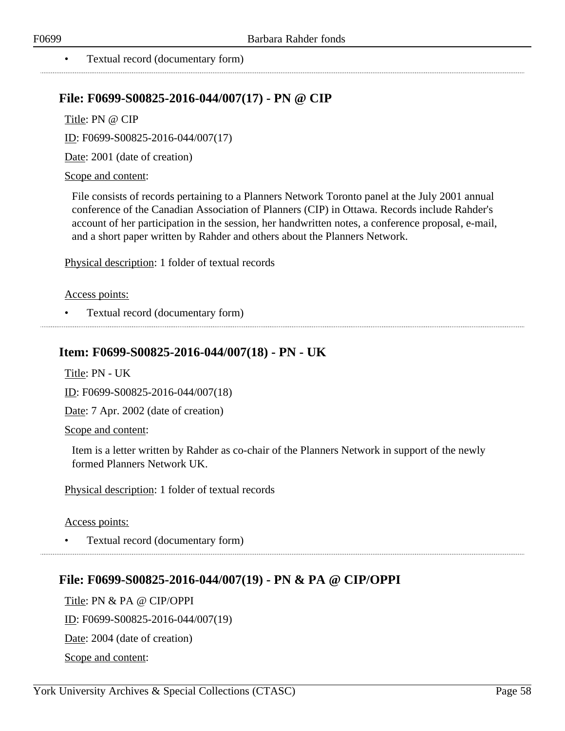- Textual record (documentary form)

## File: F0699-S00825-2016-044/007(17) - PN @ CIP

Title: PN @ CIP

ID: F0699-S00825-2016-044/007(17)

Date: 2001 (date of creation)

Scope and content:

File consists of records pertaining to a Planners Network Toronto panel at the July 2001 annual conference of the Canadian Association of Planners (CIP) in Ottawa. Records include Rahder's account of her participation in the session, her handwritten notes, a conference proposal, e-mail, and a short paper written by Rahder and others about the Planners Network.

Physical description: 1 folder of textual records

Access points:

- Textual record (documentary form)

## Item: F0699-S00825-2016-044/007(18) - PN - UK

Title: PN - UK

ID: F0699-S00825-2016-044/007(18)

Date: 7 Apr. 2002 (date of creation)

Scope and content:

Item is a letter written by Rahder as co-chair of the Planners Network in support of the newly formed Planners Network UK.

Physical description: 1 folder of textual records

Access points:

- Textual record (documentary form)

## File: F0699-S00825-2016-044/007(19) - PN & PA @ CIP/OPPI

Title: PN & PA @ CIP/OPPI

ID: F0699-S00825-2016-044/007(19)

Date: 2004 (date of creation)

Scope and content: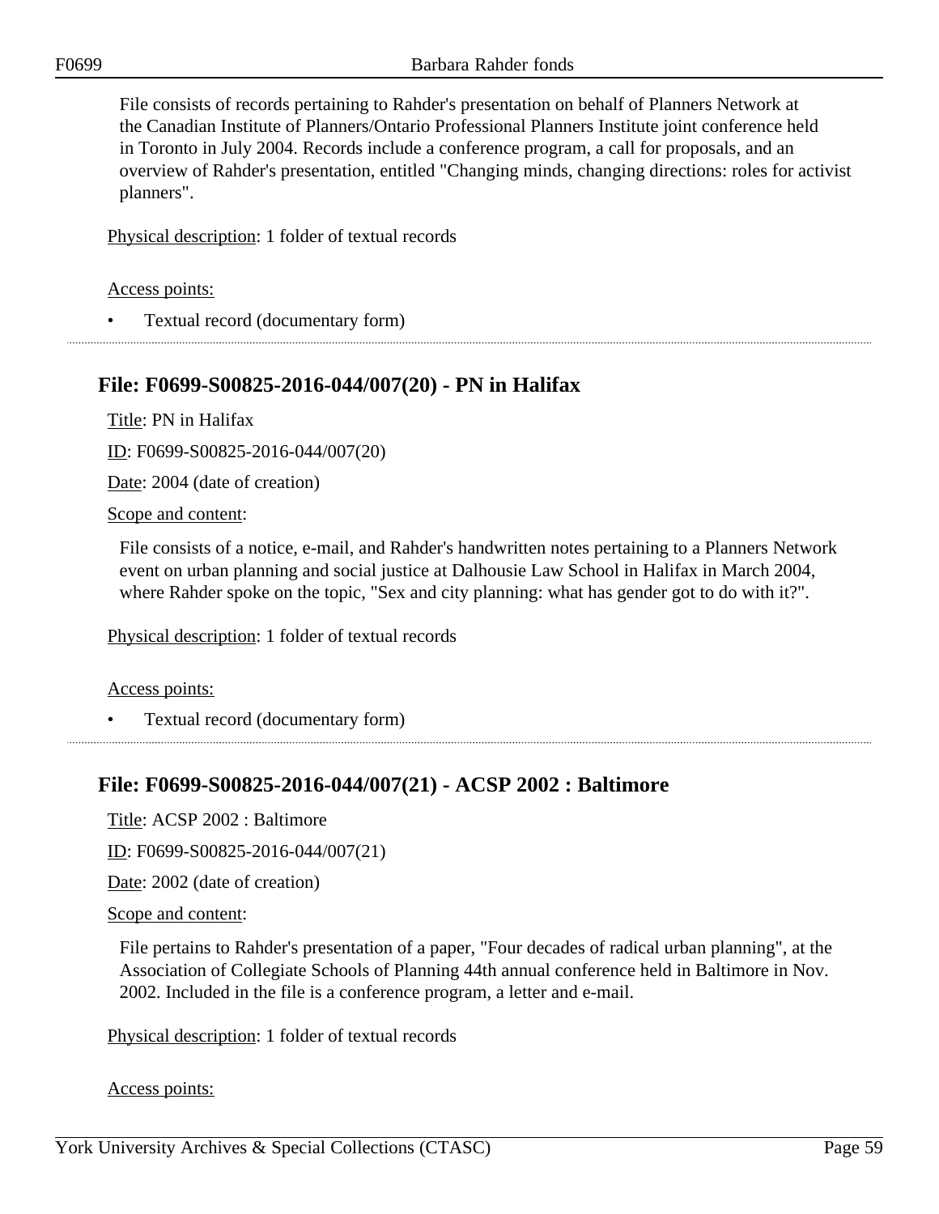File consists of records pertaining to Rahder's presentation on behalf of Planners Network at the Canadian Institute of Planners/Ontario Professional Planners Institute joint conference held in Toronto in July 2004. Records include a conference program, a call for proposals, and an overview of Rahder's presentation, entitled "Changing minds, changing directions: roles for activist planners".

Physical description: 1 folder of textual records

Access points:

- Textual record (documentary form)

## File: F0699-S00825-2016-044/007(20) - PN in Halifax

Title: PN in Halifax

ID: F0699-S00825-2016-044/007(20)

Date: 2004 (date of creation)

Scope and content:

File consists of a notice, e-mail, and Rahder's handwritten notes pertaining to a Planners Network event on urban planning and social justice at Dalhousie Law School in Halifax in March 2004, where Rahder spoke on the topic, "Sex and city planning: what has gender got to do with it?".

Physical description: 1 folder of textual records

Access points:

- Textual record (documentary form)

## File: F0699-S00825-2016-044/007(21) - ACSP 2002 : Baltimore

Title: ACSP 2002 : Baltimore

ID: F0699-S00825-2016-044/007(21)

Date: 2002 (date of creation)

Scope and content:

File pertains to Rahder's presentation of a paper, "Four decades of radical urban planning", at the Association of Collegiate Schools of Planning 44th annual conference held in Baltimore in Nov. 2002. Included in the file is a conference program, a letter and e-mail.

Physical description: 1 folder of textual records

Access points: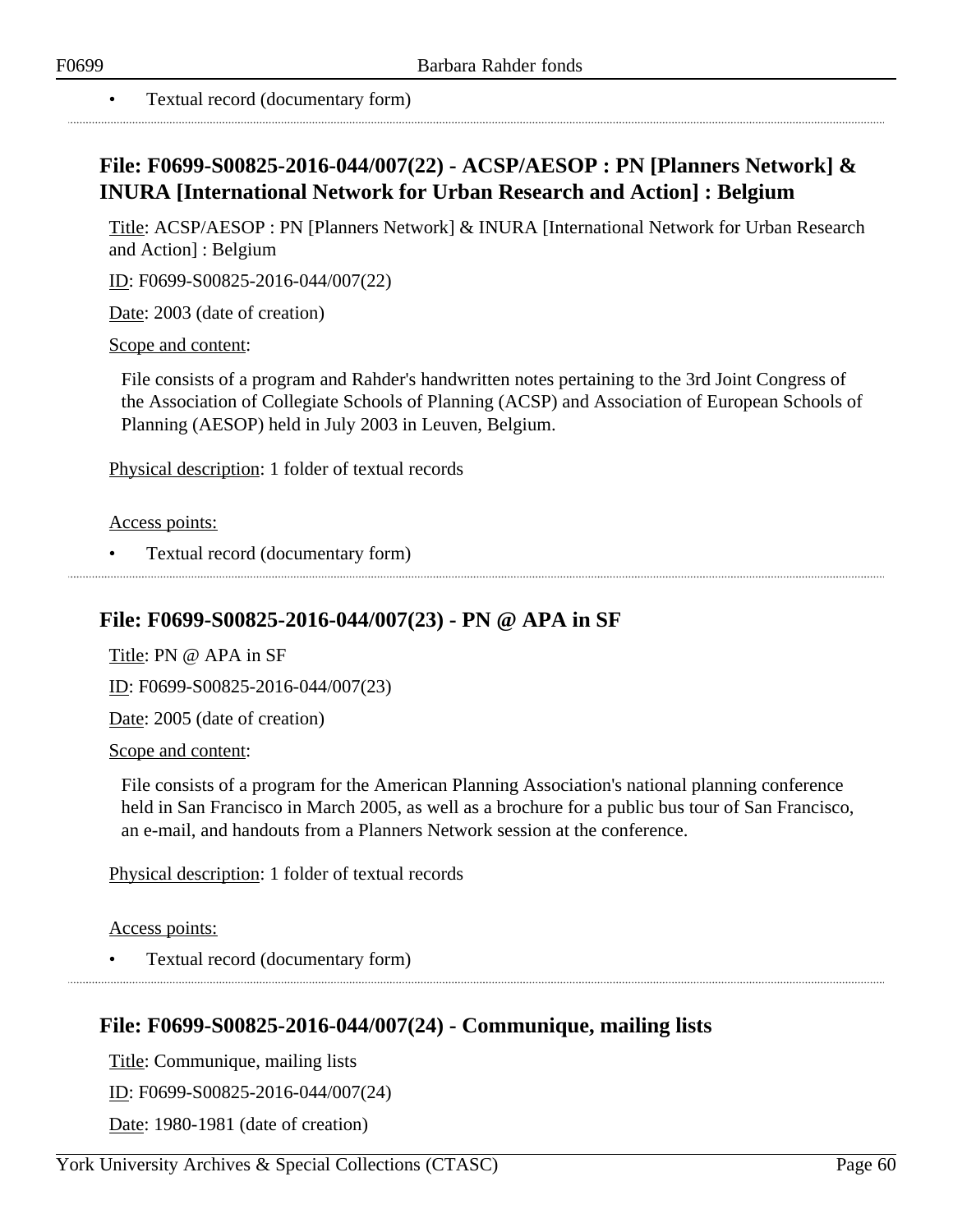- Textual record (documentary form)

## File: F0699-S00825-2016-044/007(22) - ACSP/AESOP : PN [Planners Network] & INURA [International Network for Urban Research and Action] : Belgium

Title: ACSP/AESOP : PN [Planners Network] & INURA [International Network for Urban Research and Action] : Belgium

ID: F0699-S00825-2016-044/007(22)

Date: 2003 (date of creation)

Scope and content:

File consists of a program and Rahder's handwritten notes pertaining to the 3rd Joint Congress of the Association of Collegiate Schools of Planning (ACSP) and Association of European Schools of Planning (AESOP) held in July 2003 in Leuven, Belgium.

Physical description: 1 folder of textual records

Access points:

- Textual record (documentary form)

## File: F0699-S00825-2016-044/007(23) - PN @ APA in SF

Title: PN @ APA in SF

ID: F0699-S00825-2016-044/007(23)

Date: 2005 (date of creation)

Scope and content:

File consists of a program for the American Planning Association's national planning conference held in San Francisco in March 2005, as well as a brochure for a public bus tour of San Francisco, an e-mail, and handouts from a Planners Network session at the conference.

Physical description: 1 folder of textual records

Access points:

- Textual record (documentary form)

## File: F0699-S00825-2016-044/007(24) - Communique, mailing lists

Title: Communique, mailing lists

ID: F0699-S00825-2016-044/007(24)

Date: 1980-1981 (date of creation)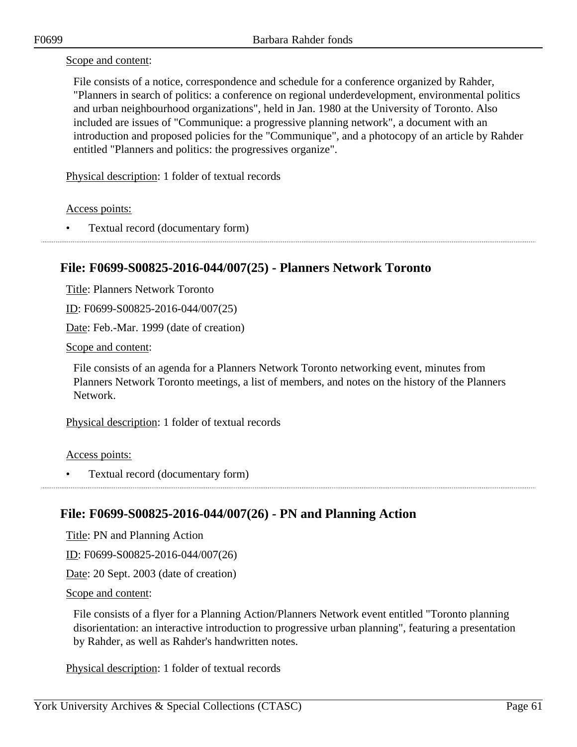Scope and content:

File consists of a notice, correspondence and schedule for a conference organized by Rahder, "Planners in search of politics: a conference on regional underdevelopment, environmental politics and urban neighbourhood organizations", held in Jan. 1980 at the University of Toronto. Also included are issues of "Communique: a progressive planning network", a document with an introduction and proposed policies for the "Communique", and a photocopy of an article by Rahder entitled "Planners and politics: the progressives organize".

Physical description: 1 folder of textual records

Access points:

- Textual record (documentary form)

## File: F0699-S00825-2016-044/007(25) - Planners Network Toronto

Title: Planners Network Toronto

ID: F0699-S00825-2016-044/007(25)

Date: Feb.-Mar. 1999 (date of creation)

Scope and content:

File consists of an agenda for a Planners Network Toronto networking event, minutes from Planners Network Toronto meetings, a list of members, and notes on the history of the Planners Network.

Physical description: 1 folder of textual records

Access points:

- Textual record (documentary form)

## File: F0699-S00825-2016-044/007(26) - PN and Planning Action

Title: PN and Planning Action

ID: F0699-S00825-2016-044/007(26)

Date: 20 Sept. 2003 (date of creation)

Scope and content:

File consists of a flyer for a Planning Action/Planners Network event entitled "Toronto planning disorientation: an interactive introduction to progressive urban planning", featuring a presentation by Rahder, as well as Rahder's handwritten notes.

Physical description: 1 folder of textual records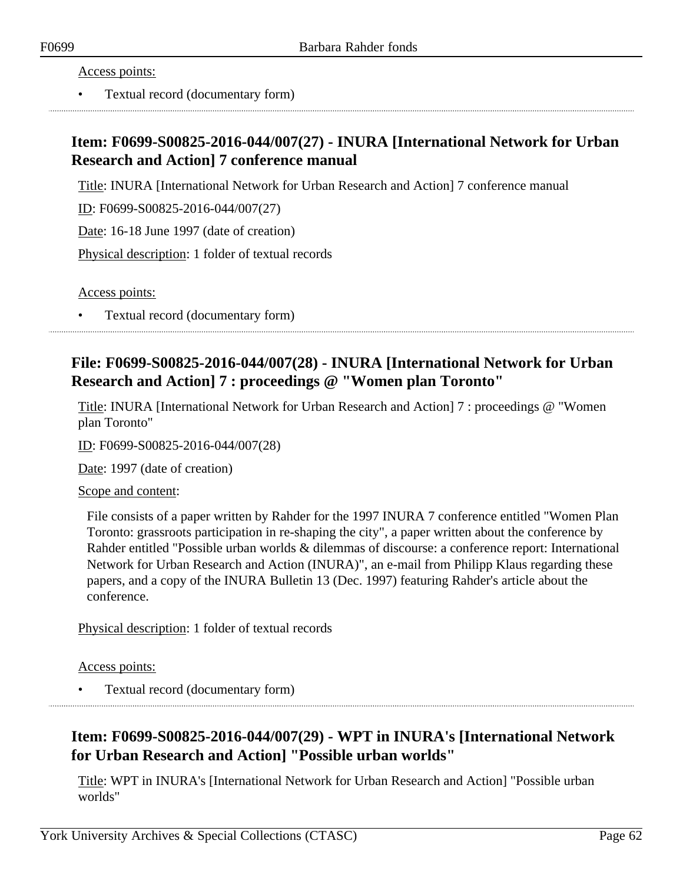Access points:

- Textual record (documentary form)

---

## Item: F0699-S00825-2016-044/007(27) - INURA [International Network for Urban Research and Action] 7 conference manual

Title: INURA [International Network for Urban Research and Action] 7 conference manual

ID: F0699-S00825-2016-044/007(27)

Date: 16-18 June 1997 (date of creation)

Physical description: 1 folder of textual records

Access points:

- Textual record (documentary form)

---

## File: F0699-S00825-2016-044/007(28) - INURA [International Network for Urban Research and Action] 7 : proceedings @ "Women plan Toronto"

Title: INURA [International Network for Urban Research and Action] 7 : proceedings @ "Women plan Toronto"

ID: F0699-S00825-2016-044/007(28)

Date: 1997 (date of creation)

Scope and content:

File consists of a paper written by Rahder for the 1997 INURA 7 conference entitled "Women Plan Toronto: grassroots participation in re-shaping the city", a paper written about the conference by Rahder entitled "Possible urban worlds & dilemmas of discourse: a conference report: International Network for Urban Research and Action (INURA)", an e-mail from Philipp Klaus regarding these papers, and a copy of the INURA Bulletin 13 (Dec. 1997) featuring Rahder's article about the conference.

Physical description: 1 folder of textual records

Access points:

- Textual record (documentary form)

---

## Item: F0699-S00825-2016-044/007(29) - WPT in INURA's [International Network for Urban Research and Action] "Possible urban worlds"

Title: WPT in INURA's [International Network for Urban Research and Action] "Possible urban worlds"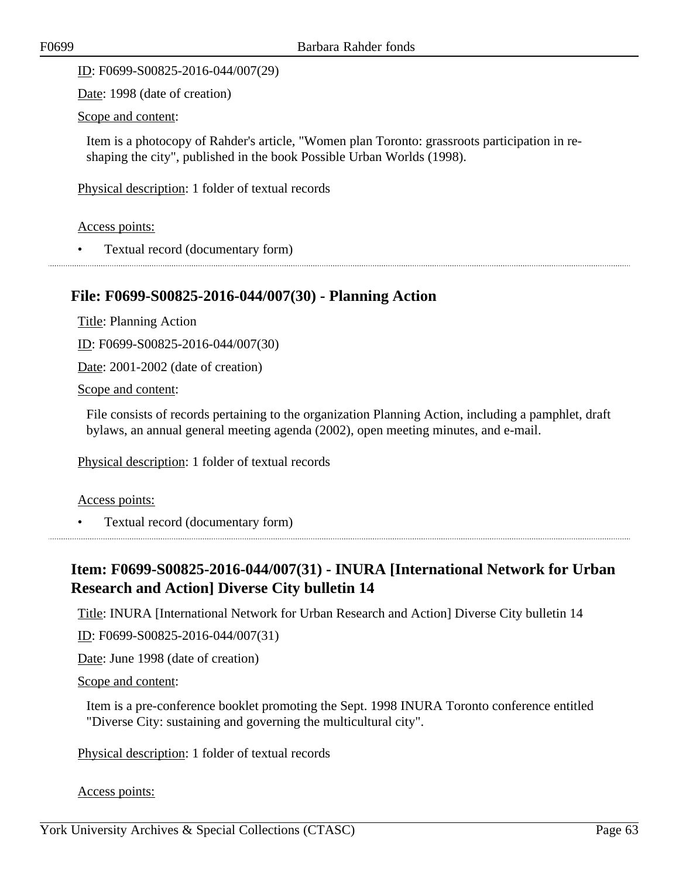ID: F0699-S00825-2016-044/007(29)

Date: 1998 (date of creation)

Scope and content:

Item is a photocopy of Rahder's article, "Women plan Toronto: grassroots participation in re-shaping the city", published in the book Possible Urban Worlds (1998).

Physical description: 1 folder of textual records

Access points:

- Textual record (documentary form)

## File: F0699-S00825-2016-044/007(30) - Planning Action

Title: Planning Action

ID: F0699-S00825-2016-044/007(30)

Date: 2001-2002 (date of creation)

Scope and content:

File consists of records pertaining to the organization Planning Action, including a pamphlet, draft bylaws, an annual general meeting agenda (2002), open meeting minutes, and e-mail.

Physical description: 1 folder of textual records

Access points:

- Textual record (documentary form)

## Item: F0699-S00825-2016-044/007(31) - INURA [International Network for Urban Research and Action] Diverse City bulletin 14

Title: INURA [International Network for Urban Research and Action] Diverse City bulletin 14

ID: F0699-S00825-2016-044/007(31)

Date: June 1998 (date of creation)

Scope and content:

Item is a pre-conference booklet promoting the Sept. 1998 INURA Toronto conference entitled "Diverse City: sustaining and governing the multicultural city".

Physical description: 1 folder of textual records

Access points: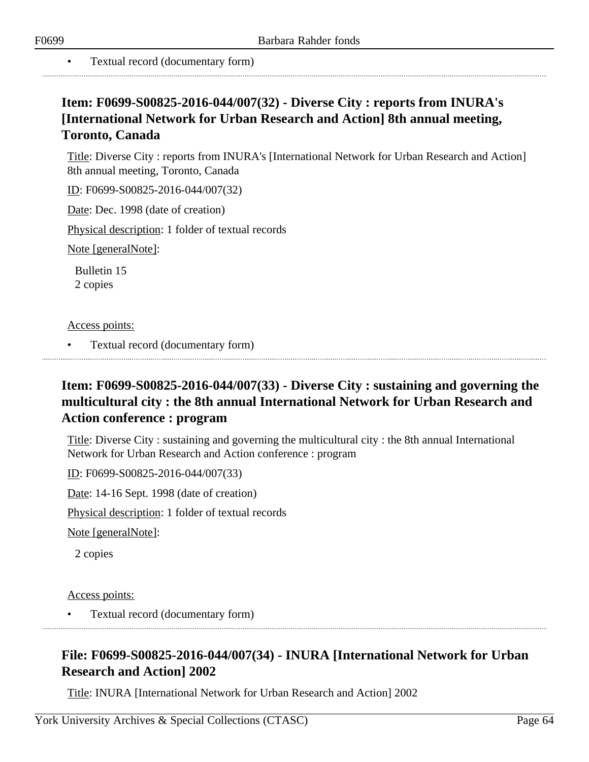- Textual record (documentary form)

## Item: F0699-S00825-2016-044/007(32) - Diverse City : reports from INURA's [International Network for Urban Research and Action] 8th annual meeting, Toronto, Canada

Title: Diverse City : reports from INURA's [International Network for Urban Research and Action] 8th annual meeting, Toronto, Canada

ID: F0699-S00825-2016-044/007(32)

Date: Dec. 1998 (date of creation)

Physical description: 1 folder of textual records

Note [generalNote]:

Bulletin 15
2 copies

Access points:

- Textual record (documentary form)

## Item: F0699-S00825-2016-044/007(33) - Diverse City : sustaining and governing the multicultural city : the 8th annual International Network for Urban Research and Action conference : program

Title: Diverse City : sustaining and governing the multicultural city : the 8th annual International Network for Urban Research and Action conference : program

ID: F0699-S00825-2016-044/007(33)

Date: 14-16 Sept. 1998 (date of creation)

Physical description: 1 folder of textual records

Note [generalNote]:

2 copies

Access points:

- Textual record (documentary form)

## File: F0699-S00825-2016-044/007(34) - INURA [International Network for Urban Research and Action] 2002

Title: INURA [International Network for Urban Research and Action] 2002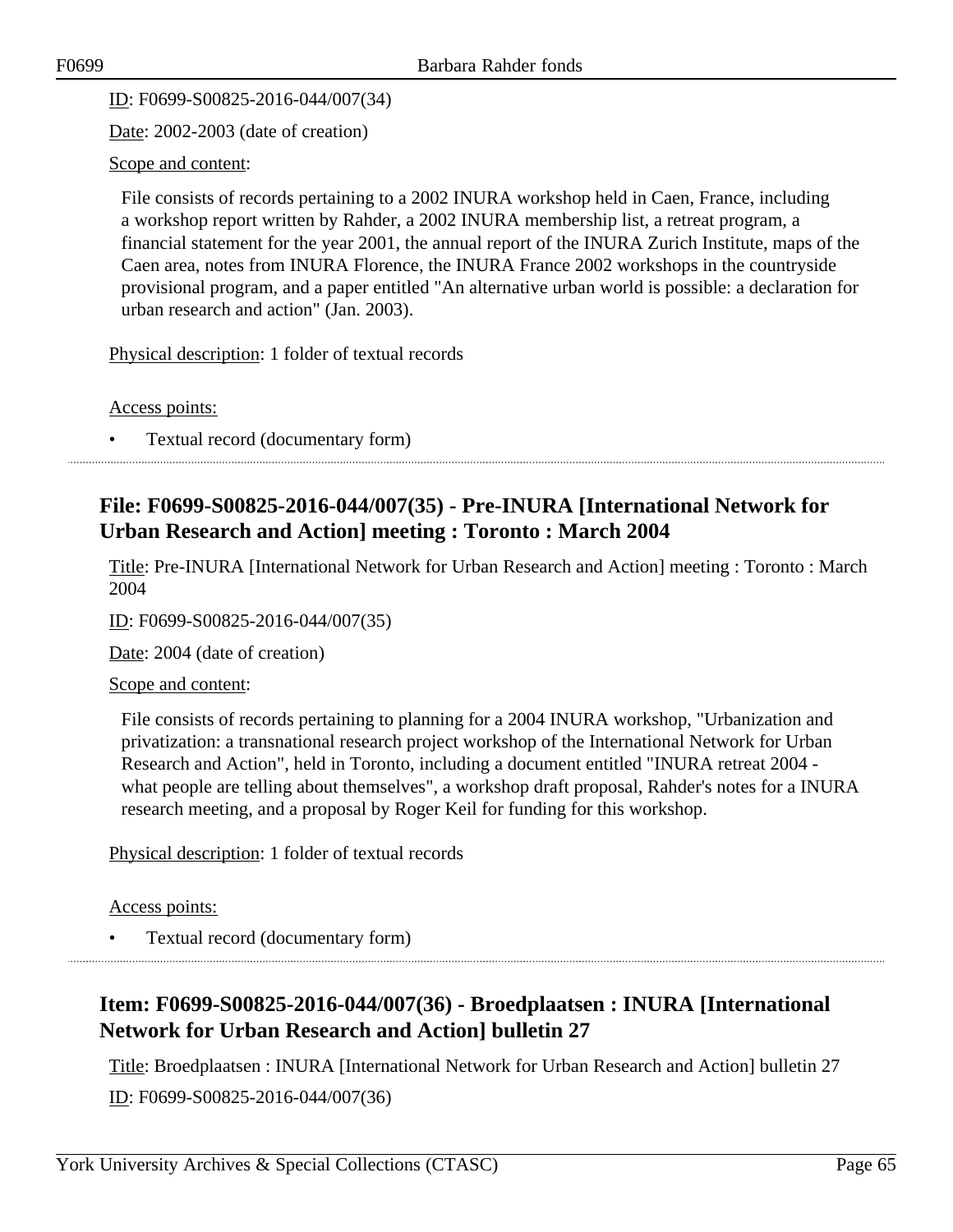ID: F0699-S00825-2016-044/007(34)

Date: 2002-2003 (date of creation)

Scope and content:

File consists of records pertaining to a 2002 INURA workshop held in Caen, France, including a workshop report written by Rahder, a 2002 INURA membership list, a retreat program, a financial statement for the year 2001, the annual report of the INURA Zurich Institute, maps of the Caen area, notes from INURA Florence, the INURA France 2002 workshops in the countryside provisional program, and a paper entitled "An alternative urban world is possible: a declaration for urban research and action" (Jan. 2003).

Physical description: 1 folder of textual records

Access points:

- Textual record (documentary form)

## File: F0699-S00825-2016-044/007(35) - Pre-INURA [International Network for Urban Research and Action] meeting : Toronto : March 2004

Title: Pre-INURA [International Network for Urban Research and Action] meeting : Toronto : March 2004

ID: F0699-S00825-2016-044/007(35)

Date: 2004 (date of creation)

Scope and content:

File consists of records pertaining to planning for a 2004 INURA workshop, "Urbanization and privatization: a transnational research project workshop of the International Network for Urban Research and Action", held in Toronto, including a document entitled "INURA retreat 2004 - what people are telling about themselves", a workshop draft proposal, Rahder's notes for a INURA research meeting, and a proposal by Roger Keil for funding for this workshop.

Physical description: 1 folder of textual records

Access points:

- Textual record (documentary form)

## Item: F0699-S00825-2016-044/007(36) - Broedplaatsen : INURA [International Network for Urban Research and Action] bulletin 27

Title: Broedplaatsen : INURA [International Network for Urban Research and Action] bulletin 27

ID: F0699-S00825-2016-044/007(36)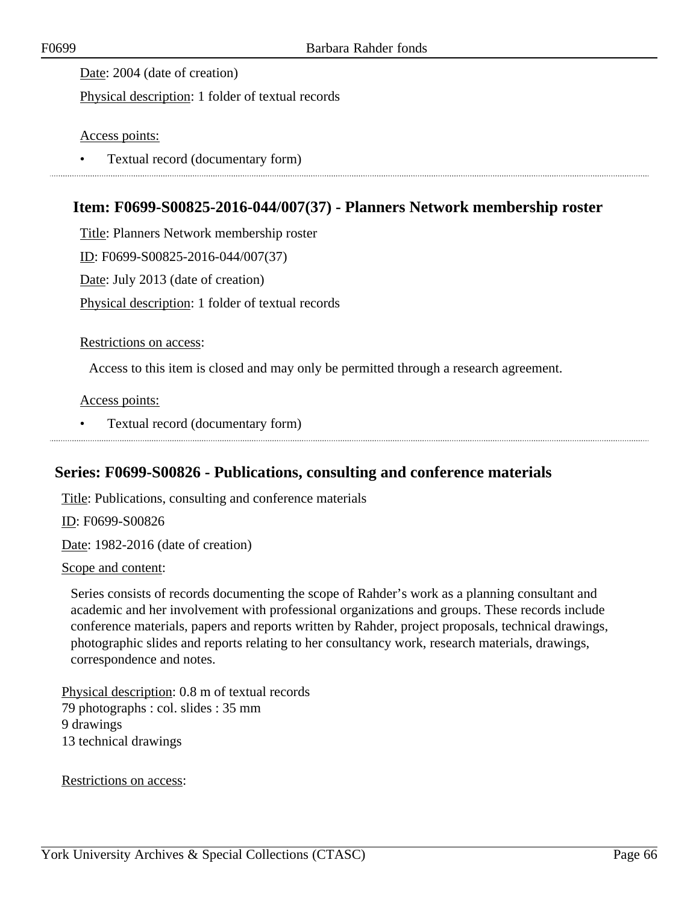Date: 2004 (date of creation)

Physical description: 1 folder of textual records

Access points:

- Textual record (documentary form)

---

### Item: F0699-S00825-2016-044/007(37) - Planners Network membership roster

Title: Planners Network membership roster

ID: F0699-S00825-2016-044/007(37)

Date: July 2013 (date of creation)

Physical description: 1 folder of textual records

Restrictions on access:

Access to this item is closed and may only be permitted through a research agreement.

Access points:

- Textual record (documentary form)

---

## Series: F0699-S00826 - Publications, consulting and conference materials

Title: Publications, consulting and conference materials

ID: F0699-S00826

Date: 1982-2016 (date of creation)

Scope and content:

Series consists of records documenting the scope of Rahder's work as a planning consultant and academic and her involvement with professional organizations and groups. These records include conference materials, papers and reports written by Rahder, project proposals, technical drawings, photographic slides and reports relating to her consultancy work, research materials, drawings, correspondence and notes.

Physical description: 0.8 m of textual records
79 photographs : col. slides : 35 mm
9 drawings
13 technical drawings

Restrictions on access: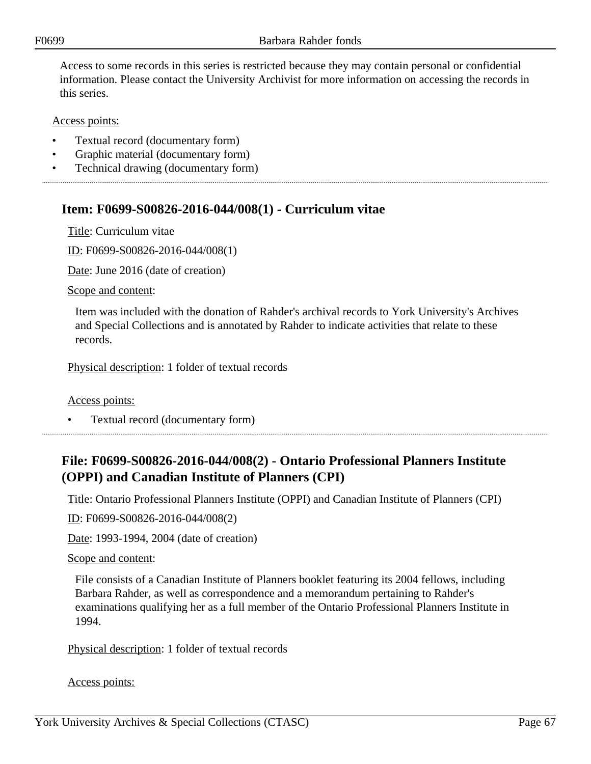Access to some records in this series is restricted because they may contain personal or confidential information. Please contact the University Archivist for more information on accessing the records in this series.

Access points:

- Textual record (documentary form)
- Graphic material (documentary form)
- Technical drawing (documentary form)

---

## Item: F0699-S00826-2016-044/008(1) - Curriculum vitae

Title: Curriculum vitae

ID: F0699-S00826-2016-044/008(1)

Date: June 2016 (date of creation)

Scope and content:

Item was included with the donation of Rahder's archival records to York University's Archives and Special Collections and is annotated by Rahder to indicate activities that relate to these records.

Physical description: 1 folder of textual records

Access points:

- Textual record (documentary form)

---

## File: F0699-S00826-2016-044/008(2) - Ontario Professional Planners Institute (OPPI) and Canadian Institute of Planners (CPI)

Title: Ontario Professional Planners Institute (OPPI) and Canadian Institute of Planners (CPI)

ID: F0699-S00826-2016-044/008(2)

Date: 1993-1994, 2004 (date of creation)

Scope and content:

File consists of a Canadian Institute of Planners booklet featuring its 2004 fellows, including Barbara Rahder, as well as correspondence and a memorandum pertaining to Rahder's examinations qualifying her as a full member of the Ontario Professional Planners Institute in 1994.

Physical description: 1 folder of textual records

Access points: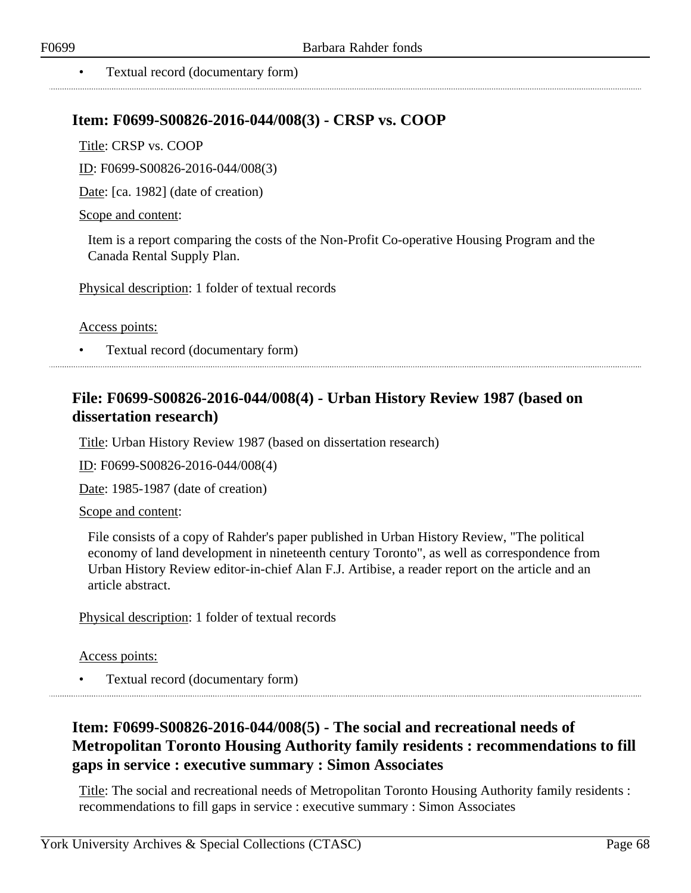- Textual record (documentary form)

## Item: F0699-S00826-2016-044/008(3) - CRSP vs. COOP

Title: CRSP vs. COOP

ID: F0699-S00826-2016-044/008(3)

Date: [ca. 1982] (date of creation)

Scope and content:

Item is a report comparing the costs of the Non-Profit Co-operative Housing Program and the Canada Rental Supply Plan.

Physical description: 1 folder of textual records

Access points:

- Textual record (documentary form)

## File: F0699-S00826-2016-044/008(4) - Urban History Review 1987 (based on dissertation research)

Title: Urban History Review 1987 (based on dissertation research)

ID: F0699-S00826-2016-044/008(4)

Date: 1985-1987 (date of creation)

Scope and content:

File consists of a copy of Rahder's paper published in Urban History Review, "The political economy of land development in nineteenth century Toronto", as well as correspondence from Urban History Review editor-in-chief Alan F.J. Artibise, a reader report on the article and an article abstract.

Physical description: 1 folder of textual records

Access points:

- Textual record (documentary form)

## Item: F0699-S00826-2016-044/008(5) - The social and recreational needs of Metropolitan Toronto Housing Authority family residents : recommendations to fill gaps in service : executive summary : Simon Associates

Title: The social and recreational needs of Metropolitan Toronto Housing Authority family residents : recommendations to fill gaps in service : executive summary : Simon Associates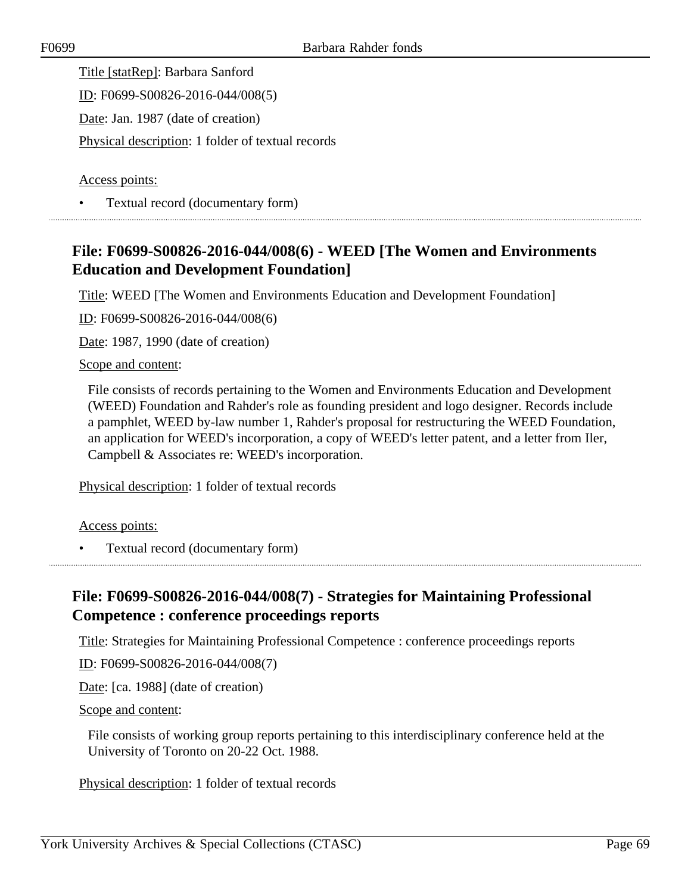Title [statRep]: Barbara Sanford

ID: F0699-S00826-2016-044/008(5)

Date: Jan. 1987 (date of creation)

Physical description: 1 folder of textual records

Access points:

- Textual record (documentary form)

---

## File: F0699-S00826-2016-044/008(6) - WEED [The Women and Environments Education and Development Foundation]

Title: WEED [The Women and Environments Education and Development Foundation]

ID: F0699-S00826-2016-044/008(6)

Date: 1987, 1990 (date of creation)

Scope and content:

File consists of records pertaining to the Women and Environments Education and Development (WEED) Foundation and Rahder's role as founding president and logo designer. Records include a pamphlet, WEED by-law number 1, Rahder's proposal for restructuring the WEED Foundation, an application for WEED's incorporation, a copy of WEED's letter patent, and a letter from Iler, Campbell & Associates re: WEED's incorporation.

Physical description: 1 folder of textual records

Access points:

- Textual record (documentary form)

---

## File: F0699-S00826-2016-044/008(7) - Strategies for Maintaining Professional Competence : conference proceedings reports

Title: Strategies for Maintaining Professional Competence : conference proceedings reports

ID: F0699-S00826-2016-044/008(7)

Date: [ca. 1988] (date of creation)

Scope and content:

File consists of working group reports pertaining to this interdisciplinary conference held at the University of Toronto on 20-22 Oct. 1988.

Physical description: 1 folder of textual records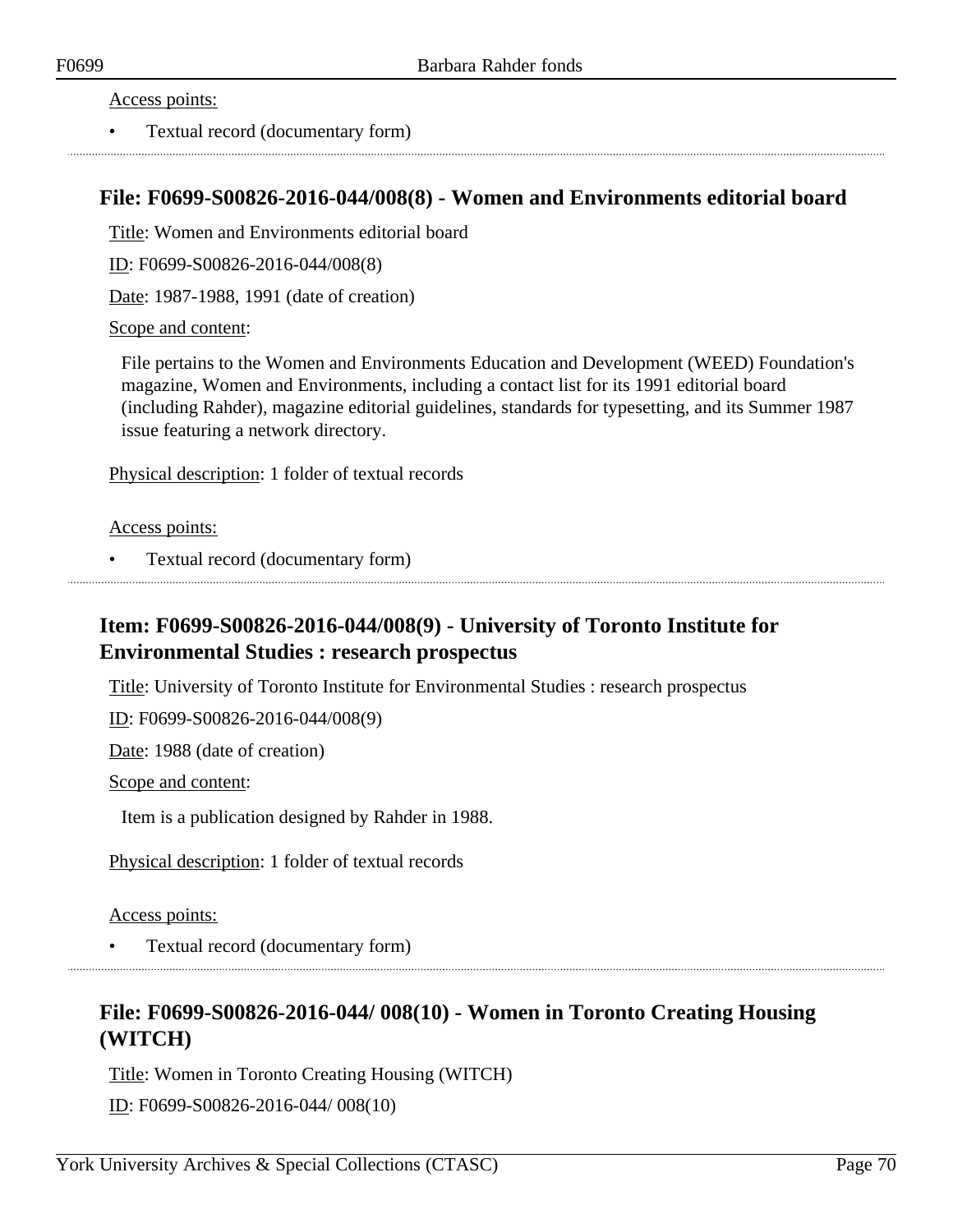Access points:

- Textual record (documentary form)

## File: F0699-S00826-2016-044/008(8) - Women and Environments editorial board

Title: Women and Environments editorial board

ID: F0699-S00826-2016-044/008(8)

Date: 1987-1988, 1991 (date of creation)

Scope and content:

File pertains to the Women and Environments Education and Development (WEED) Foundation's magazine, Women and Environments, including a contact list for its 1991 editorial board (including Rahder), magazine editorial guidelines, standards for typesetting, and its Summer 1987 issue featuring a network directory.

Physical description: 1 folder of textual records

Access points:

- Textual record (documentary form)

## Item: F0699-S00826-2016-044/008(9) - University of Toronto Institute for Environmental Studies : research prospectus

Title: University of Toronto Institute for Environmental Studies : research prospectus

ID: F0699-S00826-2016-044/008(9)

Date: 1988 (date of creation)

Scope and content:

Item is a publication designed by Rahder in 1988.

Physical description: 1 folder of textual records

Access points:

- Textual record (documentary form)

## File: F0699-S00826-2016-044/ 008(10) - Women in Toronto Creating Housing (WITCH)

Title: Women in Toronto Creating Housing (WITCH)

ID: F0699-S00826-2016-044/ 008(10)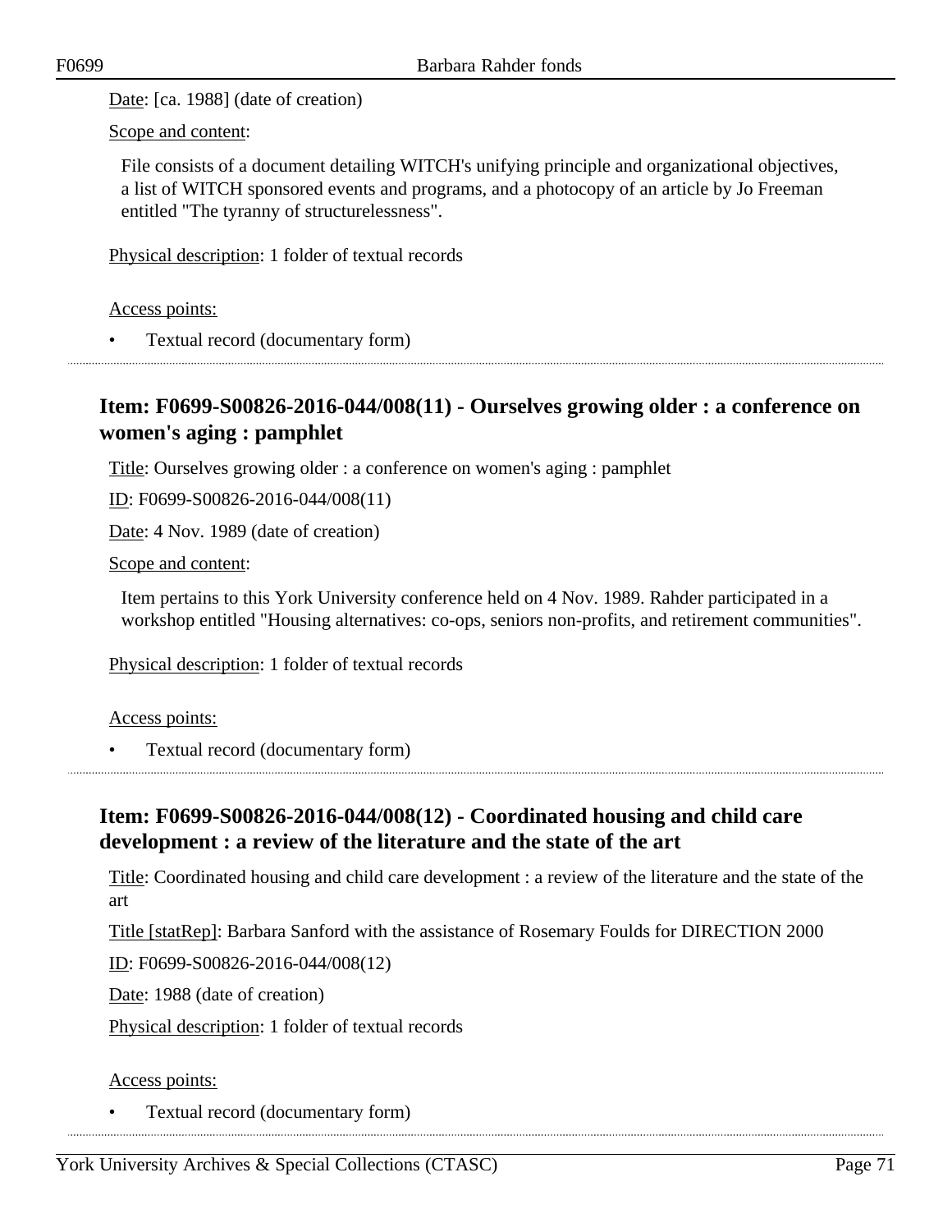Date: [ca. 1988] (date of creation)

Scope and content:

File consists of a document detailing WITCH's unifying principle and organizational objectives, a list of WITCH sponsored events and programs, and a photocopy of an article by Jo Freeman entitled "The tyranny of structurelessness".

Physical description: 1 folder of textual records

Access points:

- Textual record (documentary form)

## Item: F0699-S00826-2016-044/008(11) - Ourselves growing older : a conference on women's aging : pamphlet

Title: Ourselves growing older : a conference on women's aging : pamphlet

ID: F0699-S00826-2016-044/008(11)

Date: 4 Nov. 1989 (date of creation)

Scope and content:

Item pertains to this York University conference held on 4 Nov. 1989. Rahder participated in a workshop entitled "Housing alternatives: co-ops, seniors non-profits, and retirement communities".

Physical description: 1 folder of textual records

Access points:

- Textual record (documentary form)

## Item: F0699-S00826-2016-044/008(12) - Coordinated housing and child care development : a review of the literature and the state of the art

Title: Coordinated housing and child care development : a review of the literature and the state of the art

Title [statRep]: Barbara Sanford with the assistance of Rosemary Foulds for DIRECTION 2000

ID: F0699-S00826-2016-044/008(12)

Date: 1988 (date of creation)

Physical description: 1 folder of textual records

Access points:

- Textual record (documentary form)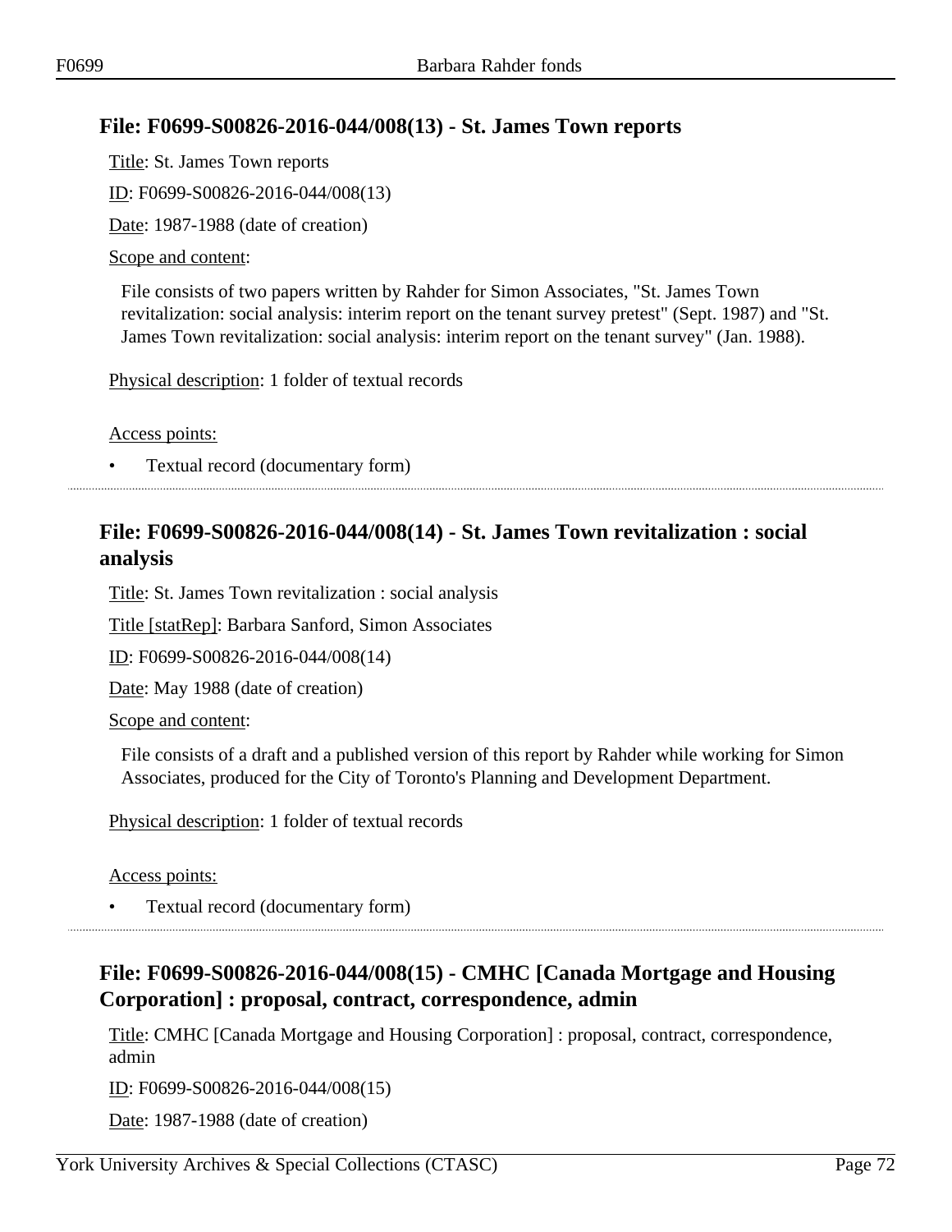## File: F0699-S00826-2016-044/008(13) - St. James Town reports

Title: St. James Town reports

ID: F0699-S00826-2016-044/008(13)

Date: 1987-1988 (date of creation)

Scope and content:

File consists of two papers written by Rahder for Simon Associates, "St. James Town revitalization: social analysis: interim report on the tenant survey pretest" (Sept. 1987) and "St. James Town revitalization: social analysis: interim report on the tenant survey" (Jan. 1988).

Physical description: 1 folder of textual records

Access points:

- Textual record (documentary form)

## File: F0699-S00826-2016-044/008(14) - St. James Town revitalization : social analysis

Title: St. James Town revitalization : social analysis

Title [statRep]: Barbara Sanford, Simon Associates

ID: F0699-S00826-2016-044/008(14)

Date: May 1988 (date of creation)

Scope and content:

File consists of a draft and a published version of this report by Rahder while working for Simon Associates, produced for the City of Toronto's Planning and Development Department.

Physical description: 1 folder of textual records

Access points:

- Textual record (documentary form)

## File: F0699-S00826-2016-044/008(15) - CMHC [Canada Mortgage and Housing Corporation] : proposal, contract, correspondence, admin

Title: CMHC [Canada Mortgage and Housing Corporation] : proposal, contract, correspondence, admin

ID: F0699-S00826-2016-044/008(15)

Date: 1987-1988 (date of creation)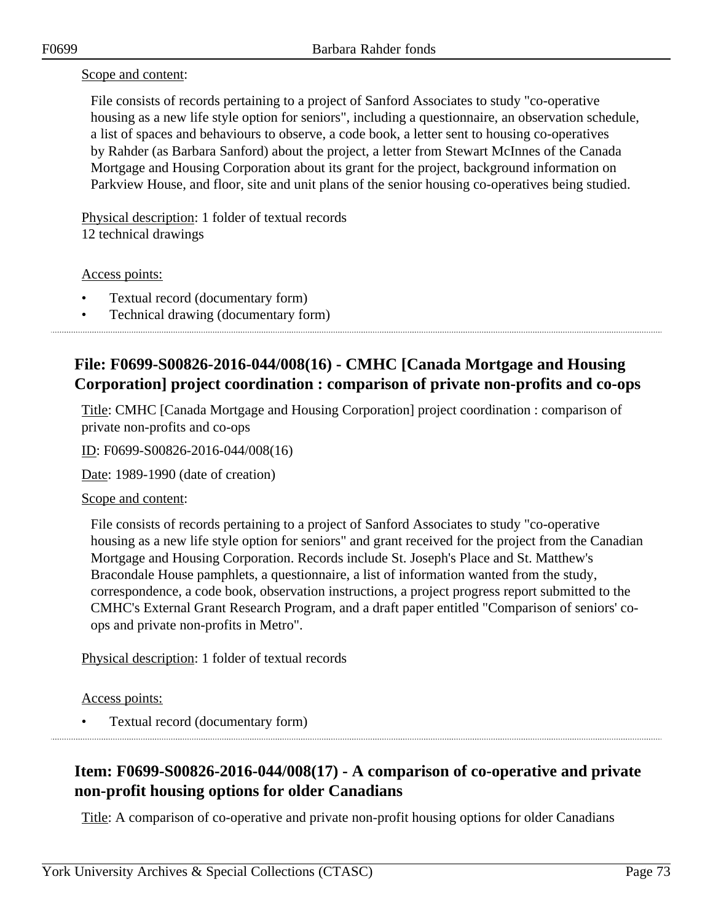Scope and content:

File consists of records pertaining to a project of Sanford Associates to study "co-operative housing as a new life style option for seniors", including a questionnaire, an observation schedule, a list of spaces and behaviours to observe, a code book, a letter sent to housing co-operatives by Rahder (as Barbara Sanford) about the project, a letter from Stewart McInnes of the Canada Mortgage and Housing Corporation about its grant for the project, background information on Parkview House, and floor, site and unit plans of the senior housing co-operatives being studied.

Physical description: 1 folder of textual records
12 technical drawings

Access points:

- Textual record (documentary form)
- Technical drawing (documentary form)

## File: F0699-S00826-2016-044/008(16) - CMHC [Canada Mortgage and Housing Corporation] project coordination : comparison of private non-profits and co-ops

Title: CMHC [Canada Mortgage and Housing Corporation] project coordination : comparison of private non-profits and co-ops

ID: F0699-S00826-2016-044/008(16)

Date: 1989-1990 (date of creation)

Scope and content:

File consists of records pertaining to a project of Sanford Associates to study "co-operative housing as a new life style option for seniors" and grant received for the project from the Canadian Mortgage and Housing Corporation. Records include St. Joseph's Place and St. Matthew's Bracondale House pamphlets, a questionnaire, a list of information wanted from the study, correspondence, a code book, observation instructions, a project progress report submitted to the CMHC's External Grant Research Program, and a draft paper entitled "Comparison of seniors' co-ops and private non-profits in Metro".

Physical description: 1 folder of textual records

Access points:

- Textual record (documentary form)

## Item: F0699-S00826-2016-044/008(17) - A comparison of co-operative and private non-profit housing options for older Canadians

Title: A comparison of co-operative and private non-profit housing options for older Canadians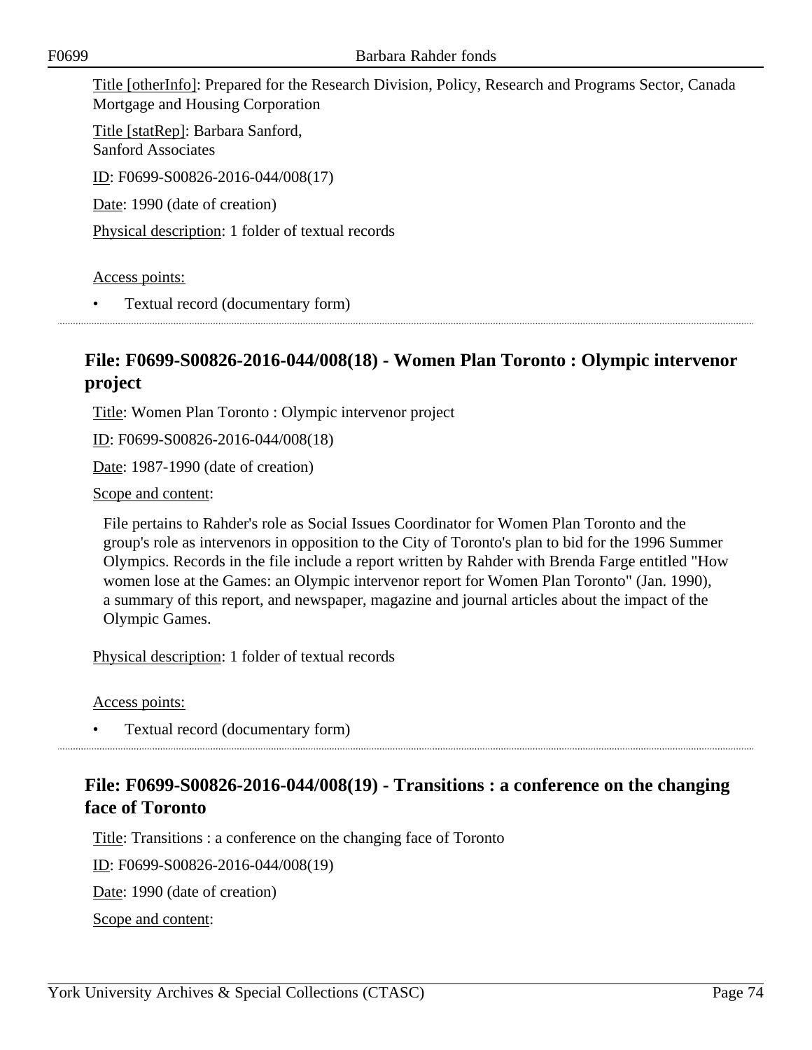Title [otherInfo]: Prepared for the Research Division, Policy, Research and Programs Sector, Canada Mortgage and Housing Corporation

Title [statRep]: Barbara Sanford,
Sanford Associates

ID: F0699-S00826-2016-044/008(17)

Date: 1990 (date of creation)

Physical description: 1 folder of textual records

Access points:

- Textual record (documentary form)

## File: F0699-S00826-2016-044/008(18) - Women Plan Toronto : Olympic intervenor project

Title: Women Plan Toronto : Olympic intervenor project

ID: F0699-S00826-2016-044/008(18)

Date: 1987-1990 (date of creation)

Scope and content:

File pertains to Rahder's role as Social Issues Coordinator for Women Plan Toronto and the group's role as intervenors in opposition to the City of Toronto's plan to bid for the 1996 Summer Olympics. Records in the file include a report written by Rahder with Brenda Farge entitled "How women lose at the Games: an Olympic intervenor report for Women Plan Toronto" (Jan. 1990), a summary of this report, and newspaper, magazine and journal articles about the impact of the Olympic Games.

Physical description: 1 folder of textual records

Access points:

- Textual record (documentary form)

## File: F0699-S00826-2016-044/008(19) - Transitions : a conference on the changing face of Toronto

Title: Transitions : a conference on the changing face of Toronto

ID: F0699-S00826-2016-044/008(19)

Date: 1990 (date of creation)

Scope and content: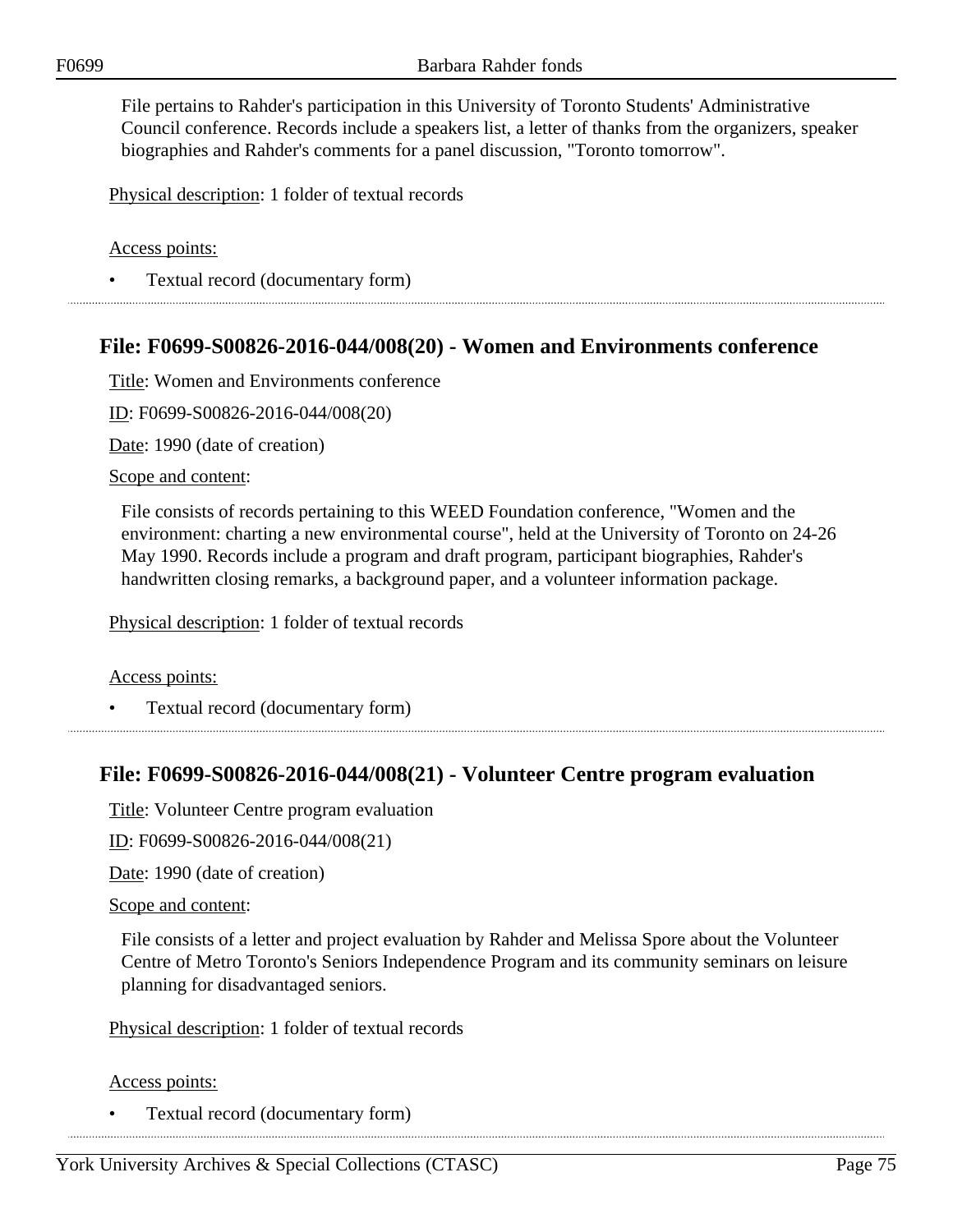File pertains to Rahder's participation in this University of Toronto Students' Administrative Council conference. Records include a speakers list, a letter of thanks from the organizers, speaker biographies and Rahder's comments for a panel discussion, "Toronto tomorrow".

Physical description: 1 folder of textual records

Access points:

- Textual record (documentary form)

## File: F0699-S00826-2016-044/008(20) - Women and Environments conference

Title: Women and Environments conference

ID: F0699-S00826-2016-044/008(20)

Date: 1990 (date of creation)

Scope and content:

File consists of records pertaining to this WEED Foundation conference, "Women and the environment: charting a new environmental course", held at the University of Toronto on 24-26 May 1990. Records include a program and draft program, participant biographies, Rahder's handwritten closing remarks, a background paper, and a volunteer information package.

Physical description: 1 folder of textual records

Access points:

- Textual record (documentary form)

## File: F0699-S00826-2016-044/008(21) - Volunteer Centre program evaluation

Title: Volunteer Centre program evaluation

ID: F0699-S00826-2016-044/008(21)

Date: 1990 (date of creation)

Scope and content:

File consists of a letter and project evaluation by Rahder and Melissa Spore about the Volunteer Centre of Metro Toronto's Seniors Independence Program and its community seminars on leisure planning for disadvantaged seniors.

Physical description: 1 folder of textual records

Access points:

- Textual record (documentary form)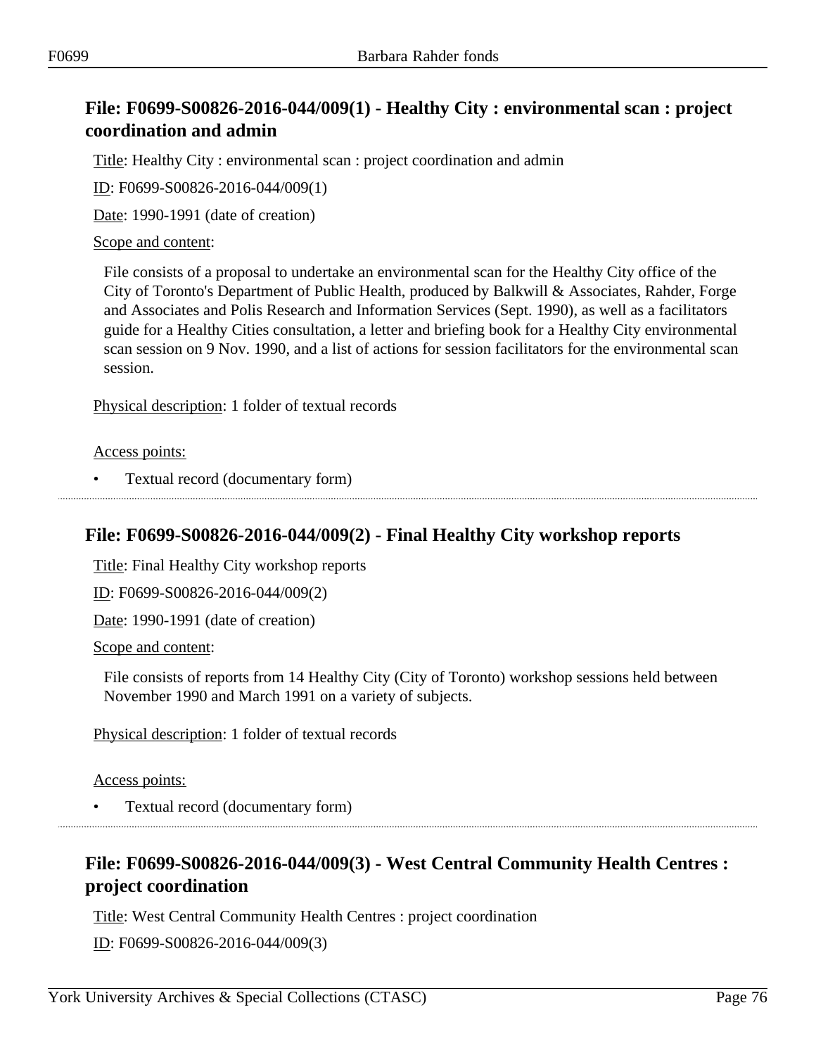## File: F0699-S00826-2016-044/009(1) - Healthy City : environmental scan : project coordination and admin

Title: Healthy City : environmental scan : project coordination and admin

ID: F0699-S00826-2016-044/009(1)

Date: 1990-1991 (date of creation)

Scope and content:

File consists of a proposal to undertake an environmental scan for the Healthy City office of the City of Toronto's Department of Public Health, produced by Balkwill & Associates, Rahder, Forge and Associates and Polis Research and Information Services (Sept. 1990), as well as a facilitators guide for a Healthy Cities consultation, a letter and briefing book for a Healthy City environmental scan session on 9 Nov. 1990, and a list of actions for session facilitators for the environmental scan session.

Physical description: 1 folder of textual records

Access points:

- Textual record (documentary form)

## File: F0699-S00826-2016-044/009(2) - Final Healthy City workshop reports

Title: Final Healthy City workshop reports

ID: F0699-S00826-2016-044/009(2)

Date: 1990-1991 (date of creation)

Scope and content:

File consists of reports from 14 Healthy City (City of Toronto) workshop sessions held between November 1990 and March 1991 on a variety of subjects.

Physical description: 1 folder of textual records

Access points:

- Textual record (documentary form)

## File: F0699-S00826-2016-044/009(3) - West Central Community Health Centres : project coordination

Title: West Central Community Health Centres : project coordination

ID: F0699-S00826-2016-044/009(3)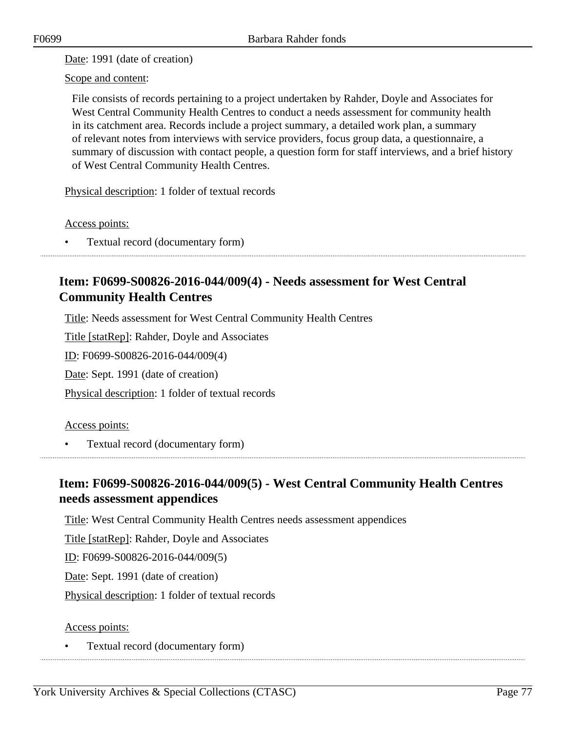Date: 1991 (date of creation)

Scope and content:

File consists of records pertaining to a project undertaken by Rahder, Doyle and Associates for West Central Community Health Centres to conduct a needs assessment for community health in its catchment area. Records include a project summary, a detailed work plan, a summary of relevant notes from interviews with service providers, focus group data, a questionnaire, a summary of discussion with contact people, a question form for staff interviews, and a brief history of West Central Community Health Centres.

Physical description: 1 folder of textual records

Access points:

- Textual record (documentary form)

## Item: F0699-S00826-2016-044/009(4) - Needs assessment for West Central Community Health Centres

Title: Needs assessment for West Central Community Health Centres

Title [statRep]: Rahder, Doyle and Associates

ID: F0699-S00826-2016-044/009(4)

Date: Sept. 1991 (date of creation)

Physical description: 1 folder of textual records

Access points:

- Textual record (documentary form)

## Item: F0699-S00826-2016-044/009(5) - West Central Community Health Centres needs assessment appendices

Title: West Central Community Health Centres needs assessment appendices

Title [statRep]: Rahder, Doyle and Associates

ID: F0699-S00826-2016-044/009(5)

Date: Sept. 1991 (date of creation)

Physical description: 1 folder of textual records

Access points:

- Textual record (documentary form)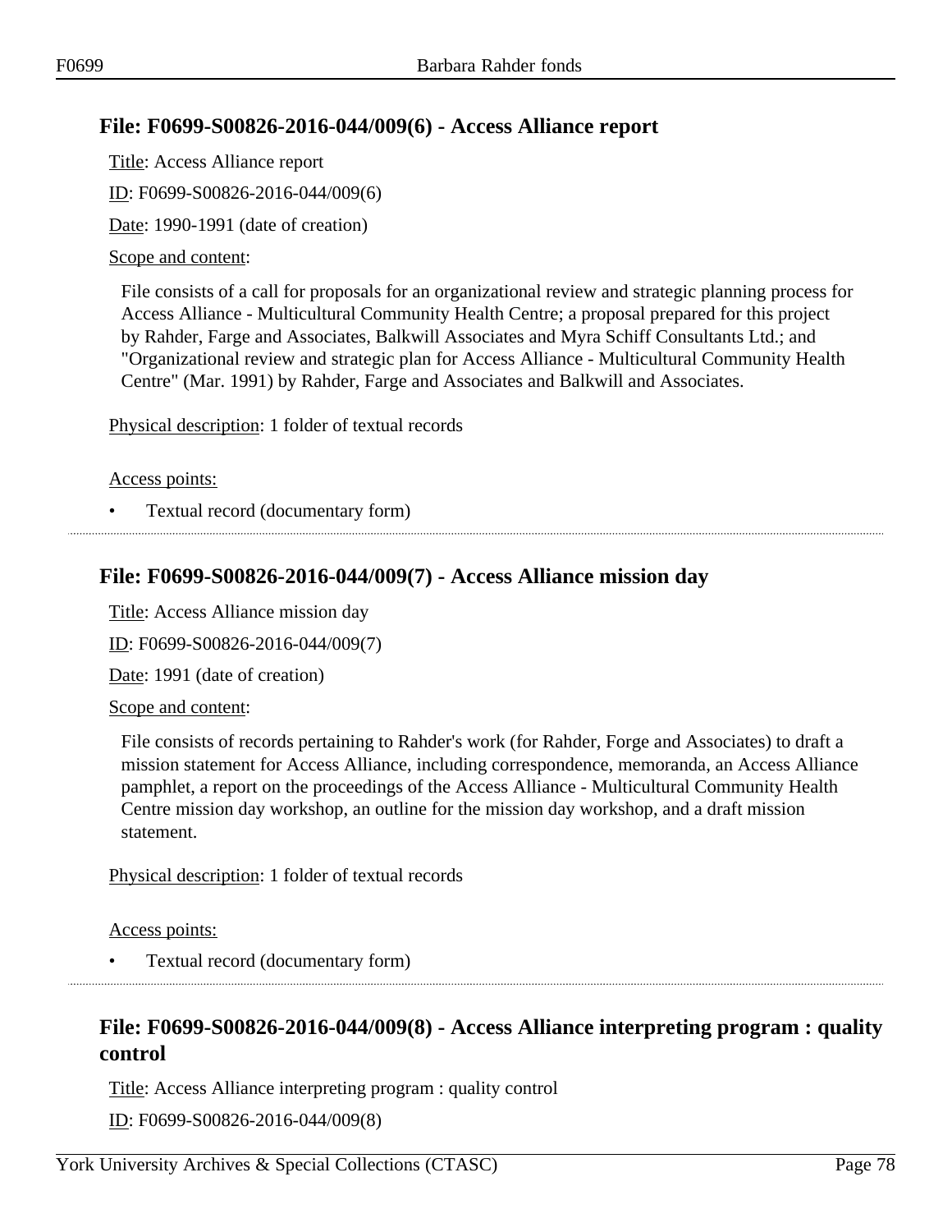## File: F0699-S00826-2016-044/009(6) - Access Alliance report

Title: Access Alliance report

ID: F0699-S00826-2016-044/009(6)

Date: 1990-1991 (date of creation)

Scope and content:

File consists of a call for proposals for an organizational review and strategic planning process for Access Alliance - Multicultural Community Health Centre; a proposal prepared for this project by Rahder, Farge and Associates, Balkwill Associates and Myra Schiff Consultants Ltd.; and "Organizational review and strategic plan for Access Alliance - Multicultural Community Health Centre" (Mar. 1991) by Rahder, Farge and Associates and Balkwill and Associates.

Physical description: 1 folder of textual records

Access points:

- Textual record (documentary form)

---

## File: F0699-S00826-2016-044/009(7) - Access Alliance mission day

Title: Access Alliance mission day

ID: F0699-S00826-2016-044/009(7)

Date: 1991 (date of creation)

Scope and content:

File consists of records pertaining to Rahder's work (for Rahder, Forge and Associates) to draft a mission statement for Access Alliance, including correspondence, memoranda, an Access Alliance pamphlet, a report on the proceedings of the Access Alliance - Multicultural Community Health Centre mission day workshop, an outline for the mission day workshop, and a draft mission statement.

Physical description: 1 folder of textual records

Access points:

- Textual record (documentary form)

---

## File: F0699-S00826-2016-044/009(8) - Access Alliance interpreting program : quality control

Title: Access Alliance interpreting program : quality control

ID: F0699-S00826-2016-044/009(8)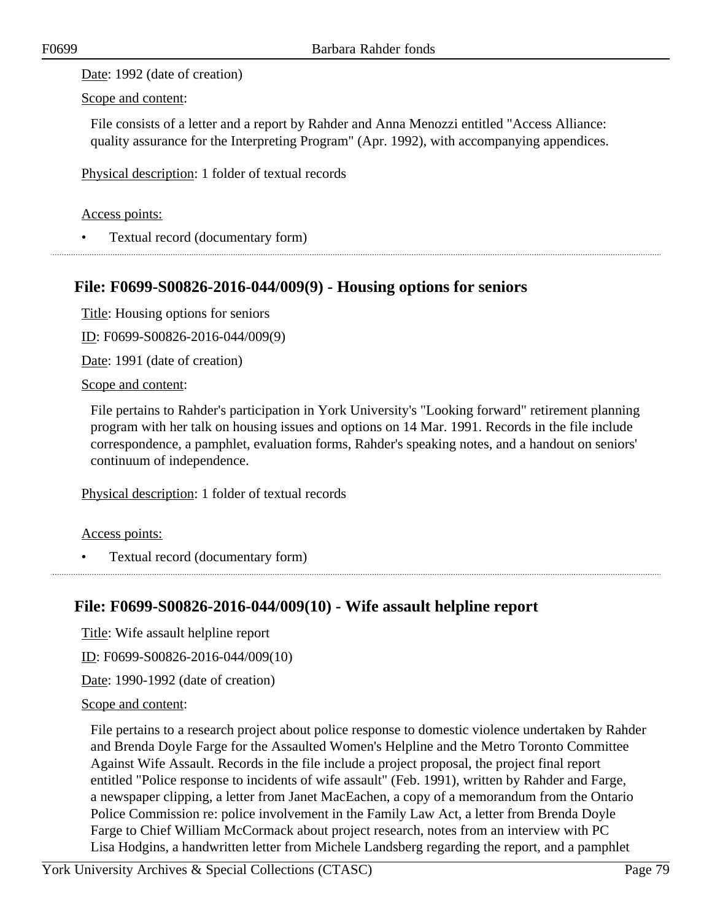Date: 1992 (date of creation)

Scope and content:

File consists of a letter and a report by Rahder and Anna Menozzi entitled "Access Alliance: quality assurance for the Interpreting Program" (Apr. 1992), with accompanying appendices.

Physical description: 1 folder of textual records

Access points:

- Textual record (documentary form)

## File: F0699-S00826-2016-044/009(9) - Housing options for seniors

Title: Housing options for seniors

ID: F0699-S00826-2016-044/009(9)

Date: 1991 (date of creation)

Scope and content:

File pertains to Rahder's participation in York University's "Looking forward" retirement planning program with her talk on housing issues and options on 14 Mar. 1991. Records in the file include correspondence, a pamphlet, evaluation forms, Rahder's speaking notes, and a handout on seniors' continuum of independence.

Physical description: 1 folder of textual records

Access points:

- Textual record (documentary form)

## File: F0699-S00826-2016-044/009(10) - Wife assault helpline report

Title: Wife assault helpline report

ID: F0699-S00826-2016-044/009(10)

Date: 1990-1992 (date of creation)

Scope and content:

File pertains to a research project about police response to domestic violence undertaken by Rahder and Brenda Doyle Farge for the Assaulted Women's Helpline and the Metro Toronto Committee Against Wife Assault. Records in the file include a project proposal, the project final report entitled "Police response to incidents of wife assault" (Feb. 1991), written by Rahder and Farge, a newspaper clipping, a letter from Janet MacEachen, a copy of a memorandum from the Ontario Police Commission re: police involvement in the Family Law Act, a letter from Brenda Doyle Farge to Chief William McCormack about project research, notes from an interview with PC Lisa Hodgins, a handwritten letter from Michele Landsberg regarding the report, and a pamphlet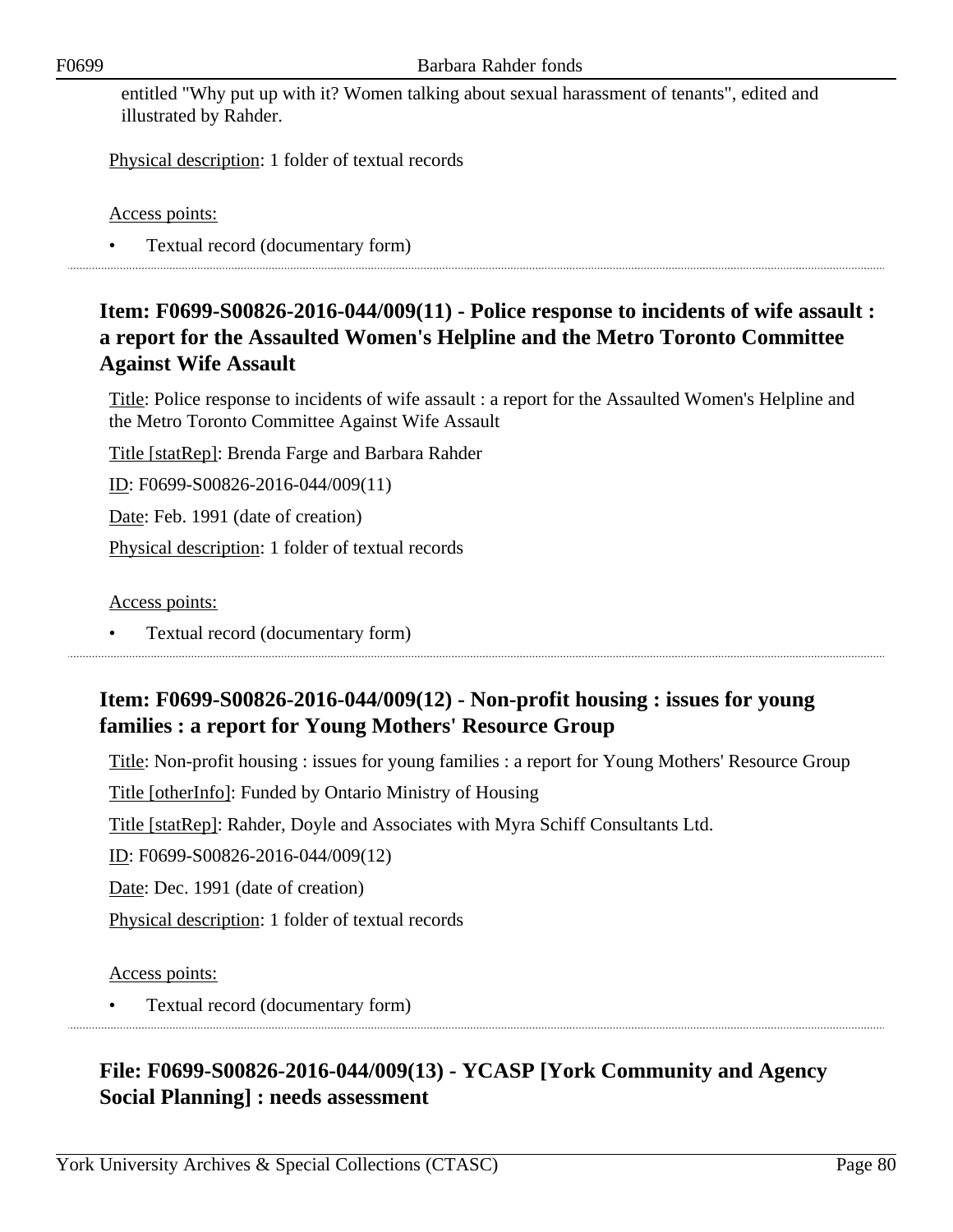entitled "Why put up with it? Women talking about sexual harassment of tenants", edited and illustrated by Rahder.

Physical description: 1 folder of textual records

Access points:

- Textual record (documentary form)

## Item: F0699-S00826-2016-044/009(11) - Police response to incidents of wife assault : a report for the Assaulted Women's Helpline and the Metro Toronto Committee Against Wife Assault

Title: Police response to incidents of wife assault : a report for the Assaulted Women's Helpline and the Metro Toronto Committee Against Wife Assault

Title [statRep]: Brenda Farge and Barbara Rahder

ID: F0699-S00826-2016-044/009(11)

Date: Feb. 1991 (date of creation)

Physical description: 1 folder of textual records

Access points:

- Textual record (documentary form)

## Item: F0699-S00826-2016-044/009(12) - Non-profit housing : issues for young families : a report for Young Mothers' Resource Group

Title: Non-profit housing : issues for young families : a report for Young Mothers' Resource Group

Title [otherInfo]: Funded by Ontario Ministry of Housing

Title [statRep]: Rahder, Doyle and Associates with Myra Schiff Consultants Ltd.

ID: F0699-S00826-2016-044/009(12)

Date: Dec. 1991 (date of creation)

Physical description: 1 folder of textual records

Access points:

- Textual record (documentary form)

## File: F0699-S00826-2016-044/009(13) - YCASP [York Community and Agency Social Planning] : needs assessment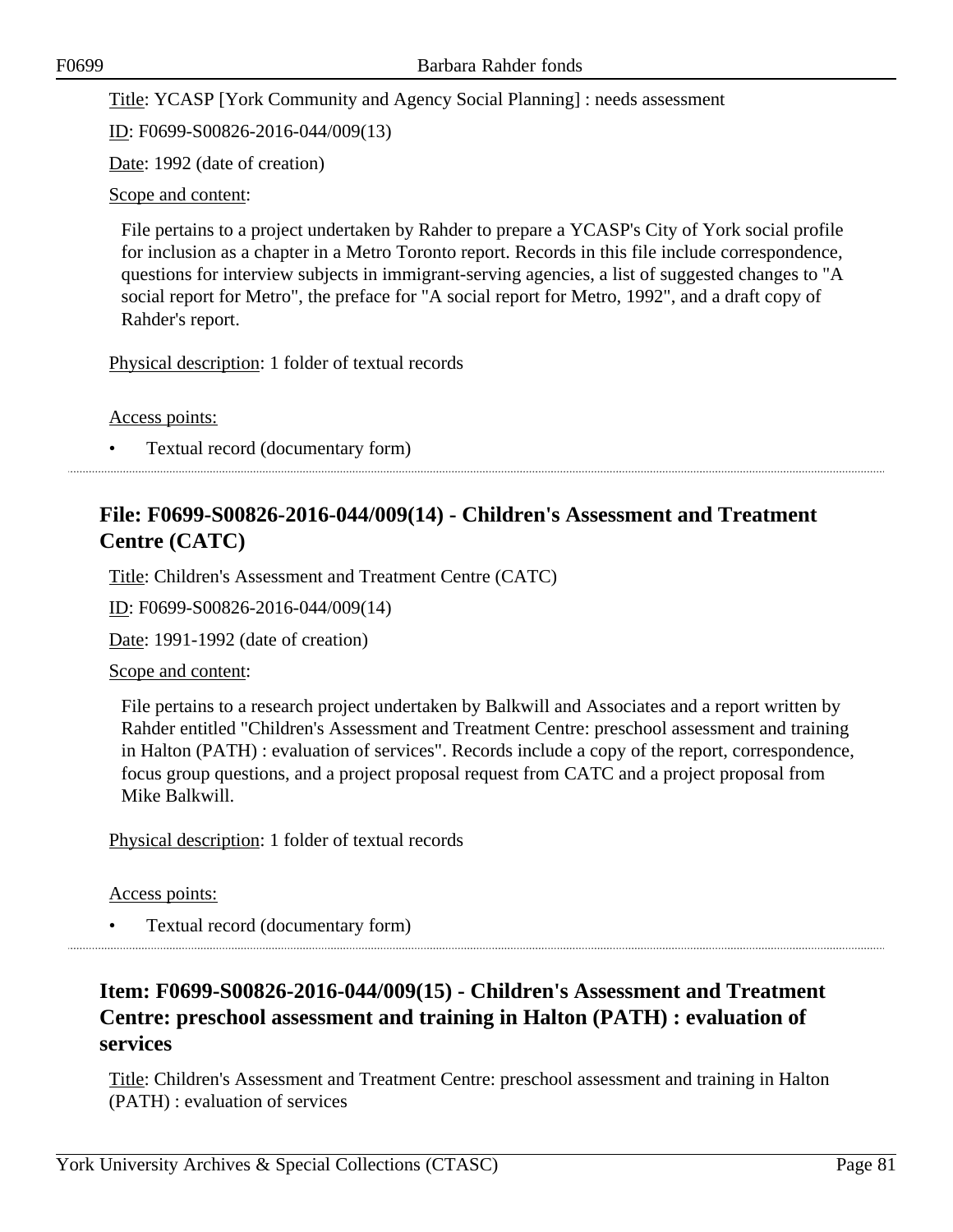Title: YCASP [York Community and Agency Social Planning] : needs assessment

ID: F0699-S00826-2016-044/009(13)

Date: 1992 (date of creation)

Scope and content:

File pertains to a project undertaken by Rahder to prepare a YCASP's City of York social profile for inclusion as a chapter in a Metro Toronto report. Records in this file include correspondence, questions for interview subjects in immigrant-serving agencies, a list of suggested changes to "A social report for Metro", the preface for "A social report for Metro, 1992", and a draft copy of Rahder's report.

Physical description: 1 folder of textual records

Access points:

- Textual record (documentary form)

## File: F0699-S00826-2016-044/009(14) - Children's Assessment and Treatment Centre (CATC)

Title: Children's Assessment and Treatment Centre (CATC)

ID: F0699-S00826-2016-044/009(14)

Date: 1991-1992 (date of creation)

Scope and content:

File pertains to a research project undertaken by Balkwill and Associates and a report written by Rahder entitled "Children's Assessment and Treatment Centre: preschool assessment and training in Halton (PATH) : evaluation of services". Records include a copy of the report, correspondence, focus group questions, and a project proposal request from CATC and a project proposal from Mike Balkwill.

Physical description: 1 folder of textual records

Access points:

- Textual record (documentary form)

## Item: F0699-S00826-2016-044/009(15) - Children's Assessment and Treatment Centre: preschool assessment and training in Halton (PATH) : evaluation of services

Title: Children's Assessment and Treatment Centre: preschool assessment and training in Halton (PATH) : evaluation of services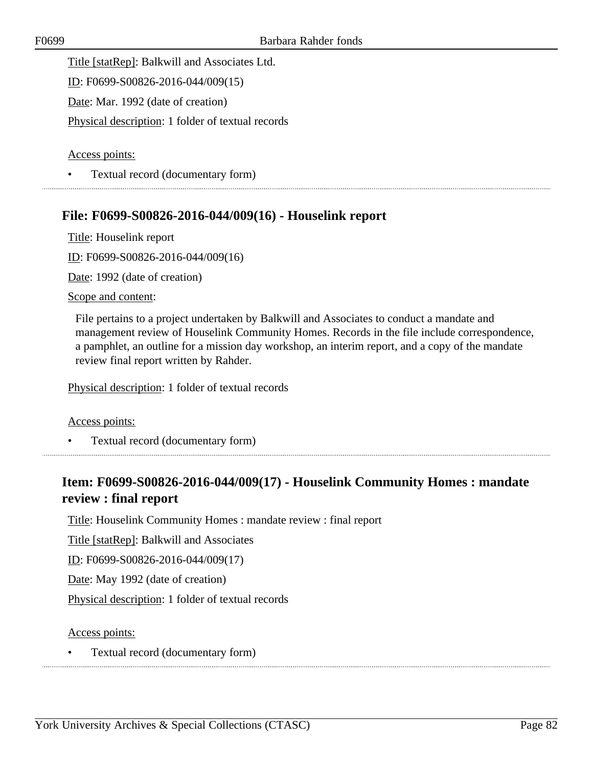Title [statRep]: Balkwill and Associates Ltd.

ID: F0699-S00826-2016-044/009(15)

Date: Mar. 1992 (date of creation)

Physical description: 1 folder of textual records

Access points:

- Textual record (documentary form)

## File: F0699-S00826-2016-044/009(16) - Houselink report

Title: Houselink report

ID: F0699-S00826-2016-044/009(16)

Date: 1992 (date of creation)

Scope and content:

File pertains to a project undertaken by Balkwill and Associates to conduct a mandate and management review of Houselink Community Homes. Records in the file include correspondence, a pamphlet, an outline for a mission day workshop, an interim report, and a copy of the mandate review final report written by Rahder.

Physical description: 1 folder of textual records

Access points:

- Textual record (documentary form)

## Item: F0699-S00826-2016-044/009(17) - Houselink Community Homes : mandate review : final report

Title: Houselink Community Homes : mandate review : final report

Title [statRep]: Balkwill and Associates

ID: F0699-S00826-2016-044/009(17)

Date: May 1992 (date of creation)

Physical description: 1 folder of textual records

Access points:

- Textual record (documentary form)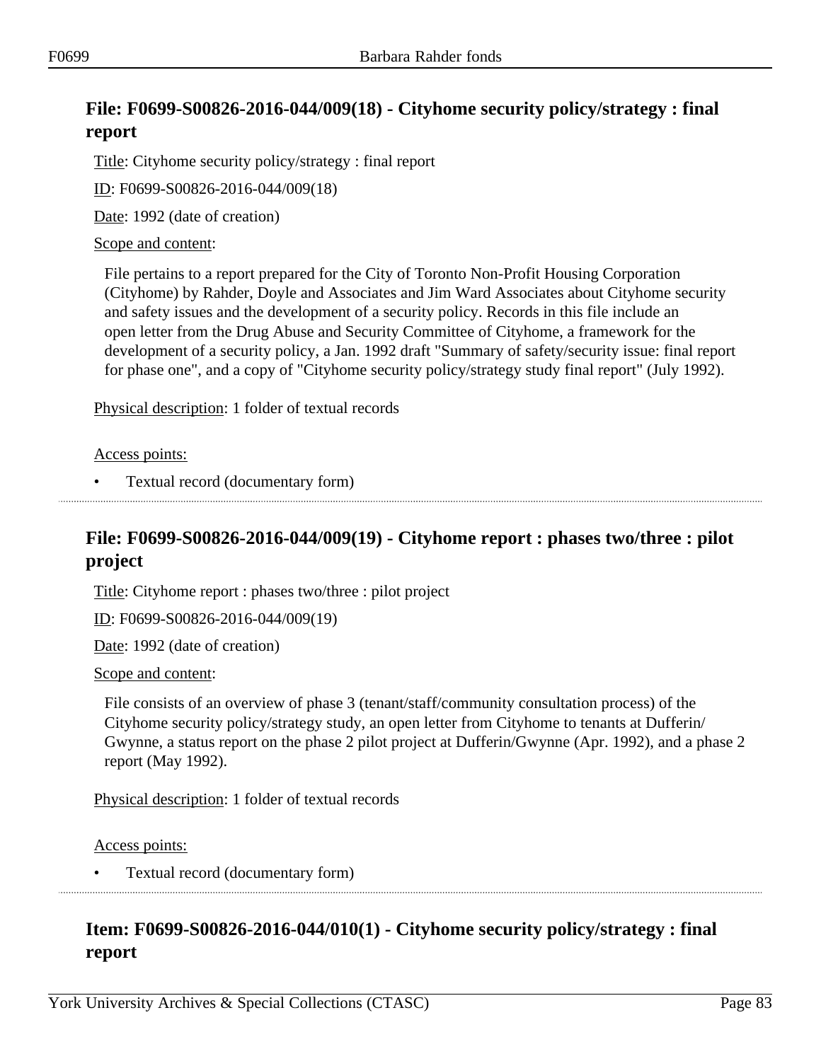## File: F0699-S00826-2016-044/009(18) - Cityhome security policy/strategy : final report

Title: Cityhome security policy/strategy : final report

ID: F0699-S00826-2016-044/009(18)

Date: 1992 (date of creation)

Scope and content:

File pertains to a report prepared for the City of Toronto Non-Profit Housing Corporation (Cityhome) by Rahder, Doyle and Associates and Jim Ward Associates about Cityhome security and safety issues and the development of a security policy. Records in this file include an open letter from the Drug Abuse and Security Committee of Cityhome, a framework for the development of a security policy, a Jan. 1992 draft "Summary of safety/security issue: final report for phase one", and a copy of "Cityhome security policy/strategy study final report" (July 1992).

Physical description: 1 folder of textual records

Access points:

- Textual record (documentary form)

---

## File: F0699-S00826-2016-044/009(19) - Cityhome report : phases two/three : pilot project

Title: Cityhome report : phases two/three : pilot project

ID: F0699-S00826-2016-044/009(19)

Date: 1992 (date of creation)

Scope and content:

File consists of an overview of phase 3 (tenant/staff/community consultation process) of the Cityhome security policy/strategy study, an open letter from Cityhome to tenants at Dufferin/Gwynne, a status report on the phase 2 pilot project at Dufferin/Gwynne (Apr. 1992), and a phase 2 report (May 1992).

Physical description: 1 folder of textual records

Access points:

- Textual record (documentary form)

---

## Item: F0699-S00826-2016-044/010(1) - Cityhome security policy/strategy : final report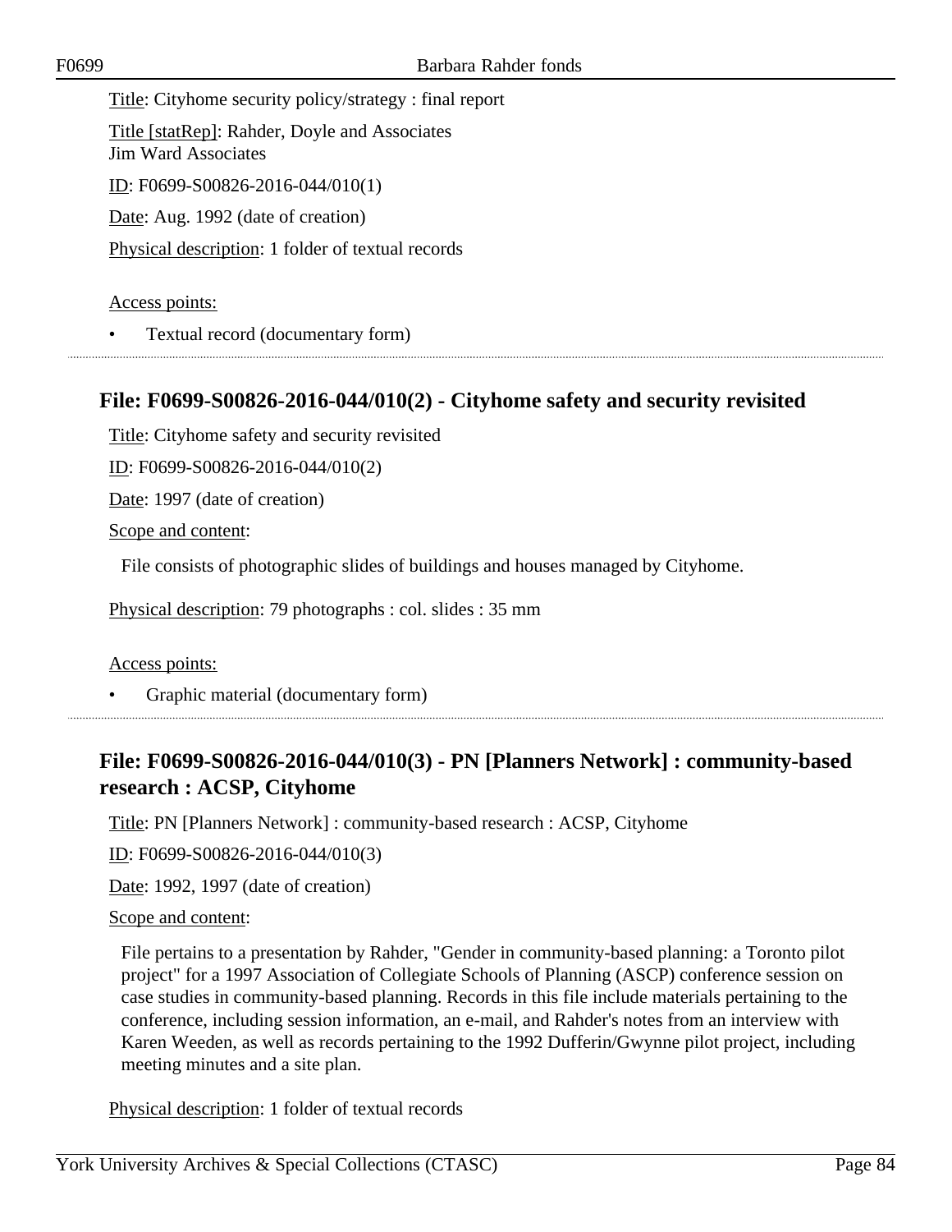Title: Cityhome security policy/strategy : final report

Title [statRep]: Rahder, Doyle and Associates
Jim Ward Associates

ID: F0699-S00826-2016-044/010(1)

Date: Aug. 1992 (date of creation)

Physical description: 1 folder of textual records

Access points:

- Textual record (documentary form)

## File: F0699-S00826-2016-044/010(2) - Cityhome safety and security revisited

Title: Cityhome safety and security revisited

ID: F0699-S00826-2016-044/010(2)

Date: 1997 (date of creation)

Scope and content:

File consists of photographic slides of buildings and houses managed by Cityhome.

Physical description: 79 photographs : col. slides : 35 mm

Access points:

- Graphic material (documentary form)

## File: F0699-S00826-2016-044/010(3) - PN [Planners Network] : community-based research : ACSP, Cityhome

Title: PN [Planners Network] : community-based research : ACSP, Cityhome

ID: F0699-S00826-2016-044/010(3)

Date: 1992, 1997 (date of creation)

Scope and content:

File pertains to a presentation by Rahder, "Gender in community-based planning: a Toronto pilot project" for a 1997 Association of Collegiate Schools of Planning (ASCP) conference session on case studies in community-based planning. Records in this file include materials pertaining to the conference, including session information, an e-mail, and Rahder's notes from an interview with Karen Weeden, as well as records pertaining to the 1992 Dufferin/Gwynne pilot project, including meeting minutes and a site plan.

Physical description: 1 folder of textual records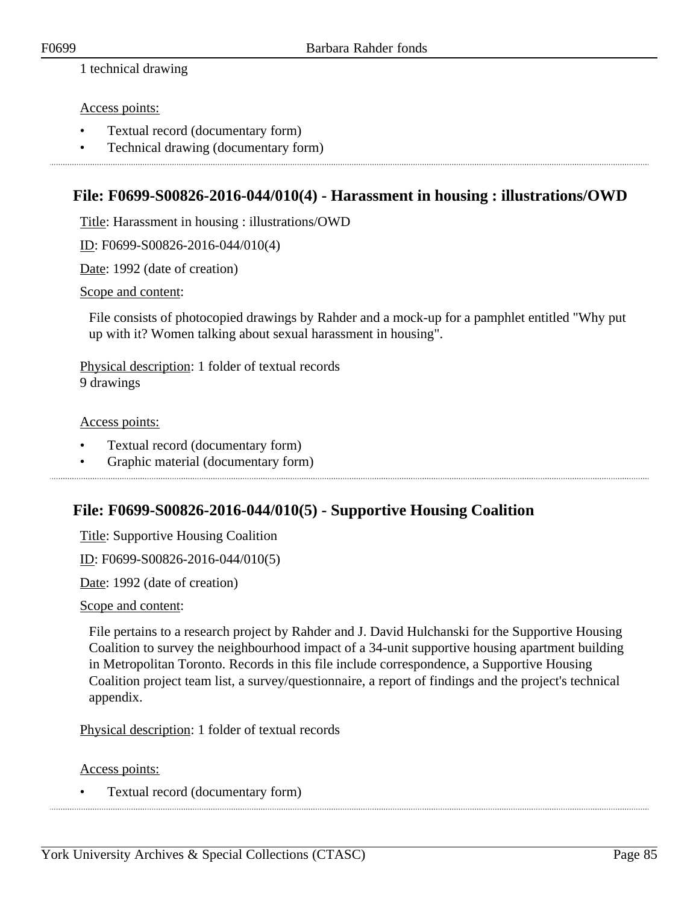1 technical drawing

Access points:

- Textual record (documentary form)
- Technical drawing (documentary form)

## File: F0699-S00826-2016-044/010(4) - Harassment in housing : illustrations/OWD

Title: Harassment in housing : illustrations/OWD

ID: F0699-S00826-2016-044/010(4)

Date: 1992 (date of creation)

Scope and content:

File consists of photocopied drawings by Rahder and a mock-up for a pamphlet entitled "Why put up with it? Women talking about sexual harassment in housing".

Physical description: 1 folder of textual records
9 drawings

Access points:

- Textual record (documentary form)
- Graphic material (documentary form)

## File: F0699-S00826-2016-044/010(5) - Supportive Housing Coalition

Title: Supportive Housing Coalition

ID: F0699-S00826-2016-044/010(5)

Date: 1992 (date of creation)

Scope and content:

File pertains to a research project by Rahder and J. David Hulchanski for the Supportive Housing Coalition to survey the neighbourhood impact of a 34-unit supportive housing apartment building in Metropolitan Toronto. Records in this file include correspondence, a Supportive Housing Coalition project team list, a survey/questionnaire, a report of findings and the project's technical appendix.

Physical description: 1 folder of textual records

Access points:

- Textual record (documentary form)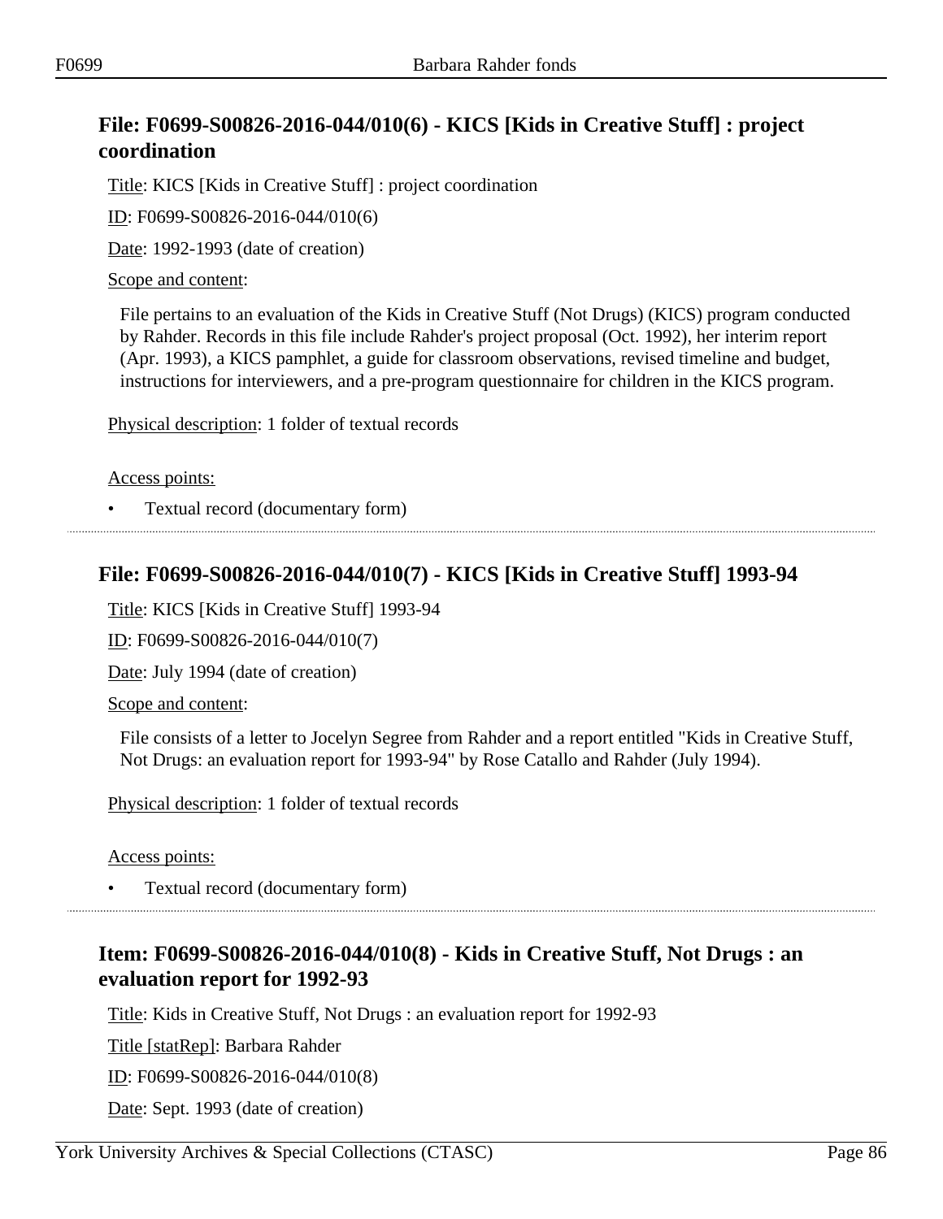## File: F0699-S00826-2016-044/010(6) - KICS [Kids in Creative Stuff] : project coordination

Title: KICS [Kids in Creative Stuff] : project coordination

ID: F0699-S00826-2016-044/010(6)

Date: 1992-1993 (date of creation)

Scope and content:

File pertains to an evaluation of the Kids in Creative Stuff (Not Drugs) (KICS) program conducted by Rahder. Records in this file include Rahder's project proposal (Oct. 1992), her interim report (Apr. 1993), a KICS pamphlet, a guide for classroom observations, revised timeline and budget, instructions for interviewers, and a pre-program questionnaire for children in the KICS program.

Physical description: 1 folder of textual records

Access points:

- Textual record (documentary form)

---

## File: F0699-S00826-2016-044/010(7) - KICS [Kids in Creative Stuff] 1993-94

Title: KICS [Kids in Creative Stuff] 1993-94

ID: F0699-S00826-2016-044/010(7)

Date: July 1994 (date of creation)

Scope and content:

File consists of a letter to Jocelyn Segree from Rahder and a report entitled "Kids in Creative Stuff, Not Drugs: an evaluation report for 1993-94" by Rose Catallo and Rahder (July 1994).

Physical description: 1 folder of textual records

Access points:

- Textual record (documentary form)

---

## Item: F0699-S00826-2016-044/010(8) - Kids in Creative Stuff, Not Drugs : an evaluation report for 1992-93

Title: Kids in Creative Stuff, Not Drugs : an evaluation report for 1992-93

Title [statRep]: Barbara Rahder

ID: F0699-S00826-2016-044/010(8)

Date: Sept. 1993 (date of creation)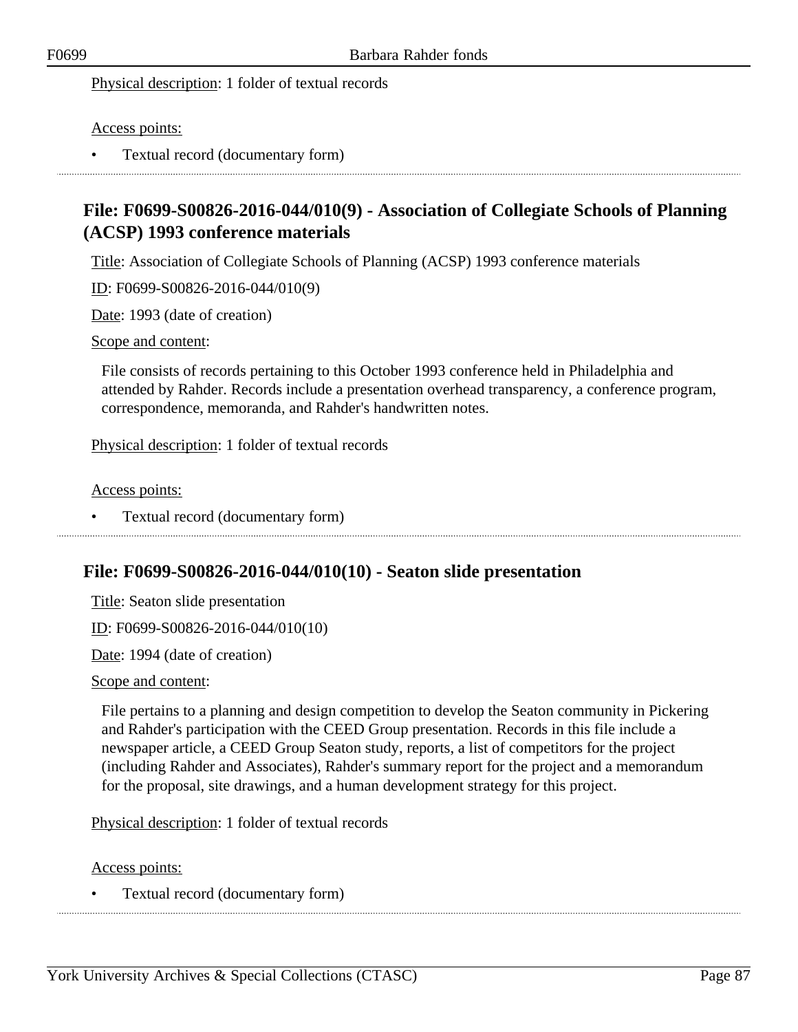Physical description: 1 folder of textual records

Access points:

- Textual record (documentary form)

## File: F0699-S00826-2016-044/010(9) - Association of Collegiate Schools of Planning (ACSP) 1993 conference materials

Title: Association of Collegiate Schools of Planning (ACSP) 1993 conference materials

ID: F0699-S00826-2016-044/010(9)

Date: 1993 (date of creation)

Scope and content:

File consists of records pertaining to this October 1993 conference held in Philadelphia and attended by Rahder. Records include a presentation overhead transparency, a conference program, correspondence, memoranda, and Rahder's handwritten notes.

Physical description: 1 folder of textual records

Access points:

- Textual record (documentary form)

## File: F0699-S00826-2016-044/010(10) - Seaton slide presentation

Title: Seaton slide presentation

ID: F0699-S00826-2016-044/010(10)

Date: 1994 (date of creation)

Scope and content:

File pertains to a planning and design competition to develop the Seaton community in Pickering and Rahder's participation with the CEED Group presentation. Records in this file include a newspaper article, a CEED Group Seaton study, reports, a list of competitors for the project (including Rahder and Associates), Rahder's summary report for the project and a memorandum for the proposal, site drawings, and a human development strategy for this project.

Physical description: 1 folder of textual records

Access points:

- Textual record (documentary form)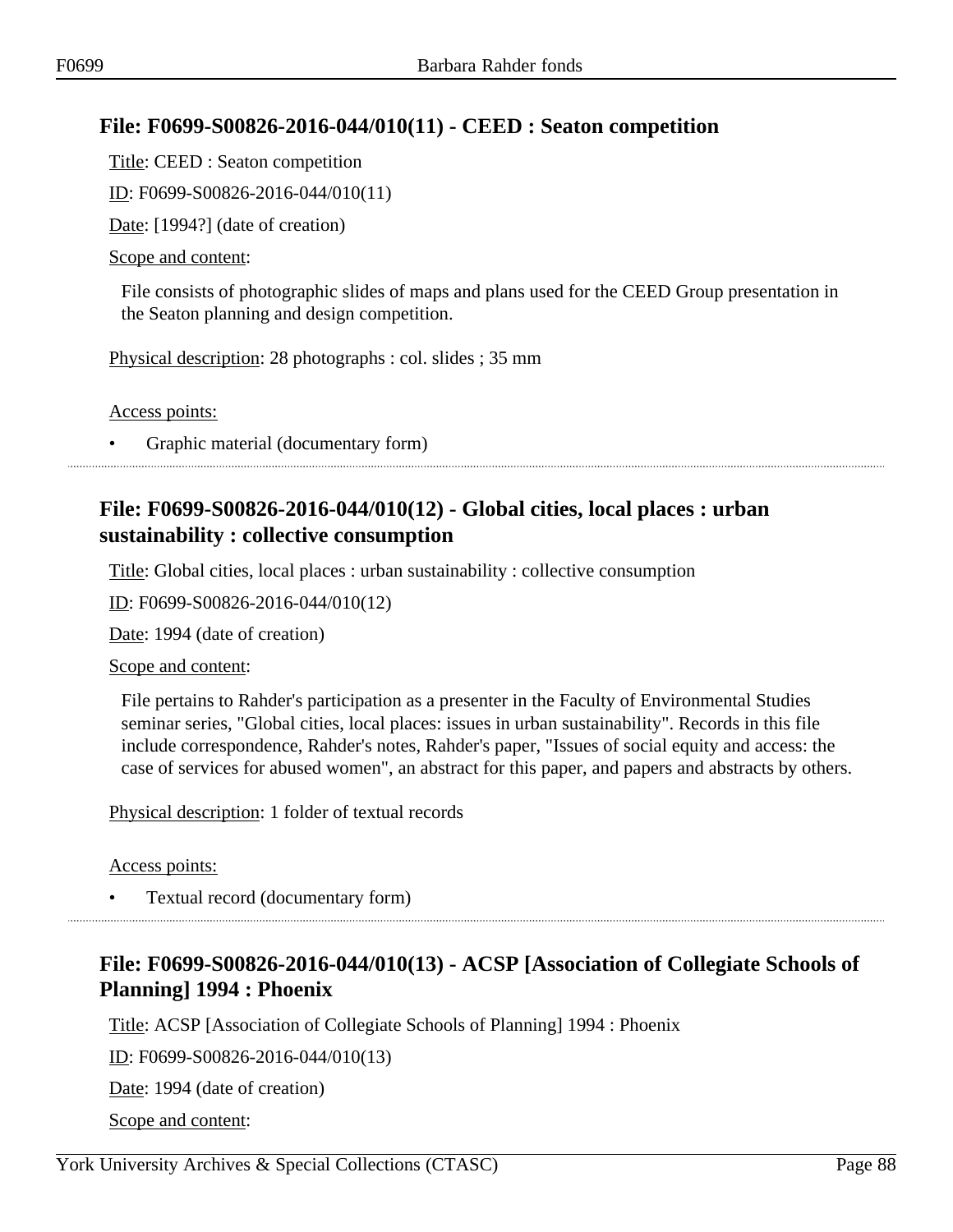## File: F0699-S00826-2016-044/010(11) - CEED : Seaton competition

Title: CEED : Seaton competition

ID: F0699-S00826-2016-044/010(11)

Date: [1994?] (date of creation)

Scope and content:

File consists of photographic slides of maps and plans used for the CEED Group presentation in the Seaton planning and design competition.

Physical description: 28 photographs : col. slides ; 35 mm

Access points:

- Graphic material (documentary form)

---

## File: F0699-S00826-2016-044/010(12) - Global cities, local places : urban sustainability : collective consumption

Title: Global cities, local places : urban sustainability : collective consumption

ID: F0699-S00826-2016-044/010(12)

Date: 1994 (date of creation)

Scope and content:

File pertains to Rahder's participation as a presenter in the Faculty of Environmental Studies seminar series, "Global cities, local places: issues in urban sustainability". Records in this file include correspondence, Rahder's notes, Rahder's paper, "Issues of social equity and access: the case of services for abused women", an abstract for this paper, and papers and abstracts by others.

Physical description: 1 folder of textual records

Access points:

- Textual record (documentary form)

---

## File: F0699-S00826-2016-044/010(13) - ACSP [Association of Collegiate Schools of Planning] 1994 : Phoenix

Title: ACSP [Association of Collegiate Schools of Planning] 1994 : Phoenix

ID: F0699-S00826-2016-044/010(13)

Date: 1994 (date of creation)

Scope and content: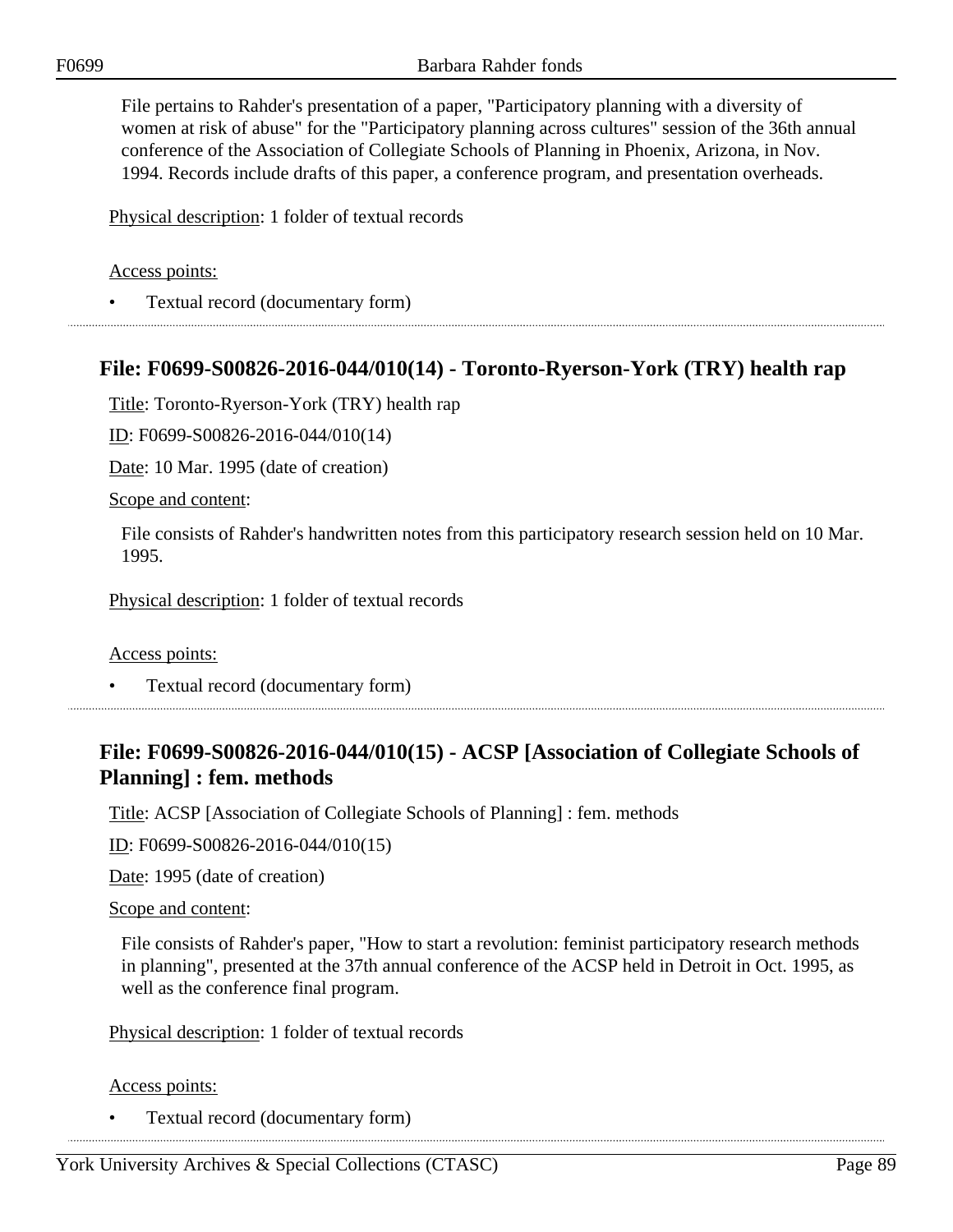File pertains to Rahder's presentation of a paper, "Participatory planning with a diversity of women at risk of abuse" for the "Participatory planning across cultures" session of the 36th annual conference of the Association of Collegiate Schools of Planning in Phoenix, Arizona, in Nov. 1994. Records include drafts of this paper, a conference program, and presentation overheads.

Physical description: 1 folder of textual records

Access points:

- Textual record (documentary form)

## File: F0699-S00826-2016-044/010(14) - Toronto-Ryerson-York (TRY) health rap

Title: Toronto-Ryerson-York (TRY) health rap

ID: F0699-S00826-2016-044/010(14)

Date: 10 Mar. 1995 (date of creation)

Scope and content:

File consists of Rahder's handwritten notes from this participatory research session held on 10 Mar. 1995.

Physical description: 1 folder of textual records

Access points:

- Textual record (documentary form)

## File: F0699-S00826-2016-044/010(15) - ACSP [Association of Collegiate Schools of Planning] : fem. methods

Title: ACSP [Association of Collegiate Schools of Planning] : fem. methods

ID: F0699-S00826-2016-044/010(15)

Date: 1995 (date of creation)

Scope and content:

File consists of Rahder's paper, "How to start a revolution: feminist participatory research methods in planning", presented at the 37th annual conference of the ACSP held in Detroit in Oct. 1995, as well as the conference final program.

Physical description: 1 folder of textual records

Access points:

- Textual record (documentary form)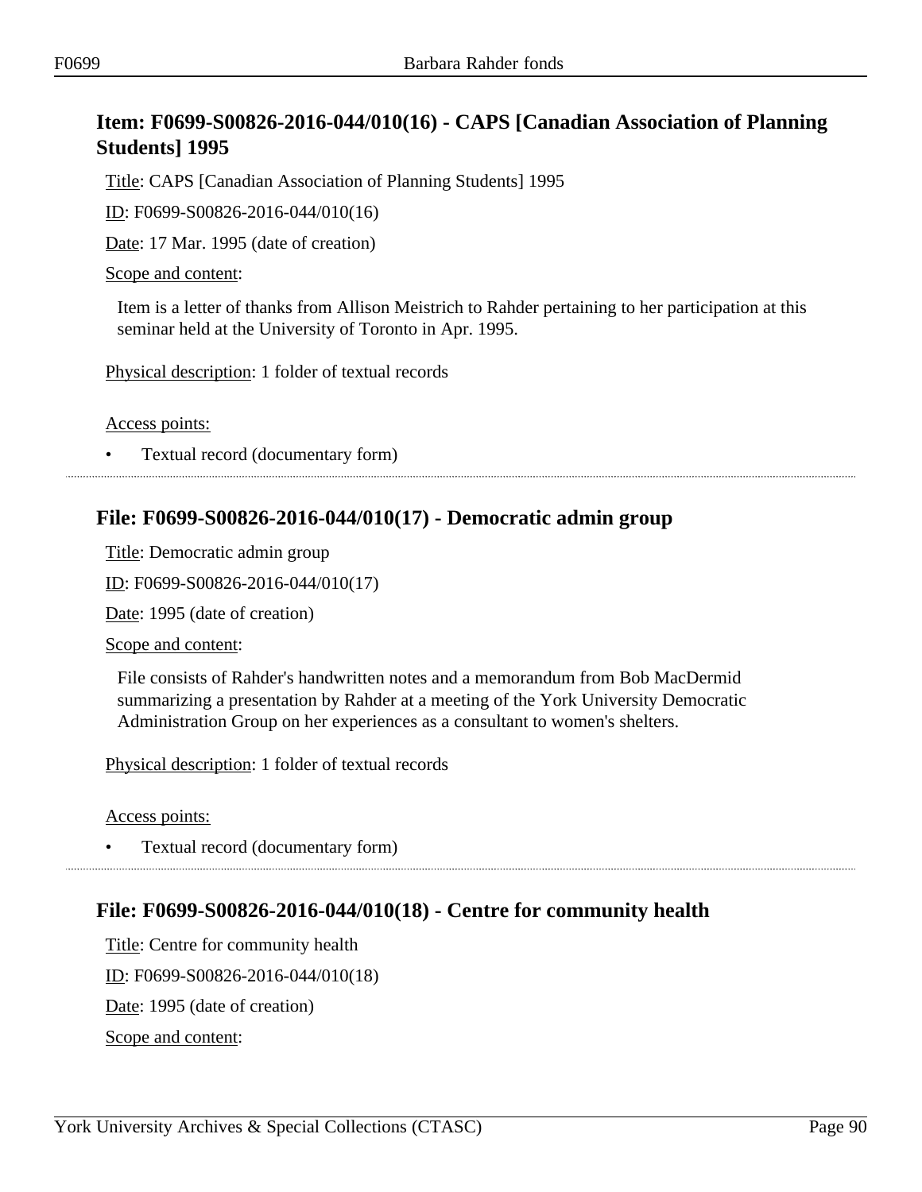## Item: F0699-S00826-2016-044/010(16) - CAPS [Canadian Association of Planning Students] 1995

Title: CAPS [Canadian Association of Planning Students] 1995

ID: F0699-S00826-2016-044/010(16)

Date: 17 Mar. 1995 (date of creation)

Scope and content:

Item is a letter of thanks from Allison Meistrich to Rahder pertaining to her participation at this seminar held at the University of Toronto in Apr. 1995.

Physical description: 1 folder of textual records

Access points:

- Textual record (documentary form)

---

## File: F0699-S00826-2016-044/010(17) - Democratic admin group

Title: Democratic admin group

ID: F0699-S00826-2016-044/010(17)

Date: 1995 (date of creation)

Scope and content:

File consists of Rahder's handwritten notes and a memorandum from Bob MacDermid summarizing a presentation by Rahder at a meeting of the York University Democratic Administration Group on her experiences as a consultant to women's shelters.

Physical description: 1 folder of textual records

Access points:

- Textual record (documentary form)

---

## File: F0699-S00826-2016-044/010(18) - Centre for community health

Title: Centre for community health

ID: F0699-S00826-2016-044/010(18)

Date: 1995 (date of creation)

Scope and content: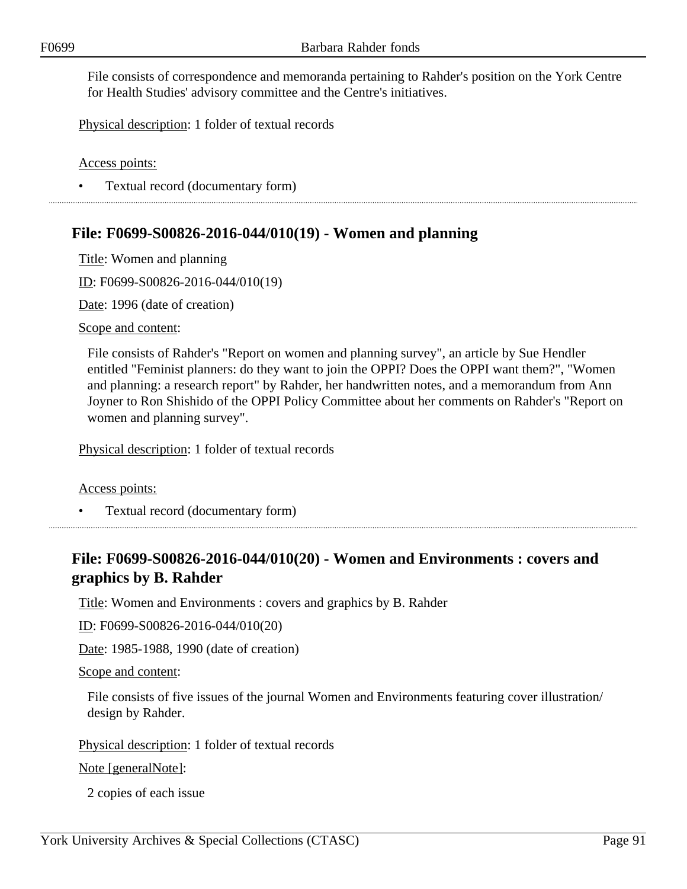File consists of correspondence and memoranda pertaining to Rahder's position on the York Centre for Health Studies' advisory committee and the Centre's initiatives.

Physical description: 1 folder of textual records

Access points:

- Textual record (documentary form)

## File: F0699-S00826-2016-044/010(19) - Women and planning

Title: Women and planning

ID: F0699-S00826-2016-044/010(19)

Date: 1996 (date of creation)

Scope and content:

File consists of Rahder's "Report on women and planning survey", an article by Sue Hendler entitled "Feminist planners: do they want to join the OPPI? Does the OPPI want them?", "Women and planning: a research report" by Rahder, her handwritten notes, and a memorandum from Ann Joyner to Ron Shishido of the OPPI Policy Committee about her comments on Rahder's "Report on women and planning survey".

Physical description: 1 folder of textual records

Access points:

- Textual record (documentary form)

## File: F0699-S00826-2016-044/010(20) - Women and Environments : covers and graphics by B. Rahder

Title: Women and Environments : covers and graphics by B. Rahder

ID: F0699-S00826-2016-044/010(20)

Date: 1985-1988, 1990 (date of creation)

Scope and content:

File consists of five issues of the journal Women and Environments featuring cover illustration/ design by Rahder.

Physical description: 1 folder of textual records

Note [generalNote]:

2 copies of each issue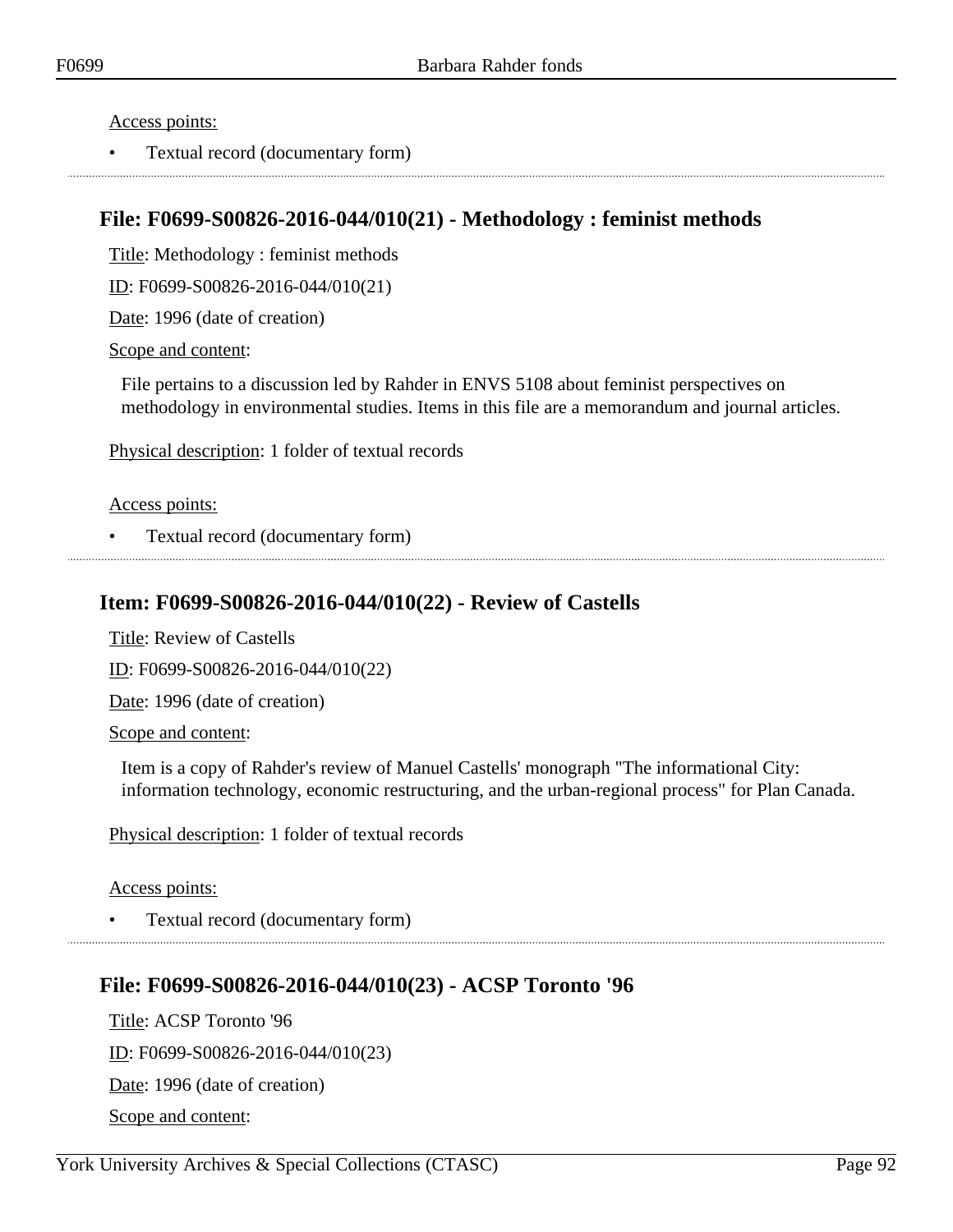Access points:

- Textual record (documentary form)

## File: F0699-S00826-2016-044/010(21) - Methodology : feminist methods

Title: Methodology : feminist methods

ID: F0699-S00826-2016-044/010(21)

Date: 1996 (date of creation)

Scope and content:

File pertains to a discussion led by Rahder in ENVS 5108 about feminist perspectives on methodology in environmental studies. Items in this file are a memorandum and journal articles.

Physical description: 1 folder of textual records

Access points:

- Textual record (documentary form)

## Item: F0699-S00826-2016-044/010(22) - Review of Castells

Title: Review of Castells

ID: F0699-S00826-2016-044/010(22)

Date: 1996 (date of creation)

Scope and content:

Item is a copy of Rahder's review of Manuel Castells' monograph "The informational City: information technology, economic restructuring, and the urban-regional process" for Plan Canada.

Physical description: 1 folder of textual records

Access points:

- Textual record (documentary form)

## File: F0699-S00826-2016-044/010(23) - ACSP Toronto '96

Title: ACSP Toronto '96

ID: F0699-S00826-2016-044/010(23)

Date: 1996 (date of creation)

Scope and content: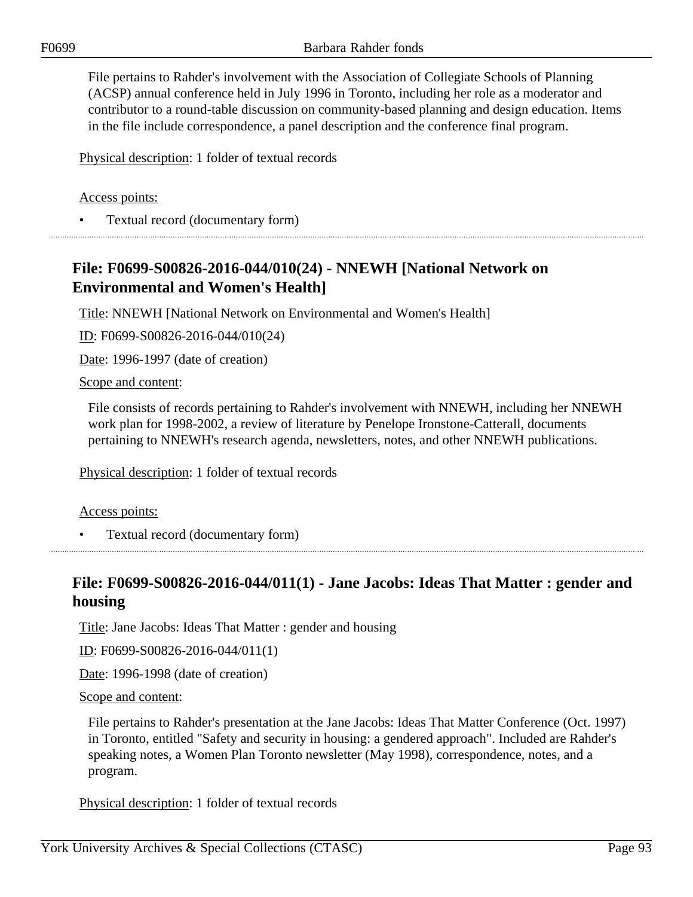File pertains to Rahder's involvement with the Association of Collegiate Schools of Planning (ACSP) annual conference held in July 1996 in Toronto, including her role as a moderator and contributor to a round-table discussion on community-based planning and design education. Items in the file include correspondence, a panel description and the conference final program.

Physical description: 1 folder of textual records

Access points:

- Textual record (documentary form)

## File: F0699-S00826-2016-044/010(24) - NNEWH [National Network on Environmental and Women's Health]

Title: NNEWH [National Network on Environmental and Women's Health]

ID: F0699-S00826-2016-044/010(24)

Date: 1996-1997 (date of creation)

Scope and content:

File consists of records pertaining to Rahder's involvement with NNEWH, including her NNEWH work plan for 1998-2002, a review of literature by Penelope Ironstone-Catterall, documents pertaining to NNEWH's research agenda, newsletters, notes, and other NNEWH publications.

Physical description: 1 folder of textual records

Access points:

- Textual record (documentary form)

## File: F0699-S00826-2016-044/011(1) - Jane Jacobs: Ideas That Matter : gender and housing

Title: Jane Jacobs: Ideas That Matter : gender and housing

ID: F0699-S00826-2016-044/011(1)

Date: 1996-1998 (date of creation)

Scope and content:

File pertains to Rahder's presentation at the Jane Jacobs: Ideas That Matter Conference (Oct. 1997) in Toronto, entitled "Safety and security in housing: a gendered approach". Included are Rahder's speaking notes, a Women Plan Toronto newsletter (May 1998), correspondence, notes, and a program.

Physical description: 1 folder of textual records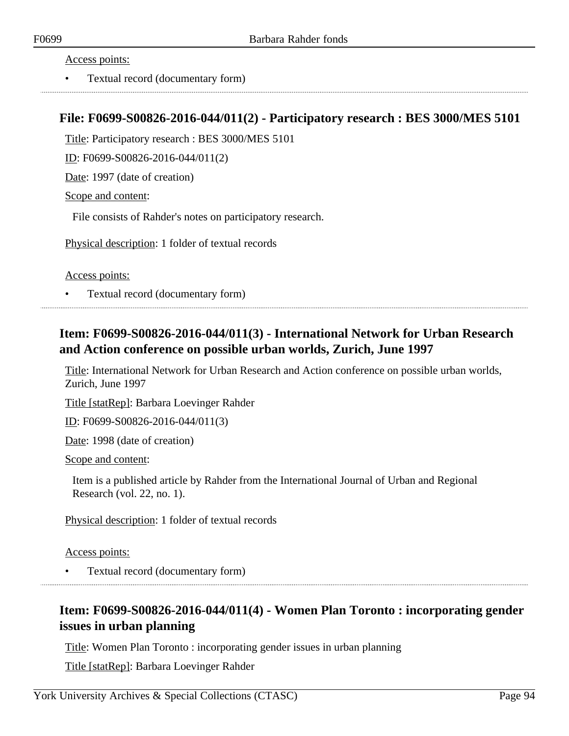Access points:

- Textual record (documentary form)

---

## File: F0699-S00826-2016-044/011(2) - Participatory research : BES 3000/MES 5101

Title: Participatory research : BES 3000/MES 5101

ID: F0699-S00826-2016-044/011(2)

Date: 1997 (date of creation)

Scope and content:

File consists of Rahder's notes on participatory research.

Physical description: 1 folder of textual records

Access points:

- Textual record (documentary form)

---

## Item: F0699-S00826-2016-044/011(3) - International Network for Urban Research and Action conference on possible urban worlds, Zurich, June 1997

Title: International Network for Urban Research and Action conference on possible urban worlds, Zurich, June 1997

Title [statRep]: Barbara Loevinger Rahder

ID: F0699-S00826-2016-044/011(3)

Date: 1998 (date of creation)

Scope and content:

Item is a published article by Rahder from the International Journal of Urban and Regional Research (vol. 22, no. 1).

Physical description: 1 folder of textual records

Access points:

- Textual record (documentary form)

---

## Item: F0699-S00826-2016-044/011(4) - Women Plan Toronto : incorporating gender issues in urban planning

Title: Women Plan Toronto : incorporating gender issues in urban planning

Title [statRep]: Barbara Loevinger Rahder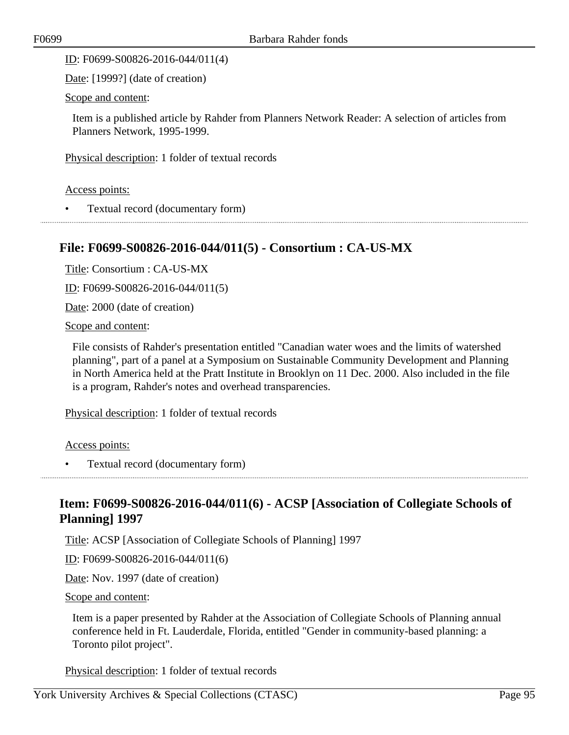ID: F0699-S00826-2016-044/011(4)

Date: [1999?] (date of creation)

Scope and content:

Item is a published article by Rahder from Planners Network Reader: A selection of articles from Planners Network, 1995-1999.

Physical description: 1 folder of textual records

Access points:

- Textual record (documentary form)

## File: F0699-S00826-2016-044/011(5) - Consortium : CA-US-MX

Title: Consortium : CA-US-MX

ID: F0699-S00826-2016-044/011(5)

Date: 2000 (date of creation)

Scope and content:

File consists of Rahder's presentation entitled "Canadian water woes and the limits of watershed planning", part of a panel at a Symposium on Sustainable Community Development and Planning in North America held at the Pratt Institute in Brooklyn on 11 Dec. 2000. Also included in the file is a program, Rahder's notes and overhead transparencies.

Physical description: 1 folder of textual records

Access points:

- Textual record (documentary form)

## Item: F0699-S00826-2016-044/011(6) - ACSP [Association of Collegiate Schools of Planning] 1997

Title: ACSP [Association of Collegiate Schools of Planning] 1997

ID: F0699-S00826-2016-044/011(6)

Date: Nov. 1997 (date of creation)

Scope and content:

Item is a paper presented by Rahder at the Association of Collegiate Schools of Planning annual conference held in Ft. Lauderdale, Florida, entitled "Gender in community-based planning: a Toronto pilot project".

Physical description: 1 folder of textual records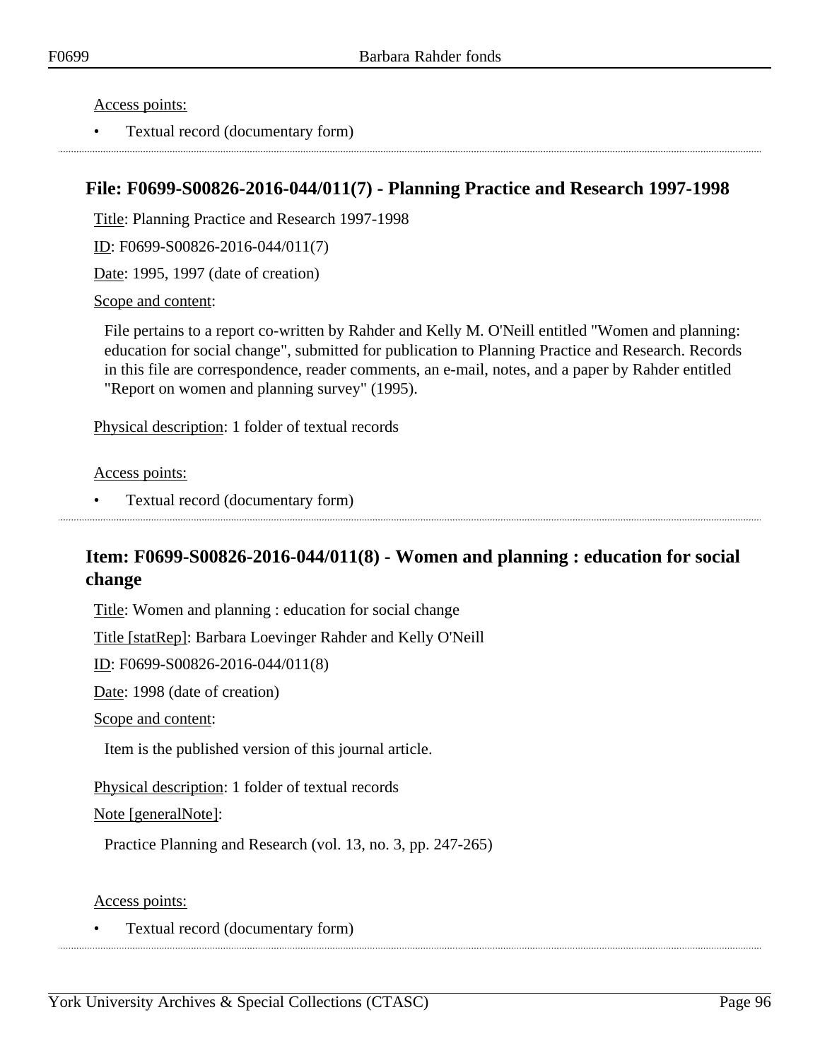Access points:

- Textual record (documentary form)

## File: F0699-S00826-2016-044/011(7) - Planning Practice and Research 1997-1998

Title: Planning Practice and Research 1997-1998

ID: F0699-S00826-2016-044/011(7)

Date: 1995, 1997 (date of creation)

Scope and content:

File pertains to a report co-written by Rahder and Kelly M. O'Neill entitled "Women and planning: education for social change", submitted for publication to Planning Practice and Research. Records in this file are correspondence, reader comments, an e-mail, notes, and a paper by Rahder entitled "Report on women and planning survey" (1995).

Physical description: 1 folder of textual records

Access points:

- Textual record (documentary form)

## Item: F0699-S00826-2016-044/011(8) - Women and planning : education for social change

Title: Women and planning : education for social change

Title [statRep]: Barbara Loevinger Rahder and Kelly O'Neill

ID: F0699-S00826-2016-044/011(8)

Date: 1998 (date of creation)

Scope and content:

Item is the published version of this journal article.

Physical description: 1 folder of textual records

Note [generalNote]:

Practice Planning and Research (vol. 13, no. 3, pp. 247-265)

Access points:

- Textual record (documentary form)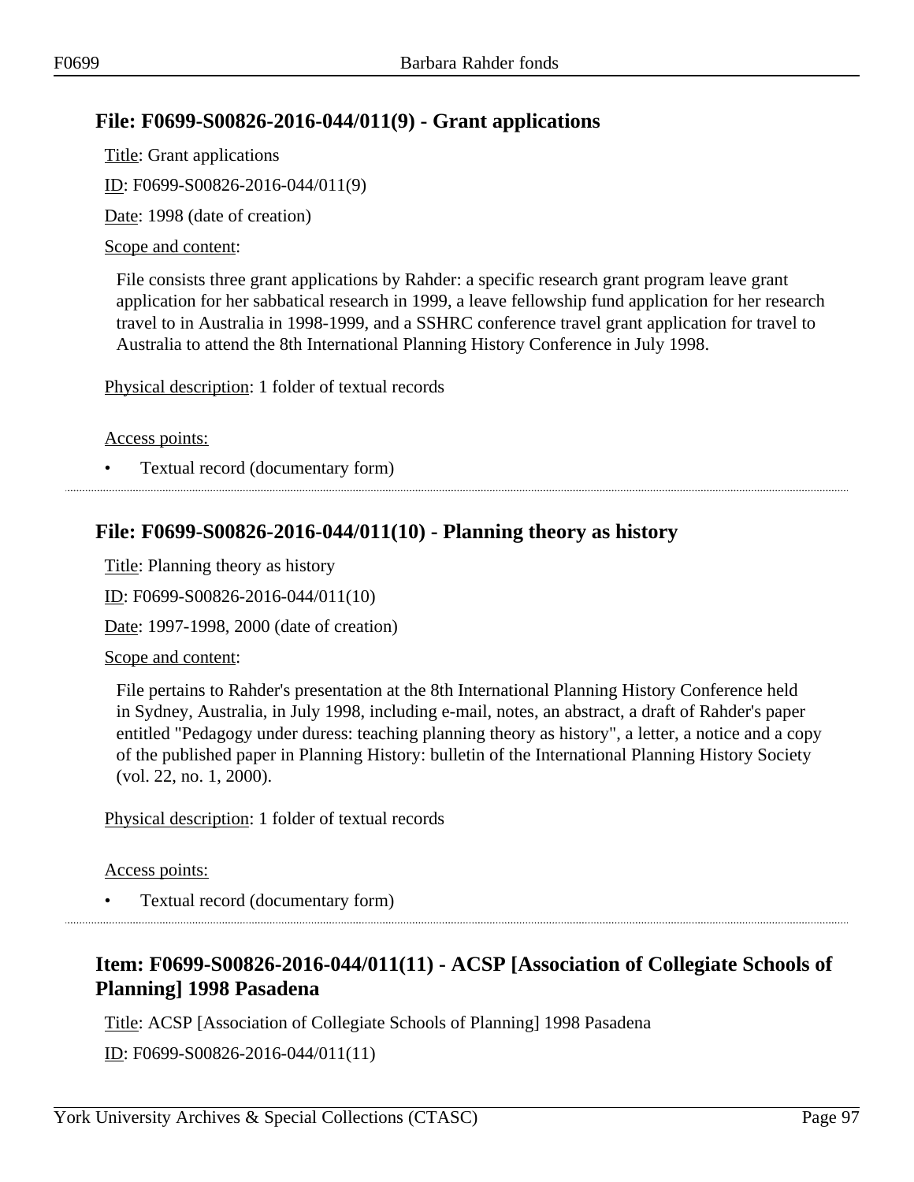## File: F0699-S00826-2016-044/011(9) - Grant applications

Title: Grant applications

ID: F0699-S00826-2016-044/011(9)

Date: 1998 (date of creation)

Scope and content:

File consists three grant applications by Rahder: a specific research grant program leave grant application for her sabbatical research in 1999, a leave fellowship fund application for her research travel to in Australia in 1998-1999, and a SSHRC conference travel grant application for travel to Australia to attend the 8th International Planning History Conference in July 1998.

Physical description: 1 folder of textual records

Access points:

- Textual record (documentary form)

## File: F0699-S00826-2016-044/011(10) - Planning theory as history

Title: Planning theory as history

ID: F0699-S00826-2016-044/011(10)

Date: 1997-1998, 2000 (date of creation)

Scope and content:

File pertains to Rahder's presentation at the 8th International Planning History Conference held in Sydney, Australia, in July 1998, including e-mail, notes, an abstract, a draft of Rahder's paper entitled "Pedagogy under duress: teaching planning theory as history", a letter, a notice and a copy of the published paper in Planning History: bulletin of the International Planning History Society (vol. 22, no. 1, 2000).

Physical description: 1 folder of textual records

Access points:

- Textual record (documentary form)

## Item: F0699-S00826-2016-044/011(11) - ACSP [Association of Collegiate Schools of Planning] 1998 Pasadena

Title: ACSP [Association of Collegiate Schools of Planning] 1998 Pasadena

ID: F0699-S00826-2016-044/011(11)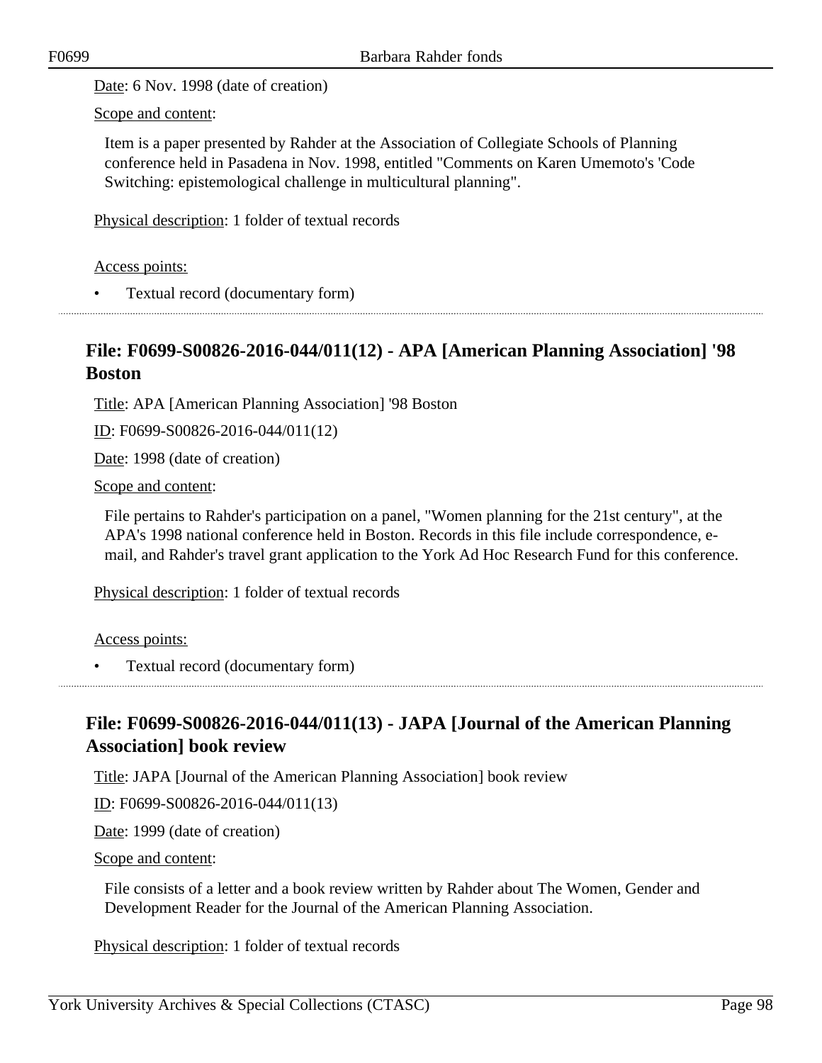Date: 6 Nov. 1998 (date of creation)

Scope and content:

Item is a paper presented by Rahder at the Association of Collegiate Schools of Planning conference held in Pasadena in Nov. 1998, entitled "Comments on Karen Umemoto's 'Code Switching: epistemological challenge in multicultural planning".

Physical description: 1 folder of textual records

Access points:

- Textual record (documentary form)

## File: F0699-S00826-2016-044/011(12) - APA [American Planning Association] '98 Boston

Title: APA [American Planning Association] '98 Boston

ID: F0699-S00826-2016-044/011(12)

Date: 1998 (date of creation)

Scope and content:

File pertains to Rahder's participation on a panel, "Women planning for the 21st century", at the APA's 1998 national conference held in Boston. Records in this file include correspondence, e-mail, and Rahder's travel grant application to the York Ad Hoc Research Fund for this conference.

Physical description: 1 folder of textual records

Access points:

- Textual record (documentary form)

## File: F0699-S00826-2016-044/011(13) - JAPA [Journal of the American Planning Association] book review

Title: JAPA [Journal of the American Planning Association] book review

ID: F0699-S00826-2016-044/011(13)

Date: 1999 (date of creation)

Scope and content:

File consists of a letter and a book review written by Rahder about The Women, Gender and Development Reader for the Journal of the American Planning Association.

Physical description: 1 folder of textual records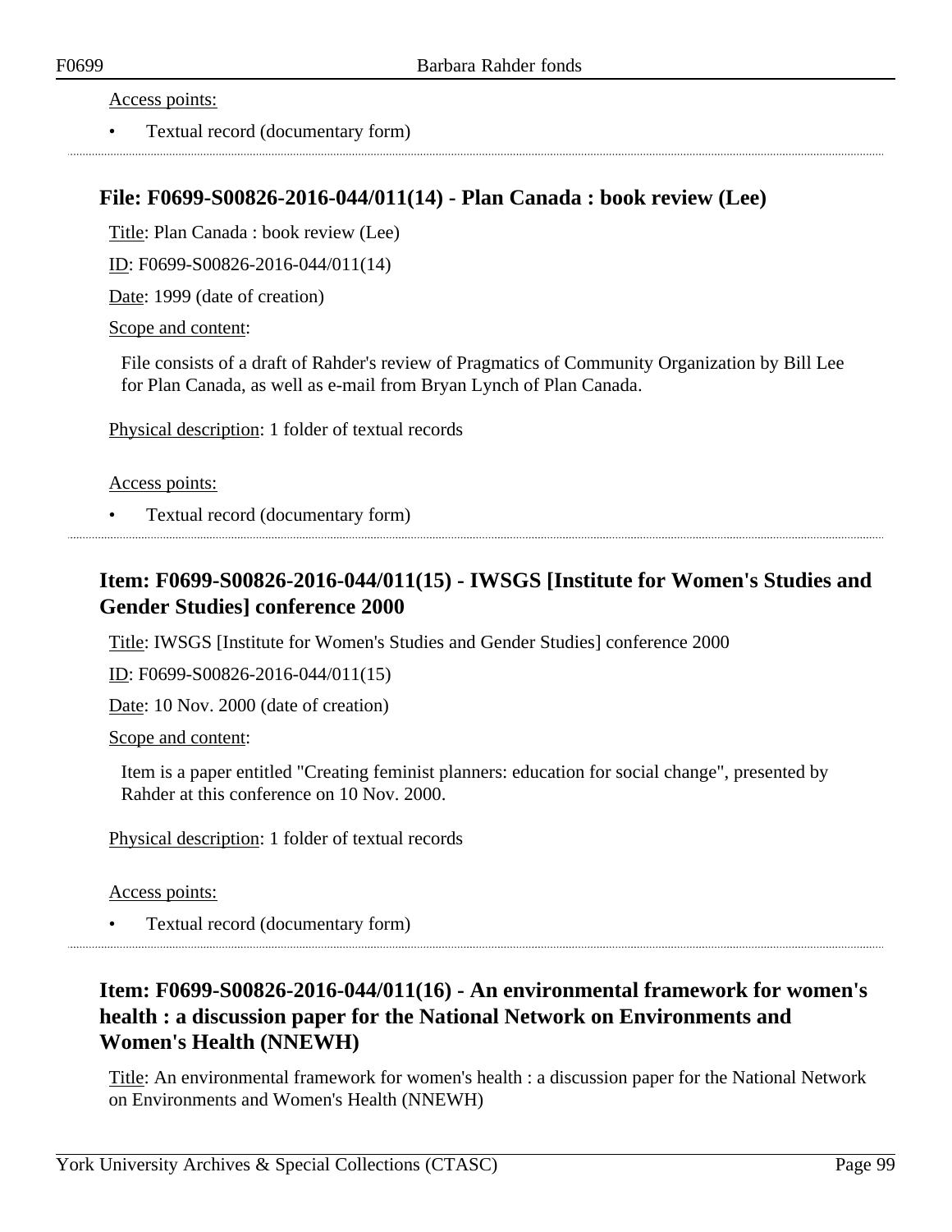Access points:

- Textual record (documentary form)

## File: F0699-S00826-2016-044/011(14) - Plan Canada : book review (Lee)

Title: Plan Canada : book review (Lee)

ID: F0699-S00826-2016-044/011(14)

Date: 1999 (date of creation)

Scope and content:

File consists of a draft of Rahder's review of Pragmatics of Community Organization by Bill Lee for Plan Canada, as well as e-mail from Bryan Lynch of Plan Canada.

Physical description: 1 folder of textual records

Access points:

- Textual record (documentary form)

## Item: F0699-S00826-2016-044/011(15) - IWSGS [Institute for Women's Studies and Gender Studies] conference 2000

Title: IWSGS [Institute for Women's Studies and Gender Studies] conference 2000

ID: F0699-S00826-2016-044/011(15)

Date: 10 Nov. 2000 (date of creation)

Scope and content:

Item is a paper entitled "Creating feminist planners: education for social change", presented by Rahder at this conference on 10 Nov. 2000.

Physical description: 1 folder of textual records

Access points:

- Textual record (documentary form)

## Item: F0699-S00826-2016-044/011(16) - An environmental framework for women's health : a discussion paper for the National Network on Environments and Women's Health (NNEWH)

Title: An environmental framework for women's health : a discussion paper for the National Network on Environments and Women's Health (NNEWH)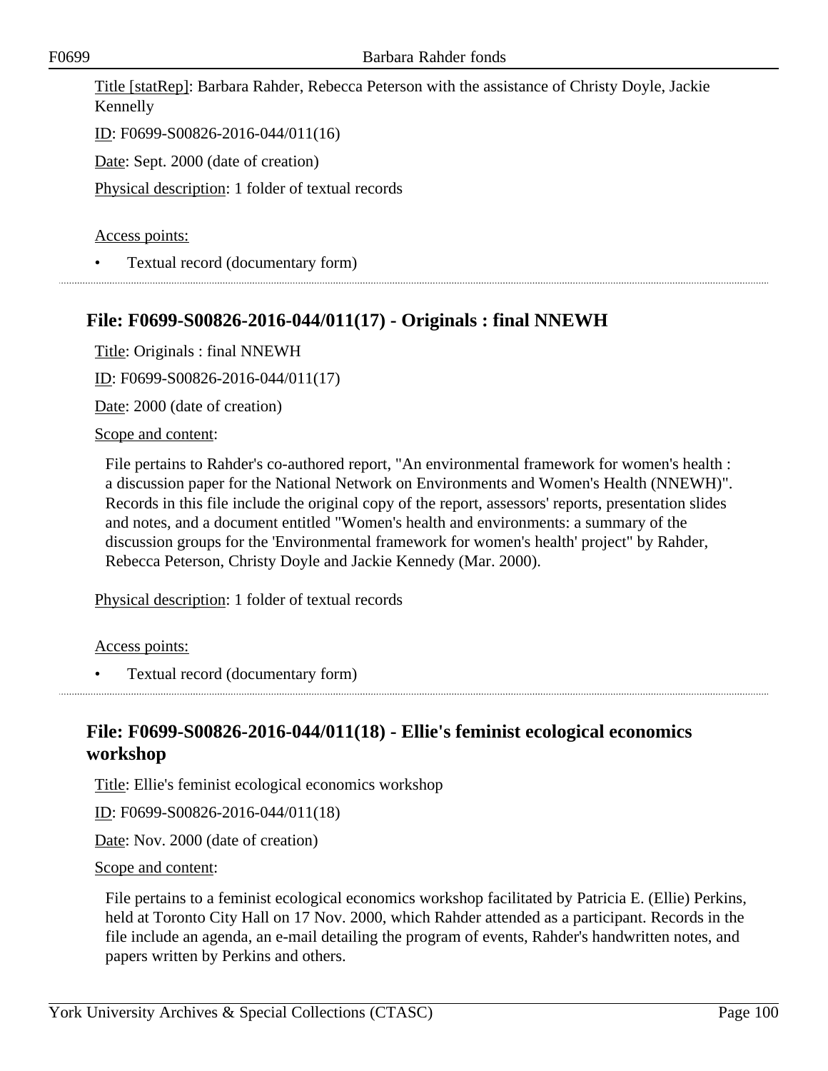Title [statRep]: Barbara Rahder, Rebecca Peterson with the assistance of Christy Doyle, Jackie Kennelly

ID: F0699-S00826-2016-044/011(16)

Date: Sept. 2000 (date of creation)

Physical description: 1 folder of textual records

Access points:

- Textual record (documentary form)

## File: F0699-S00826-2016-044/011(17) - Originals : final NNEWH

Title: Originals : final NNEWH

ID: F0699-S00826-2016-044/011(17)

Date: 2000 (date of creation)

Scope and content:

File pertains to Rahder's co-authored report, "An environmental framework for women's health : a discussion paper for the National Network on Environments and Women's Health (NNEWH)". Records in this file include the original copy of the report, assessors' reports, presentation slides and notes, and a document entitled "Women's health and environments: a summary of the discussion groups for the 'Environmental framework for women's health' project" by Rahder, Rebecca Peterson, Christy Doyle and Jackie Kennedy (Mar. 2000).

Physical description: 1 folder of textual records

Access points:

- Textual record (documentary form)

## File: F0699-S00826-2016-044/011(18) - Ellie's feminist ecological economics workshop

Title: Ellie's feminist ecological economics workshop

ID: F0699-S00826-2016-044/011(18)

Date: Nov. 2000 (date of creation)

Scope and content:

File pertains to a feminist ecological economics workshop facilitated by Patricia E. (Ellie) Perkins, held at Toronto City Hall on 17 Nov. 2000, which Rahder attended as a participant. Records in the file include an agenda, an e-mail detailing the program of events, Rahder's handwritten notes, and papers written by Perkins and others.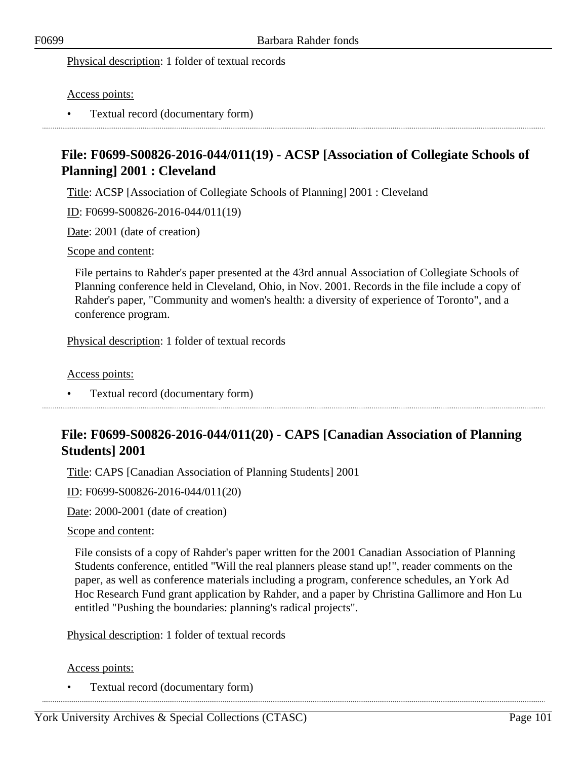Physical description: 1 folder of textual records

Access points:

- Textual record (documentary form)

## File: F0699-S00826-2016-044/011(19) - ACSP [Association of Collegiate Schools of Planning] 2001 : Cleveland

Title: ACSP [Association of Collegiate Schools of Planning] 2001 : Cleveland

ID: F0699-S00826-2016-044/011(19)

Date: 2001 (date of creation)

Scope and content:

File pertains to Rahder's paper presented at the 43rd annual Association of Collegiate Schools of Planning conference held in Cleveland, Ohio, in Nov. 2001. Records in the file include a copy of Rahder's paper, "Community and women's health: a diversity of experience of Toronto", and a conference program.

Physical description: 1 folder of textual records

Access points:

- Textual record (documentary form)

## File: F0699-S00826-2016-044/011(20) - CAPS [Canadian Association of Planning Students] 2001

Title: CAPS [Canadian Association of Planning Students] 2001

ID: F0699-S00826-2016-044/011(20)

Date: 2000-2001 (date of creation)

Scope and content:

File consists of a copy of Rahder's paper written for the 2001 Canadian Association of Planning Students conference, entitled "Will the real planners please stand up!", reader comments on the paper, as well as conference materials including a program, conference schedules, an York Ad Hoc Research Fund grant application by Rahder, and a paper by Christina Gallimore and Hon Lu entitled "Pushing the boundaries: planning's radical projects".

Physical description: 1 folder of textual records

Access points:

- Textual record (documentary form)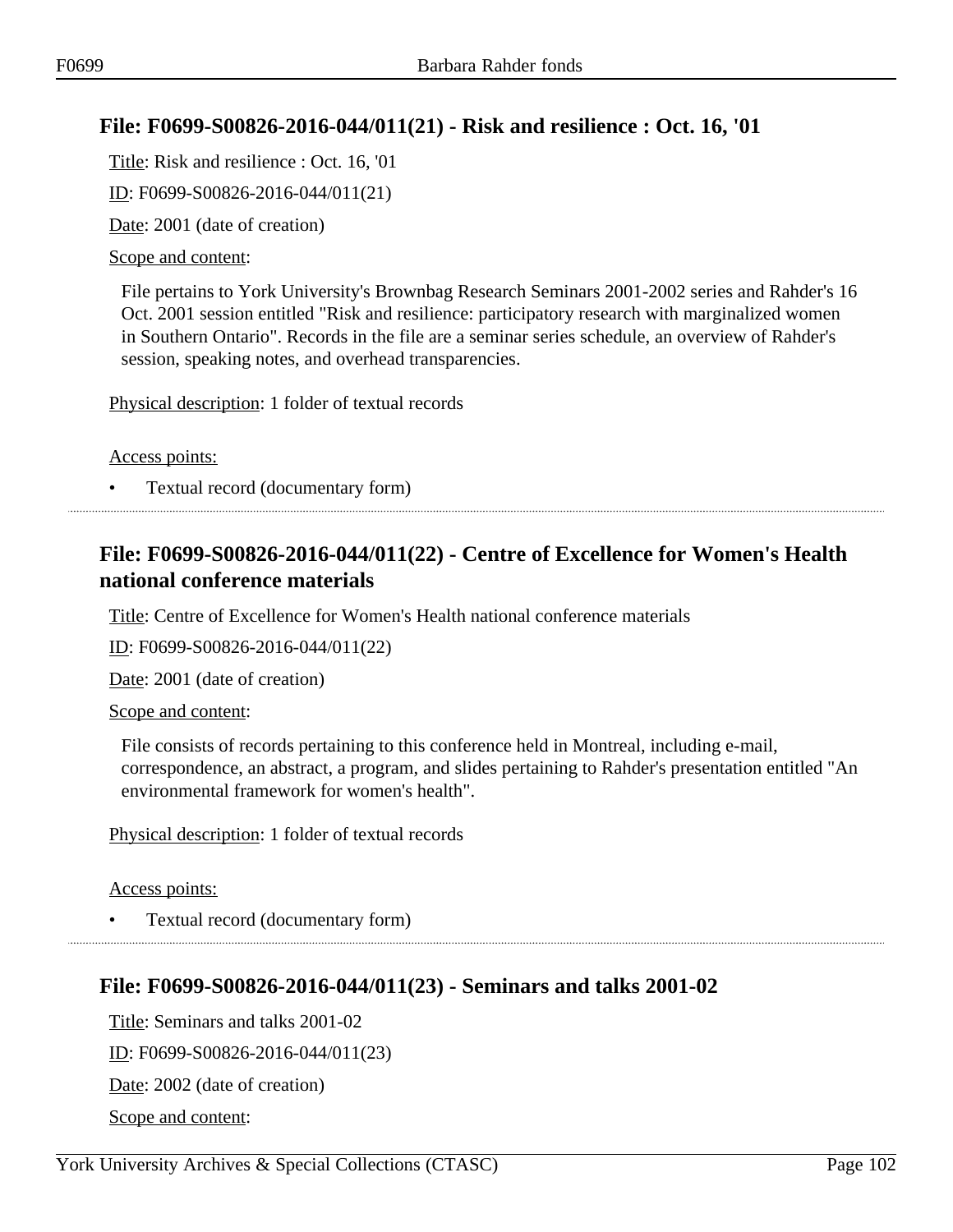### File: F0699-S00826-2016-044/011(21) - Risk and resilience : Oct. 16, '01

Title: Risk and resilience : Oct. 16, '01

ID: F0699-S00826-2016-044/011(21)

Date: 2001 (date of creation)

Scope and content:

File pertains to York University's Brownbag Research Seminars 2001-2002 series and Rahder's 16 Oct. 2001 session entitled "Risk and resilience: participatory research with marginalized women in Southern Ontario". Records in the file are a seminar series schedule, an overview of Rahder's session, speaking notes, and overhead transparencies.

Physical description: 1 folder of textual records

Access points:

- Textual record (documentary form)

### File: F0699-S00826-2016-044/011(22) - Centre of Excellence for Women's Health national conference materials

Title: Centre of Excellence for Women's Health national conference materials

ID: F0699-S00826-2016-044/011(22)

Date: 2001 (date of creation)

Scope and content:

File consists of records pertaining to this conference held in Montreal, including e-mail, correspondence, an abstract, a program, and slides pertaining to Rahder's presentation entitled "An environmental framework for women's health".

Physical description: 1 folder of textual records

Access points:

- Textual record (documentary form)

### File: F0699-S00826-2016-044/011(23) - Seminars and talks 2001-02

Title: Seminars and talks 2001-02

ID: F0699-S00826-2016-044/011(23)

Date: 2002 (date of creation)

Scope and content: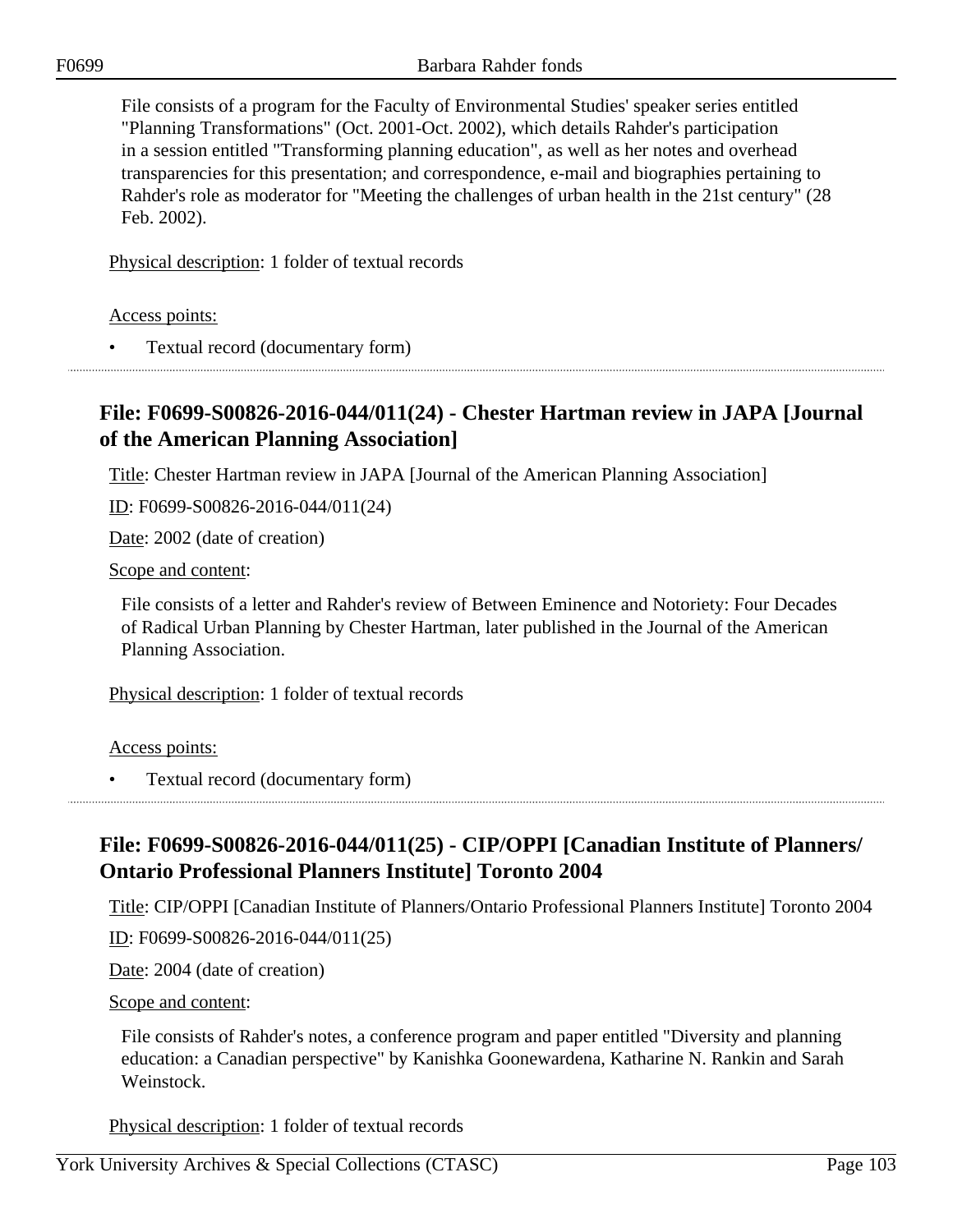File consists of a program for the Faculty of Environmental Studies' speaker series entitled "Planning Transformations" (Oct. 2001-Oct. 2002), which details Rahder's participation in a session entitled "Transforming planning education", as well as her notes and overhead transparencies for this presentation; and correspondence, e-mail and biographies pertaining to Rahder's role as moderator for "Meeting the challenges of urban health in the 21st century" (28 Feb. 2002).

Physical description: 1 folder of textual records

Access points:

- Textual record (documentary form)

## File: F0699-S00826-2016-044/011(24) - Chester Hartman review in JAPA [Journal of the American Planning Association]

Title: Chester Hartman review in JAPA [Journal of the American Planning Association]

ID: F0699-S00826-2016-044/011(24)

Date: 2002 (date of creation)

Scope and content:

File consists of a letter and Rahder's review of Between Eminence and Notoriety: Four Decades of Radical Urban Planning by Chester Hartman, later published in the Journal of the American Planning Association.

Physical description: 1 folder of textual records

Access points:

- Textual record (documentary form)

## File: F0699-S00826-2016-044/011(25) - CIP/OPPI [Canadian Institute of Planners/ Ontario Professional Planners Institute] Toronto 2004

Title: CIP/OPPI [Canadian Institute of Planners/Ontario Professional Planners Institute] Toronto 2004

ID: F0699-S00826-2016-044/011(25)

Date: 2004 (date of creation)

Scope and content:

File consists of Rahder's notes, a conference program and paper entitled "Diversity and planning education: a Canadian perspective" by Kanishka Goonewardena, Katharine N. Rankin and Sarah Weinstock.

Physical description: 1 folder of textual records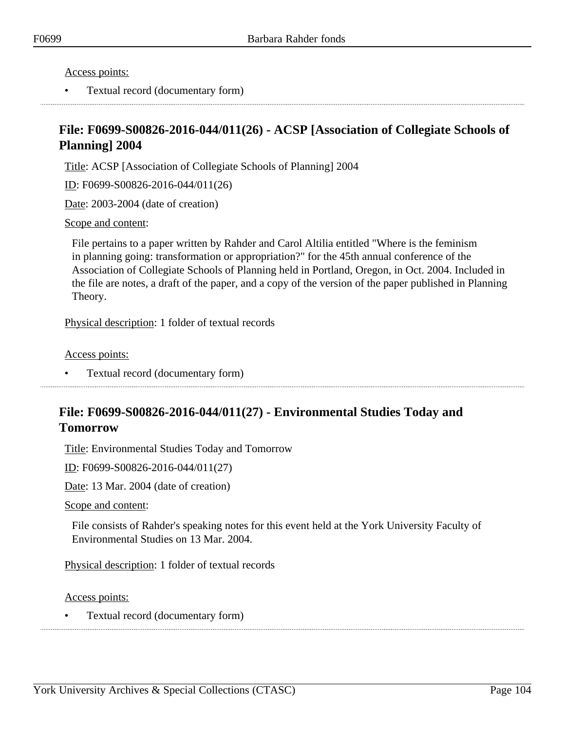Access points:

- Textual record (documentary form)

## File: F0699-S00826-2016-044/011(26) - ACSP [Association of Collegiate Schools of Planning] 2004

Title: ACSP [Association of Collegiate Schools of Planning] 2004

ID: F0699-S00826-2016-044/011(26)

Date: 2003-2004 (date of creation)

Scope and content:

File pertains to a paper written by Rahder and Carol Altilia entitled "Where is the feminism in planning going: transformation or appropriation?" for the 45th annual conference of the Association of Collegiate Schools of Planning held in Portland, Oregon, in Oct. 2004. Included in the file are notes, a draft of the paper, and a copy of the version of the paper published in Planning Theory.

Physical description: 1 folder of textual records

Access points:

- Textual record (documentary form)

## File: F0699-S00826-2016-044/011(27) - Environmental Studies Today and Tomorrow

Title: Environmental Studies Today and Tomorrow

ID: F0699-S00826-2016-044/011(27)

Date: 13 Mar. 2004 (date of creation)

Scope and content:

File consists of Rahder's speaking notes for this event held at the York University Faculty of Environmental Studies on 13 Mar. 2004.

Physical description: 1 folder of textual records

Access points:

- Textual record (documentary form)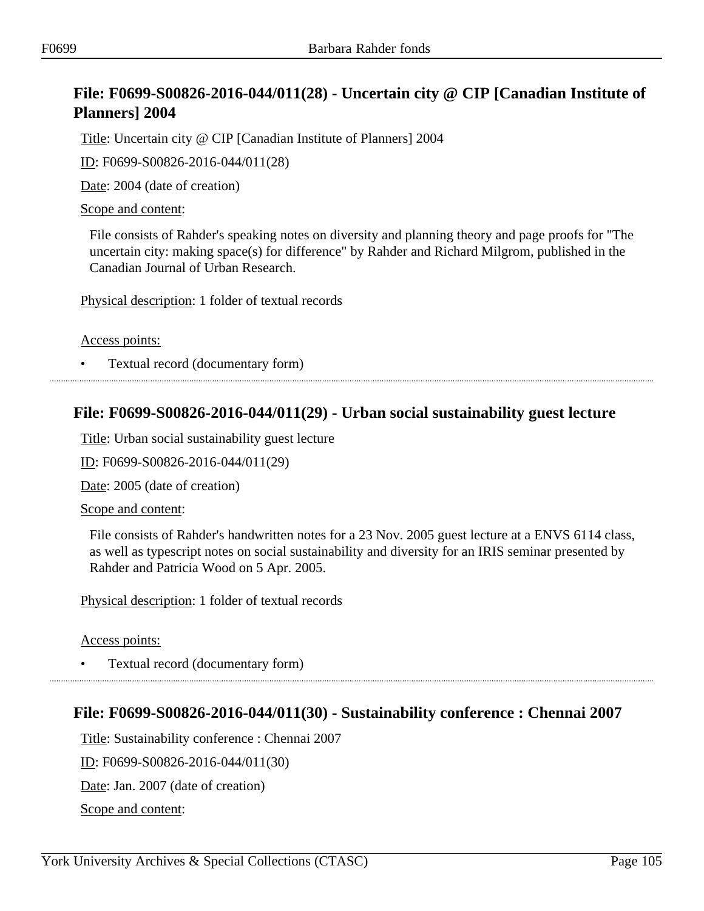## File: F0699-S00826-2016-044/011(28) - Uncertain city @ CIP [Canadian Institute of Planners] 2004

Title: Uncertain city @ CIP [Canadian Institute of Planners] 2004

ID: F0699-S00826-2016-044/011(28)

Date: 2004 (date of creation)

Scope and content:

File consists of Rahder's speaking notes on diversity and planning theory and page proofs for "The uncertain city: making space(s) for difference" by Rahder and Richard Milgrom, published in the Canadian Journal of Urban Research.

Physical description: 1 folder of textual records

Access points:

- Textual record (documentary form)

## File: F0699-S00826-2016-044/011(29) - Urban social sustainability guest lecture

Title: Urban social sustainability guest lecture

ID: F0699-S00826-2016-044/011(29)

Date: 2005 (date of creation)

Scope and content:

File consists of Rahder's handwritten notes for a 23 Nov. 2005 guest lecture at a ENVS 6114 class, as well as typescript notes on social sustainability and diversity for an IRIS seminar presented by Rahder and Patricia Wood on 5 Apr. 2005.

Physical description: 1 folder of textual records

Access points:

- Textual record (documentary form)

## File: F0699-S00826-2016-044/011(30) - Sustainability conference : Chennai 2007

Title: Sustainability conference : Chennai 2007

ID: F0699-S00826-2016-044/011(30)

Date: Jan. 2007 (date of creation)

Scope and content: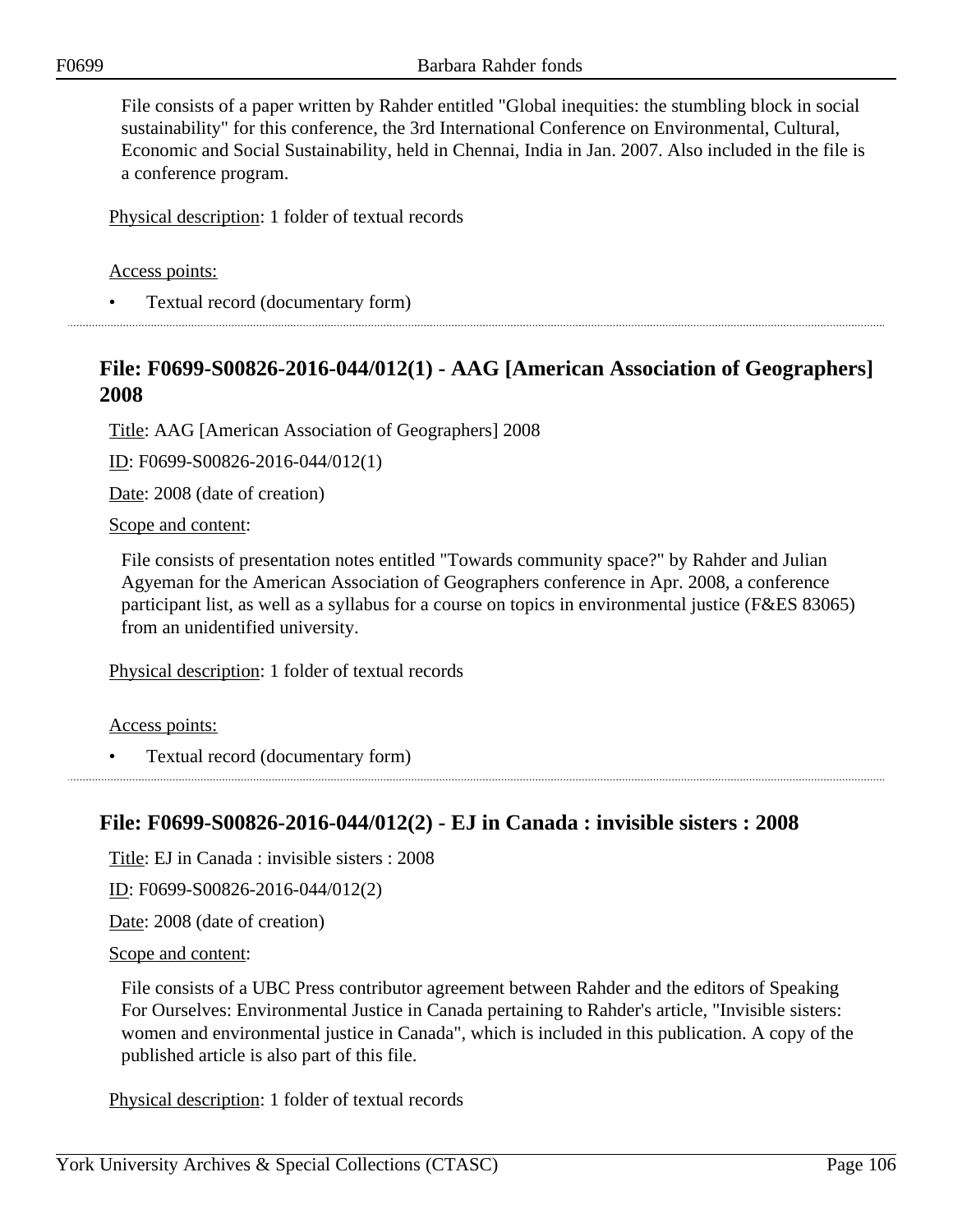File consists of a paper written by Rahder entitled "Global inequities: the stumbling block in social sustainability" for this conference, the 3rd International Conference on Environmental, Cultural, Economic and Social Sustainability, held in Chennai, India in Jan. 2007. Also included in the file is a conference program.

Physical description: 1 folder of textual records

Access points:

- Textual record (documentary form)

## File: F0699-S00826-2016-044/012(1) - AAG [American Association of Geographers] 2008

Title: AAG [American Association of Geographers] 2008

ID: F0699-S00826-2016-044/012(1)

Date: 2008 (date of creation)

Scope and content:

File consists of presentation notes entitled "Towards community space?" by Rahder and Julian Agyeman for the American Association of Geographers conference in Apr. 2008, a conference participant list, as well as a syllabus for a course on topics in environmental justice (F&ES 83065) from an unidentified university.

Physical description: 1 folder of textual records

Access points:

- Textual record (documentary form)

## File: F0699-S00826-2016-044/012(2) - EJ in Canada : invisible sisters : 2008

Title: EJ in Canada : invisible sisters : 2008

ID: F0699-S00826-2016-044/012(2)

Date: 2008 (date of creation)

Scope and content:

File consists of a UBC Press contributor agreement between Rahder and the editors of Speaking For Ourselves: Environmental Justice in Canada pertaining to Rahder's article, "Invisible sisters: women and environmental justice in Canada", which is included in this publication. A copy of the published article is also part of this file.

Physical description: 1 folder of textual records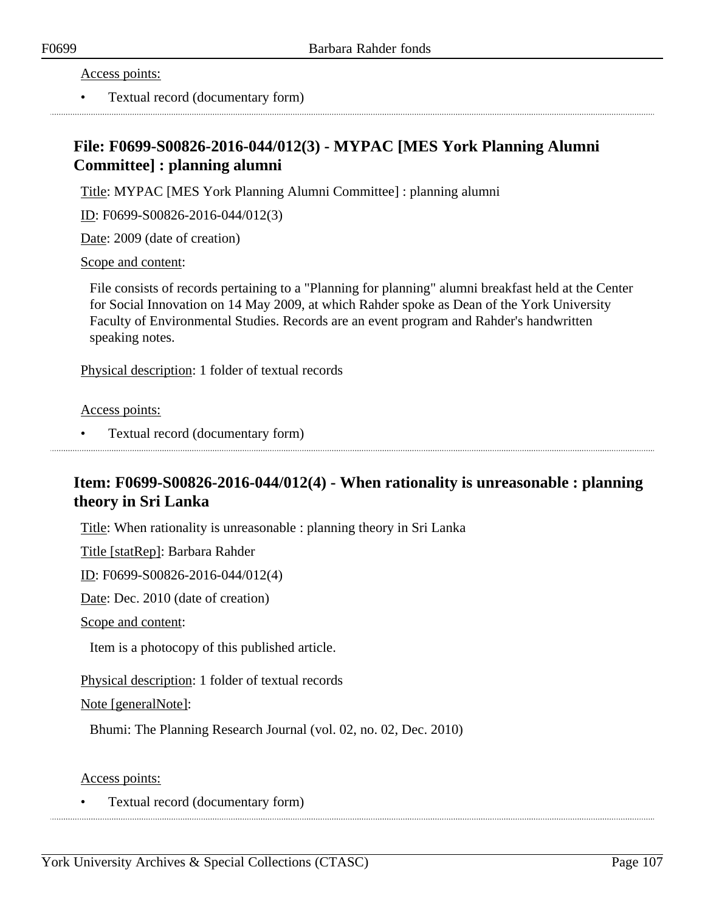Access points:

- Textual record (documentary form)

## File: F0699-S00826-2016-044/012(3) - MYPAC [MES York Planning Alumni Committee] : planning alumni

Title: MYPAC [MES York Planning Alumni Committee] : planning alumni

ID: F0699-S00826-2016-044/012(3)

Date: 2009 (date of creation)

Scope and content:

File consists of records pertaining to a "Planning for planning" alumni breakfast held at the Center for Social Innovation on 14 May 2009, at which Rahder spoke as Dean of the York University Faculty of Environmental Studies. Records are an event program and Rahder's handwritten speaking notes.

Physical description: 1 folder of textual records

Access points:

- Textual record (documentary form)

## Item: F0699-S00826-2016-044/012(4) - When rationality is unreasonable : planning theory in Sri Lanka

Title: When rationality is unreasonable : planning theory in Sri Lanka

Title [statRep]: Barbara Rahder

ID: F0699-S00826-2016-044/012(4)

Date: Dec. 2010 (date of creation)

Scope and content:

Item is a photocopy of this published article.

Physical description: 1 folder of textual records

Note [generalNote]:

Bhumi: The Planning Research Journal (vol. 02, no. 02, Dec. 2010)

Access points:

- Textual record (documentary form)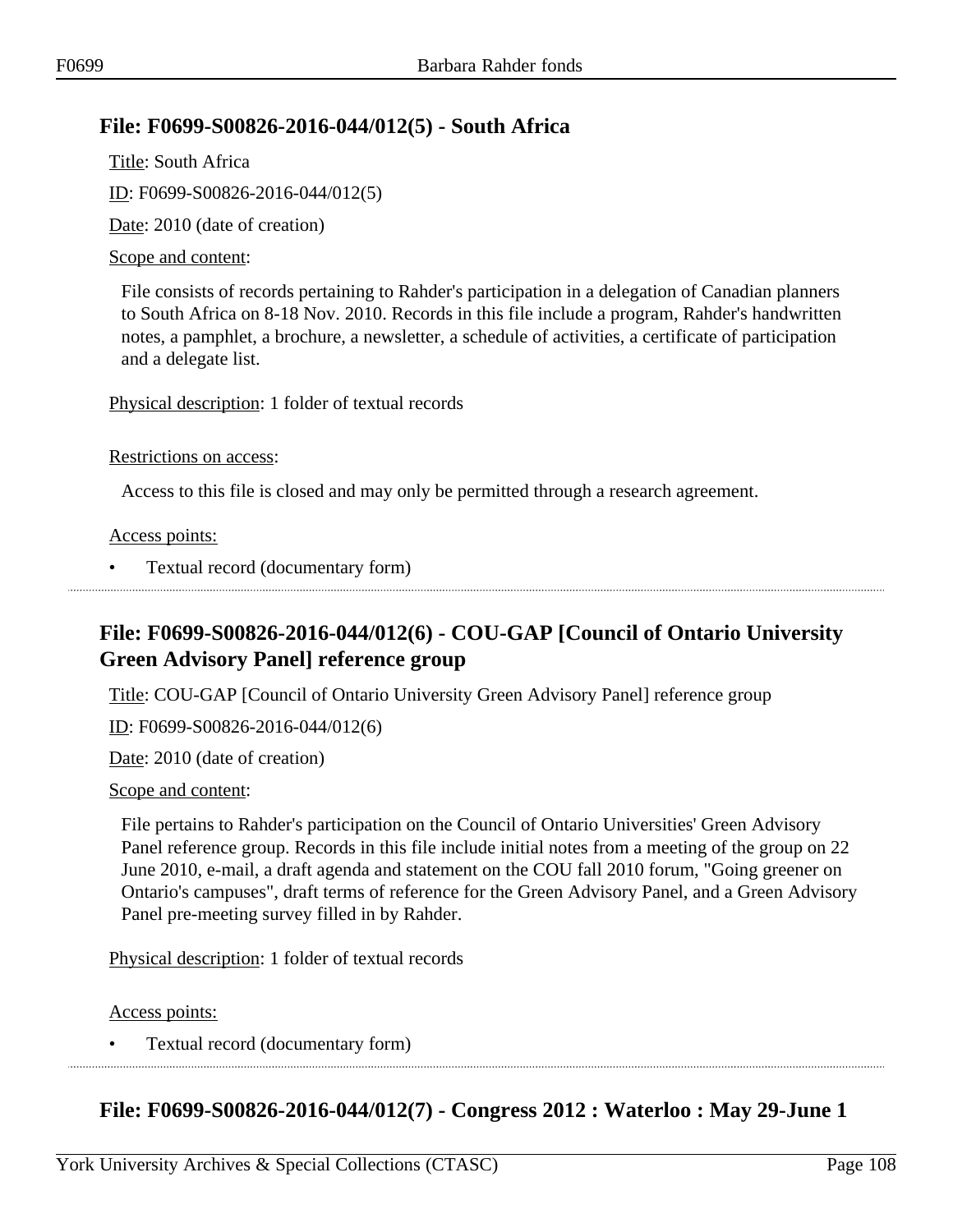## File: F0699-S00826-2016-044/012(5) - South Africa

Title: South Africa

ID: F0699-S00826-2016-044/012(5)

Date: 2010 (date of creation)

Scope and content:

File consists of records pertaining to Rahder's participation in a delegation of Canadian planners to South Africa on 8-18 Nov. 2010. Records in this file include a program, Rahder's handwritten notes, a pamphlet, a brochure, a newsletter, a schedule of activities, a certificate of participation and a delegate list.

Physical description: 1 folder of textual records

Restrictions on access:

Access to this file is closed and may only be permitted through a research agreement.

Access points:

- Textual record (documentary form)

## File: F0699-S00826-2016-044/012(6) - COU-GAP [Council of Ontario University Green Advisory Panel] reference group

Title: COU-GAP [Council of Ontario University Green Advisory Panel] reference group

ID: F0699-S00826-2016-044/012(6)

Date: 2010 (date of creation)

Scope and content:

File pertains to Rahder's participation on the Council of Ontario Universities' Green Advisory Panel reference group. Records in this file include initial notes from a meeting of the group on 22 June 2010, e-mail, a draft agenda and statement on the COU fall 2010 forum, "Going greener on Ontario's campuses", draft terms of reference for the Green Advisory Panel, and a Green Advisory Panel pre-meeting survey filled in by Rahder.

Physical description: 1 folder of textual records

Access points:

- Textual record (documentary form)

## File: F0699-S00826-2016-044/012(7) - Congress 2012 : Waterloo : May 29-June 1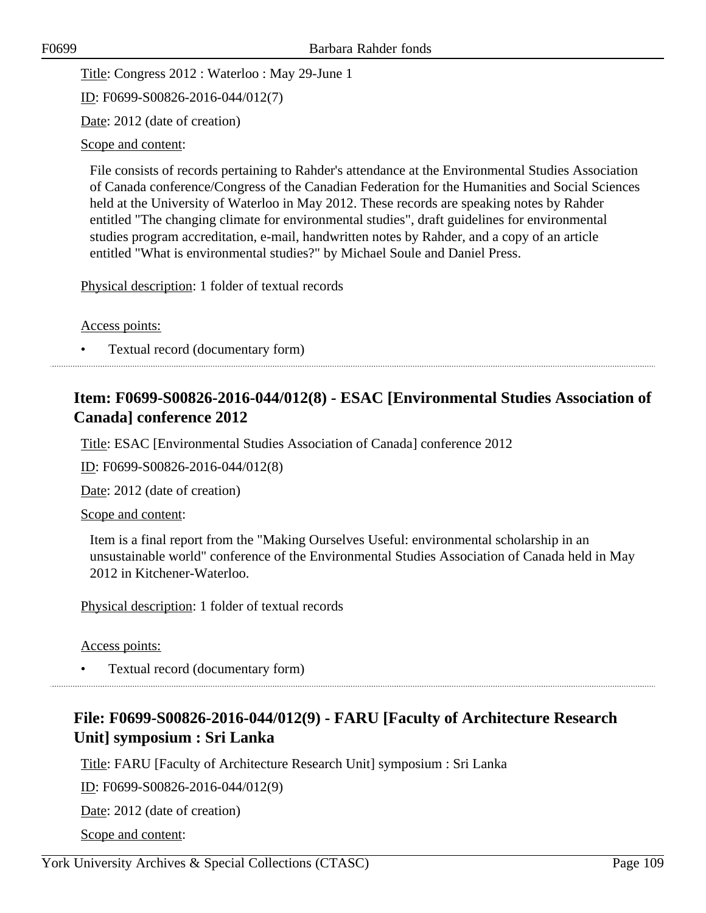Title: Congress 2012 : Waterloo : May 29-June 1

ID: F0699-S00826-2016-044/012(7)

Date: 2012 (date of creation)

Scope and content:

File consists of records pertaining to Rahder's attendance at the Environmental Studies Association of Canada conference/Congress of the Canadian Federation for the Humanities and Social Sciences held at the University of Waterloo in May 2012. These records are speaking notes by Rahder entitled "The changing climate for environmental studies", draft guidelines for environmental studies program accreditation, e-mail, handwritten notes by Rahder, and a copy of an article entitled "What is environmental studies?" by Michael Soule and Daniel Press.

Physical description: 1 folder of textual records

Access points:

- Textual record (documentary form)

## Item: F0699-S00826-2016-044/012(8) - ESAC [Environmental Studies Association of Canada] conference 2012

Title: ESAC [Environmental Studies Association of Canada] conference 2012

ID: F0699-S00826-2016-044/012(8)

Date: 2012 (date of creation)

Scope and content:

Item is a final report from the "Making Ourselves Useful: environmental scholarship in an unsustainable world" conference of the Environmental Studies Association of Canada held in May 2012 in Kitchener-Waterloo.

Physical description: 1 folder of textual records

Access points:

- Textual record (documentary form)

## File: F0699-S00826-2016-044/012(9) - FARU [Faculty of Architecture Research Unit] symposium : Sri Lanka

Title: FARU [Faculty of Architecture Research Unit] symposium : Sri Lanka

ID: F0699-S00826-2016-044/012(9)

Date: 2012 (date of creation)

Scope and content: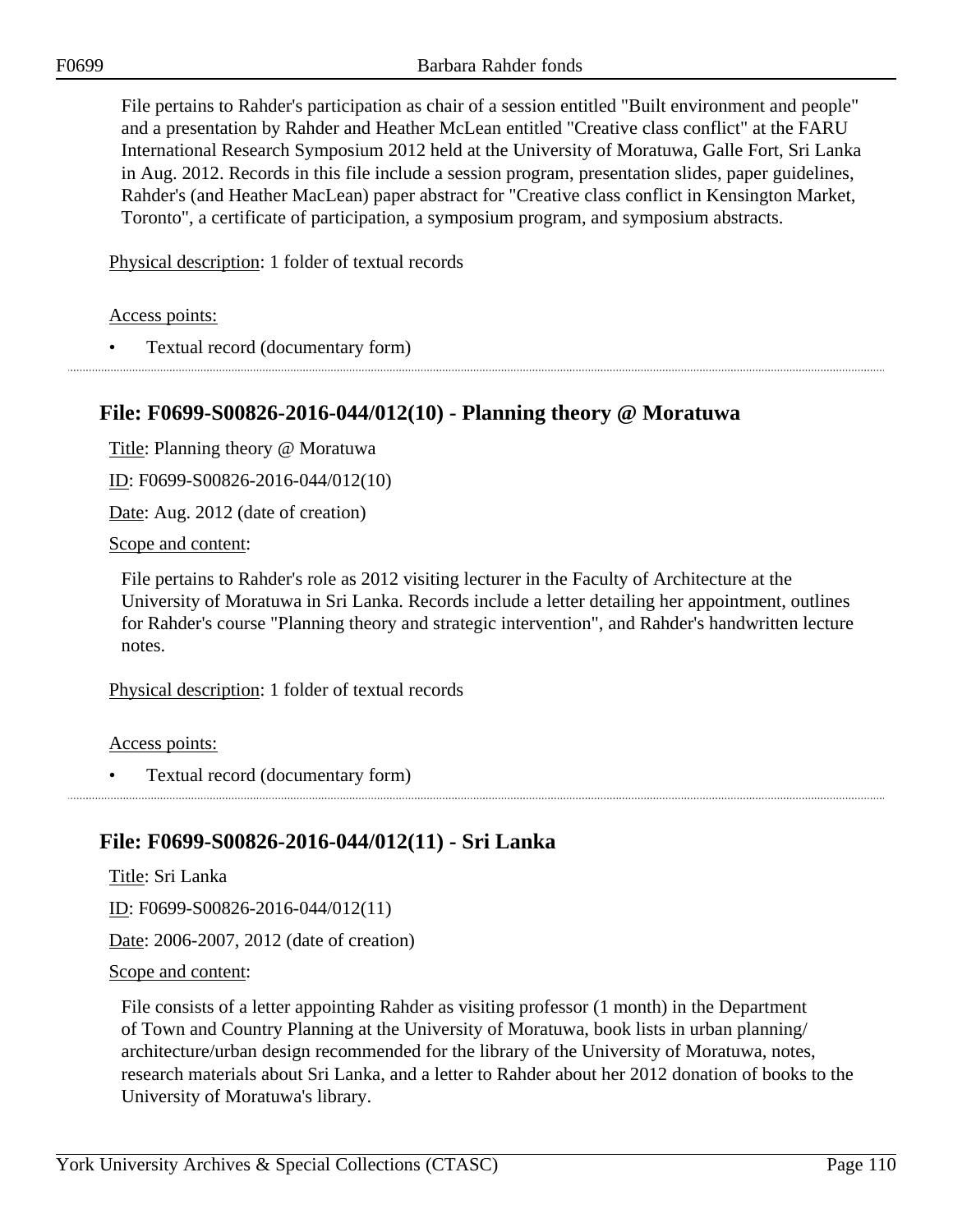File pertains to Rahder's participation as chair of a session entitled "Built environment and people" and a presentation by Rahder and Heather McLean entitled "Creative class conflict" at the FARU International Research Symposium 2012 held at the University of Moratuwa, Galle Fort, Sri Lanka in Aug. 2012. Records in this file include a session program, presentation slides, paper guidelines, Rahder's (and Heather MacLean) paper abstract for "Creative class conflict in Kensington Market, Toronto", a certificate of participation, a symposium program, and symposium abstracts.

Physical description: 1 folder of textual records

Access points:

- Textual record (documentary form)

## File: F0699-S00826-2016-044/012(10) - Planning theory @ Moratuwa

Title: Planning theory @ Moratuwa

ID: F0699-S00826-2016-044/012(10)

Date: Aug. 2012 (date of creation)

Scope and content:

File pertains to Rahder's role as 2012 visiting lecturer in the Faculty of Architecture at the University of Moratuwa in Sri Lanka. Records include a letter detailing her appointment, outlines for Rahder's course "Planning theory and strategic intervention", and Rahder's handwritten lecture notes.

Physical description: 1 folder of textual records

Access points:

- Textual record (documentary form)

## File: F0699-S00826-2016-044/012(11) - Sri Lanka

Title: Sri Lanka

ID: F0699-S00826-2016-044/012(11)

Date: 2006-2007, 2012 (date of creation)

Scope and content:

File consists of a letter appointing Rahder as visiting professor (1 month) in the Department of Town and Country Planning at the University of Moratuwa, book lists in urban planning/ architecture/urban design recommended for the library of the University of Moratuwa, notes, research materials about Sri Lanka, and a letter to Rahder about her 2012 donation of books to the University of Moratuwa's library.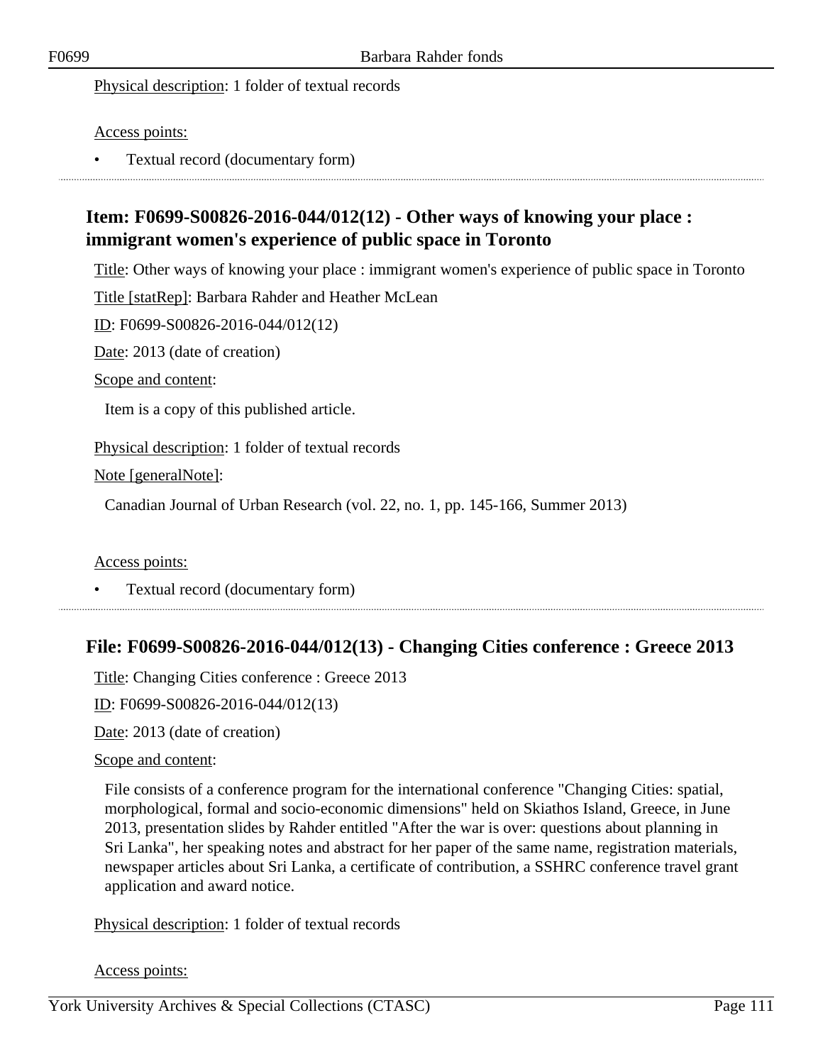Physical description: 1 folder of textual records

Access points:

- Textual record (documentary form)

---

## Item: F0699-S00826-2016-044/012(12) - Other ways of knowing your place : immigrant women's experience of public space in Toronto

Title: Other ways of knowing your place : immigrant women's experience of public space in Toronto

Title [statRep]: Barbara Rahder and Heather McLean

ID: F0699-S00826-2016-044/012(12)

Date: 2013 (date of creation)

Scope and content:

Item is a copy of this published article.

Physical description: 1 folder of textual records

Note [generalNote]:

Canadian Journal of Urban Research (vol. 22, no. 1, pp. 145-166, Summer 2013)

Access points:

- Textual record (documentary form)

---

## File: F0699-S00826-2016-044/012(13) - Changing Cities conference : Greece 2013

Title: Changing Cities conference : Greece 2013

ID: F0699-S00826-2016-044/012(13)

Date: 2013 (date of creation)

Scope and content:

File consists of a conference program for the international conference "Changing Cities: spatial, morphological, formal and socio-economic dimensions" held on Skiathos Island, Greece, in June 2013, presentation slides by Rahder entitled "After the war is over: questions about planning in Sri Lanka", her speaking notes and abstract for her paper of the same name, registration materials, newspaper articles about Sri Lanka, a certificate of contribution, a SSHRC conference travel grant application and award notice.

Physical description: 1 folder of textual records

Access points: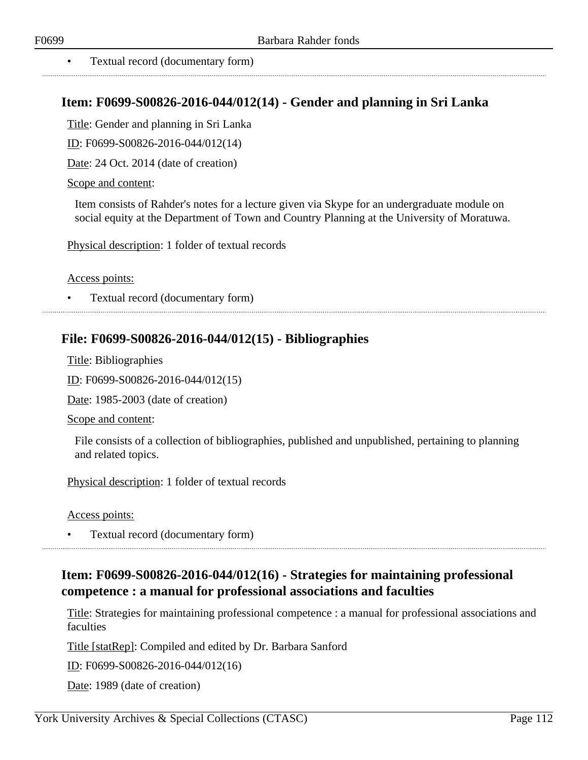- Textual record (documentary form)

## Item: F0699-S00826-2016-044/012(14) - Gender and planning in Sri Lanka

Title: Gender and planning in Sri Lanka

ID: F0699-S00826-2016-044/012(14)

Date: 24 Oct. 2014 (date of creation)

Scope and content:

Item consists of Rahder's notes for a lecture given via Skype for an undergraduate module on social equity at the Department of Town and Country Planning at the University of Moratuwa.

Physical description: 1 folder of textual records

Access points:

- Textual record (documentary form)

## File: F0699-S00826-2016-044/012(15) - Bibliographies

Title: Bibliographies

ID: F0699-S00826-2016-044/012(15)

Date: 1985-2003 (date of creation)

Scope and content:

File consists of a collection of bibliographies, published and unpublished, pertaining to planning and related topics.

Physical description: 1 folder of textual records

Access points:

- Textual record (documentary form)

## Item: F0699-S00826-2016-044/012(16) - Strategies for maintaining professional competence : a manual for professional associations and faculties

Title: Strategies for maintaining professional competence : a manual for professional associations and faculties

Title [statRep]: Compiled and edited by Dr. Barbara Sanford

ID: F0699-S00826-2016-044/012(16)

Date: 1989 (date of creation)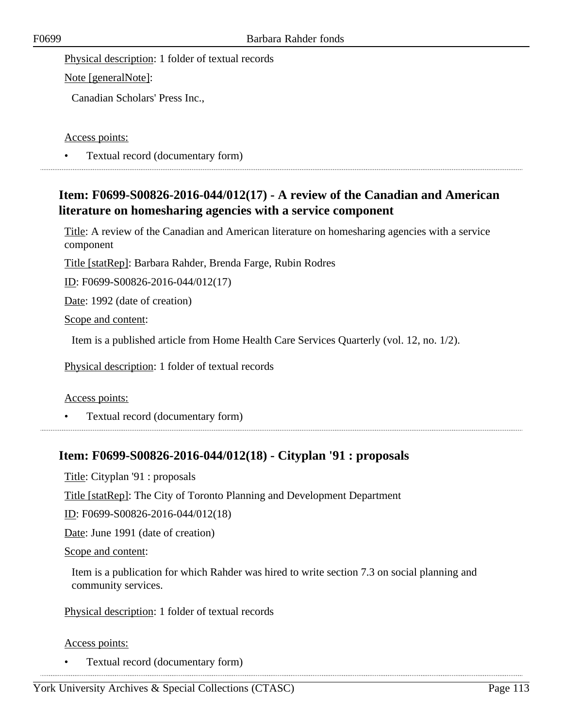Physical description: 1 folder of textual records

Note [generalNote]:

Canadian Scholars' Press Inc.,

Access points:

- Textual record (documentary form)

## Item: F0699-S00826-2016-044/012(17) - A review of the Canadian and American literature on homesharing agencies with a service component

Title: A review of the Canadian and American literature on homesharing agencies with a service component

Title [statRep]: Barbara Rahder, Brenda Farge, Rubin Rodres

ID: F0699-S00826-2016-044/012(17)

Date: 1992 (date of creation)

Scope and content:

Item is a published article from Home Health Care Services Quarterly (vol. 12, no. 1/2).

Physical description: 1 folder of textual records

Access points:

- Textual record (documentary form)

## Item: F0699-S00826-2016-044/012(18) - Cityplan '91 : proposals

Title: Cityplan '91 : proposals

Title [statRep]: The City of Toronto Planning and Development Department

ID: F0699-S00826-2016-044/012(18)

Date: June 1991 (date of creation)

Scope and content:

Item is a publication for which Rahder was hired to write section 7.3 on social planning and community services.

Physical description: 1 folder of textual records

Access points:

- Textual record (documentary form)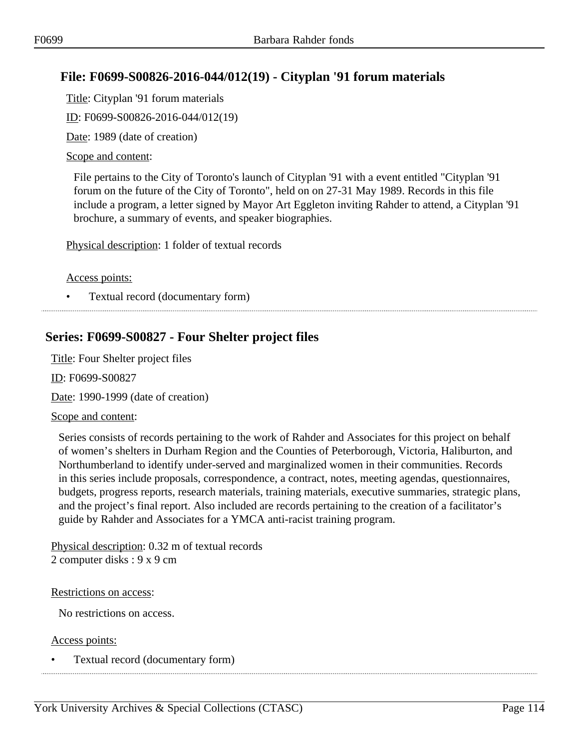## File: F0699-S00826-2016-044/012(19) - Cityplan '91 forum materials

Title: Cityplan '91 forum materials

ID: F0699-S00826-2016-044/012(19)

Date: 1989 (date of creation)

Scope and content:

File pertains to the City of Toronto's launch of Cityplan '91 with a event entitled "Cityplan '91 forum on the future of the City of Toronto", held on on 27-31 May 1989. Records in this file include a program, a letter signed by Mayor Art Eggleton inviting Rahder to attend, a Cityplan '91 brochure, a summary of events, and speaker biographies.

Physical description: 1 folder of textual records

Access points:

- Textual record (documentary form)

## Series: F0699-S00827 - Four Shelter project files

Title: Four Shelter project files

ID: F0699-S00827

Date: 1990-1999 (date of creation)

Scope and content:

Series consists of records pertaining to the work of Rahder and Associates for this project on behalf of women's shelters in Durham Region and the Counties of Peterborough, Victoria, Haliburton, and Northumberland to identify under-served and marginalized women in their communities. Records in this series include proposals, correspondence, a contract, notes, meeting agendas, questionnaires, budgets, progress reports, research materials, training materials, executive summaries, strategic plans, and the project's final report. Also included are records pertaining to the creation of a facilitator's guide by Rahder and Associates for a YMCA anti-racist training program.

Physical description: 0.32 m of textual records
2 computer disks : 9 x 9 cm

Restrictions on access:

No restrictions on access.

Access points:

- Textual record (documentary form)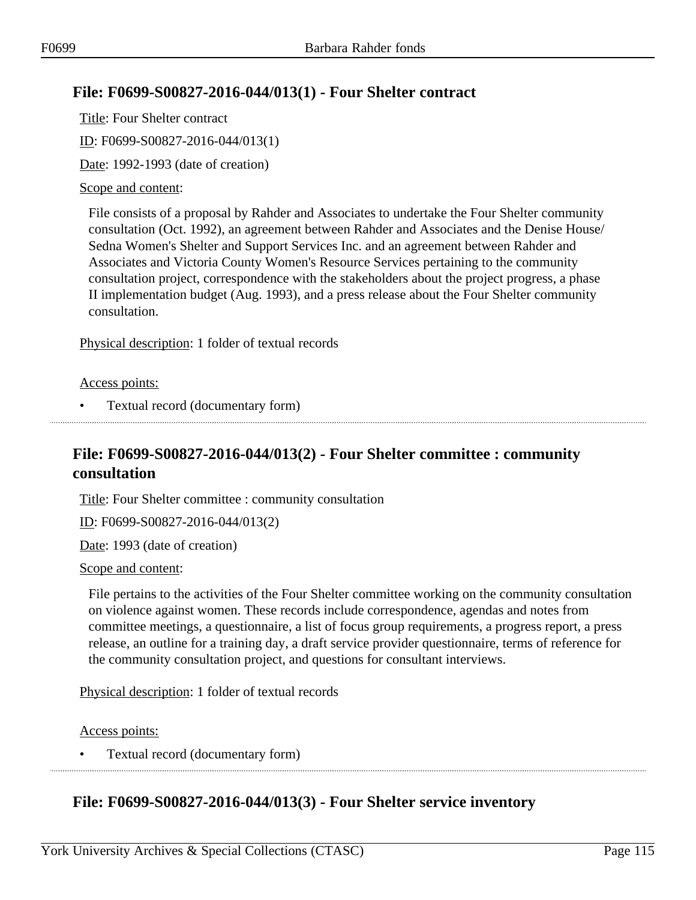## File: F0699-S00827-2016-044/013(1) - Four Shelter contract

Title: Four Shelter contract

ID: F0699-S00827-2016-044/013(1)

Date: 1992-1993 (date of creation)

Scope and content:

File consists of a proposal by Rahder and Associates to undertake the Four Shelter community consultation (Oct. 1992), an agreement between Rahder and Associates and the Denise House/ Sedna Women's Shelter and Support Services Inc. and an agreement between Rahder and Associates and Victoria County Women's Resource Services pertaining to the community consultation project, correspondence with the stakeholders about the project progress, a phase II implementation budget (Aug. 1993), and a press release about the Four Shelter community consultation.

Physical description: 1 folder of textual records

Access points:

- Textual record (documentary form)

## File: F0699-S00827-2016-044/013(2) - Four Shelter committee : community consultation

Title: Four Shelter committee : community consultation

ID: F0699-S00827-2016-044/013(2)

Date: 1993 (date of creation)

Scope and content:

File pertains to the activities of the Four Shelter committee working on the community consultation on violence against women. These records include correspondence, agendas and notes from committee meetings, a questionnaire, a list of focus group requirements, a progress report, a press release, an outline for a training day, a draft service provider questionnaire, terms of reference for the community consultation project, and questions for consultant interviews.

Physical description: 1 folder of textual records

Access points:

- Textual record (documentary form)

## File: F0699-S00827-2016-044/013(3) - Four Shelter service inventory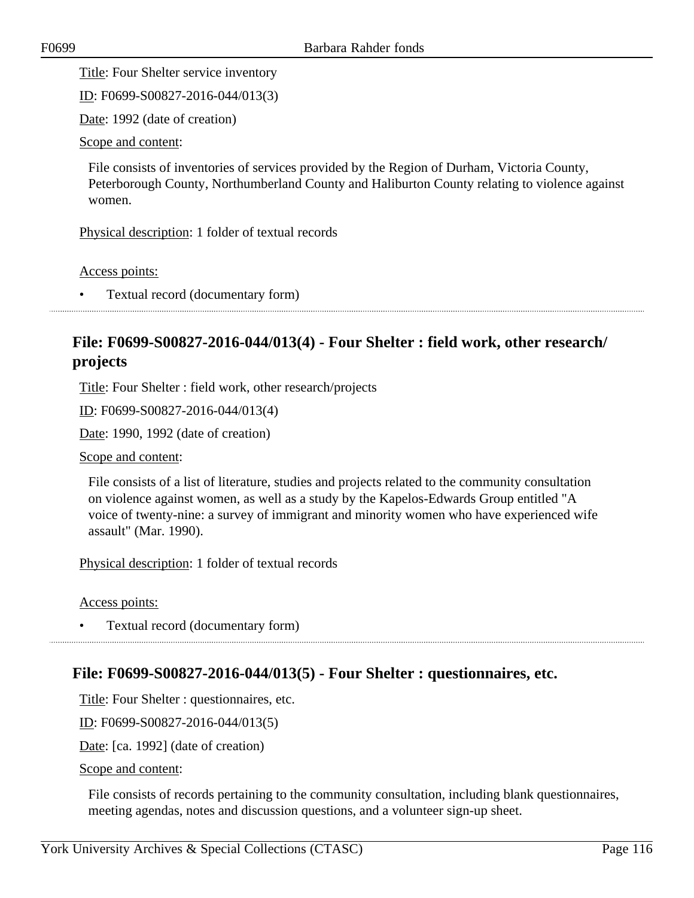Title: Four Shelter service inventory

ID: F0699-S00827-2016-044/013(3)

Date: 1992 (date of creation)

Scope and content:

File consists of inventories of services provided by the Region of Durham, Victoria County, Peterborough County, Northumberland County and Haliburton County relating to violence against women.

Physical description: 1 folder of textual records

Access points:

- Textual record (documentary form)

## File: F0699-S00827-2016-044/013(4) - Four Shelter : field work, other research/ projects

Title: Four Shelter : field work, other research/projects

ID: F0699-S00827-2016-044/013(4)

Date: 1990, 1992 (date of creation)

Scope and content:

File consists of a list of literature, studies and projects related to the community consultation on violence against women, as well as a study by the Kapelos-Edwards Group entitled "A voice of twenty-nine: a survey of immigrant and minority women who have experienced wife assault" (Mar. 1990).

Physical description: 1 folder of textual records

Access points:

- Textual record (documentary form)

## File: F0699-S00827-2016-044/013(5) - Four Shelter : questionnaires, etc.

Title: Four Shelter : questionnaires, etc.

ID: F0699-S00827-2016-044/013(5)

Date: [ca. 1992] (date of creation)

Scope and content:

File consists of records pertaining to the community consultation, including blank questionnaires, meeting agendas, notes and discussion questions, and a volunteer sign-up sheet.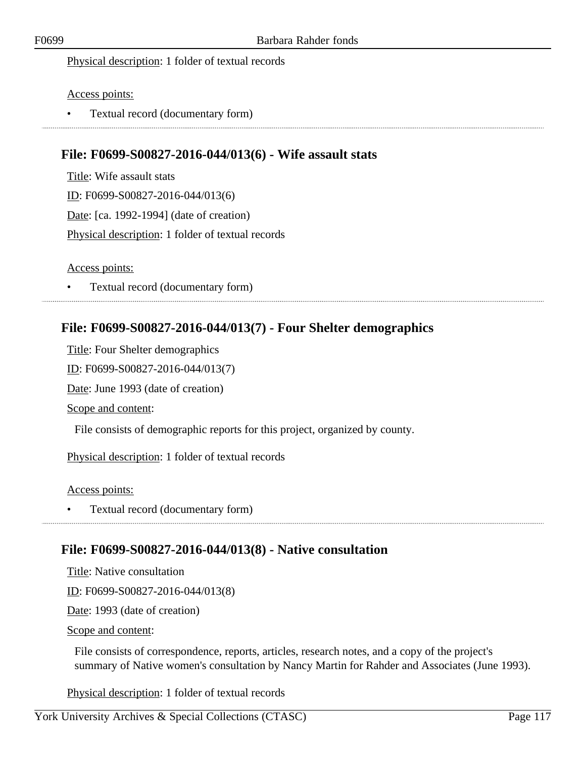Physical description: 1 folder of textual records

Access points:

- Textual record (documentary form)

## File: F0699-S00827-2016-044/013(6) - Wife assault stats

Title: Wife assault stats

ID: F0699-S00827-2016-044/013(6)

Date: [ca. 1992-1994] (date of creation)

Physical description: 1 folder of textual records

Access points:

- Textual record (documentary form)

## File: F0699-S00827-2016-044/013(7) - Four Shelter demographics

Title: Four Shelter demographics

ID: F0699-S00827-2016-044/013(7)

Date: June 1993 (date of creation)

Scope and content:

File consists of demographic reports for this project, organized by county.

Physical description: 1 folder of textual records

Access points:

- Textual record (documentary form)

## File: F0699-S00827-2016-044/013(8) - Native consultation

Title: Native consultation

ID: F0699-S00827-2016-044/013(8)

Date: 1993 (date of creation)

Scope and content:

File consists of correspondence, reports, articles, research notes, and a copy of the project's summary of Native women's consultation by Nancy Martin for Rahder and Associates (June 1993).

Physical description: 1 folder of textual records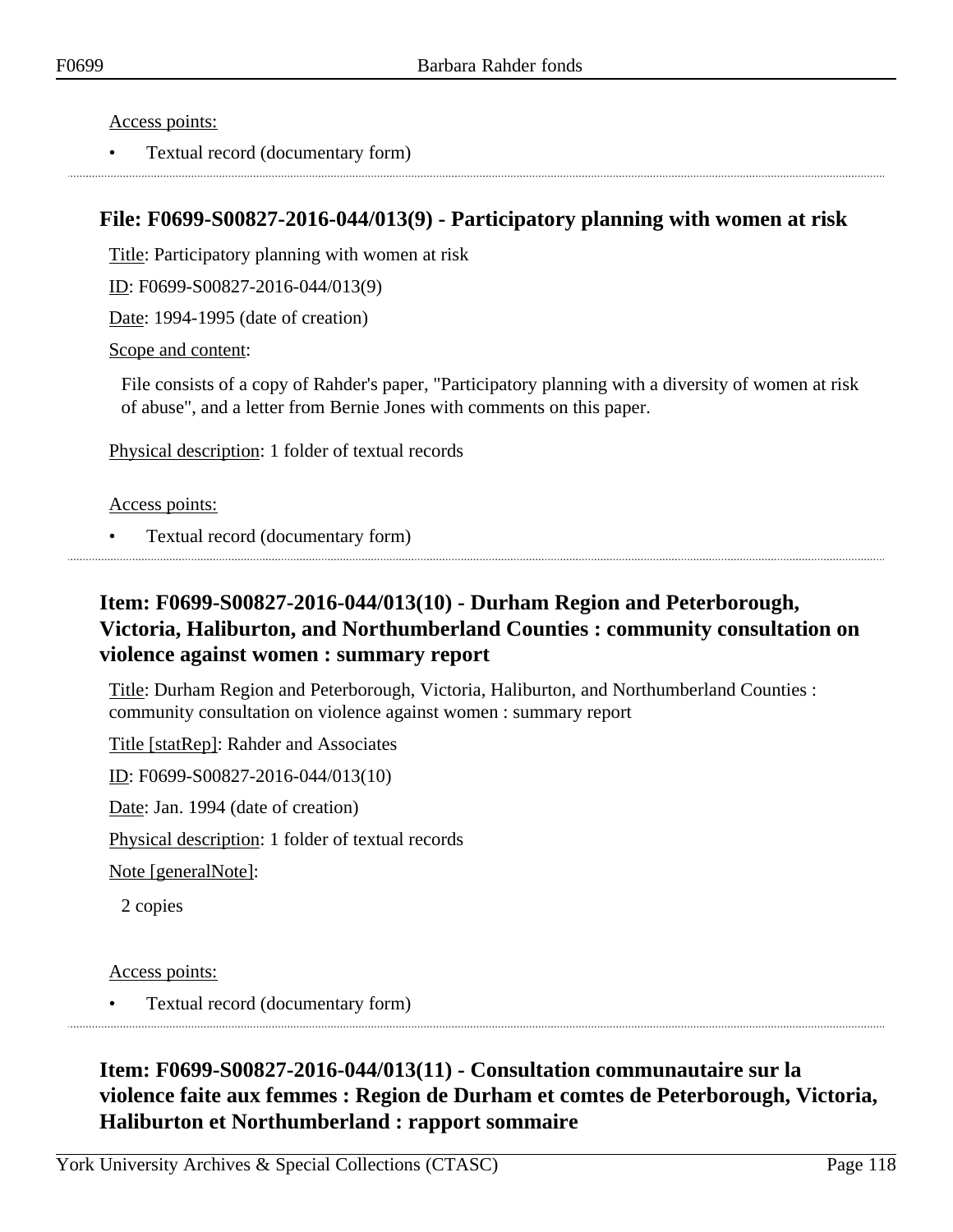Access points:

- Textual record (documentary form)

## File: F0699-S00827-2016-044/013(9) - Participatory planning with women at risk

Title: Participatory planning with women at risk

ID: F0699-S00827-2016-044/013(9)

Date: 1994-1995 (date of creation)

Scope and content:

File consists of a copy of Rahder's paper, "Participatory planning with a diversity of women at risk of abuse", and a letter from Bernie Jones with comments on this paper.

Physical description: 1 folder of textual records

Access points:

- Textual record (documentary form)

## Item: F0699-S00827-2016-044/013(10) - Durham Region and Peterborough, Victoria, Haliburton, and Northumberland Counties : community consultation on violence against women : summary report

Title: Durham Region and Peterborough, Victoria, Haliburton, and Northumberland Counties : community consultation on violence against women : summary report

Title [statRep]: Rahder and Associates

ID: F0699-S00827-2016-044/013(10)

Date: Jan. 1994 (date of creation)

Physical description: 1 folder of textual records

Note [generalNote]:

2 copies

Access points:

- Textual record (documentary form)

## Item: F0699-S00827-2016-044/013(11) - Consultation communautaire sur la violence faite aux femmes : Region de Durham et comtes de Peterborough, Victoria, Haliburton et Northumberland : rapport sommaire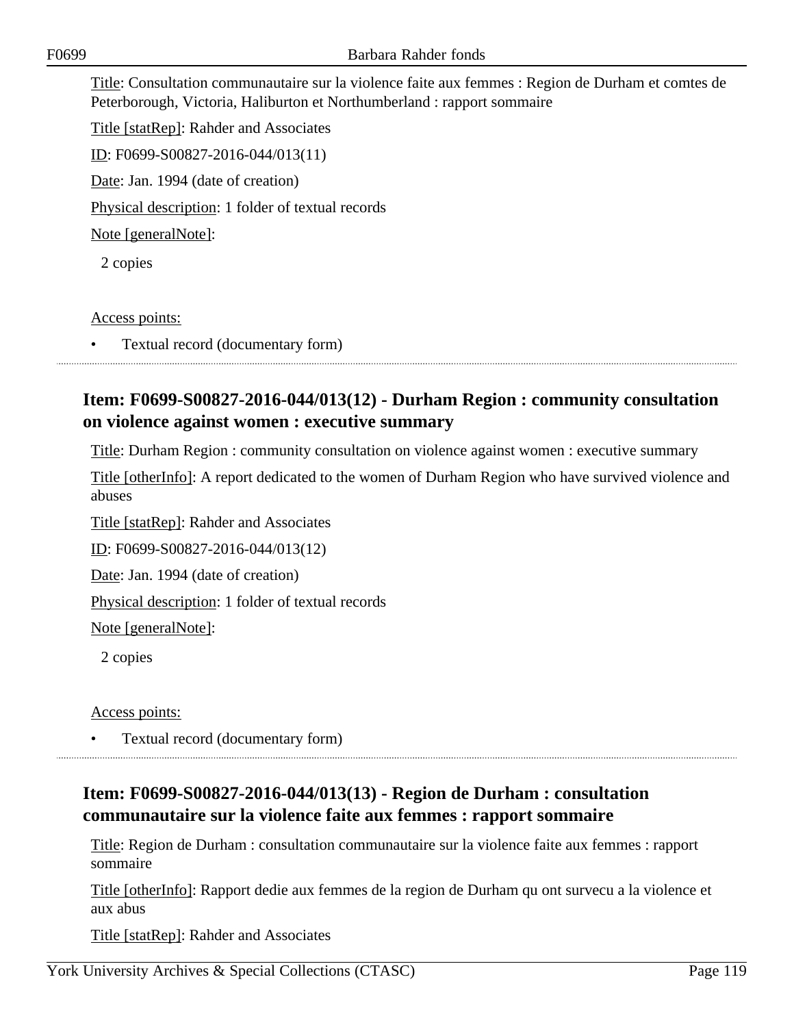Title: Consultation communautaire sur la violence faite aux femmes : Region de Durham et comtes de Peterborough, Victoria, Haliburton et Northumberland : rapport sommaire

Title [statRep]: Rahder and Associates

ID: F0699-S00827-2016-044/013(11)

Date: Jan. 1994 (date of creation)

Physical description: 1 folder of textual records

Note [generalNote]:

2 copies

Access points:

- Textual record (documentary form)

## Item: F0699-S00827-2016-044/013(12) - Durham Region : community consultation on violence against women : executive summary

Title: Durham Region : community consultation on violence against women : executive summary

Title [otherInfo]: A report dedicated to the women of Durham Region who have survived violence and abuses

Title [statRep]: Rahder and Associates

ID: F0699-S00827-2016-044/013(12)

Date: Jan. 1994 (date of creation)

Physical description: 1 folder of textual records

Note [generalNote]:

2 copies

Access points:

- Textual record (documentary form)

## Item: F0699-S00827-2016-044/013(13) - Region de Durham : consultation communautaire sur la violence faite aux femmes : rapport sommaire

Title: Region de Durham : consultation communautaire sur la violence faite aux femmes : rapport sommaire

Title [otherInfo]: Rapport dedie aux femmes de la region de Durham qu ont survecu a la violence et aux abus

Title [statRep]: Rahder and Associates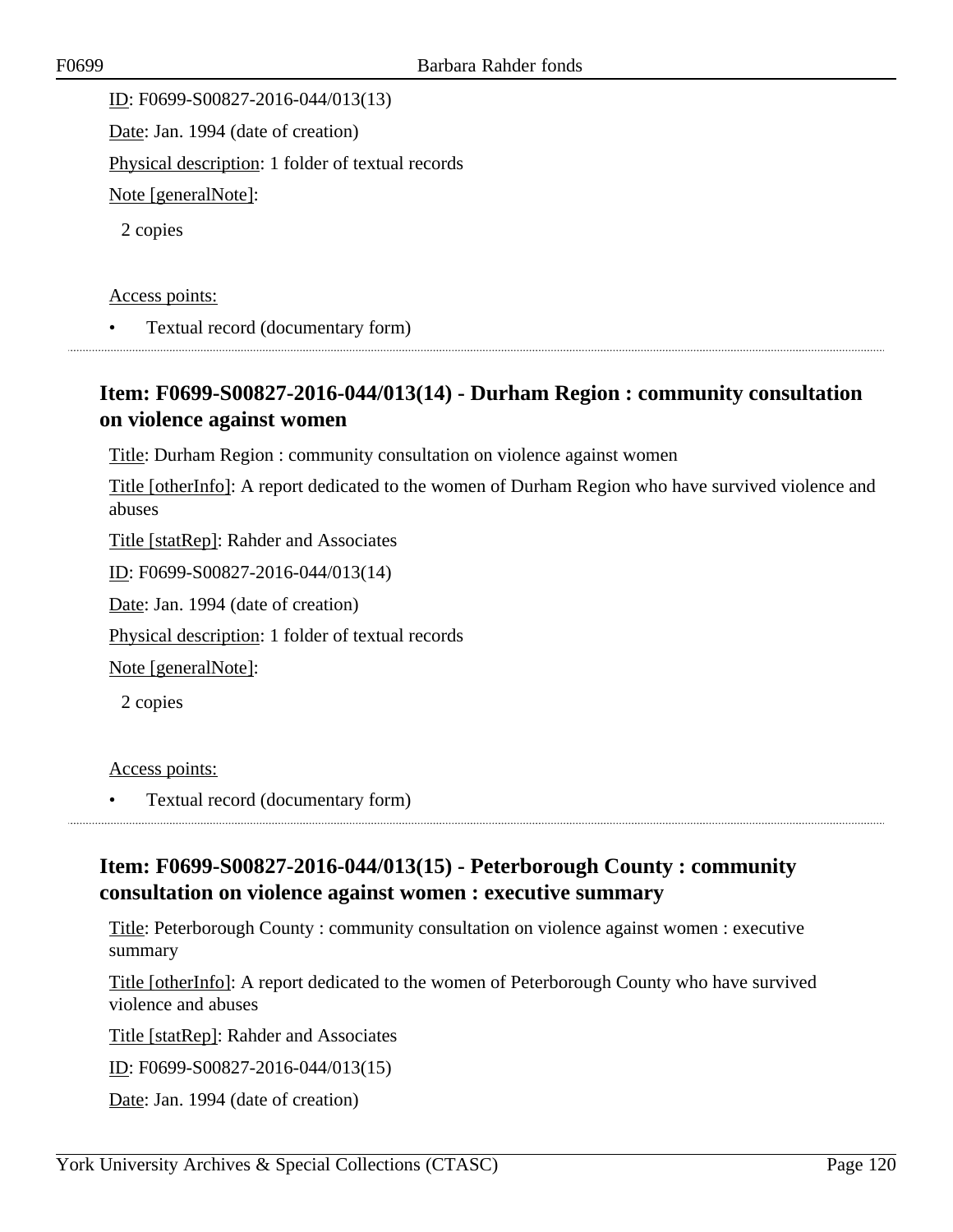ID: F0699-S00827-2016-044/013(13)

Date: Jan. 1994 (date of creation)

Physical description: 1 folder of textual records

Note [generalNote]:

2 copies

Access points:

- Textual record (documentary form)

---

## Item: F0699-S00827-2016-044/013(14) - Durham Region : community consultation on violence against women

Title: Durham Region : community consultation on violence against women

Title [otherInfo]: A report dedicated to the women of Durham Region who have survived violence and abuses

Title [statRep]: Rahder and Associates

ID: F0699-S00827-2016-044/013(14)

Date: Jan. 1994 (date of creation)

Physical description: 1 folder of textual records

Note [generalNote]:

2 copies

Access points:

- Textual record (documentary form)

---

## Item: F0699-S00827-2016-044/013(15) - Peterborough County : community consultation on violence against women : executive summary

Title: Peterborough County : community consultation on violence against women : executive summary

Title [otherInfo]: A report dedicated to the women of Peterborough County who have survived violence and abuses

Title [statRep]: Rahder and Associates

ID: F0699-S00827-2016-044/013(15)

Date: Jan. 1994 (date of creation)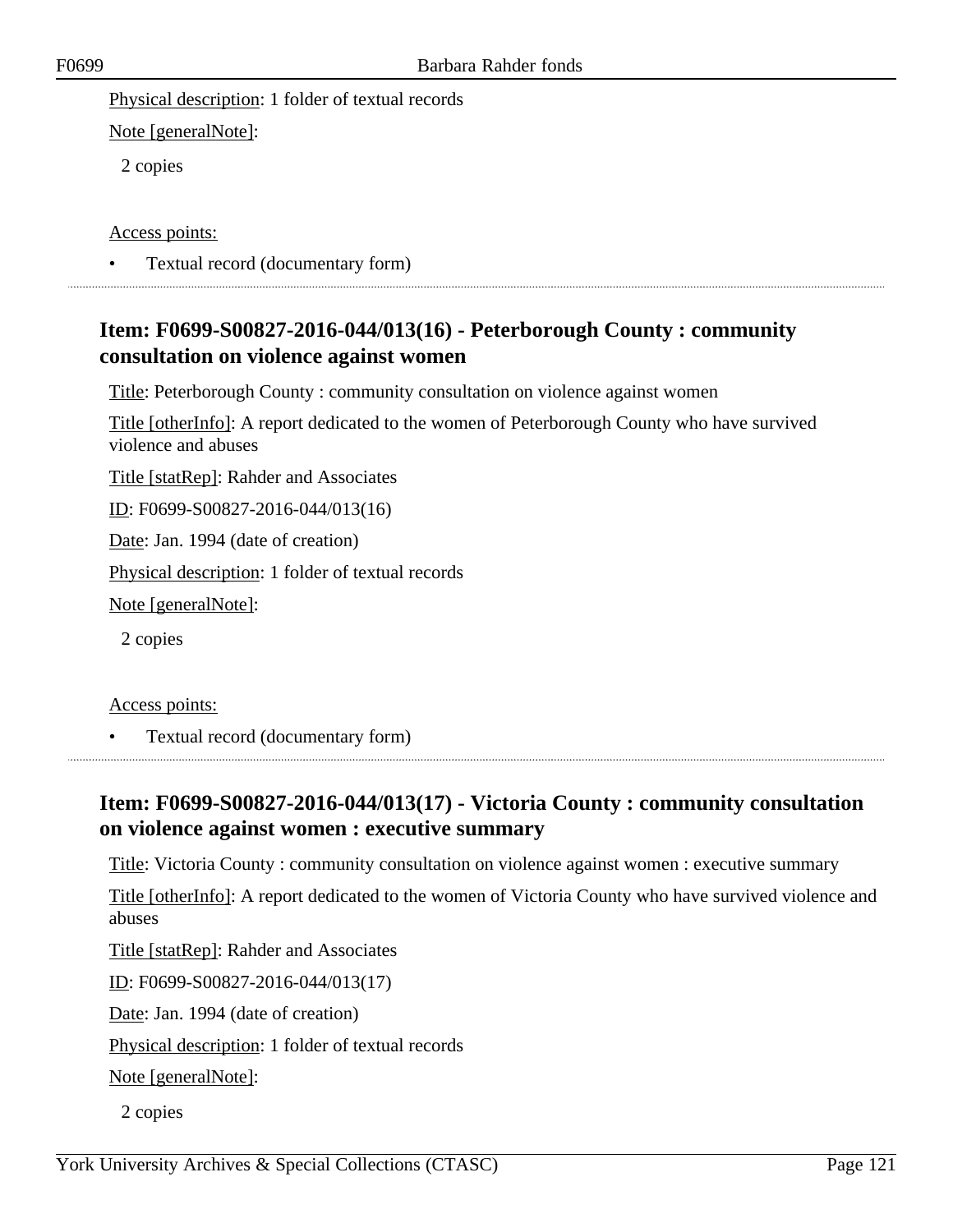Physical description: 1 folder of textual records

Note [generalNote]:

2 copies

Access points:

- Textual record (documentary form)

---

## Item: F0699-S00827-2016-044/013(16) - Peterborough County : community consultation on violence against women

Title: Peterborough County : community consultation on violence against women

Title [otherInfo]: A report dedicated to the women of Peterborough County who have survived violence and abuses

Title [statRep]: Rahder and Associates

ID: F0699-S00827-2016-044/013(16)

Date: Jan. 1994 (date of creation)

Physical description: 1 folder of textual records

Note [generalNote]:

2 copies

Access points:

- Textual record (documentary form)

---

## Item: F0699-S00827-2016-044/013(17) - Victoria County : community consultation on violence against women : executive summary

Title: Victoria County : community consultation on violence against women : executive summary

Title [otherInfo]: A report dedicated to the women of Victoria County who have survived violence and abuses

Title [statRep]: Rahder and Associates

ID: F0699-S00827-2016-044/013(17)

Date: Jan. 1994 (date of creation)

Physical description: 1 folder of textual records

Note [generalNote]:

2 copies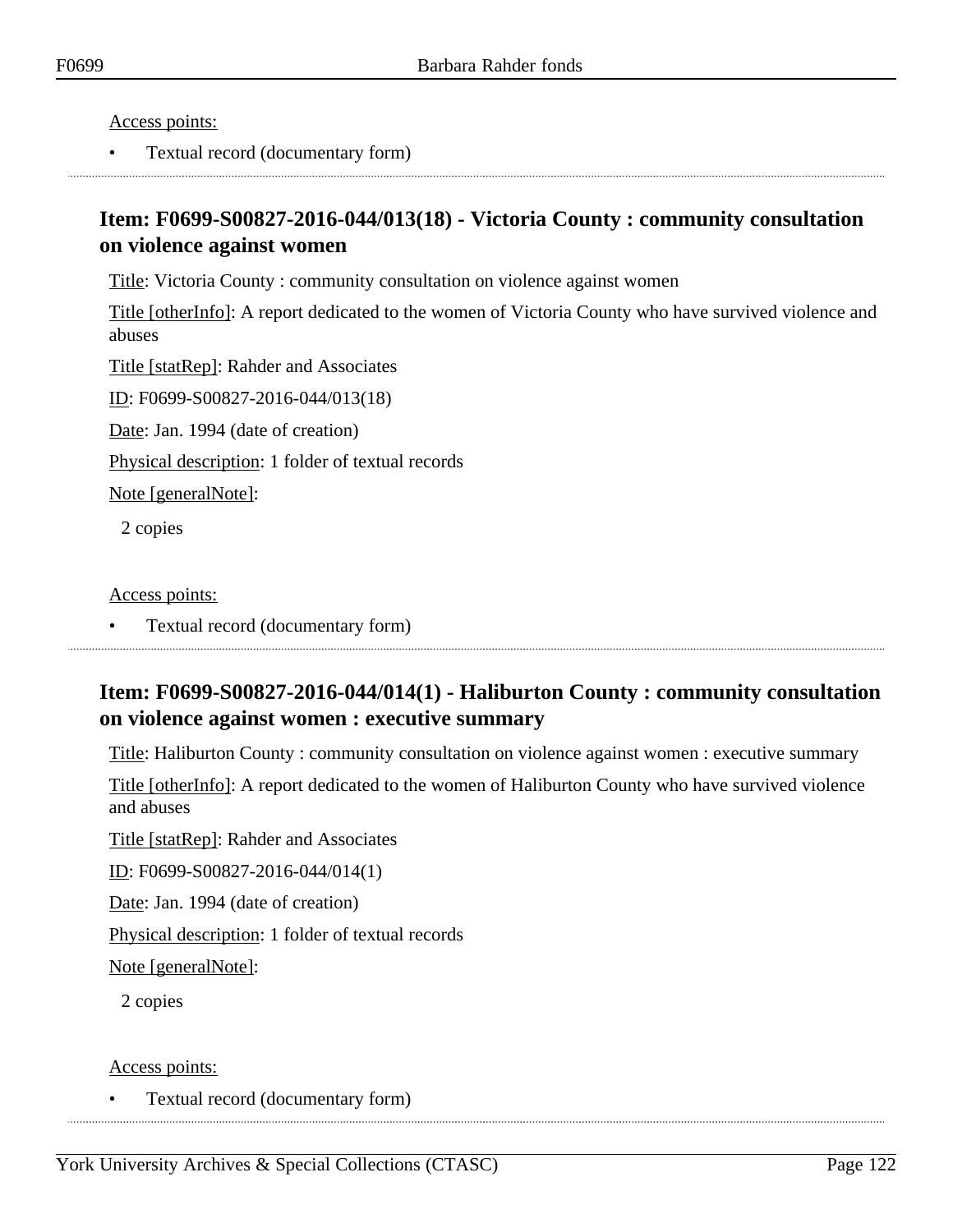Access points:

- Textual record (documentary form)

---

## Item: F0699-S00827-2016-044/013(18) - Victoria County : community consultation on violence against women

Title: Victoria County : community consultation on violence against women

Title [otherInfo]: A report dedicated to the women of Victoria County who have survived violence and abuses

Title [statRep]: Rahder and Associates

ID: F0699-S00827-2016-044/013(18)

Date: Jan. 1994 (date of creation)

Physical description: 1 folder of textual records

Note [generalNote]:

2 copies

Access points:

- Textual record (documentary form)

---

## Item: F0699-S00827-2016-044/014(1) - Haliburton County : community consultation on violence against women : executive summary

Title: Haliburton County : community consultation on violence against women : executive summary

Title [otherInfo]: A report dedicated to the women of Haliburton County who have survived violence and abuses

Title [statRep]: Rahder and Associates

ID: F0699-S00827-2016-044/014(1)

Date: Jan. 1994 (date of creation)

Physical description: 1 folder of textual records

Note [generalNote]:

2 copies

Access points:

- Textual record (documentary form)

---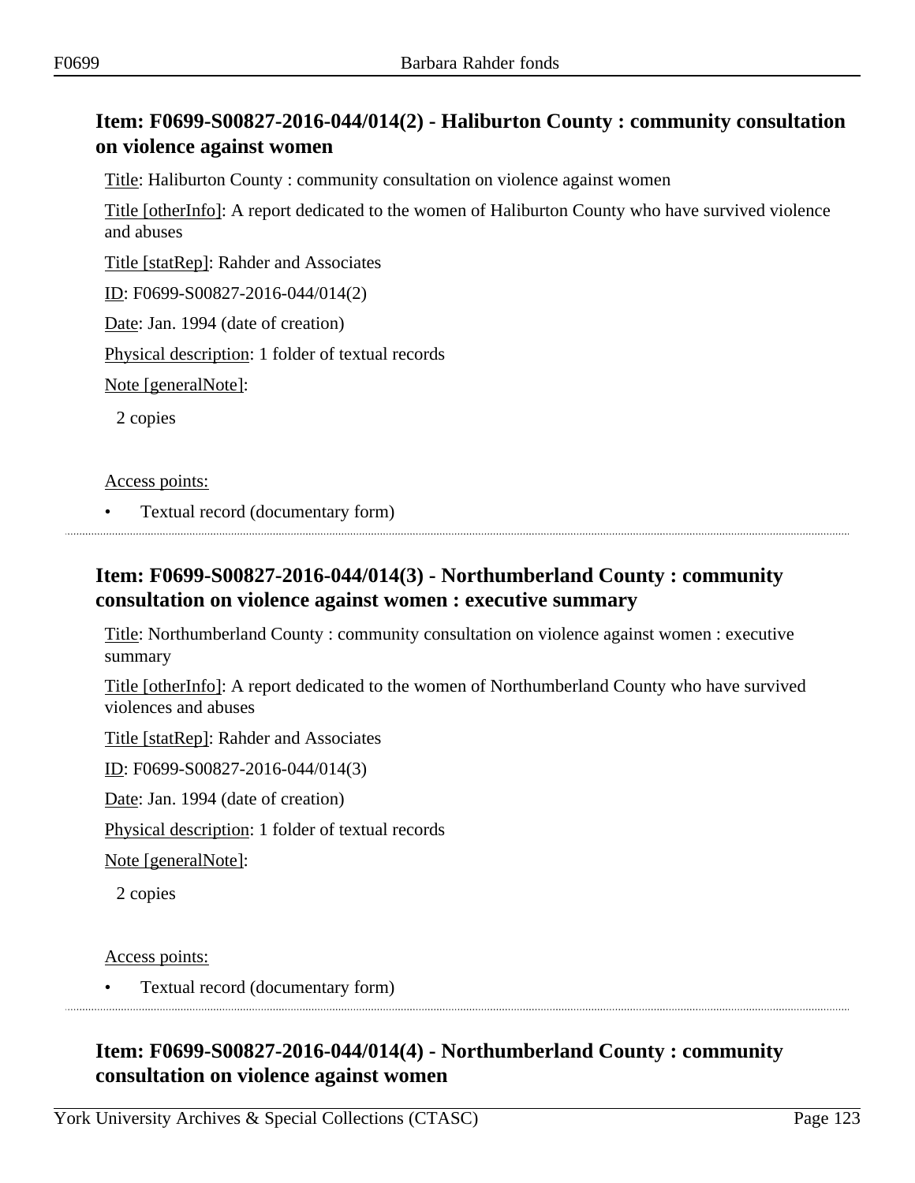## Item: F0699-S00827-2016-044/014(2) - Haliburton County : community consultation on violence against women

Title: Haliburton County : community consultation on violence against women

Title [otherInfo]: A report dedicated to the women of Haliburton County who have survived violence and abuses

Title [statRep]: Rahder and Associates

ID: F0699-S00827-2016-044/014(2)

Date: Jan. 1994 (date of creation)

Physical description: 1 folder of textual records

Note [generalNote]:

2 copies

Access points:

- Textual record (documentary form)

## Item: F0699-S00827-2016-044/014(3) - Northumberland County : community consultation on violence against women : executive summary

Title: Northumberland County : community consultation on violence against women : executive summary

Title [otherInfo]: A report dedicated to the women of Northumberland County who have survived violences and abuses

Title [statRep]: Rahder and Associates

ID: F0699-S00827-2016-044/014(3)

Date: Jan. 1994 (date of creation)

Physical description: 1 folder of textual records

Note [generalNote]:

2 copies

Access points:

- Textual record (documentary form)

## Item: F0699-S00827-2016-044/014(4) - Northumberland County : community consultation on violence against women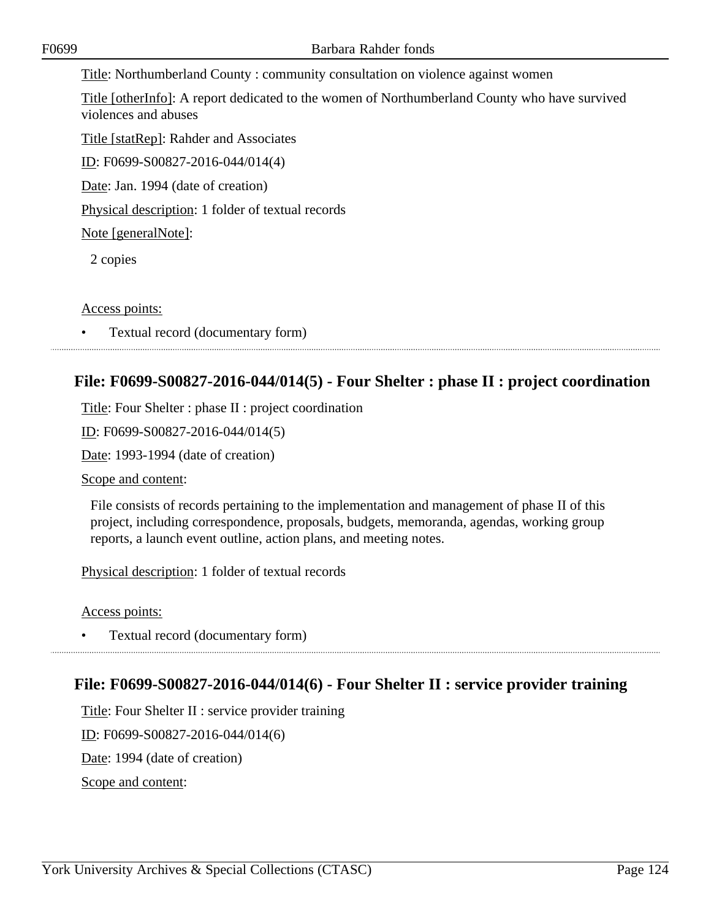Title: Northumberland County : community consultation on violence against women

Title [otherInfo]: A report dedicated to the women of Northumberland County who have survived violences and abuses

Title [statRep]: Rahder and Associates

ID: F0699-S00827-2016-044/014(4)

Date: Jan. 1994 (date of creation)

Physical description: 1 folder of textual records

Note [generalNote]:

2 copies

Access points:

- Textual record (documentary form)

## File: F0699-S00827-2016-044/014(5) - Four Shelter : phase II : project coordination

Title: Four Shelter : phase II : project coordination

ID: F0699-S00827-2016-044/014(5)

Date: 1993-1994 (date of creation)

Scope and content:

File consists of records pertaining to the implementation and management of phase II of this project, including correspondence, proposals, budgets, memoranda, agendas, working group reports, a launch event outline, action plans, and meeting notes.

Physical description: 1 folder of textual records

Access points:

- Textual record (documentary form)

## File: F0699-S00827-2016-044/014(6) - Four Shelter II : service provider training

Title: Four Shelter II : service provider training

ID: F0699-S00827-2016-044/014(6)

Date: 1994 (date of creation)

Scope and content: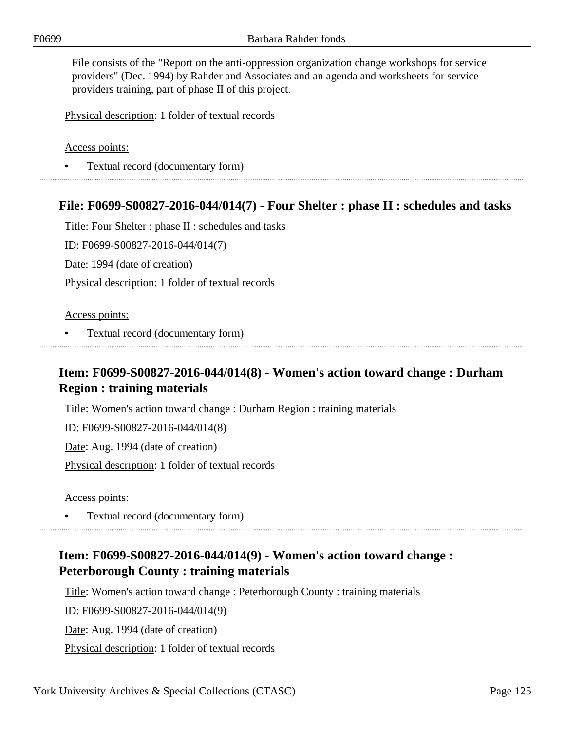File consists of the "Report on the anti-oppression organization change workshops for service providers" (Dec. 1994) by Rahder and Associates and an agenda and worksheets for service providers training, part of phase II of this project.

Physical description: 1 folder of textual records

Access points:

- Textual record (documentary form)

## File: F0699-S00827-2016-044/014(7) - Four Shelter : phase II : schedules and tasks

Title: Four Shelter : phase II : schedules and tasks

ID: F0699-S00827-2016-044/014(7)

Date: 1994 (date of creation)

Physical description: 1 folder of textual records

Access points:

- Textual record (documentary form)

## Item: F0699-S00827-2016-044/014(8) - Women's action toward change : Durham Region : training materials

Title: Women's action toward change : Durham Region : training materials

ID: F0699-S00827-2016-044/014(8)

Date: Aug. 1994 (date of creation)

Physical description: 1 folder of textual records

Access points:

- Textual record (documentary form)

## Item: F0699-S00827-2016-044/014(9) - Women's action toward change : Peterborough County : training materials

Title: Women's action toward change : Peterborough County : training materials

ID: F0699-S00827-2016-044/014(9)

Date: Aug. 1994 (date of creation)

Physical description: 1 folder of textual records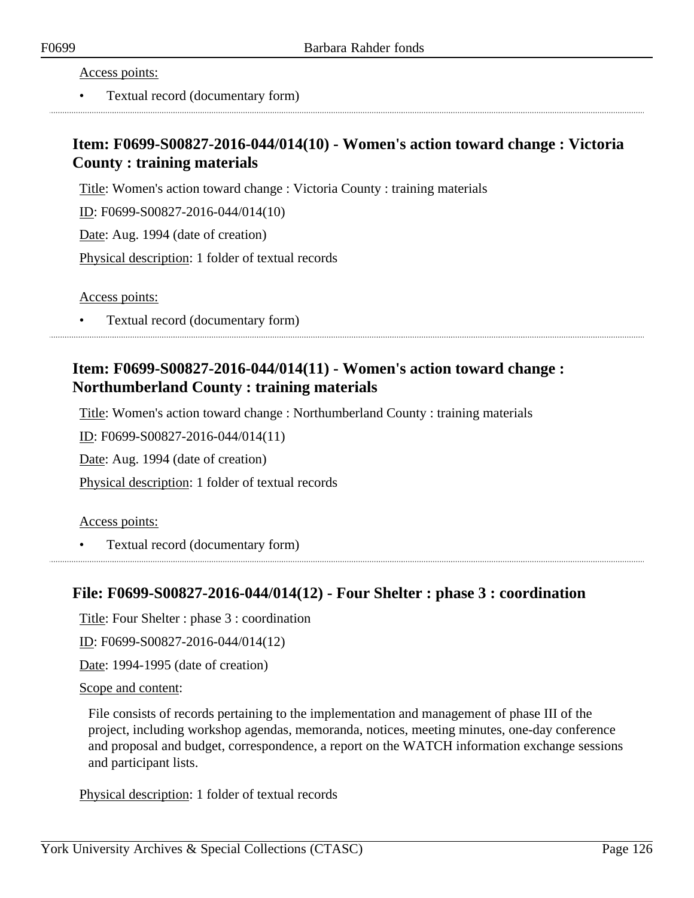Access points:

- Textual record (documentary form)

## Item: F0699-S00827-2016-044/014(10) - Women's action toward change : Victoria County : training materials

Title: Women's action toward change : Victoria County : training materials

ID: F0699-S00827-2016-044/014(10)

Date: Aug. 1994 (date of creation)

Physical description: 1 folder of textual records

Access points:

- Textual record (documentary form)

## Item: F0699-S00827-2016-044/014(11) - Women's action toward change : Northumberland County : training materials

Title: Women's action toward change : Northumberland County : training materials

ID: F0699-S00827-2016-044/014(11)

Date: Aug. 1994 (date of creation)

Physical description: 1 folder of textual records

Access points:

- Textual record (documentary form)

## File: F0699-S00827-2016-044/014(12) - Four Shelter : phase 3 : coordination

Title: Four Shelter : phase 3 : coordination

ID: F0699-S00827-2016-044/014(12)

Date: 1994-1995 (date of creation)

Scope and content:

File consists of records pertaining to the implementation and management of phase III of the project, including workshop agendas, memoranda, notices, meeting minutes, one-day conference and proposal and budget, correspondence, a report on the WATCH information exchange sessions and participant lists.

Physical description: 1 folder of textual records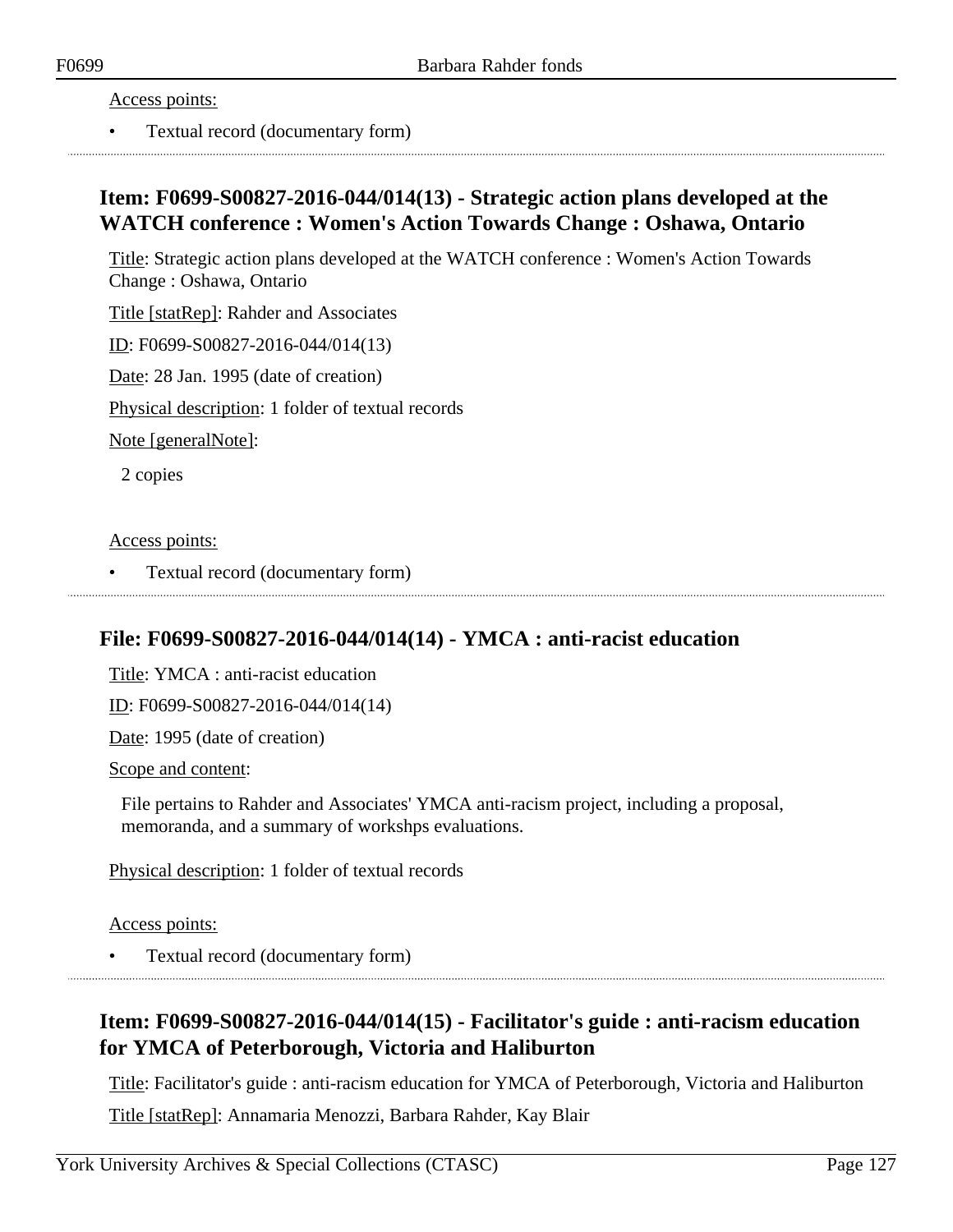Access points:

- Textual record (documentary form)

## Item: F0699-S00827-2016-044/014(13) - Strategic action plans developed at the WATCH conference : Women's Action Towards Change : Oshawa, Ontario

Title: Strategic action plans developed at the WATCH conference : Women's Action Towards Change : Oshawa, Ontario

Title [statRep]: Rahder and Associates

ID: F0699-S00827-2016-044/014(13)

Date: 28 Jan. 1995 (date of creation)

Physical description: 1 folder of textual records

Note [generalNote]:

2 copies

Access points:

- Textual record (documentary form)

## File: F0699-S00827-2016-044/014(14) - YMCA : anti-racist education

Title: YMCA : anti-racist education

ID: F0699-S00827-2016-044/014(14)

Date: 1995 (date of creation)

Scope and content:

File pertains to Rahder and Associates' YMCA anti-racism project, including a proposal, memoranda, and a summary of workshps evaluations.

Physical description: 1 folder of textual records

Access points:

- Textual record (documentary form)

## Item: F0699-S00827-2016-044/014(15) - Facilitator's guide : anti-racism education for YMCA of Peterborough, Victoria and Haliburton

Title: Facilitator's guide : anti-racism education for YMCA of Peterborough, Victoria and Haliburton

Title [statRep]: Annamaria Menozzi, Barbara Rahder, Kay Blair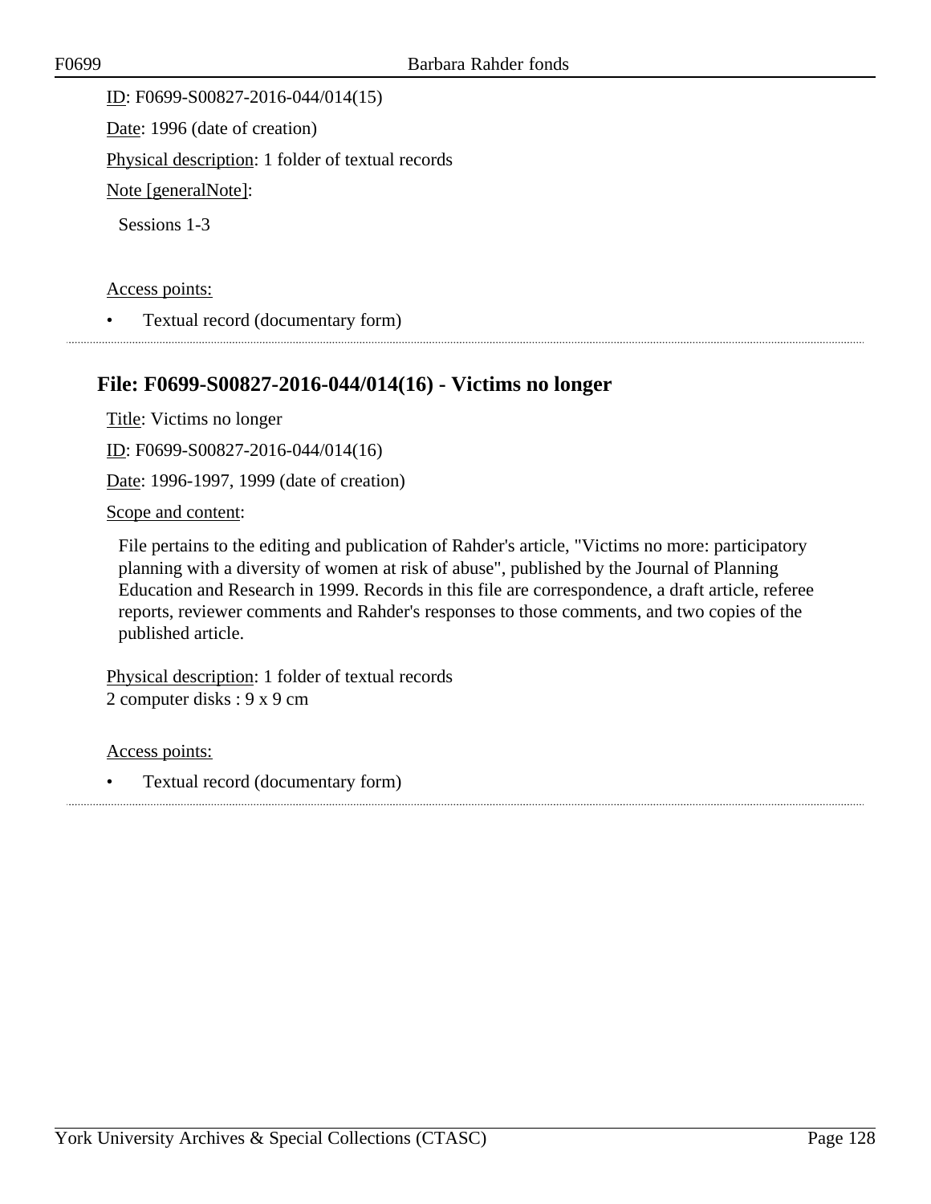ID: F0699-S00827-2016-044/014(15)

Date: 1996 (date of creation)

Physical description: 1 folder of textual records

Note [generalNote]:

Sessions 1-3

Access points:

- Textual record (documentary form)

## File: F0699-S00827-2016-044/014(16) - Victims no longer

Title: Victims no longer

ID: F0699-S00827-2016-044/014(16)

Date: 1996-1997, 1999 (date of creation)

Scope and content:

File pertains to the editing and publication of Rahder's article, "Victims no more: participatory planning with a diversity of women at risk of abuse", published by the Journal of Planning Education and Research in 1999. Records in this file are correspondence, a draft article, referee reports, reviewer comments and Rahder's responses to those comments, and two copies of the published article.

Physical description: 1 folder of textual records
2 computer disks : 9 x 9 cm

Access points:

- Textual record (documentary form)